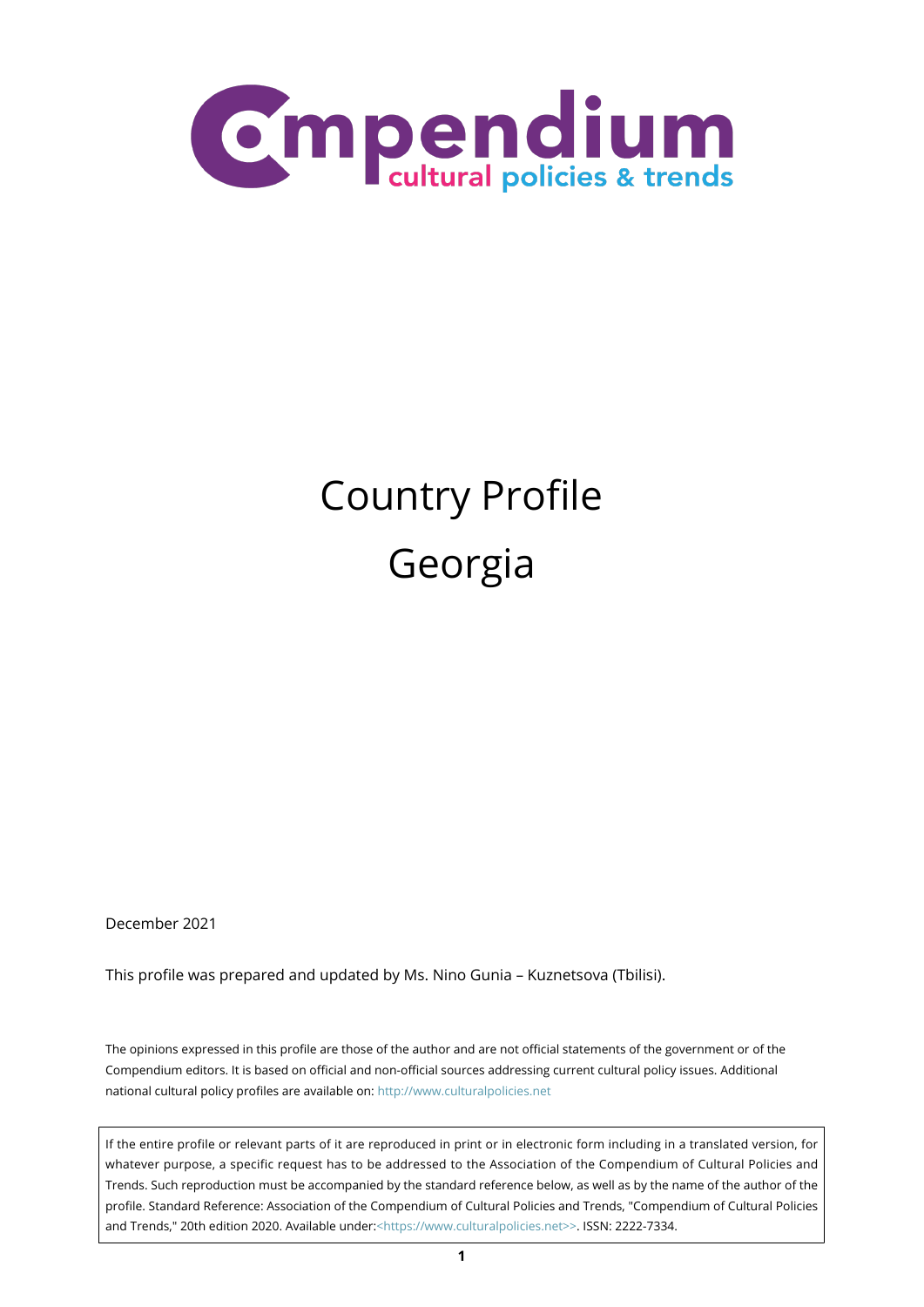Compendium cultural policies & trends

# Country Profile

# Georgia

December 2021

This profile was prepared and updated by Ms. Nino Gunia – Kuznetsova (Tbilisi).

The opinions expressed in this profile are those of the author and are not official statements of the government or of the Compendium editors. It is based on official and non-official sources addressing current cultural policy issues. Additional national cultural policy profiles are available on: http://www.culturalpolicies.net

If the entire profile or relevant parts of it are reproduced in print or in electronic form including in a translated version, for whatever purpose, a specific request has to be addressed to the Association of the Compendium of Cultural Policies and Trends. Such reproduction must be accompanied by the standard reference below, as well as by the name of the author of the profile. Standard Reference: Association of the Compendium of Cultural Policies and Trends, "Compendium of Cultural Policies and Trends," 20th edition 2020. Available under:<https://www.culturalpolicies.net>>. ISSN: 2222-7334.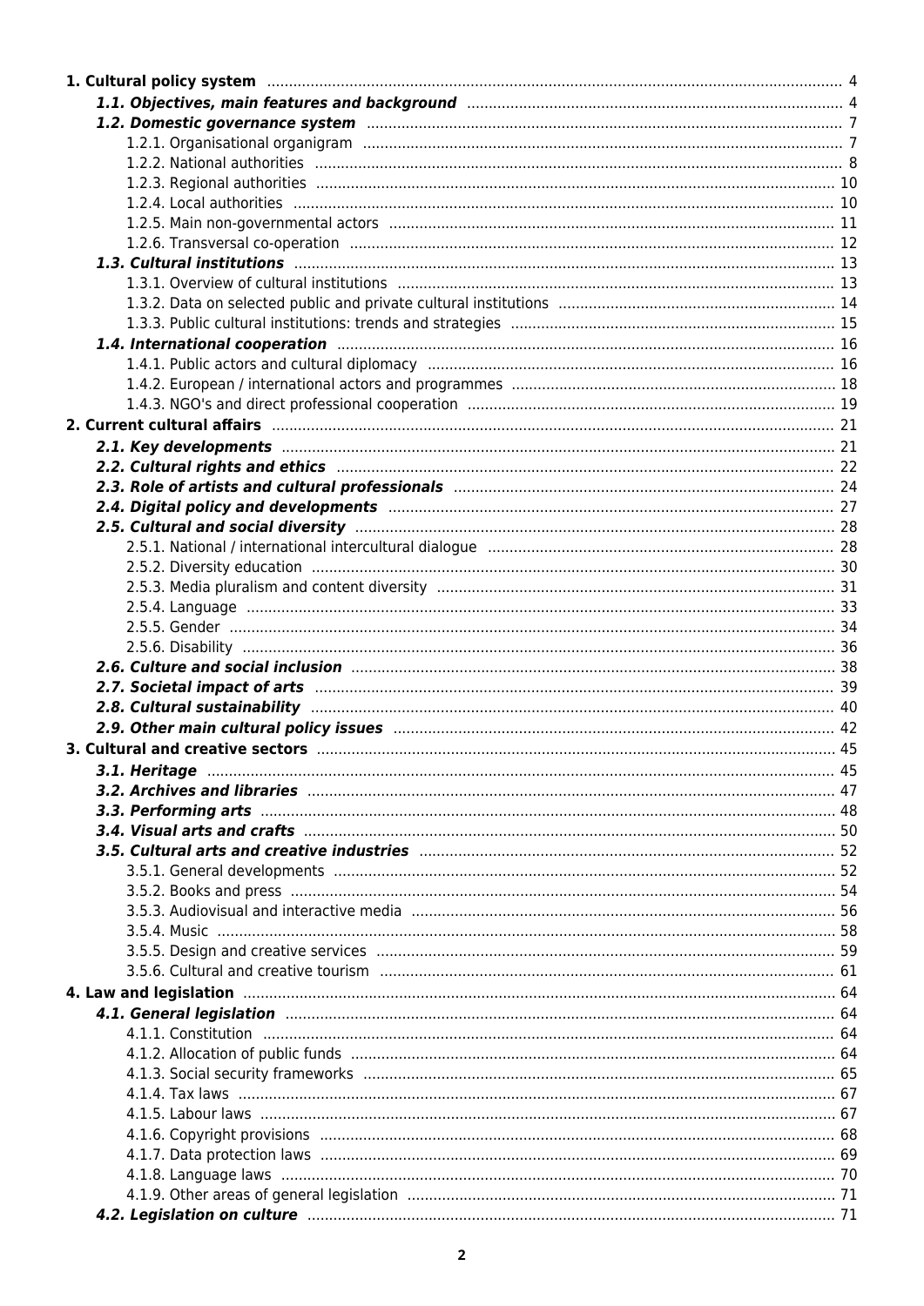**1. Cultural policy system** .......... 4

- ***1.1. Objectives, main features and background*** .......... 4
- ***1.2. Domestic governance system*** .......... 7
  - 1.2.1. Organisational organigram .......... 7
  - 1.2.2. National authorities .......... 8
  - 1.2.3. Regional authorities .......... 10
  - 1.2.4. Local authorities .......... 10
  - 1.2.5. Main non-governmental actors .......... 11
  - 1.2.6. Transversal co-operation .......... 12
- ***1.3. Cultural institutions*** .......... 13
  - 1.3.1. Overview of cultural institutions .......... 13
  - 1.3.2. Data on selected public and private cultural institutions .......... 14
  - 1.3.3. Public cultural institutions: trends and strategies .......... 15
- ***1.4. International cooperation*** .......... 16
  - 1.4.1. Public actors and cultural diplomacy .......... 16
  - 1.4.2. European / international actors and programmes .......... 18
  - 1.4.3. NGO's and direct professional cooperation .......... 19

**2. Current cultural affairs** .......... 21

- ***2.1. Key developments*** .......... 21
- ***2.2. Cultural rights and ethics*** .......... 22
- ***2.3. Role of artists and cultural professionals*** .......... 24
- ***2.4. Digital policy and developments*** .......... 27
- ***2.5. Cultural and social diversity*** .......... 28
  - 2.5.1. National / international intercultural dialogue .......... 28
  - 2.5.2. Diversity education .......... 30
  - 2.5.3. Media pluralism and content diversity .......... 31
  - 2.5.4. Language .......... 33
  - 2.5.5. Gender .......... 34
  - 2.5.6. Disability .......... 36
- ***2.6. Culture and social inclusion*** .......... 38
- ***2.7. Societal impact of arts*** .......... 39
- ***2.8. Cultural sustainability*** .......... 40
- ***2.9. Other main cultural policy issues*** .......... 42

**3. Cultural and creative sectors** .......... 45

- ***3.1. Heritage*** .......... 45
- ***3.2. Archives and libraries*** .......... 47
- ***3.3. Performing arts*** .......... 48
- ***3.4. Visual arts and crafts*** .......... 50
- ***3.5. Cultural arts and creative industries*** .......... 52
  - 3.5.1. General developments .......... 52
  - 3.5.2. Books and press .......... 54
  - 3.5.3. Audiovisual and interactive media .......... 56
  - 3.5.4. Music .......... 58
  - 3.5.5. Design and creative services .......... 59
  - 3.5.6. Cultural and creative tourism .......... 61

**4. Law and legislation** .......... 64

- ***4.1. General legislation*** .......... 64
  - 4.1.1. Constitution .......... 64
  - 4.1.2. Allocation of public funds .......... 64
  - 4.1.3. Social security frameworks .......... 65
  - 4.1.4. Tax laws .......... 67
  - 4.1.5. Labour laws .......... 67
  - 4.1.6. Copyright provisions .......... 68
  - 4.1.7. Data protection laws .......... 69
  - 4.1.8. Language laws .......... 70
  - 4.1.9. Other areas of general legislation .......... 71
- ***4.2. Legislation on culture*** .......... 71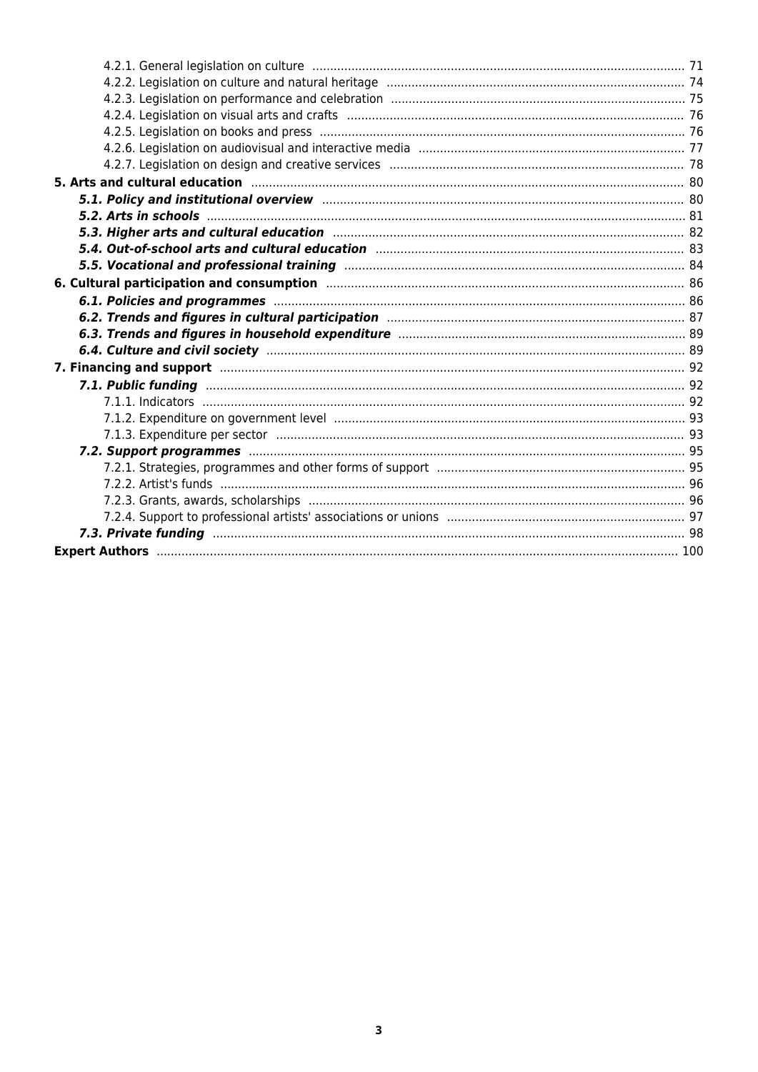4.2.1. General legislation on culture ........ 71
4.2.2. Legislation on culture and natural heritage ........ 74
4.2.3. Legislation on performance and celebration ........ 75
4.2.4. Legislation on visual arts and crafts ........ 76
4.2.5. Legislation on books and press ........ 76
4.2.6. Legislation on audiovisual and interactive media ........ 77
4.2.7. Legislation on design and creative services ........ 78

**5. Arts and cultural education** ........ 80

***5.1. Policy and institutional overview*** ........ 80

***5.2. Arts in schools*** ........ 81

***5.3. Higher arts and cultural education*** ........ 82

***5.4. Out-of-school arts and cultural education*** ........ 83

***5.5. Vocational and professional training*** ........ 84

**6. Cultural participation and consumption** ........ 86

***6.1. Policies and programmes*** ........ 86

***6.2. Trends and figures in cultural participation*** ........ 87

***6.3. Trends and figures in household expenditure*** ........ 89

***6.4. Culture and civil society*** ........ 89

**7. Financing and support** ........ 92

***7.1. Public funding*** ........ 92

7.1.1. Indicators ........ 92
7.1.2. Expenditure on government level ........ 93
7.1.3. Expenditure per sector ........ 93

***7.2. Support programmes*** ........ 95

7.2.1. Strategies, programmes and other forms of support ........ 95
7.2.2. Artist's funds ........ 96
7.2.3. Grants, awards, scholarships ........ 96
7.2.4. Support to professional artists' associations or unions ........ 97

***7.3. Private funding*** ........ 98

**Expert Authors** ........ 100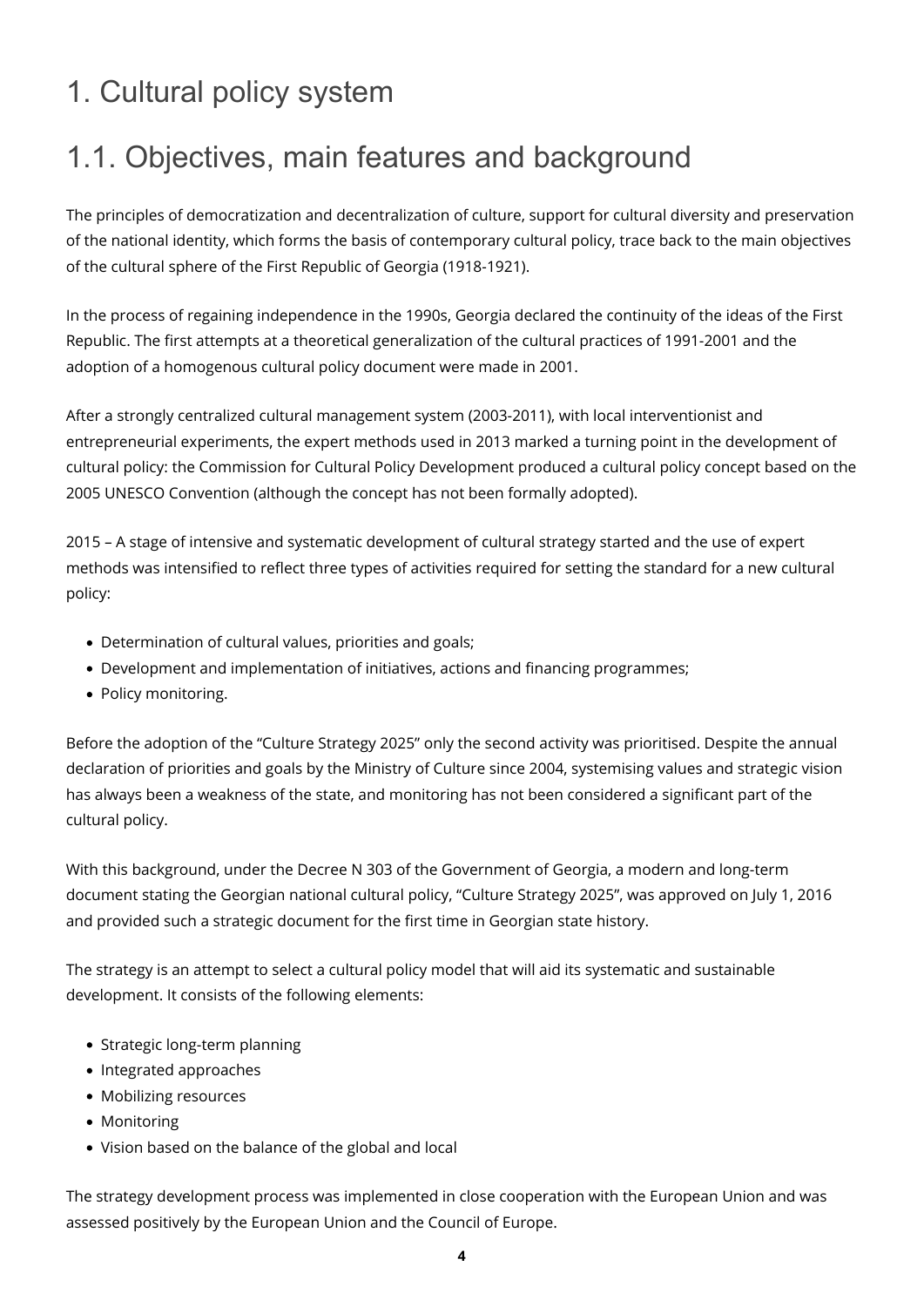# 1. Cultural policy system

## 1.1. Objectives, main features and background

The principles of democratization and decentralization of culture, support for cultural diversity and preservation of the national identity, which forms the basis of contemporary cultural policy, trace back to the main objectives of the cultural sphere of the First Republic of Georgia (1918-1921).

In the process of regaining independence in the 1990s, Georgia declared the continuity of the ideas of the First Republic. The first attempts at a theoretical generalization of the cultural practices of 1991-2001 and the adoption of a homogenous cultural policy document were made in 2001.

After a strongly centralized cultural management system (2003-2011), with local interventionist and entrepreneurial experiments, the expert methods used in 2013 marked a turning point in the development of cultural policy: the Commission for Cultural Policy Development produced a cultural policy concept based on the 2005 UNESCO Convention (although the concept has not been formally adopted).

2015 – A stage of intensive and systematic development of cultural strategy started and the use of expert methods was intensified to reflect three types of activities required for setting the standard for a new cultural policy:

- Determination of cultural values, priorities and goals;
- Development and implementation of initiatives, actions and financing programmes;
- Policy monitoring.

Before the adoption of the "Culture Strategy 2025" only the second activity was prioritised. Despite the annual declaration of priorities and goals by the Ministry of Culture since 2004, systemising values and strategic vision has always been a weakness of the state, and monitoring has not been considered a significant part of the cultural policy.

With this background, under the Decree N 303 of the Government of Georgia, a modern and long-term document stating the Georgian national cultural policy, "Culture Strategy 2025", was approved on July 1, 2016 and provided such a strategic document for the first time in Georgian state history.

The strategy is an attempt to select a cultural policy model that will aid its systematic and sustainable development. It consists of the following elements:

- Strategic long-term planning
- Integrated approaches
- Mobilizing resources
- Monitoring
- Vision based on the balance of the global and local

The strategy development process was implemented in close cooperation with the European Union and was assessed positively by the European Union and the Council of Europe.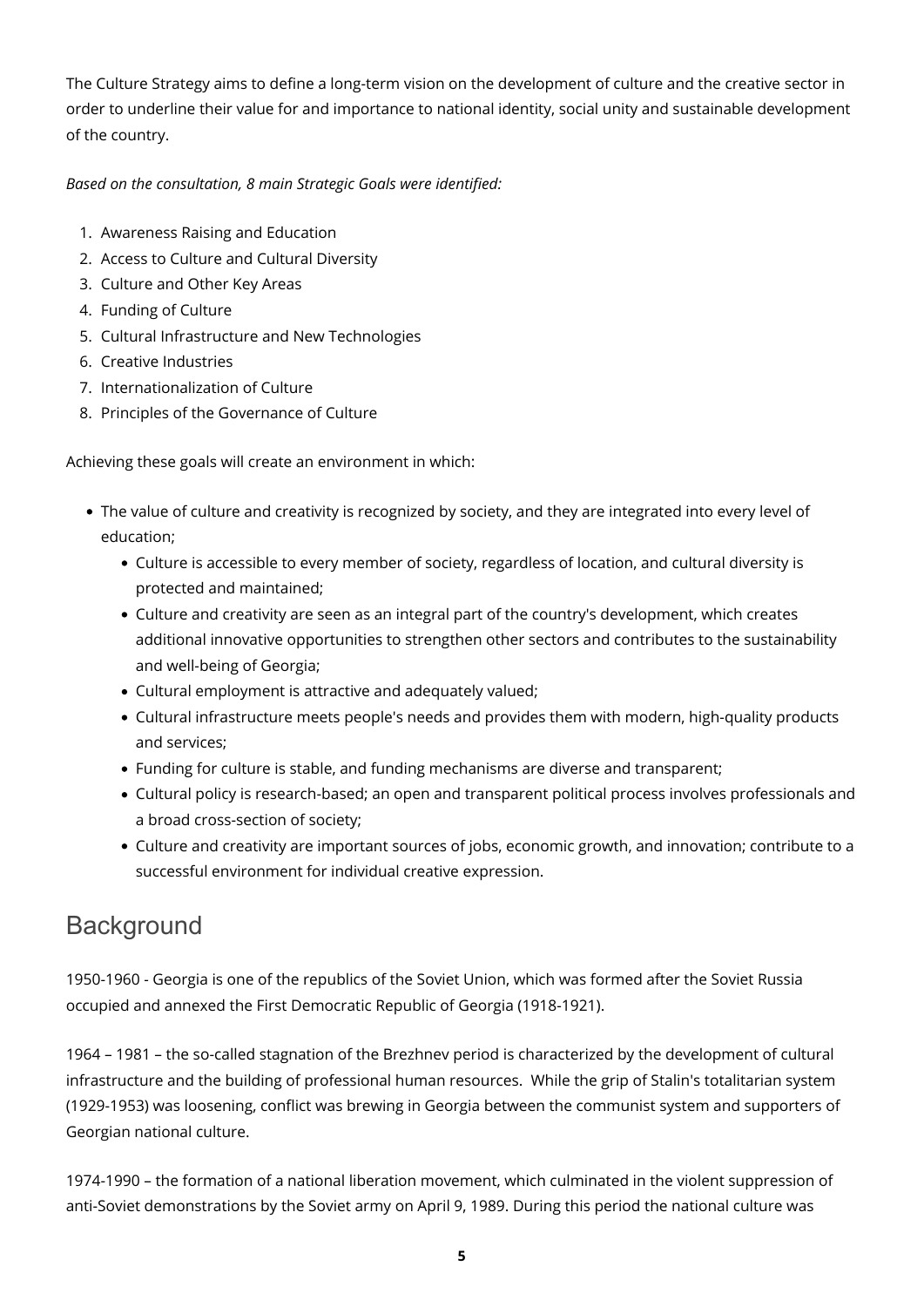The Culture Strategy aims to define a long-term vision on the development of culture and the creative sector in order to underline their value for and importance to national identity, social unity and sustainable development of the country.

*Based on the consultation, 8 main Strategic Goals were identified:*

1. Awareness Raising and Education
2. Access to Culture and Cultural Diversity
3. Culture and Other Key Areas
4. Funding of Culture
5. Cultural Infrastructure and New Technologies
6. Creative Industries
7. Internationalization of Culture
8. Principles of the Governance of Culture

Achieving these goals will create an environment in which:

- The value of culture and creativity is recognized by society, and they are integrated into every level of education;
    - Culture is accessible to every member of society, regardless of location, and cultural diversity is protected and maintained;
    - Culture and creativity are seen as an integral part of the country's development, which creates additional innovative opportunities to strengthen other sectors and contributes to the sustainability and well-being of Georgia;
    - Cultural employment is attractive and adequately valued;
    - Cultural infrastructure meets people's needs and provides them with modern, high-quality products and services;
    - Funding for culture is stable, and funding mechanisms are diverse and transparent;
    - Cultural policy is research-based; an open and transparent political process involves professionals and a broad cross-section of society;
    - Culture and creativity are important sources of jobs, economic growth, and innovation; contribute to a successful environment for individual creative expression.

## Background

1950-1960 - Georgia is one of the republics of the Soviet Union, which was formed after the Soviet Russia occupied and annexed the First Democratic Republic of Georgia (1918-1921).

1964 – 1981 – the so-called stagnation of the Brezhnev period is characterized by the development of cultural infrastructure and the building of professional human resources. While the grip of Stalin's totalitarian system (1929-1953) was loosening, conflict was brewing in Georgia between the communist system and supporters of Georgian national culture.

1974-1990 – the formation of a national liberation movement, which culminated in the violent suppression of anti-Soviet demonstrations by the Soviet army on April 9, 1989. During this period the national culture was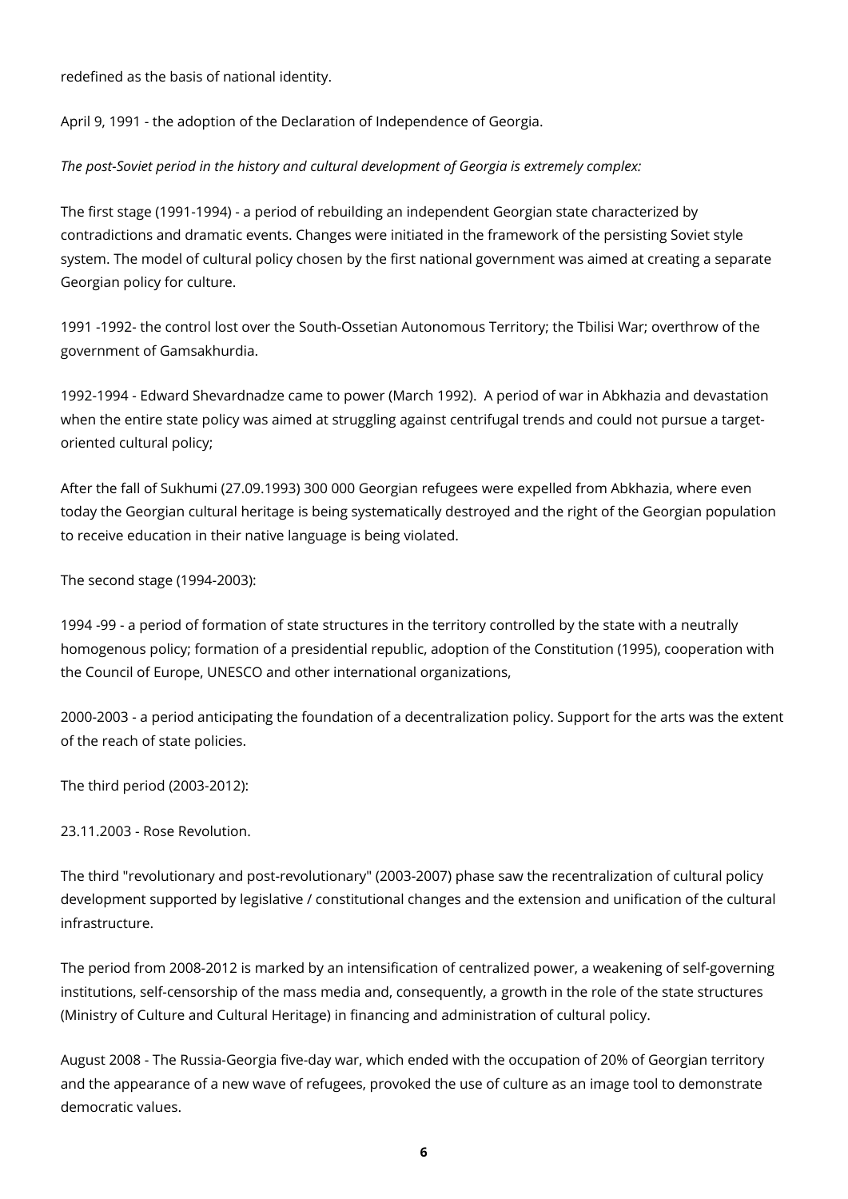redefined as the basis of national identity.

April 9, 1991 - the adoption of the Declaration of Independence of Georgia.

*The post-Soviet period in the history and cultural development of Georgia is extremely complex:*

The first stage (1991-1994) - a period of rebuilding an independent Georgian state characterized by contradictions and dramatic events. Changes were initiated in the framework of the persisting Soviet style system. The model of cultural policy chosen by the first national government was aimed at creating a separate Georgian policy for culture.

1991 -1992- the control lost over the South-Ossetian Autonomous Territory; the Tbilisi War; overthrow of the government of Gamsakhurdia.

1992-1994 - Edward Shevardnadze came to power (March 1992). A period of war in Abkhazia and devastation when the entire state policy was aimed at struggling against centrifugal trends and could not pursue a target-oriented cultural policy;

After the fall of Sukhumi (27.09.1993) 300 000 Georgian refugees were expelled from Abkhazia, where even today the Georgian cultural heritage is being systematically destroyed and the right of the Georgian population to receive education in their native language is being violated.

The second stage (1994-2003):

1994 -99 - a period of formation of state structures in the territory controlled by the state with a neutrally homogenous policy; formation of a presidential republic, adoption of the Constitution (1995), cooperation with the Council of Europe, UNESCO and other international organizations,

2000-2003 - a period anticipating the foundation of a decentralization policy. Support for the arts was the extent of the reach of state policies.

The third period (2003-2012):

23.11.2003 - Rose Revolution.

The third "revolutionary and post-revolutionary" (2003-2007) phase saw the recentralization of cultural policy development supported by legislative / constitutional changes and the extension and unification of the cultural infrastructure.

The period from 2008-2012 is marked by an intensification of centralized power, a weakening of self-governing institutions, self-censorship of the mass media and, consequently, a growth in the role of the state structures (Ministry of Culture and Cultural Heritage) in financing and administration of cultural policy.

August 2008 - The Russia-Georgia five-day war, which ended with the occupation of 20% of Georgian territory and the appearance of a new wave of refugees, provoked the use of culture as an image tool to demonstrate democratic values.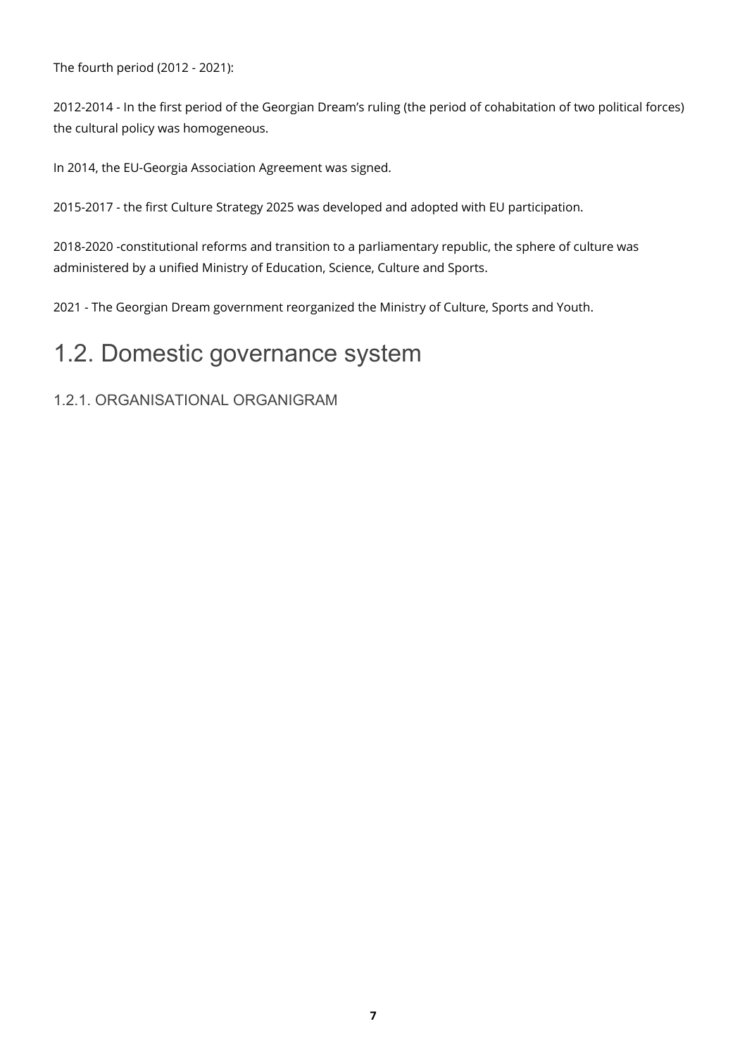The fourth period (2012 - 2021):

2012-2014 - In the first period of the Georgian Dream's ruling (the period of cohabitation of two political forces) the cultural policy was homogeneous.

In 2014, the EU-Georgia Association Agreement was signed.

2015-2017 - the first Culture Strategy 2025 was developed and adopted with EU participation.

2018-2020 -constitutional reforms and transition to a parliamentary republic, the sphere of culture was administered by a unified Ministry of Education, Science, Culture and Sports.

2021 - The Georgian Dream government reorganized the Ministry of Culture, Sports and Youth.

## 1.2. Domestic governance system

### 1.2.1. ORGANISATIONAL ORGANIGRAM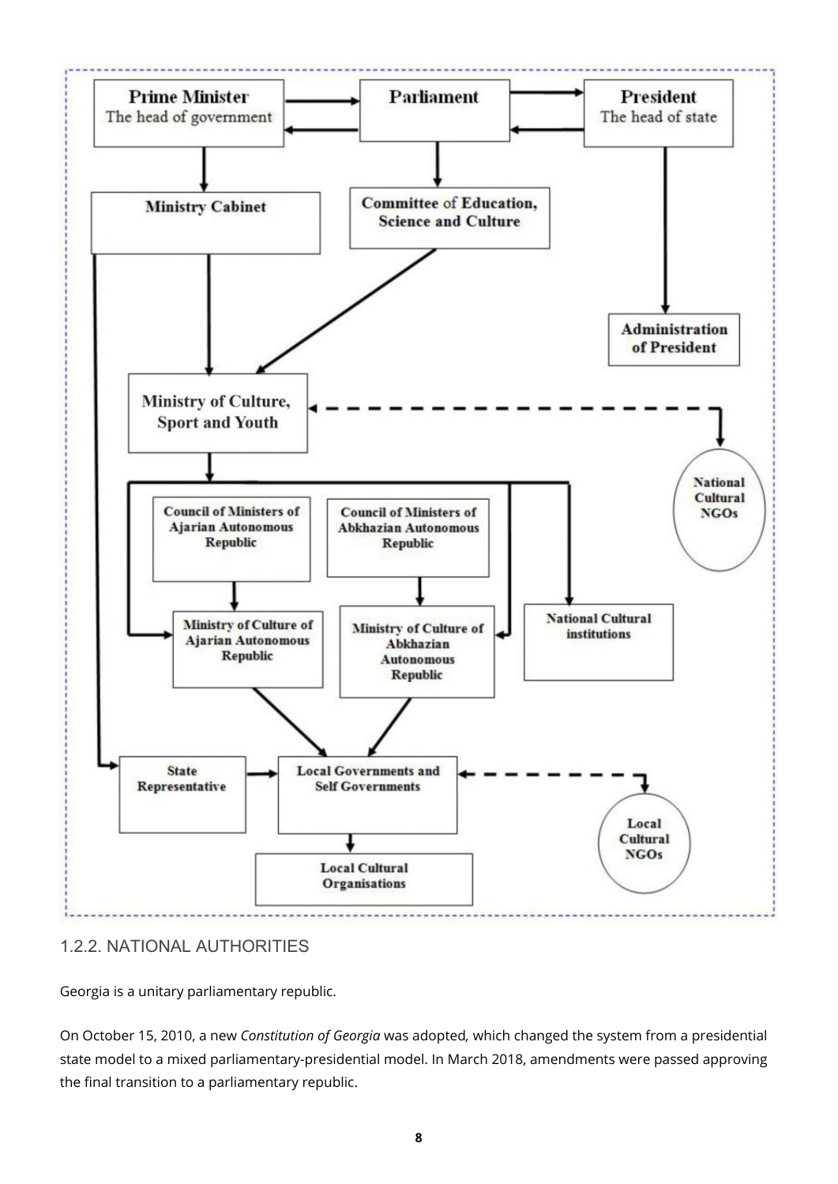## 1.2.2. NATIONAL AUTHORITIES

Georgia is a unitary parliamentary republic.

On October 15, 2010, a new *Constitution of Georgia* was adopted*,* which changed the system from a presidential state model to a mixed parliamentary-presidential model. In March 2018, amendments were passed approving the final transition to a parliamentary republic.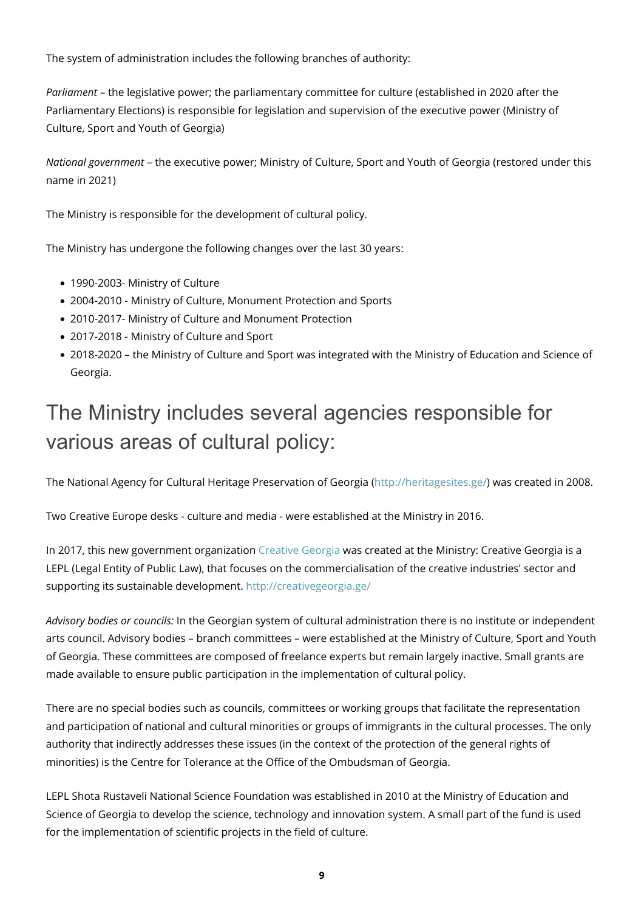The system of administration includes the following branches of authority:

*Parliament* – the legislative power; the parliamentary committee for culture (established in 2020 after the Parliamentary Elections) is responsible for legislation and supervision of the executive power (Ministry of Culture, Sport and Youth of Georgia)

*National government* – the executive power; Ministry of Culture, Sport and Youth of Georgia (restored under this name in 2021)

The Ministry is responsible for the development of cultural policy.

The Ministry has undergone the following changes over the last 30 years:

- 1990-2003- Ministry of Culture
- 2004-2010 - Ministry of Culture, Monument Protection and Sports
- 2010-2017- Ministry of Culture and Monument Protection
- 2017-2018 - Ministry of Culture and Sport
- 2018-2020 – the Ministry of Culture and Sport was integrated with the Ministry of Education and Science of Georgia.

## The Ministry includes several agencies responsible for various areas of cultural policy:

The National Agency for Cultural Heritage Preservation of Georgia (http://heritagesites.ge/) was created in 2008.

Two Creative Europe desks - culture and media - were established at the Ministry in 2016.

In 2017, this new government organization Creative Georgia was created at the Ministry: Creative Georgia is a LEPL (Legal Entity of Public Law), that focuses on the commercialisation of the creative industries' sector and supporting its sustainable development. http://creativegeorgia.ge/

*Advisory bodies or councils:* In the Georgian system of cultural administration there is no institute or independent arts council. Advisory bodies – branch committees – were established at the Ministry of Culture, Sport and Youth of Georgia. These committees are composed of freelance experts but remain largely inactive. Small grants are made available to ensure public participation in the implementation of cultural policy.

There are no special bodies such as councils, committees or working groups that facilitate the representation and participation of national and cultural minorities or groups of immigrants in the cultural processes. The only authority that indirectly addresses these issues (in the context of the protection of the general rights of minorities) is the Centre for Tolerance at the Office of the Ombudsman of Georgia.

LEPL Shota Rustaveli National Science Foundation was established in 2010 at the Ministry of Education and Science of Georgia to develop the science, technology and innovation system. A small part of the fund is used for the implementation of scientific projects in the field of culture.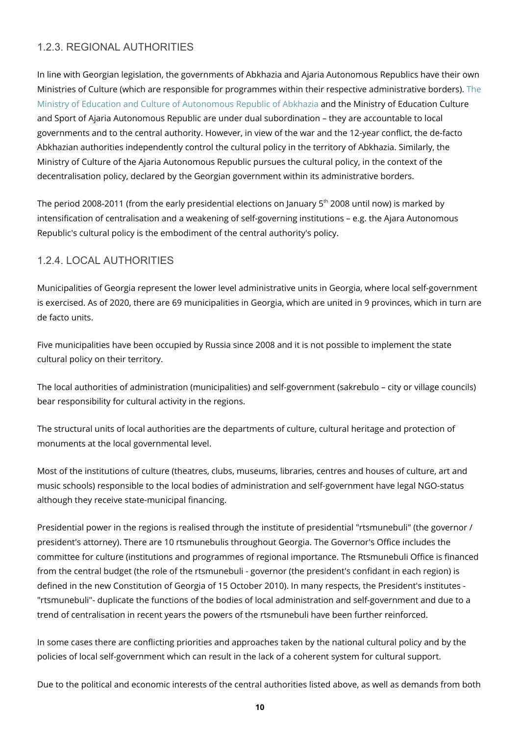### 1.2.3. REGIONAL AUTHORITIES

In line with Georgian legislation, the governments of Abkhazia and Ajaria Autonomous Republics have their own Ministries of Culture (which are responsible for programmes within their respective administrative borders). The Ministry of Education and Culture of Autonomous Republic of Abkhazia and the Ministry of Education Culture and Sport of Ajaria Autonomous Republic are under dual subordination – they are accountable to local governments and to the central authority. However, in view of the war and the 12-year conflict, the de-facto Abkhazian authorities independently control the cultural policy in the territory of Abkhazia. Similarly, the Ministry of Culture of the Ajaria Autonomous Republic pursues the cultural policy, in the context of the decentralisation policy, declared by the Georgian government within its administrative borders.

The period 2008-2011 (from the early presidential elections on January 5th 2008 until now) is marked by intensification of centralisation and a weakening of self-governing institutions – e.g. the Ajara Autonomous Republic's cultural policy is the embodiment of the central authority's policy.

### 1.2.4. LOCAL AUTHORITIES

Municipalities of Georgia represent the lower level administrative units in Georgia, where local self-government is exercised. As of 2020, there are 69 municipalities in Georgia, which are united in 9 provinces, which in turn are de facto units.

Five municipalities have been occupied by Russia since 2008 and it is not possible to implement the state cultural policy on their territory.

The local authorities of administration (municipalities) and self-government (sakrebulo – city or village councils) bear responsibility for cultural activity in the regions.

The structural units of local authorities are the departments of culture, cultural heritage and protection of monuments at the local governmental level.

Most of the institutions of culture (theatres, clubs, museums, libraries, centres and houses of culture, art and music schools) responsible to the local bodies of administration and self-government have legal NGO-status although they receive state-municipal financing.

Presidential power in the regions is realised through the institute of presidential "rtsmunebuli" (the governor / president's attorney). There are 10 rtsmunebulis throughout Georgia. The Governor's Office includes the committee for culture (institutions and programmes of regional importance. The Rtsmunebuli Office is financed from the central budget (the role of the rtsmunebuli - governor (the president's confidant in each region) is defined in the new Constitution of Georgia of 15 October 2010). In many respects, the President's institutes - "rtsmunebuli"- duplicate the functions of the bodies of local administration and self-government and due to a trend of centralisation in recent years the powers of the rtsmunebuli have been further reinforced.

In some cases there are conflicting priorities and approaches taken by the national cultural policy and by the policies of local self-government which can result in the lack of a coherent system for cultural support.

Due to the political and economic interests of the central authorities listed above, as well as demands from both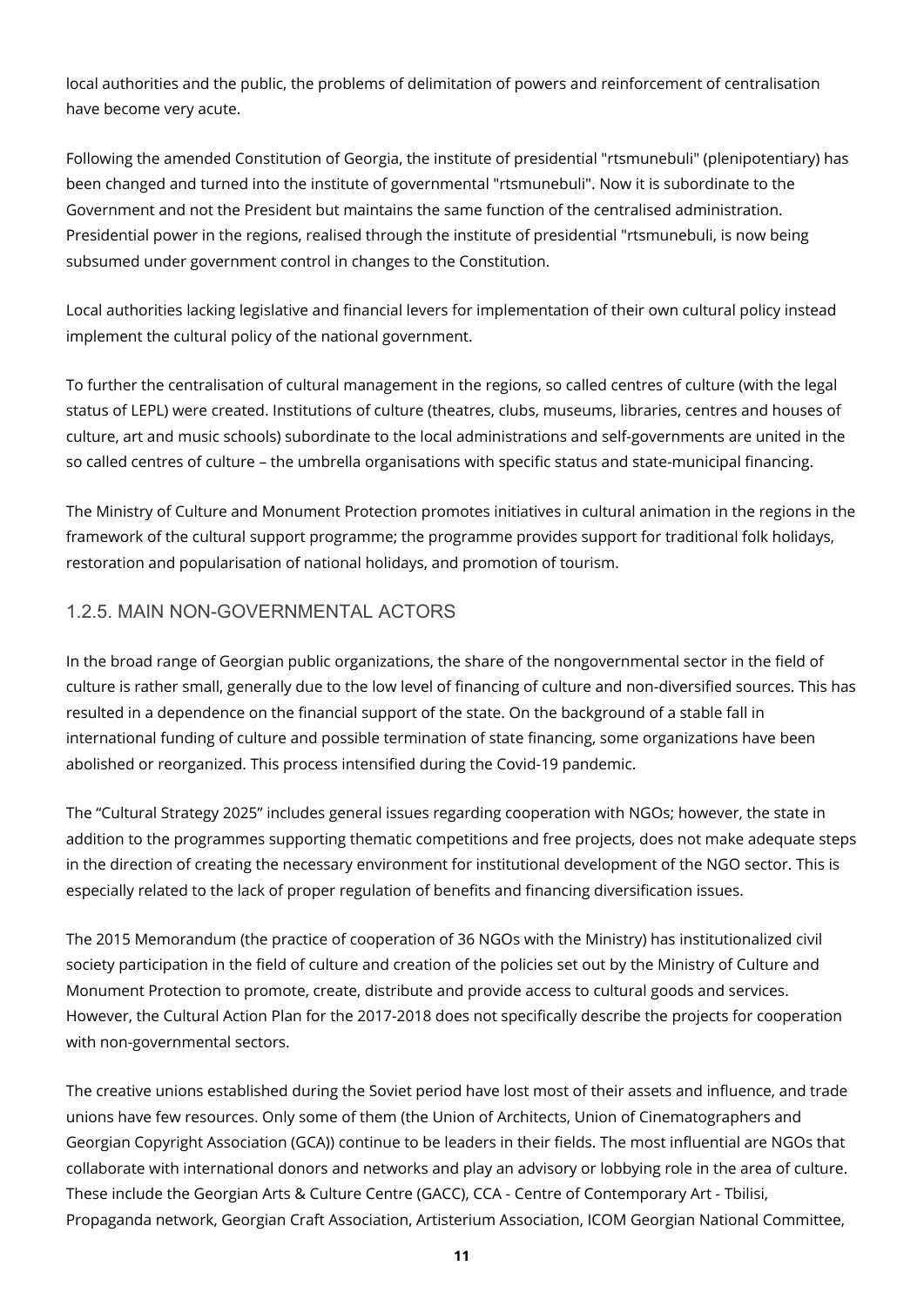local authorities and the public, the problems of delimitation of powers and reinforcement of centralisation have become very acute.

Following the amended Constitution of Georgia, the institute of presidential "rtsmunebuli" (plenipotentiary) has been changed and turned into the institute of governmental "rtsmunebuli". Now it is subordinate to the Government and not the President but maintains the same function of the centralised administration. Presidential power in the regions, realised through the institute of presidential "rtsmunebuli, is now being subsumed under government control in changes to the Constitution.

Local authorities lacking legislative and financial levers for implementation of their own cultural policy instead implement the cultural policy of the national government.

To further the centralisation of cultural management in the regions, so called centres of culture (with the legal status of LEPL) were created. Institutions of culture (theatres, clubs, museums, libraries, centres and houses of culture, art and music schools) subordinate to the local administrations and self-governments are united in the so called centres of culture – the umbrella organisations with specific status and state-municipal financing.

The Ministry of Culture and Monument Protection promotes initiatives in cultural animation in the regions in the framework of the cultural support programme; the programme provides support for traditional folk holidays, restoration and popularisation of national holidays, and promotion of tourism.

### 1.2.5. MAIN NON-GOVERNMENTAL ACTORS

In the broad range of Georgian public organizations, the share of the nongovernmental sector in the field of culture is rather small, generally due to the low level of financing of culture and non-diversified sources. This has resulted in a dependence on the financial support of the state. On the background of a stable fall in international funding of culture and possible termination of state financing, some organizations have been abolished or reorganized. This process intensified during the Covid-19 pandemic.

The "Cultural Strategy 2025" includes general issues regarding cooperation with NGOs; however, the state in addition to the programmes supporting thematic competitions and free projects, does not make adequate steps in the direction of creating the necessary environment for institutional development of the NGO sector. This is especially related to the lack of proper regulation of benefits and financing diversification issues.

The 2015 Memorandum (the practice of cooperation of 36 NGOs with the Ministry) has institutionalized civil society participation in the field of culture and creation of the policies set out by the Ministry of Culture and Monument Protection to promote, create, distribute and provide access to cultural goods and services. However, the Cultural Action Plan for the 2017-2018 does not specifically describe the projects for cooperation with non-governmental sectors.

The creative unions established during the Soviet period have lost most of their assets and influence, and trade unions have few resources. Only some of them (the Union of Architects, Union of Cinematographers and Georgian Copyright Association (GCA)) continue to be leaders in their fields. The most influential are NGOs that collaborate with international donors and networks and play an advisory or lobbying role in the area of culture. These include the Georgian Arts & Culture Centre (GACC), CCA - Centre of Contemporary Art - Tbilisi, Propaganda network, Georgian Craft Association, Artisterium Association, ICOM Georgian National Committee,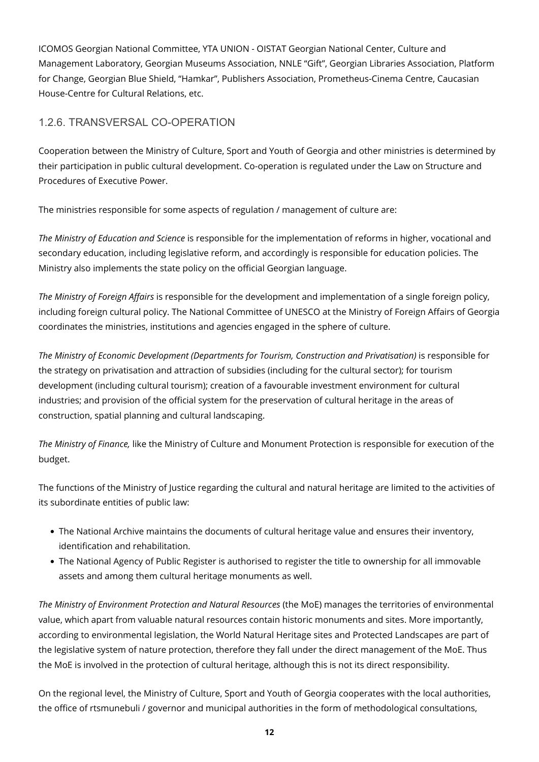ICOMOS Georgian National Committee, YTA UNION - OISTAT Georgian National Center, Culture and Management Laboratory, Georgian Museums Association, NNLE "Gift", Georgian Libraries Association, Platform for Change, Georgian Blue Shield, "Hamkar", Publishers Association, Prometheus-Cinema Centre, Caucasian House-Centre for Cultural Relations, etc.

### 1.2.6. TRANSVERSAL CO-OPERATION

Cooperation between the Ministry of Culture, Sport and Youth of Georgia and other ministries is determined by their participation in public cultural development. Co-operation is regulated under the Law on Structure and Procedures of Executive Power.

The ministries responsible for some aspects of regulation / management of culture are:

*The Ministry of Education and Science* is responsible for the implementation of reforms in higher, vocational and secondary education, including legislative reform, and accordingly is responsible for education policies. The Ministry also implements the state policy on the official Georgian language.

*The Ministry of Foreign Affairs* is responsible for the development and implementation of a single foreign policy, including foreign cultural policy. The National Committee of UNESCO at the Ministry of Foreign Affairs of Georgia coordinates the ministries, institutions and agencies engaged in the sphere of culture.

*The Ministry of Economic Development (Departments for Tourism, Construction and Privatisation)* is responsible for the strategy on privatisation and attraction of subsidies (including for the cultural sector); for tourism development (including cultural tourism); creation of a favourable investment environment for cultural industries; and provision of the official system for the preservation of cultural heritage in the areas of construction, spatial planning and cultural landscaping.

*The Ministry of Finance,* like the Ministry of Culture and Monument Protection is responsible for execution of the budget.

The functions of the Ministry of Justice regarding the cultural and natural heritage are limited to the activities of its subordinate entities of public law:

- The National Archive maintains the documents of cultural heritage value and ensures their inventory, identification and rehabilitation.
- The National Agency of Public Register is authorised to register the title to ownership for all immovable assets and among them cultural heritage monuments as well.

*The Ministry of Environment Protection and Natural Resources* (the MoE) manages the territories of environmental value, which apart from valuable natural resources contain historic monuments and sites. More importantly, according to environmental legislation, the World Natural Heritage sites and Protected Landscapes are part of the legislative system of nature protection, therefore they fall under the direct management of the MoE. Thus the MoE is involved in the protection of cultural heritage, although this is not its direct responsibility.

On the regional level, the Ministry of Culture, Sport and Youth of Georgia cooperates with the local authorities, the office of rtsmunebuli / governor and municipal authorities in the form of methodological consultations,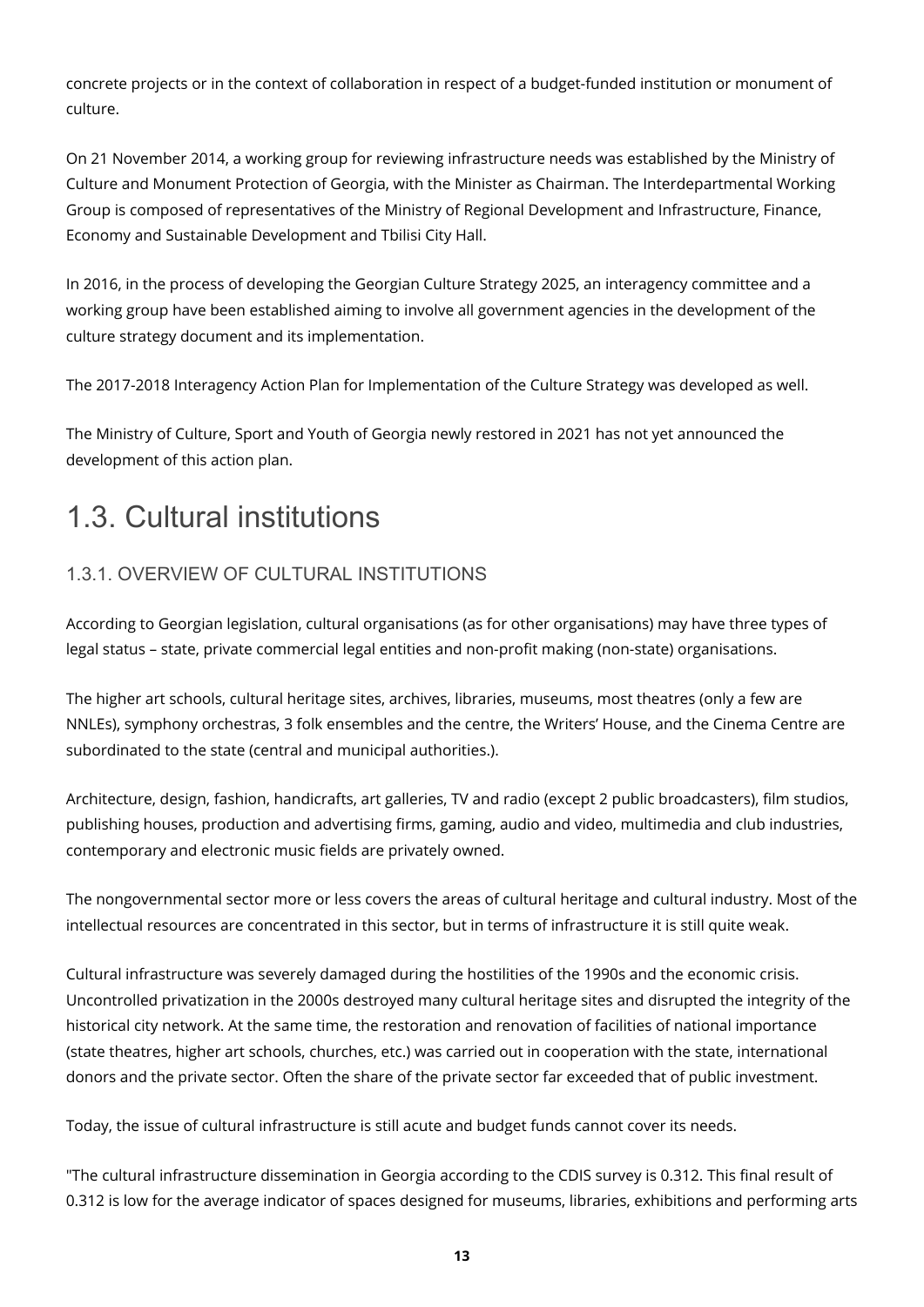concrete projects or in the context of collaboration in respect of a budget-funded institution or monument of culture.

On 21 November 2014, a working group for reviewing infrastructure needs was established by the Ministry of Culture and Monument Protection of Georgia, with the Minister as Chairman. The Interdepartmental Working Group is composed of representatives of the Ministry of Regional Development and Infrastructure, Finance, Economy and Sustainable Development and Tbilisi City Hall.

In 2016, in the process of developing the Georgian Culture Strategy 2025, an interagency committee and a working group have been established aiming to involve all government agencies in the development of the culture strategy document and its implementation.

The 2017-2018 Interagency Action Plan for Implementation of the Culture Strategy was developed as well.

The Ministry of Culture, Sport and Youth of Georgia newly restored in 2021 has not yet announced the development of this action plan.

# 1.3. Cultural institutions

## 1.3.1. OVERVIEW OF CULTURAL INSTITUTIONS

According to Georgian legislation, cultural organisations (as for other organisations) may have three types of legal status – state, private commercial legal entities and non-profit making (non-state) organisations.

The higher art schools, cultural heritage sites, archives, libraries, museums, most theatres (only a few are NNLEs), symphony orchestras, 3 folk ensembles and the centre, the Writers' House, and the Cinema Centre are subordinated to the state (central and municipal authorities.).

Architecture, design, fashion, handicrafts, art galleries, TV and radio (except 2 public broadcasters), film studios, publishing houses, production and advertising firms, gaming, audio and video, multimedia and club industries, contemporary and electronic music fields are privately owned.

The nongovernmental sector more or less covers the areas of cultural heritage and cultural industry. Most of the intellectual resources are concentrated in this sector, but in terms of infrastructure it is still quite weak.

Cultural infrastructure was severely damaged during the hostilities of the 1990s and the economic crisis. Uncontrolled privatization in the 2000s destroyed many cultural heritage sites and disrupted the integrity of the historical city network. At the same time, the restoration and renovation of facilities of national importance (state theatres, higher art schools, churches, etc.) was carried out in cooperation with the state, international donors and the private sector. Often the share of the private sector far exceeded that of public investment.

Today, the issue of cultural infrastructure is still acute and budget funds cannot cover its needs.

"The cultural infrastructure dissemination in Georgia according to the CDIS survey is 0.312. This final result of 0.312 is low for the average indicator of spaces designed for museums, libraries, exhibitions and performing arts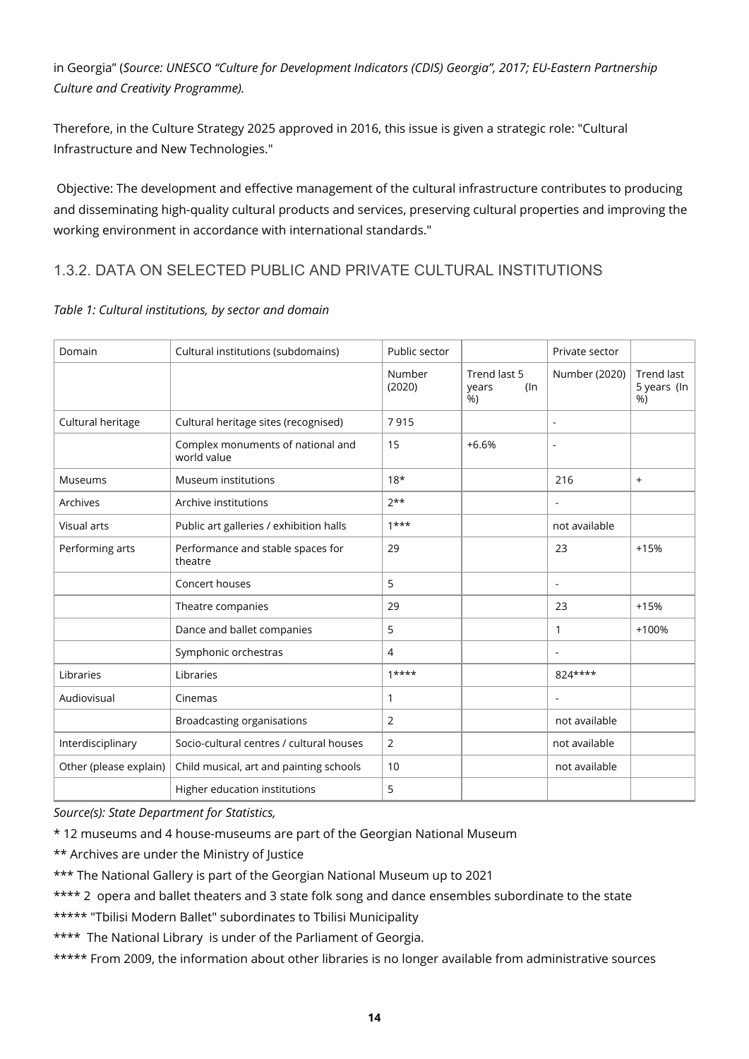in Georgia" (*Source: UNESCO "Culture for Development Indicators (CDIS) Georgia", 2017; EU-Eastern Partnership Culture and Creativity Programme).*

Therefore, in the Culture Strategy 2025 approved in 2016, this issue is given a strategic role: "Cultural Infrastructure and New Technologies."

Objective: The development and effective management of the cultural infrastructure contributes to producing and disseminating high-quality cultural products and services, preserving cultural properties and improving the working environment in accordance with international standards."

### 1.3.2. DATA ON SELECTED PUBLIC AND PRIVATE CULTURAL INSTITUTIONS

*Table 1: Cultural institutions, by sector and domain*

| Domain | Cultural institutions (subdomains) | Public sector | | Private sector | |
|---|---|---|---|---|---|
| | | Number (2020) | Trend last 5 years (In %) | Number (2020) | Trend last 5 years (In %) |
| Cultural heritage | Cultural heritage sites (recognised) | 7 915 | | - | |
| | Complex monuments of national and world value | 15 | +6.6% | - | |
| Museums | Museum institutions | 18* | | 216 | + |
| Archives | Archive institutions | 2** | | - | |
| Visual arts | Public art galleries / exhibition halls | 1*** | | not available | |
| Performing arts | Performance and stable spaces for theatre | 29 | | 23 | +15% |
| | Concert houses | 5 | | - | |
| | Theatre companies | 29 | | 23 | +15% |
| | Dance and ballet companies | 5 | | 1 | +100% |
| | Symphonic orchestras | 4 | | - | |
| Libraries | Libraries | 1**** | | 824**** | |
| Audiovisual | Cinemas | 1 | | - | |
| | Broadcasting organisations | 2 | | not available | |
| Interdisciplinary | Socio-cultural centres / cultural houses | 2 | | not available | |
| Other (please explain) | Child musical, art and painting schools | 10 | | not available | |
| | Higher education institutions | 5 | | | |

*Source(s): State Department for Statistics,*

\* 12 museums and 4 house-museums are part of the Georgian National Museum

** Archives are under the Ministry of Justice

*** The National Gallery is part of the Georgian National Museum up to 2021

**** 2 opera and ballet theaters and 3 state folk song and dance ensembles subordinate to the state

***** "Tbilisi Modern Ballet" subordinates to Tbilisi Municipality

**** The National Library is under of the Parliament of Georgia.

***** From 2009, the information about other libraries is no longer available from administrative sources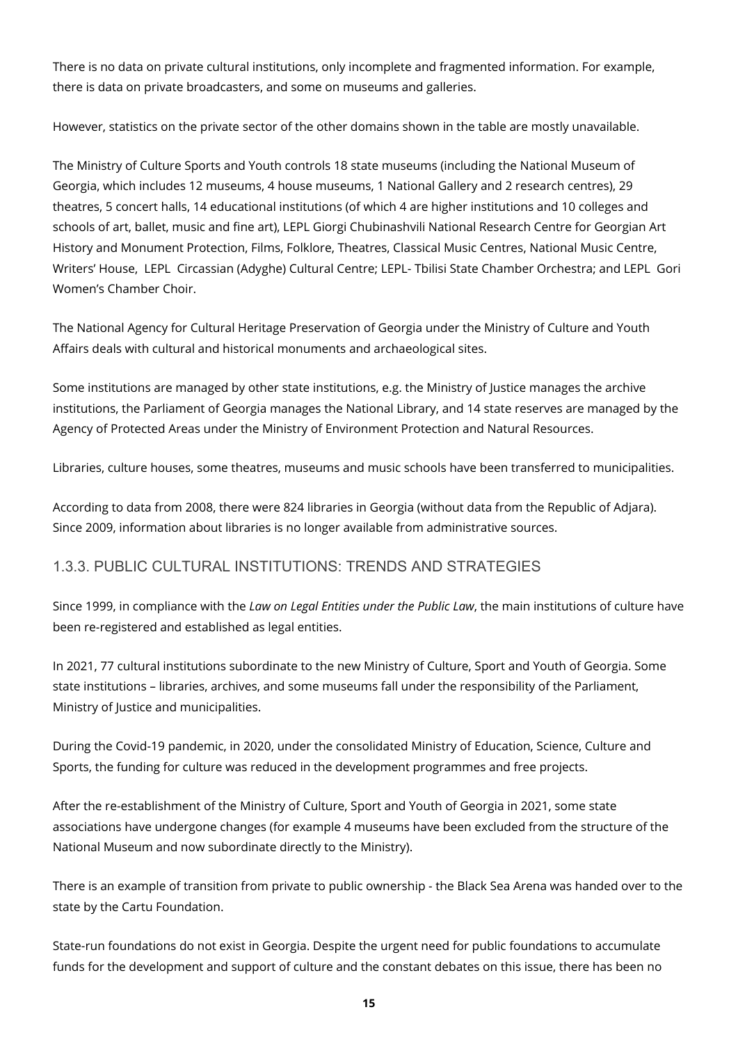There is no data on private cultural institutions, only incomplete and fragmented information. For example, there is data on private broadcasters, and some on museums and galleries.

However, statistics on the private sector of the other domains shown in the table are mostly unavailable.

The Ministry of Culture Sports and Youth controls 18 state museums (including the National Museum of Georgia, which includes 12 museums, 4 house museums, 1 National Gallery and 2 research centres), 29 theatres, 5 concert halls, 14 educational institutions (of which 4 are higher institutions and 10 colleges and schools of art, ballet, music and fine art), LEPL Giorgi Chubinashvili National Research Centre for Georgian Art History and Monument Protection, Films, Folklore, Theatres, Classical Music Centres, National Music Centre, Writers' House, LEPL Circassian (Adyghe) Cultural Centre; LEPL- Tbilisi State Chamber Orchestra; and LEPL Gori Women's Chamber Choir.

The National Agency for Cultural Heritage Preservation of Georgia under the Ministry of Culture and Youth Affairs deals with cultural and historical monuments and archaeological sites.

Some institutions are managed by other state institutions, e.g. the Ministry of Justice manages the archive institutions, the Parliament of Georgia manages the National Library, and 14 state reserves are managed by the Agency of Protected Areas under the Ministry of Environment Protection and Natural Resources.

Libraries, culture houses, some theatres, museums and music schools have been transferred to municipalities.

According to data from 2008, there were 824 libraries in Georgia (without data from the Republic of Adjara). Since 2009, information about libraries is no longer available from administrative sources.

### 1.3.3. PUBLIC CULTURAL INSTITUTIONS: TRENDS AND STRATEGIES

Since 1999, in compliance with the *Law on Legal Entities under the Public Law*, the main institutions of culture have been re-registered and established as legal entities.

In 2021, 77 cultural institutions subordinate to the new Ministry of Culture, Sport and Youth of Georgia. Some state institutions – libraries, archives, and some museums fall under the responsibility of the Parliament, Ministry of Justice and municipalities.

During the Covid-19 pandemic, in 2020, under the consolidated Ministry of Education, Science, Culture and Sports, the funding for culture was reduced in the development programmes and free projects.

After the re-establishment of the Ministry of Culture, Sport and Youth of Georgia in 2021, some state associations have undergone changes (for example 4 museums have been excluded from the structure of the National Museum and now subordinate directly to the Ministry).

There is an example of transition from private to public ownership - the Black Sea Arena was handed over to the state by the Cartu Foundation.

State-run foundations do not exist in Georgia. Despite the urgent need for public foundations to accumulate funds for the development and support of culture and the constant debates on this issue, there has been no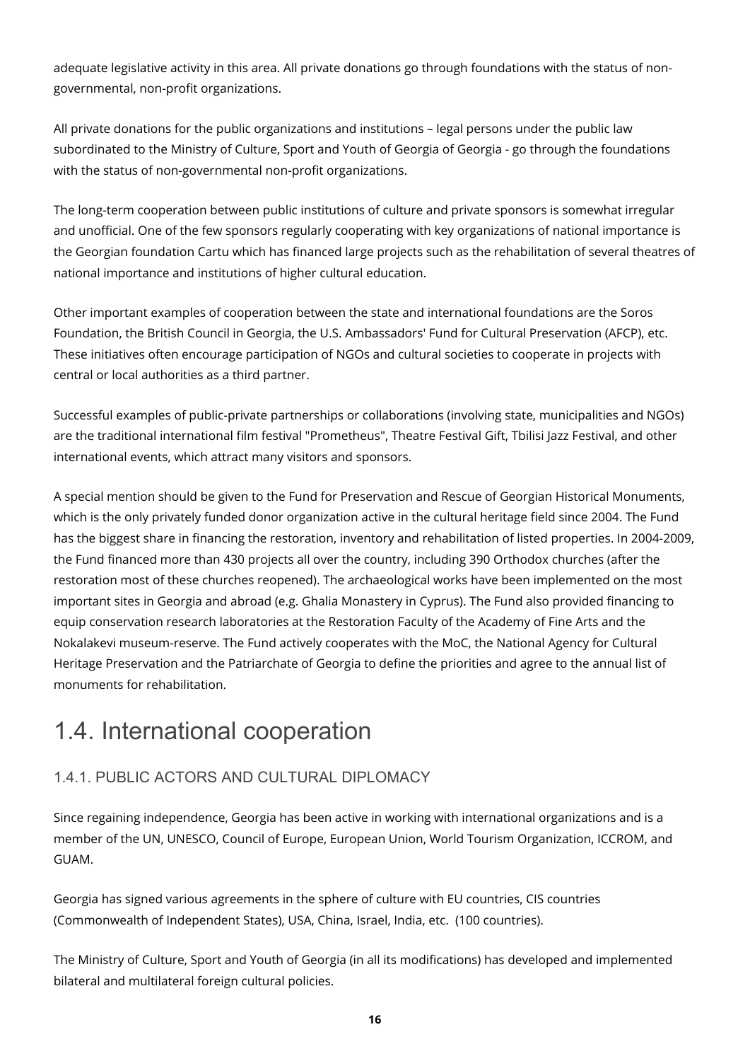adequate legislative activity in this area. All private donations go through foundations with the status of non-governmental, non-profit organizations.

All private donations for the public organizations and institutions – legal persons under the public law subordinated to the Ministry of Culture, Sport and Youth of Georgia of Georgia - go through the foundations with the status of non-governmental non-profit organizations.

The long-term cooperation between public institutions of culture and private sponsors is somewhat irregular and unofficial. One of the few sponsors regularly cooperating with key organizations of national importance is the Georgian foundation Cartu which has financed large projects such as the rehabilitation of several theatres of national importance and institutions of higher cultural education.

Other important examples of cooperation between the state and international foundations are the Soros Foundation, the British Council in Georgia, the U.S. Ambassadors' Fund for Cultural Preservation (AFCP), etc. These initiatives often encourage participation of NGOs and cultural societies to cooperate in projects with central or local authorities as a third partner.

Successful examples of public-private partnerships or collaborations (involving state, municipalities and NGOs) are the traditional international film festival "Prometheus", Theatre Festival Gift, Tbilisi Jazz Festival, and other international events, which attract many visitors and sponsors.

A special mention should be given to the Fund for Preservation and Rescue of Georgian Historical Monuments, which is the only privately funded donor organization active in the cultural heritage field since 2004. The Fund has the biggest share in financing the restoration, inventory and rehabilitation of listed properties. In 2004-2009, the Fund financed more than 430 projects all over the country, including 390 Orthodox churches (after the restoration most of these churches reopened). The archaeological works have been implemented on the most important sites in Georgia and abroad (e.g. Ghalia Monastery in Cyprus). The Fund also provided financing to equip conservation research laboratories at the Restoration Faculty of the Academy of Fine Arts and the Nokalakevi museum-reserve. The Fund actively cooperates with the MoC, the National Agency for Cultural Heritage Preservation and the Patriarchate of Georgia to define the priorities and agree to the annual list of monuments for rehabilitation.

## 1.4. International cooperation

### 1.4.1. PUBLIC ACTORS AND CULTURAL DIPLOMACY

Since regaining independence, Georgia has been active in working with international organizations and is a member of the UN, UNESCO, Council of Europe, European Union, World Tourism Organization, ICCROM, and GUAM.

Georgia has signed various agreements in the sphere of culture with EU countries, CIS countries (Commonwealth of Independent States), USA, China, Israel, India, etc. (100 countries).

The Ministry of Culture, Sport and Youth of Georgia (in all its modifications) has developed and implemented bilateral and multilateral foreign cultural policies.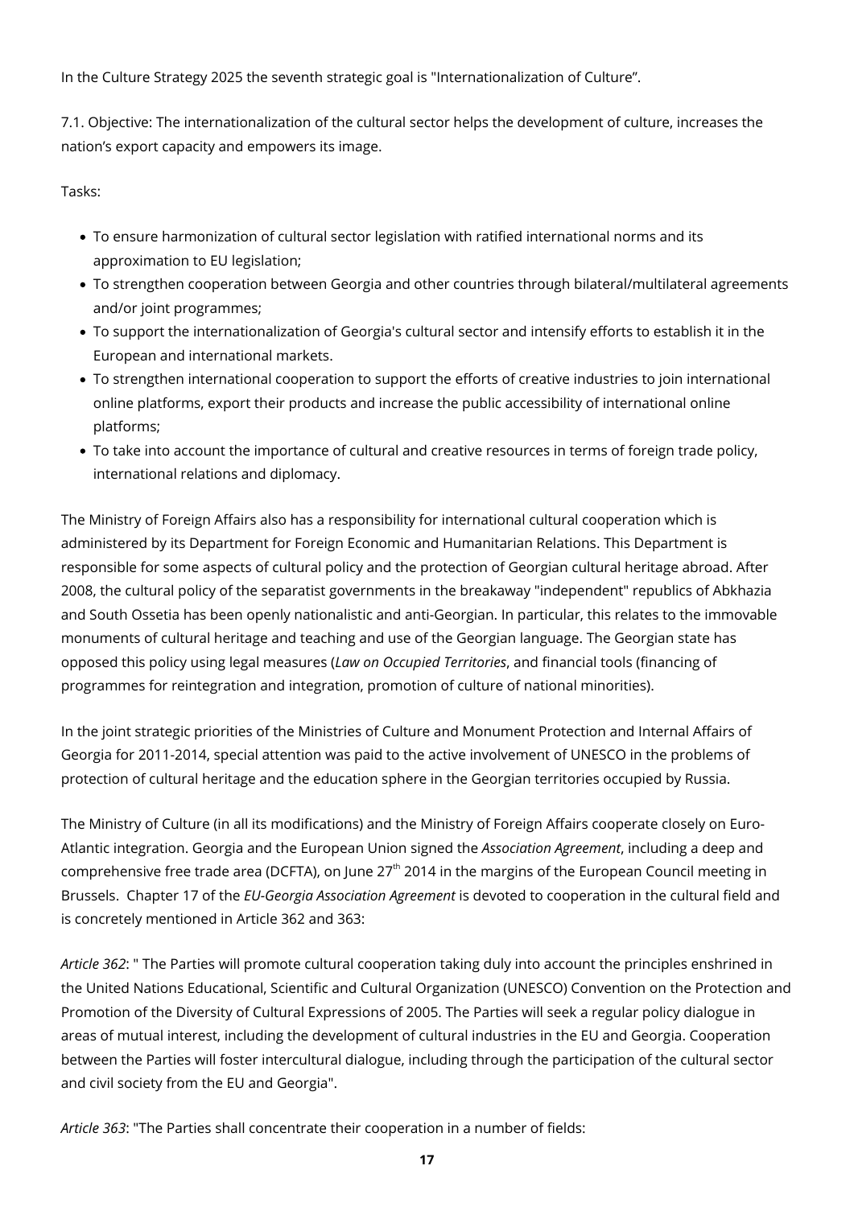In the Culture Strategy 2025 the seventh strategic goal is "Internationalization of Culture".

7.1. Objective: The internationalization of the cultural sector helps the development of culture, increases the nation's export capacity and empowers its image.

Tasks:

- To ensure harmonization of cultural sector legislation with ratified international norms and its approximation to EU legislation;
- To strengthen cooperation between Georgia and other countries through bilateral/multilateral agreements and/or joint programmes;
- To support the internationalization of Georgia's cultural sector and intensify efforts to establish it in the European and international markets.
- To strengthen international cooperation to support the efforts of creative industries to join international online platforms, export their products and increase the public accessibility of international online platforms;
- To take into account the importance of cultural and creative resources in terms of foreign trade policy, international relations and diplomacy.

The Ministry of Foreign Affairs also has a responsibility for international cultural cooperation which is administered by its Department for Foreign Economic and Humanitarian Relations. This Department is responsible for some aspects of cultural policy and the protection of Georgian cultural heritage abroad. After 2008, the cultural policy of the separatist governments in the breakaway "independent" republics of Abkhazia and South Ossetia has been openly nationalistic and anti-Georgian. In particular, this relates to the immovable monuments of cultural heritage and teaching and use of the Georgian language. The Georgian state has opposed this policy using legal measures (*Law on Occupied Territories*, and financial tools (financing of programmes for reintegration and integration, promotion of culture of national minorities).

In the joint strategic priorities of the Ministries of Culture and Monument Protection and Internal Affairs of Georgia for 2011-2014, special attention was paid to the active involvement of UNESCO in the problems of protection of cultural heritage and the education sphere in the Georgian territories occupied by Russia.

The Ministry of Culture (in all its modifications) and the Ministry of Foreign Affairs cooperate closely on Euro-Atlantic integration. Georgia and the European Union signed the *Association Agreement*, including a deep and comprehensive free trade area (DCFTA), on June 27th 2014 in the margins of the European Council meeting in Brussels. Chapter 17 of the *EU-Georgia Association Agreement* is devoted to cooperation in the cultural field and is concretely mentioned in Article 362 and 363:

*Article 362*: " The Parties will promote cultural cooperation taking duly into account the principles enshrined in the United Nations Educational, Scientific and Cultural Organization (UNESCO) Convention on the Protection and Promotion of the Diversity of Cultural Expressions of 2005. The Parties will seek a regular policy dialogue in areas of mutual interest, including the development of cultural industries in the EU and Georgia. Cooperation between the Parties will foster intercultural dialogue, including through the participation of the cultural sector and civil society from the EU and Georgia".

*Article 363*: "The Parties shall concentrate their cooperation in a number of fields: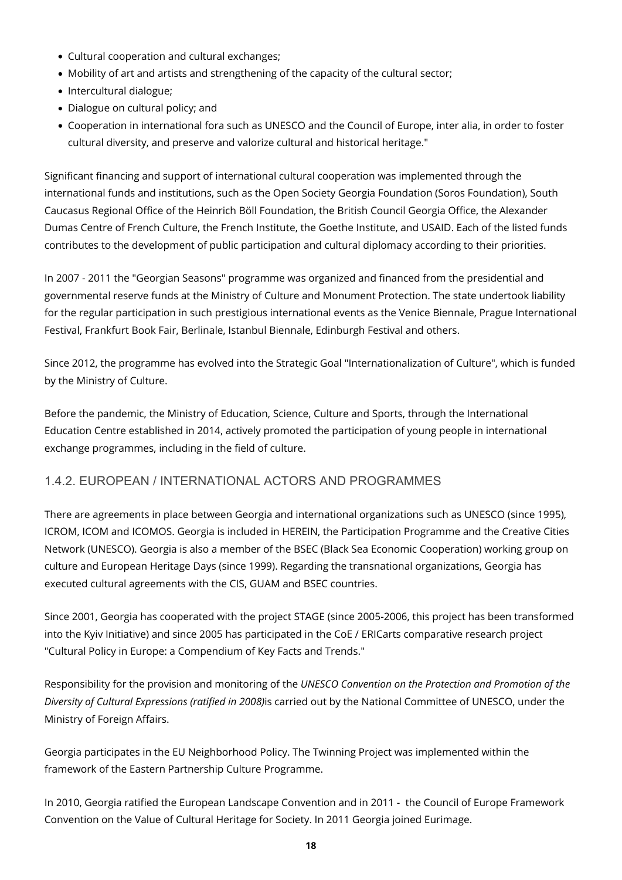- Cultural cooperation and cultural exchanges;
- Mobility of art and artists and strengthening of the capacity of the cultural sector;
- Intercultural dialogue;
- Dialogue on cultural policy; and
- Cooperation in international fora such as UNESCO and the Council of Europe, inter alia, in order to foster cultural diversity, and preserve and valorize cultural and historical heritage."

Significant financing and support of international cultural cooperation was implemented through the international funds and institutions, such as the Open Society Georgia Foundation (Soros Foundation), South Caucasus Regional Office of the Heinrich Böll Foundation, the British Council Georgia Office, the Alexander Dumas Centre of French Culture, the French Institute, the Goethe Institute, and USAID. Each of the listed funds contributes to the development of public participation and cultural diplomacy according to their priorities.

In 2007 - 2011 the "Georgian Seasons" programme was organized and financed from the presidential and governmental reserve funds at the Ministry of Culture and Monument Protection. The state undertook liability for the regular participation in such prestigious international events as the Venice Biennale, Prague International Festival, Frankfurt Book Fair, Berlinale, Istanbul Biennale, Edinburgh Festival and others.

Since 2012, the programme has evolved into the Strategic Goal "Internationalization of Culture", which is funded by the Ministry of Culture.

Before the pandemic, the Ministry of Education, Science, Culture and Sports, through the International Education Centre established in 2014, actively promoted the participation of young people in international exchange programmes, including in the field of culture.

### 1.4.2. EUROPEAN / INTERNATIONAL ACTORS AND PROGRAMMES

There are agreements in place between Georgia and international organizations such as UNESCO (since 1995), ICROM, ICOM and ICOMOS. Georgia is included in HEREIN, the Participation Programme and the Creative Cities Network (UNESCO). Georgia is also a member of the BSEC (Black Sea Economic Cooperation) working group on culture and European Heritage Days (since 1999). Regarding the transnational organizations, Georgia has executed cultural agreements with the CIS, GUAM and BSEC countries.

Since 2001, Georgia has cooperated with the project STAGE (since 2005-2006, this project has been transformed into the Kyiv Initiative) and since 2005 has participated in the CoE / ERICarts comparative research project "Cultural Policy in Europe: a Compendium of Key Facts and Trends."

Responsibility for the provision and monitoring of the *UNESCO Convention on the Protection and Promotion of the Diversity of Cultural Expressions (ratified in 2008)*is carried out by the National Committee of UNESCO, under the Ministry of Foreign Affairs.

Georgia participates in the EU Neighborhood Policy. The Twinning Project was implemented within the framework of the Eastern Partnership Culture Programme.

In 2010, Georgia ratified the European Landscape Convention and in 2011 - the Council of Europe Framework Convention on the Value of Cultural Heritage for Society. In 2011 Georgia joined Eurimage.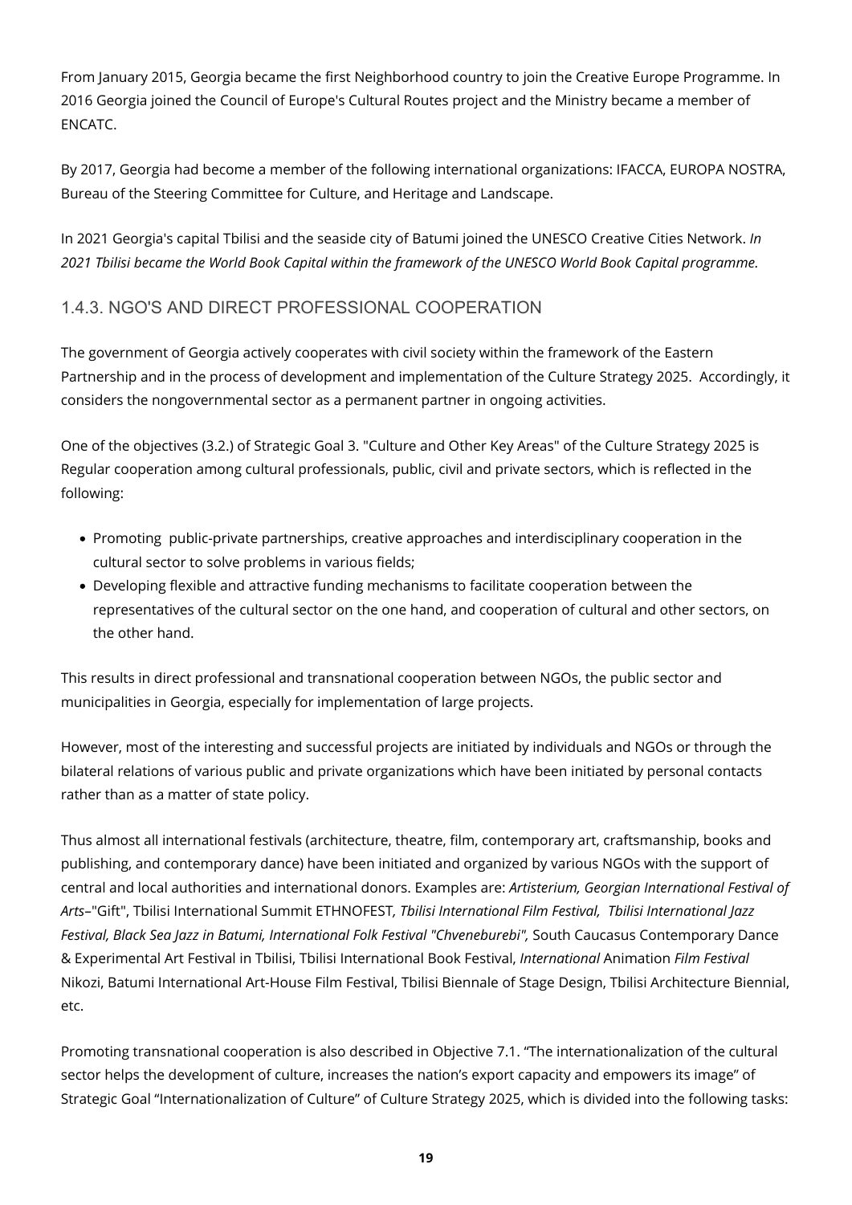From January 2015, Georgia became the first Neighborhood country to join the Creative Europe Programme. In 2016 Georgia joined the Council of Europe's Cultural Routes project and the Ministry became a member of ENCATC.

By 2017, Georgia had become a member of the following international organizations: IFACCA, EUROPA NOSTRA, Bureau of the Steering Committee for Culture, and Heritage and Landscape.

In 2021 Georgia's capital Tbilisi and the seaside city of Batumi joined the UNESCO Creative Cities Network. *In 2021 Tbilisi became the World Book Capital within the framework of the UNESCO World Book Capital programme.*

### 1.4.3. NGO'S AND DIRECT PROFESSIONAL COOPERATION

The government of Georgia actively cooperates with civil society within the framework of the Eastern Partnership and in the process of development and implementation of the Culture Strategy 2025. Accordingly, it considers the nongovernmental sector as a permanent partner in ongoing activities.

One of the objectives (3.2.) of Strategic Goal 3. "Culture and Other Key Areas" of the Culture Strategy 2025 is Regular cooperation among cultural professionals, public, civil and private sectors, which is reflected in the following:

- Promoting public-private partnerships, creative approaches and interdisciplinary cooperation in the cultural sector to solve problems in various fields;
- Developing flexible and attractive funding mechanisms to facilitate cooperation between the representatives of the cultural sector on the one hand, and cooperation of cultural and other sectors, on the other hand.

This results in direct professional and transnational cooperation between NGOs, the public sector and municipalities in Georgia, especially for implementation of large projects.

However, most of the interesting and successful projects are initiated by individuals and NGOs or through the bilateral relations of various public and private organizations which have been initiated by personal contacts rather than as a matter of state policy.

Thus almost all international festivals (architecture, theatre, film, contemporary art, craftsmanship, books and publishing, and contemporary dance) have been initiated and organized by various NGOs with the support of central and local authorities and international donors. Examples are: *Artisterium, Georgian International Festival of Arts*–"Gift", Tbilisi International Summit ETHNOFEST*, Tbilisi International Film Festival, Tbilisi International Jazz Festival, Black Sea Jazz in Batumi, International Folk Festival "Chveneburebi",* South Caucasus Contemporary Dance & Experimental Art Festival in Tbilisi, Tbilisi International Book Festival, *International* Animation *Film Festival* Nikozi, Batumi International Art-House Film Festival, Tbilisi Biennale of Stage Design, Tbilisi Architecture Biennial, etc.

Promoting transnational cooperation is also described in Objective 7.1. "The internationalization of the cultural sector helps the development of culture, increases the nation's export capacity and empowers its image" of Strategic Goal "Internationalization of Culture" of Culture Strategy 2025, which is divided into the following tasks: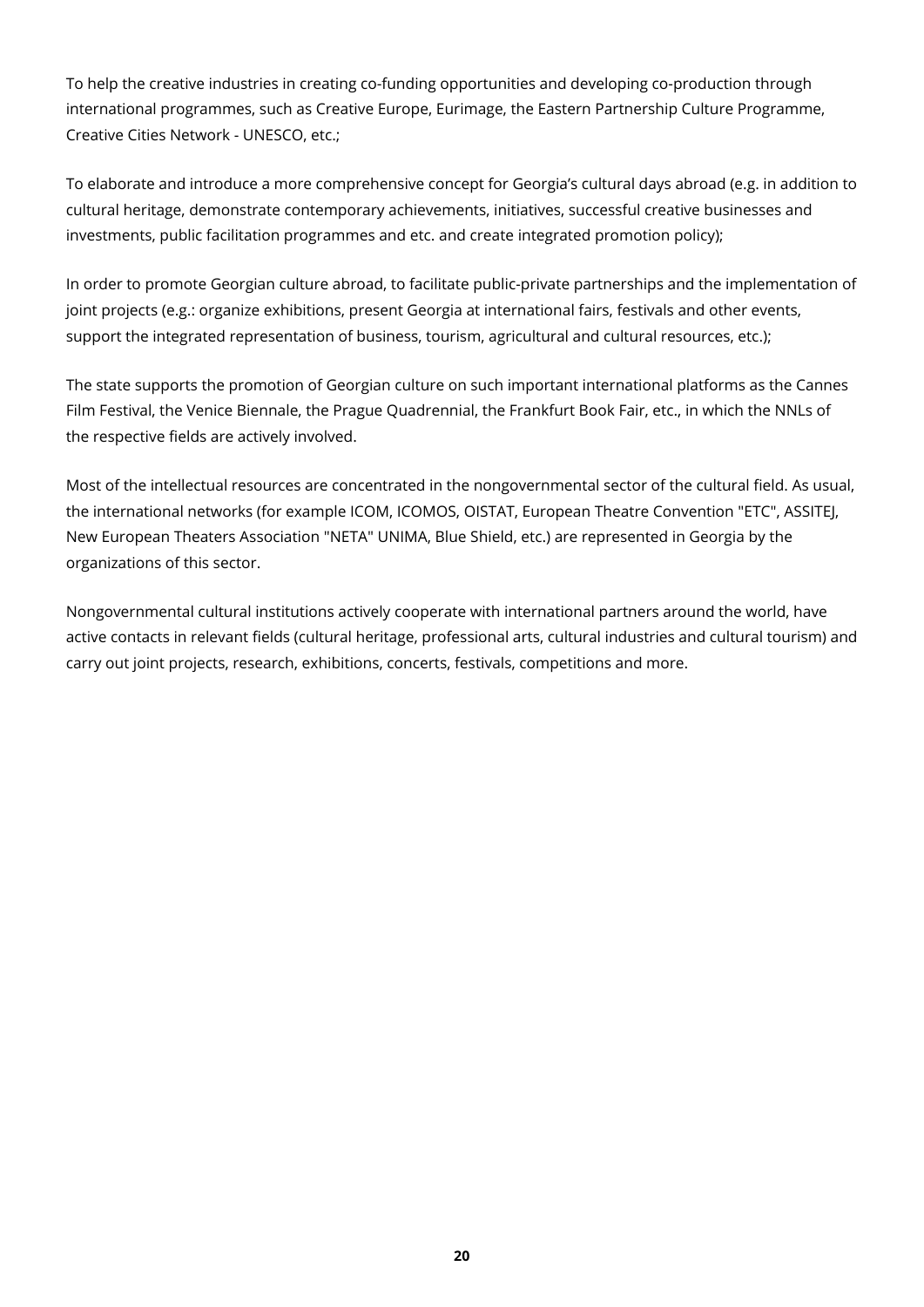To help the creative industries in creating co-funding opportunities and developing co-production through international programmes, such as Creative Europe, Eurimage, the Eastern Partnership Culture Programme, Creative Cities Network - UNESCO, etc.;

To elaborate and introduce a more comprehensive concept for Georgia's cultural days abroad (e.g. in addition to cultural heritage, demonstrate contemporary achievements, initiatives, successful creative businesses and investments, public facilitation programmes and etc. and create integrated promotion policy);

In order to promote Georgian culture abroad, to facilitate public-private partnerships and the implementation of joint projects (e.g.: organize exhibitions, present Georgia at international fairs, festivals and other events, support the integrated representation of business, tourism, agricultural and cultural resources, etc.);

The state supports the promotion of Georgian culture on such important international platforms as the Cannes Film Festival, the Venice Biennale, the Prague Quadrennial, the Frankfurt Book Fair, etc., in which the NNLs of the respective fields are actively involved.

Most of the intellectual resources are concentrated in the nongovernmental sector of the cultural field. As usual, the international networks (for example ICOM, ICOMOS, OISTAT, European Theatre Convention "ETC", ASSITEJ, New European Theaters Association "NETA" UNIMA, Blue Shield, etc.) are represented in Georgia by the organizations of this sector.

Nongovernmental cultural institutions actively cooperate with international partners around the world, have active contacts in relevant fields (cultural heritage, professional arts, cultural industries and cultural tourism) and carry out joint projects, research, exhibitions, concerts, festivals, competitions and more.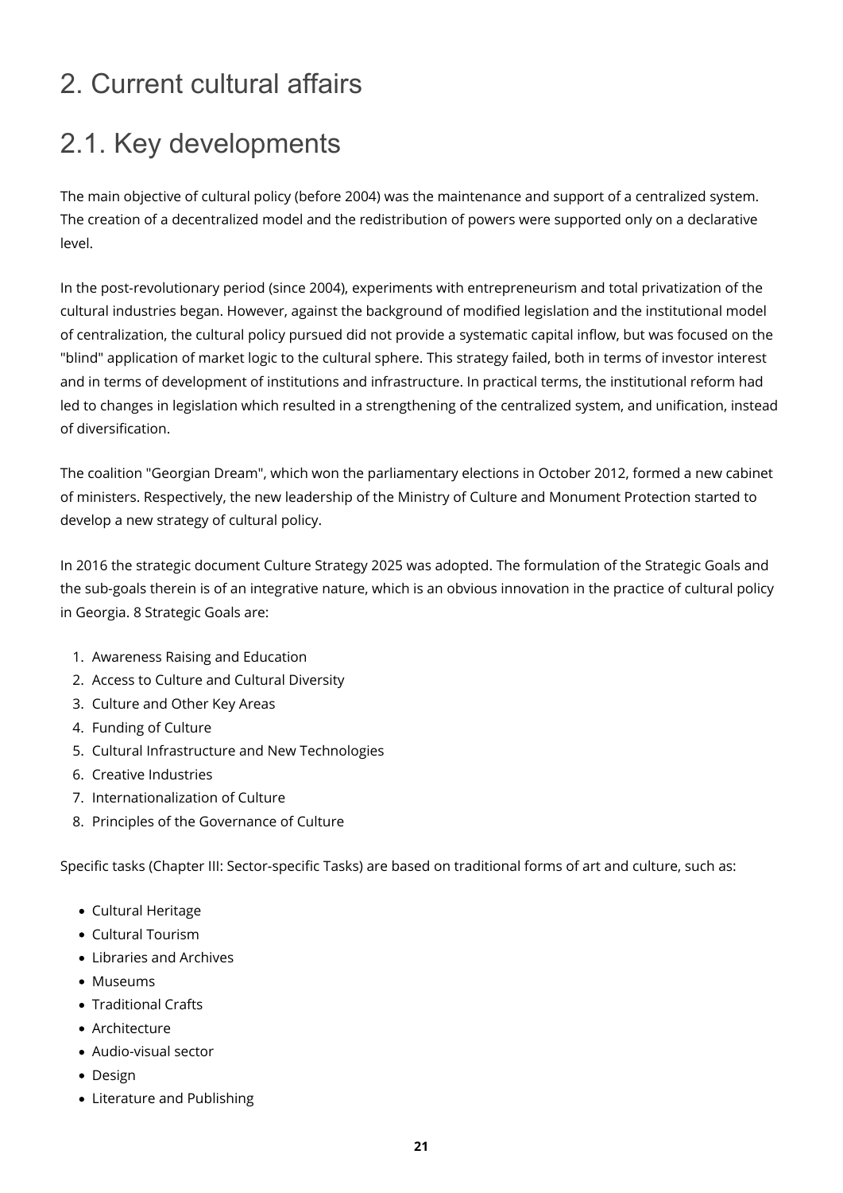# 2. Current cultural affairs

## 2.1. Key developments

The main objective of cultural policy (before 2004) was the maintenance and support of a centralized system. The creation of a decentralized model and the redistribution of powers were supported only on a declarative level.

In the post-revolutionary period (since 2004), experiments with entrepreneurism and total privatization of the cultural industries began. However, against the background of modified legislation and the institutional model of centralization, the cultural policy pursued did not provide a systematic capital inflow, but was focused on the "blind" application of market logic to the cultural sphere. This strategy failed, both in terms of investor interest and in terms of development of institutions and infrastructure. In practical terms, the institutional reform had led to changes in legislation which resulted in a strengthening of the centralized system, and unification, instead of diversification.

The coalition "Georgian Dream", which won the parliamentary elections in October 2012, formed a new cabinet of ministers. Respectively, the new leadership of the Ministry of Culture and Monument Protection started to develop a new strategy of cultural policy.

In 2016 the strategic document Culture Strategy 2025 was adopted. The formulation of the Strategic Goals and the sub-goals therein is of an integrative nature, which is an obvious innovation in the practice of cultural policy in Georgia. 8 Strategic Goals are:

1. Awareness Raising and Education
2. Access to Culture and Cultural Diversity
3. Culture and Other Key Areas
4. Funding of Culture
5. Cultural Infrastructure and New Technologies
6. Creative Industries
7. Internationalization of Culture
8. Principles of the Governance of Culture

Specific tasks (Chapter III: Sector-specific Tasks) are based on traditional forms of art and culture, such as:

- Cultural Heritage
- Cultural Tourism
- Libraries and Archives
- Museums
- Traditional Crafts
- Architecture
- Audio-visual sector
- Design
- Literature and Publishing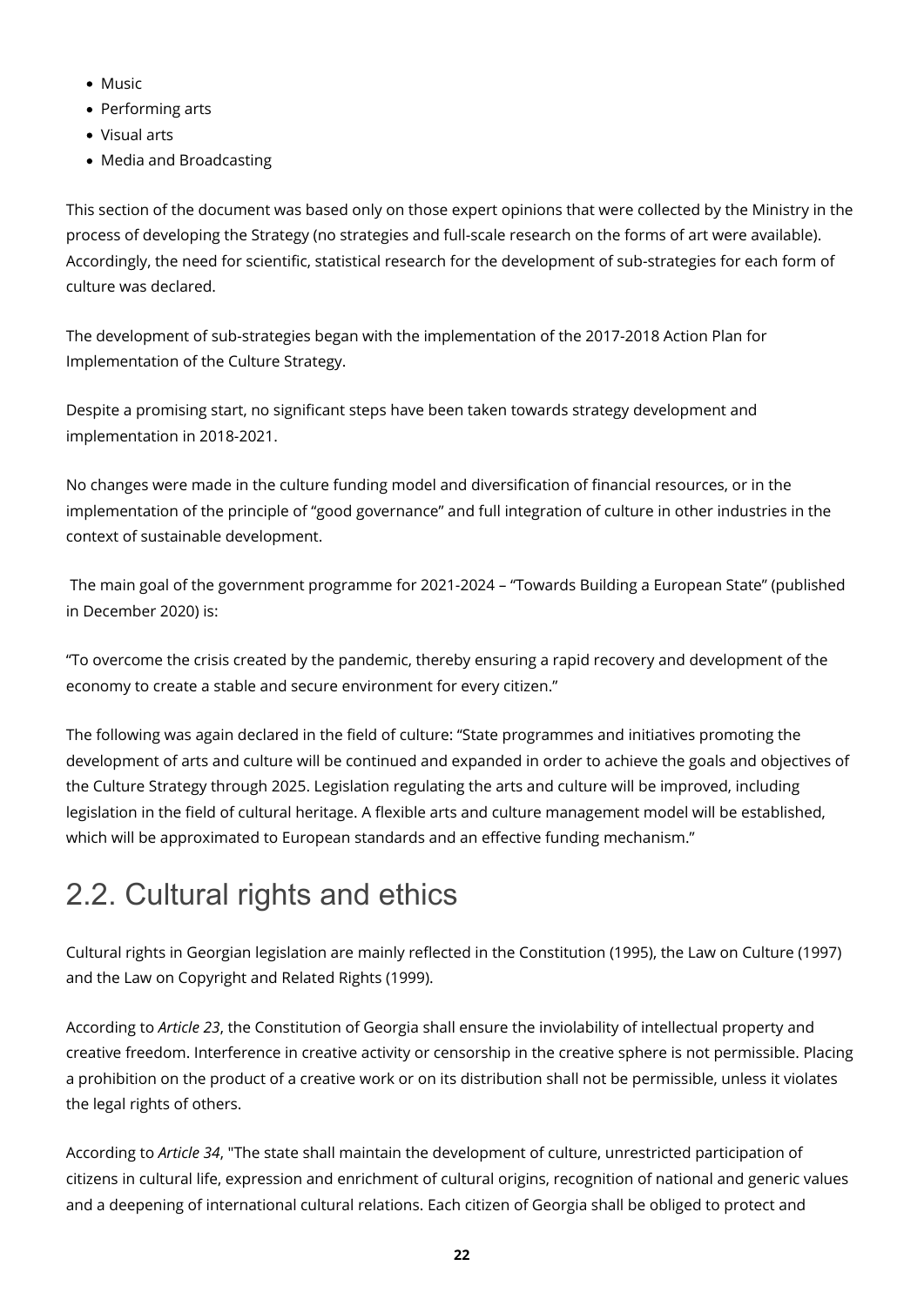- Music
- Performing arts
- Visual arts
- Media and Broadcasting

This section of the document was based only on those expert opinions that were collected by the Ministry in the process of developing the Strategy (no strategies and full-scale research on the forms of art were available). Accordingly, the need for scientific, statistical research for the development of sub-strategies for each form of culture was declared.

The development of sub-strategies began with the implementation of the 2017-2018 Action Plan for Implementation of the Culture Strategy.

Despite a promising start, no significant steps have been taken towards strategy development and implementation in 2018-2021.

No changes were made in the culture funding model and diversification of financial resources, or in the implementation of the principle of "good governance" and full integration of culture in other industries in the context of sustainable development.

The main goal of the government programme for 2021-2024 – "Towards Building a European State" (published in December 2020) is:

"To overcome the crisis created by the pandemic, thereby ensuring a rapid recovery and development of the economy to create a stable and secure environment for every citizen."

The following was again declared in the field of culture: "State programmes and initiatives promoting the development of arts and culture will be continued and expanded in order to achieve the goals and objectives of the Culture Strategy through 2025. Legislation regulating the arts and culture will be improved, including legislation in the field of cultural heritage. A flexible arts and culture management model will be established, which will be approximated to European standards and an effective funding mechanism."

## 2.2. Cultural rights and ethics

Cultural rights in Georgian legislation are mainly reflected in the Constitution (1995), the Law on Culture (1997) and the Law on Copyright and Related Rights (1999).

According to *Article 23*, the Constitution of Georgia shall ensure the inviolability of intellectual property and creative freedom. Interference in creative activity or censorship in the creative sphere is not permissible. Placing a prohibition on the product of a creative work or on its distribution shall not be permissible, unless it violates the legal rights of others.

According to *Article 34*, "The state shall maintain the development of culture, unrestricted participation of citizens in cultural life, expression and enrichment of cultural origins, recognition of national and generic values and a deepening of international cultural relations. Each citizen of Georgia shall be obliged to protect and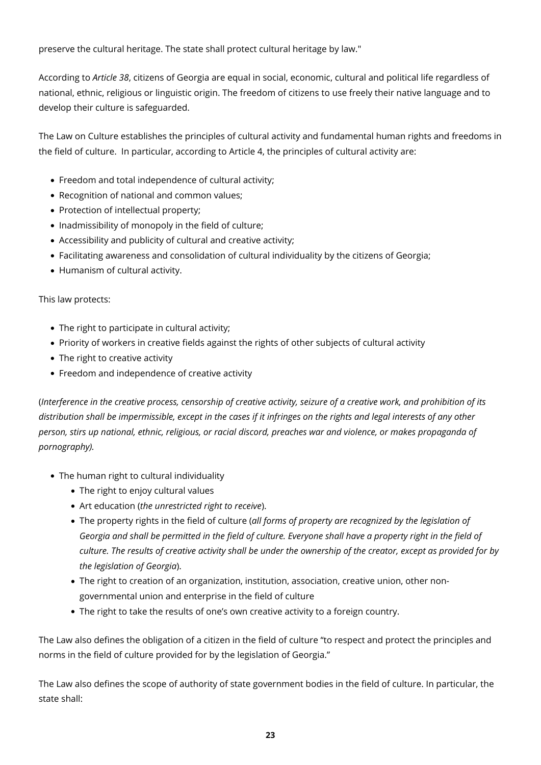preserve the cultural heritage. The state shall protect cultural heritage by law."

According to *Article 38*, citizens of Georgia are equal in social, economic, cultural and political life regardless of national, ethnic, religious or linguistic origin. The freedom of citizens to use freely their native language and to develop their culture is safeguarded.

The Law on Culture establishes the principles of cultural activity and fundamental human rights and freedoms in the field of culture.  In particular, according to Article 4, the principles of cultural activity are:

- Freedom and total independence of cultural activity;
- Recognition of national and common values;
- Protection of intellectual property;
- Inadmissibility of monopoly in the field of culture;
- Accessibility and publicity of cultural and creative activity;
- Facilitating awareness and consolidation of cultural individuality by the citizens of Georgia;
- Humanism of cultural activity.

This law protects:

- The right to participate in cultural activity;
- Priority of workers in creative fields against the rights of other subjects of cultural activity
- The right to creative activity
- Freedom and independence of creative activity

(*Interference in the creative process, censorship of creative activity, seizure of a creative work, and prohibition of its distribution shall be impermissible, except in the cases if it infringes on the rights and legal interests of any other person, stirs up national, ethnic, religious, or racial discord, preaches war and violence, or makes propaganda of pornography).*

- The human right to cultural individuality
  - The right to enjoy cultural values
  - Art education (*the unrestricted right to receive*).
  - The property rights in the field of culture (*all forms of property are recognized by the legislation of Georgia and shall be permitted in the field of culture. Everyone shall have a property right in the field of culture. The results of creative activity shall be under the ownership of the creator, except as provided for by the legislation of Georgia*).
  - The right to creation of an organization, institution, association, creative union, other non-governmental union and enterprise in the field of culture
  - The right to take the results of one's own creative activity to a foreign country.

The Law also defines the obligation of a citizen in the field of culture "to respect and protect the principles and norms in the field of culture provided for by the legislation of Georgia."

The Law also defines the scope of authority of state government bodies in the field of culture. In particular, the state shall: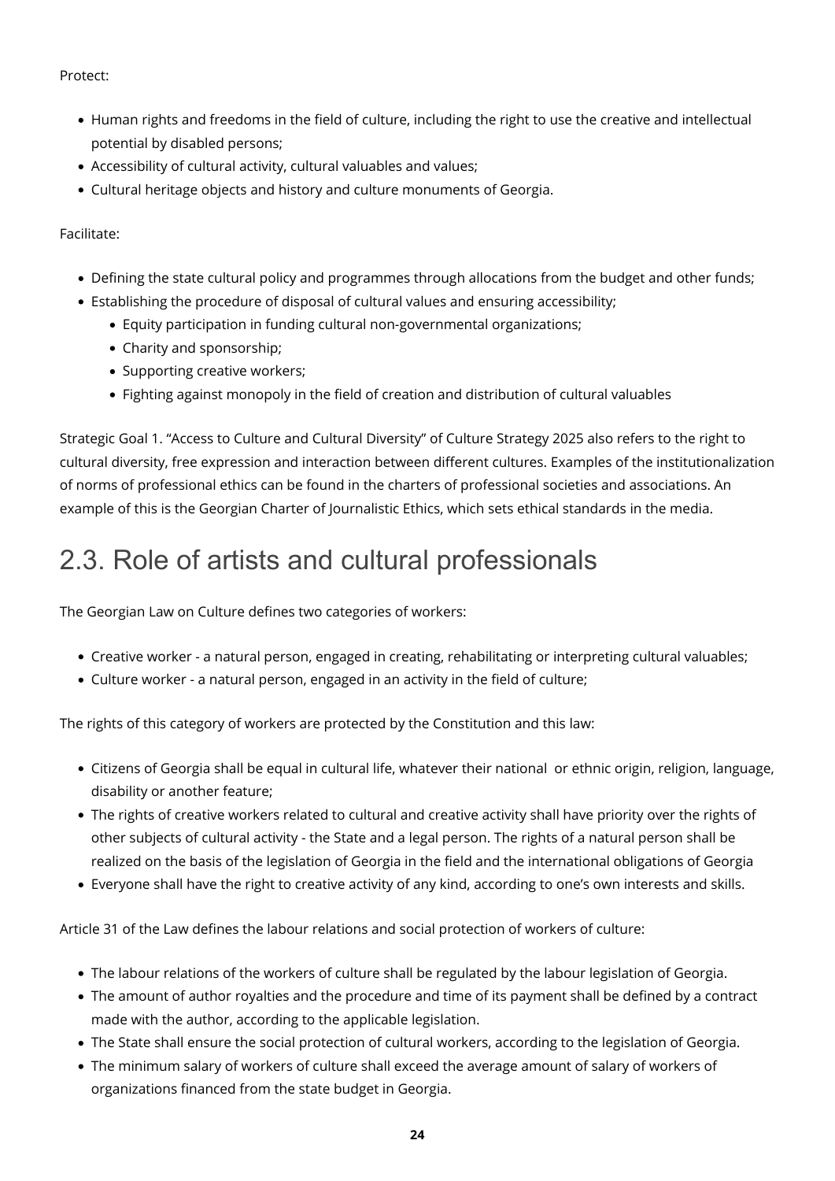Protect:

- Human rights and freedoms in the field of culture, including the right to use the creative and intellectual potential by disabled persons;
- Accessibility of cultural activity, cultural valuables and values;
- Cultural heritage objects and history and culture monuments of Georgia.

Facilitate:

- Defining the state cultural policy and programmes through allocations from the budget and other funds;
- Establishing the procedure of disposal of cultural values and ensuring accessibility;
    - Equity participation in funding cultural non-governmental organizations;
    - Charity and sponsorship;
    - Supporting creative workers;
    - Fighting against monopoly in the field of creation and distribution of cultural valuables

Strategic Goal 1. "Access to Culture and Cultural Diversity" of Culture Strategy 2025 also refers to the right to cultural diversity, free expression and interaction between different cultures. Examples of the institutionalization of norms of professional ethics can be found in the charters of professional societies and associations. An example of this is the Georgian Charter of Journalistic Ethics, which sets ethical standards in the media.

## 2.3. Role of artists and cultural professionals

The Georgian Law on Culture defines two categories of workers:

- Creative worker - a natural person, engaged in creating, rehabilitating or interpreting cultural valuables;
- Culture worker - a natural person, engaged in an activity in the field of culture;

The rights of this category of workers are protected by the Constitution and this law:

- Citizens of Georgia shall be equal in cultural life, whatever their national or ethnic origin, religion, language, disability or another feature;
- The rights of creative workers related to cultural and creative activity shall have priority over the rights of other subjects of cultural activity - the State and a legal person. The rights of a natural person shall be realized on the basis of the legislation of Georgia in the field and the international obligations of Georgia
- Everyone shall have the right to creative activity of any kind, according to one's own interests and skills.

Article 31 of the Law defines the labour relations and social protection of workers of culture:

- The labour relations of the workers of culture shall be regulated by the labour legislation of Georgia.
- The amount of author royalties and the procedure and time of its payment shall be defined by a contract made with the author, according to the applicable legislation.
- The State shall ensure the social protection of cultural workers, according to the legislation of Georgia.
- The minimum salary of workers of culture shall exceed the average amount of salary of workers of organizations financed from the state budget in Georgia.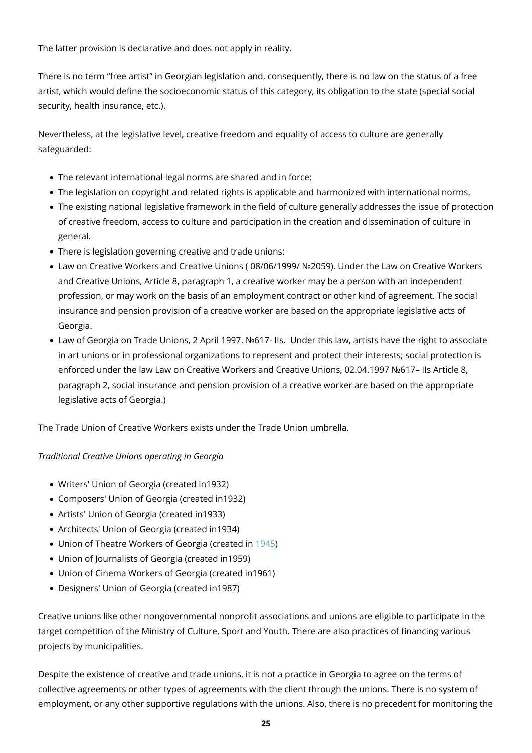The latter provision is declarative and does not apply in reality.

There is no term "free artist" in Georgian legislation and, consequently, there is no law on the status of a free artist, which would define the socioeconomic status of this category, its obligation to the state (special social security, health insurance, etc.).

Nevertheless, at the legislative level, creative freedom and equality of access to culture are generally safeguarded:

- The relevant international legal norms are shared and in force;
- The legislation on copyright and related rights is applicable and harmonized with international norms.
- The existing national legislative framework in the field of culture generally addresses the issue of protection of creative freedom, access to culture and participation in the creation and dissemination of culture in general.
- There is legislation governing creative and trade unions:
- Law on Creative Workers and Creative Unions ( 08/06/1999/ №2059). Under the Law on Creative Workers and Creative Unions, Article 8, paragraph 1, a creative worker may be a person with an independent profession, or may work on the basis of an employment contract or other kind of agreement. The social insurance and pension provision of a creative worker are based on the appropriate legislative acts of Georgia.
- Law of Georgia on Trade Unions, 2 April 1997. №617- IIs.  Under this law, artists have the right to associate in art unions or in professional organizations to represent and protect their interests; social protection is enforced under the law Law on Creative Workers and Creative Unions, 02.04.1997 №617– IIs Article 8, paragraph 2, social insurance and pension provision of a creative worker are based on the appropriate legislative acts of Georgia.)

The Trade Union of Creative Workers exists under the Trade Union umbrella.

*Traditional Creative Unions operating in Georgia*

- Writers' Union of Georgia (created in1932)
- Composers' Union of Georgia (created in1932)
- Artists' Union of Georgia (created in1933)
- Architects' Union of Georgia (created in1934)
- Union of Theatre Workers of Georgia (created in 1945)
- Union of Journalists of Georgia (created in1959)
- Union of Cinema Workers of Georgia (created in1961)
- Designers' Union of Georgia (created in1987)

Creative unions like other nongovernmental nonprofit associations and unions are eligible to participate in the target competition of the Ministry of Culture, Sport and Youth. There are also practices of financing various projects by municipalities.

Despite the existence of creative and trade unions, it is not a practice in Georgia to agree on the terms of collective agreements or other types of agreements with the client through the unions. There is no system of employment, or any other supportive regulations with the unions. Also, there is no precedent for monitoring the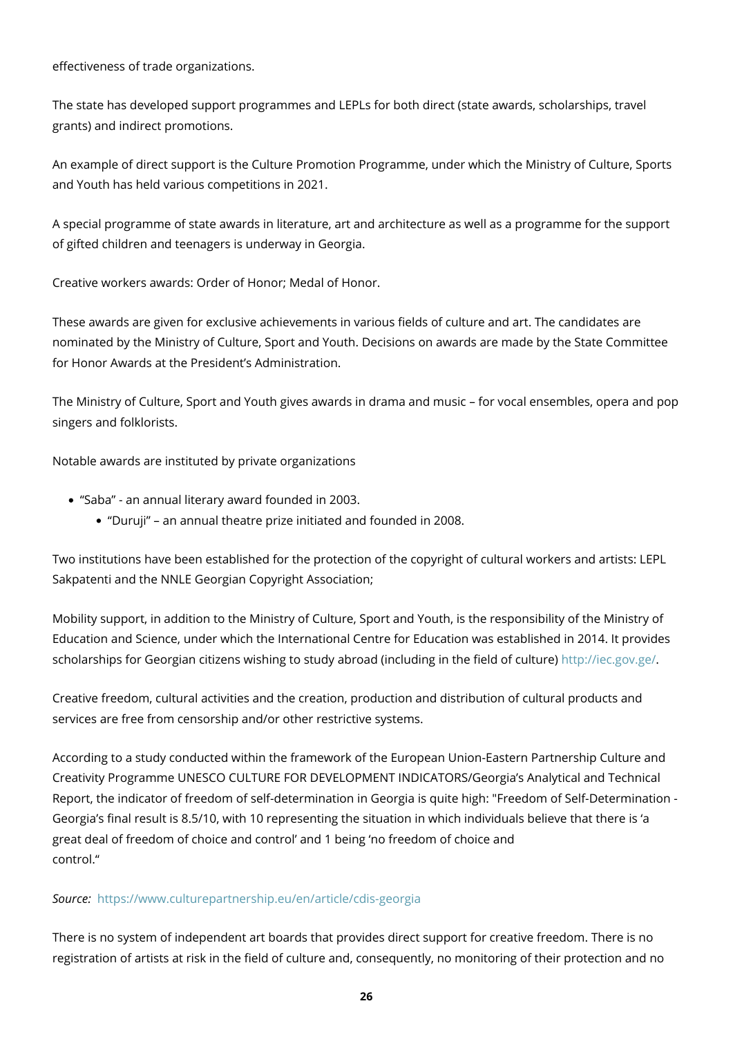effectiveness of trade organizations.

The state has developed support programmes and LEPLs for both direct (state awards, scholarships, travel grants) and indirect promotions.

An example of direct support is the Culture Promotion Programme, under which the Ministry of Culture, Sports and Youth has held various competitions in 2021.

A special programme of state awards in literature, art and architecture as well as a programme for the support of gifted children and teenagers is underway in Georgia.

Creative workers awards: Order of Honor; Medal of Honor.

These awards are given for exclusive achievements in various fields of culture and art. The candidates are nominated by the Ministry of Culture, Sport and Youth. Decisions on awards are made by the State Committee for Honor Awards at the President's Administration.

The Ministry of Culture, Sport and Youth gives awards in drama and music – for vocal ensembles, opera and pop singers and folklorists.

Notable awards are instituted by private organizations

- "Saba" - an annual literary award founded in 2003.
  - "Duruji" – an annual theatre prize initiated and founded in 2008.

Two institutions have been established for the protection of the copyright of cultural workers and artists: LEPL Sakpatenti and the NNLE Georgian Copyright Association;

Mobility support, in addition to the Ministry of Culture, Sport and Youth, is the responsibility of the Ministry of Education and Science, under which the International Centre for Education was established in 2014. It provides scholarships for Georgian citizens wishing to study abroad (including in the field of culture) http://iec.gov.ge/.

Creative freedom, cultural activities and the creation, production and distribution of cultural products and services are free from censorship and/or other restrictive systems.

According to a study conducted within the framework of the European Union-Eastern Partnership Culture and Creativity Programme UNESCO CULTURE FOR DEVELOPMENT INDICATORS/Georgia's Analytical and Technical Report, the indicator of freedom of self-determination in Georgia is quite high: "Freedom of Self-Determination - Georgia's final result is 8.5/10, with 10 representing the situation in which individuals believe that there is 'a great deal of freedom of choice and control' and 1 being 'no freedom of choice and control."

*Source:* https://www.culturepartnership.eu/en/article/cdis-georgia

There is no system of independent art boards that provides direct support for creative freedom. There is no registration of artists at risk in the field of culture and, consequently, no monitoring of their protection and no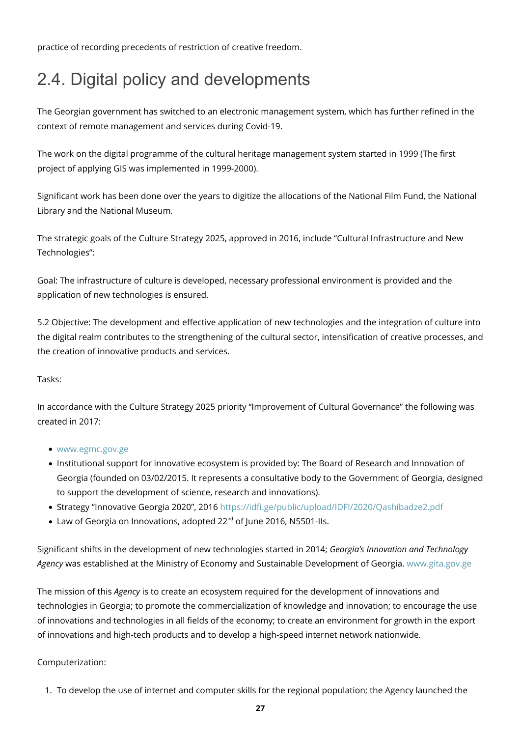practice of recording precedents of restriction of creative freedom.

## 2.4. Digital policy and developments

The Georgian government has switched to an electronic management system, which has further refined in the context of remote management and services during Covid-19.

The work on the digital programme of the cultural heritage management system started in 1999 (The first project of applying GIS was implemented in 1999-2000).

Significant work has been done over the years to digitize the allocations of the National Film Fund, the National Library and the National Museum.

The strategic goals of the Culture Strategy 2025, approved in 2016, include "Cultural Infrastructure and New Technologies":

Goal: The infrastructure of culture is developed, necessary professional environment is provided and the application of new technologies is ensured.

5.2 Objective: The development and effective application of new technologies and the integration of culture into the digital realm contributes to the strengthening of the cultural sector, intensification of creative processes, and the creation of innovative products and services.

Tasks:

In accordance with the Culture Strategy 2025 priority "Improvement of Cultural Governance" the following was created in 2017:

- www.egmc.gov.ge
- Institutional support for innovative ecosystem is provided by: The Board of Research and Innovation of Georgia (founded on 03/02/2015. It represents a consultative body to the Government of Georgia, designed to support the development of science, research and innovations).
- Strategy "Innovative Georgia 2020", 2016 https://idfi.ge/public/upload/IDFI/2020/Qashibadze2.pdf
- Law of Georgia on Innovations, adopted 22nd of June 2016, N5501-IIs.

Significant shifts in the development of new technologies started in 2014; *Georgia's Innovation and Technology Agency* was established at the Ministry of Economy and Sustainable Development of Georgia. www.gita.gov.ge

The mission of this *Agency* is to create an ecosystem required for the development of innovations and technologies in Georgia; to promote the commercialization of knowledge and innovation; to encourage the use of innovations and technologies in all fields of the economy; to create an environment for growth in the export of innovations and high-tech products and to develop a high-speed internet network nationwide.

Computerization:

1. To develop the use of internet and computer skills for the regional population; the Agency launched the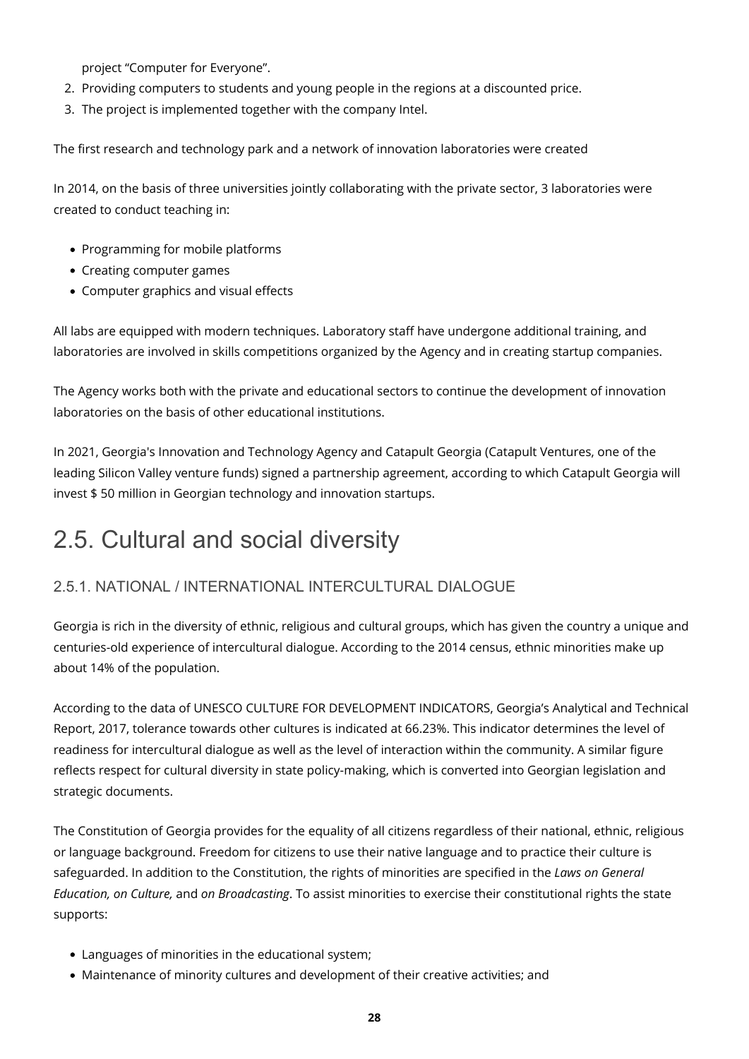project “Computer for Everyone”.

2. Providing computers to students and young people in the regions at a discounted price.
3. The project is implemented together with the company Intel.

The first research and technology park and a network of innovation laboratories were created

In 2014, on the basis of three universities jointly collaborating with the private sector, 3 laboratories were created to conduct teaching in:

- Programming for mobile platforms
- Creating computer games
- Computer graphics and visual effects

All labs are equipped with modern techniques. Laboratory staff have undergone additional training, and laboratories are involved in skills competitions organized by the Agency and in creating startup companies.

The Agency works both with the private and educational sectors to continue the development of innovation laboratories on the basis of other educational institutions.

In 2021, Georgia's Innovation and Technology Agency and Catapult Georgia (Catapult Ventures, one of the leading Silicon Valley venture funds) signed a partnership agreement, according to which Catapult Georgia will invest $ 50 million in Georgian technology and innovation startups.

## 2.5. Cultural and social diversity

### 2.5.1. NATIONAL / INTERNATIONAL INTERCULTURAL DIALOGUE

Georgia is rich in the diversity of ethnic, religious and cultural groups, which has given the country a unique and centuries-old experience of intercultural dialogue. According to the 2014 census, ethnic minorities make up about 14% of the population.

According to the data of UNESCO CULTURE FOR DEVELOPMENT INDICATORS, Georgia’s Analytical and Technical Report, 2017, tolerance towards other cultures is indicated at 66.23%. This indicator determines the level of readiness for intercultural dialogue as well as the level of interaction within the community. A similar figure reflects respect for cultural diversity in state policy-making, which is converted into Georgian legislation and strategic documents.

The Constitution of Georgia provides for the equality of all citizens regardless of their national, ethnic, religious or language background. Freedom for citizens to use their native language and to practice their culture is safeguarded. In addition to the Constitution, the rights of minorities are specified in the *Laws on General Education, on Culture,* and *on Broadcasting*. To assist minorities to exercise their constitutional rights the state supports:

- Languages of minorities in the educational system;
- Maintenance of minority cultures and development of their creative activities; and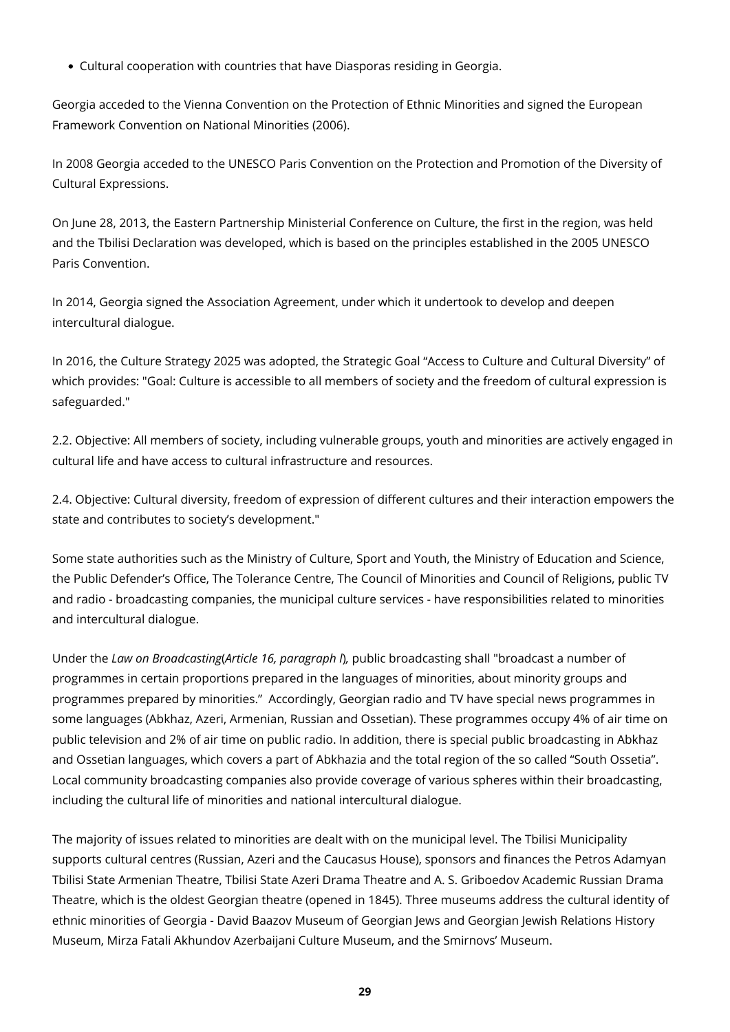- Cultural cooperation with countries that have Diasporas residing in Georgia.

Georgia acceded to the Vienna Convention on the Protection of Ethnic Minorities and signed the European Framework Convention on National Minorities (2006).

In 2008 Georgia acceded to the UNESCO Paris Convention on the Protection and Promotion of the Diversity of Cultural Expressions.

On June 28, 2013, the Eastern Partnership Ministerial Conference on Culture, the first in the region, was held and the Tbilisi Declaration was developed, which is based on the principles established in the 2005 UNESCO Paris Convention.

In 2014, Georgia signed the Association Agreement, under which it undertook to develop and deepen intercultural dialogue.

In 2016, the Culture Strategy 2025 was adopted, the Strategic Goal "Access to Culture and Cultural Diversity" of which provides: "Goal: Culture is accessible to all members of society and the freedom of cultural expression is safeguarded."

2.2. Objective: All members of society, including vulnerable groups, youth and minorities are actively engaged in cultural life and have access to cultural infrastructure and resources.

2.4. Objective: Cultural diversity, freedom of expression of different cultures and their interaction empowers the state and contributes to society's development."

Some state authorities such as the Ministry of Culture, Sport and Youth, the Ministry of Education and Science, the Public Defender's Office, The Tolerance Centre, The Council of Minorities and Council of Religions, public TV and radio - broadcasting companies, the municipal culture services - have responsibilities related to minorities and intercultural dialogue.

Under the *Law on Broadcasting*(*Article 16, paragraph l*), public broadcasting shall "broadcast a number of programmes in certain proportions prepared in the languages of minorities, about minority groups and programmes prepared by minorities." Accordingly, Georgian radio and TV have special news programmes in some languages (Abkhaz, Azeri, Armenian, Russian and Ossetian). These programmes occupy 4% of air time on public television and 2% of air time on public radio. In addition, there is special public broadcasting in Abkhaz and Ossetian languages, which covers a part of Abkhazia and the total region of the so called "South Ossetia". Local community broadcasting companies also provide coverage of various spheres within their broadcasting, including the cultural life of minorities and national intercultural dialogue.

The majority of issues related to minorities are dealt with on the municipal level. The Tbilisi Municipality supports cultural centres (Russian, Azeri and the Caucasus House), sponsors and finances the Petros Adamyan Tbilisi State Armenian Theatre, Tbilisi State Azeri Drama Theatre and A. S. Griboedov Academic Russian Drama Theatre, which is the oldest Georgian theatre (opened in 1845). Three museums address the cultural identity of ethnic minorities of Georgia - David Baazov Museum of Georgian Jews and Georgian Jewish Relations History Museum, Mirza Fatali Akhundov Azerbaijani Culture Museum, and the Smirnovs' Museum.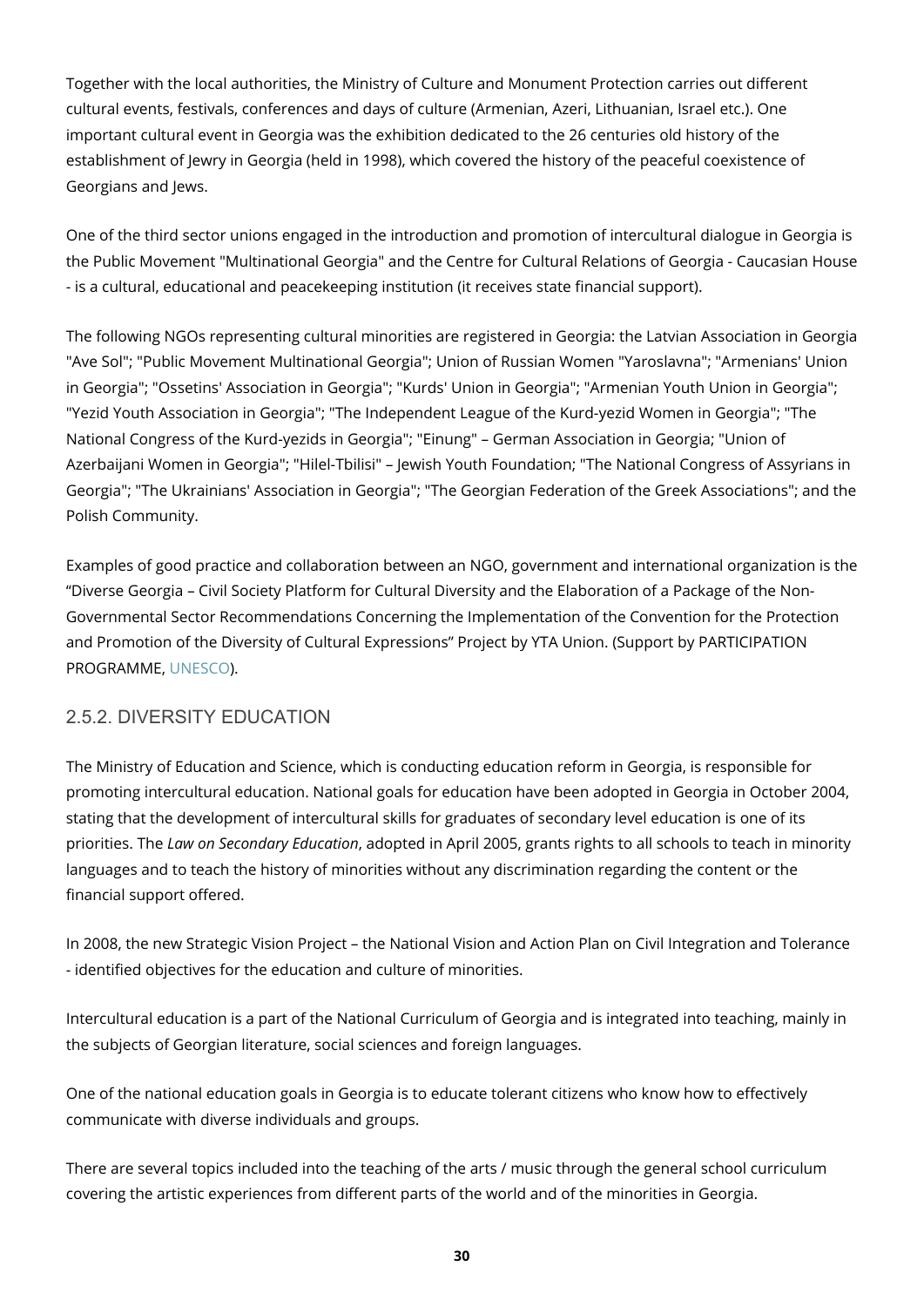Together with the local authorities, the Ministry of Culture and Monument Protection carries out different cultural events, festivals, conferences and days of culture (Armenian, Azeri, Lithuanian, Israel etc.). One important cultural event in Georgia was the exhibition dedicated to the 26 centuries old history of the establishment of Jewry in Georgia (held in 1998), which covered the history of the peaceful coexistence of Georgians and Jews.

One of the third sector unions engaged in the introduction and promotion of intercultural dialogue in Georgia is the Public Movement "Multinational Georgia" and the Centre for Cultural Relations of Georgia - Caucasian House - is a cultural, educational and peacekeeping institution (it receives state financial support).

The following NGOs representing cultural minorities are registered in Georgia: the Latvian Association in Georgia "Ave Sol"; "Public Movement Multinational Georgia"; Union of Russian Women "Yaroslavna"; "Armenians' Union in Georgia"; "Ossetins' Association in Georgia"; "Kurds' Union in Georgia"; "Armenian Youth Union in Georgia"; "Yezid Youth Association in Georgia"; "The Independent League of the Kurd-yezid Women in Georgia"; "The National Congress of the Kurd-yezids in Georgia"; "Einung" – German Association in Georgia; "Union of Azerbaijani Women in Georgia"; "Hilel-Tbilisi" – Jewish Youth Foundation; "The National Congress of Assyrians in Georgia"; "The Ukrainians' Association in Georgia"; "The Georgian Federation of the Greek Associations"; and the Polish Community.

Examples of good practice and collaboration between an NGO, government and international organization is the "Diverse Georgia – Civil Society Platform for Cultural Diversity and the Elaboration of a Package of the Non-Governmental Sector Recommendations Concerning the Implementation of the Convention for the Protection and Promotion of the Diversity of Cultural Expressions" Project by YTA Union. (Support by PARTICIPATION PROGRAMME, UNESCO).

## 2.5.2. DIVERSITY EDUCATION

The Ministry of Education and Science, which is conducting education reform in Georgia, is responsible for promoting intercultural education. National goals for education have been adopted in Georgia in October 2004, stating that the development of intercultural skills for graduates of secondary level education is one of its priorities. The *Law on Secondary Education*, adopted in April 2005, grants rights to all schools to teach in minority languages and to teach the history of minorities without any discrimination regarding the content or the financial support offered.

In 2008, the new Strategic Vision Project – the National Vision and Action Plan on Civil Integration and Tolerance - identified objectives for the education and culture of minorities.

Intercultural education is a part of the National Curriculum of Georgia and is integrated into teaching, mainly in the subjects of Georgian literature, social sciences and foreign languages.

One of the national education goals in Georgia is to educate tolerant citizens who know how to effectively communicate with diverse individuals and groups.

There are several topics included into the teaching of the arts / music through the general school curriculum covering the artistic experiences from different parts of the world and of the minorities in Georgia.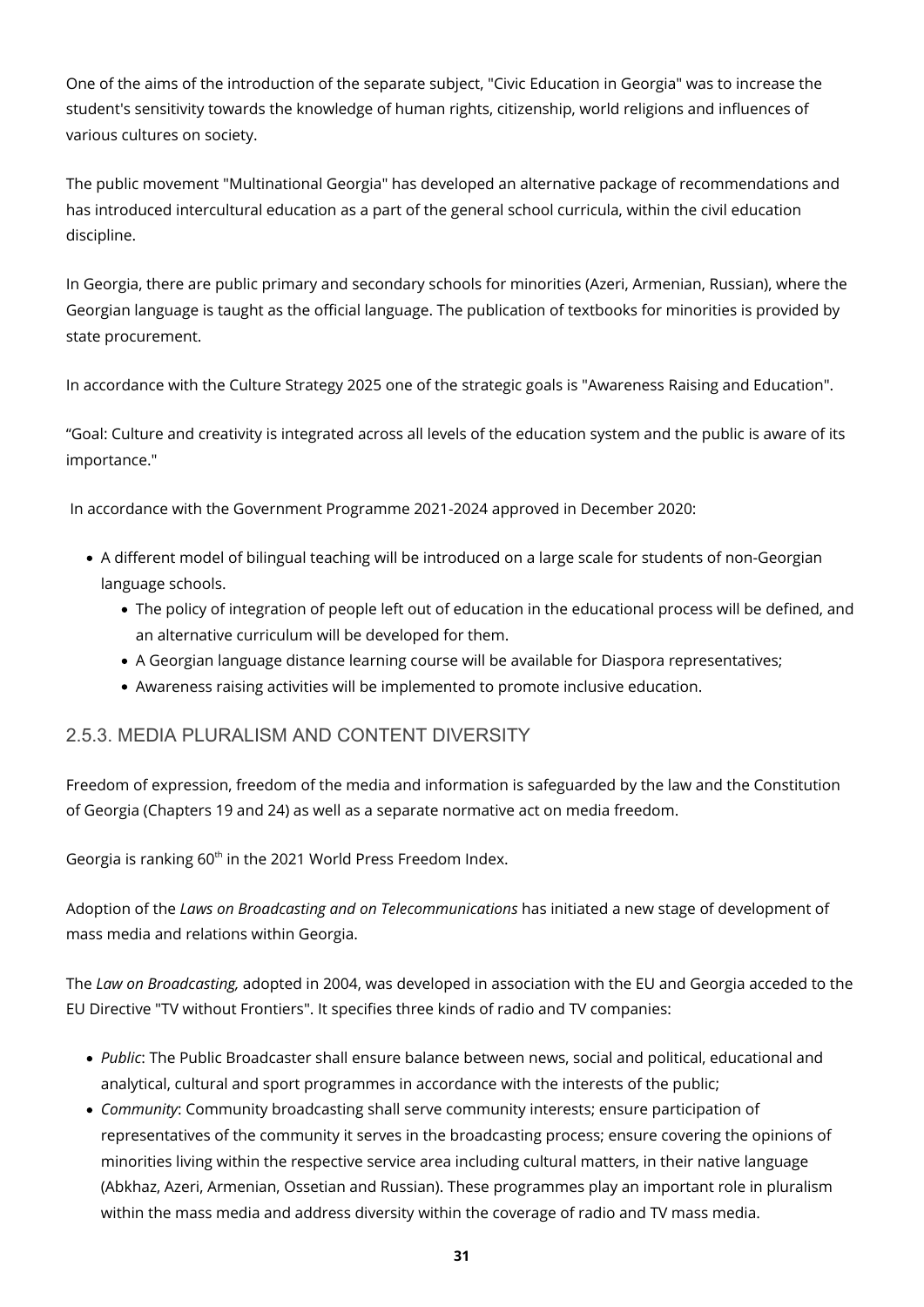One of the aims of the introduction of the separate subject, "Civic Education in Georgia" was to increase the student's sensitivity towards the knowledge of human rights, citizenship, world religions and influences of various cultures on society.

The public movement "Multinational Georgia" has developed an alternative package of recommendations and has introduced intercultural education as a part of the general school curricula, within the civil education discipline.

In Georgia, there are public primary and secondary schools for minorities (Azeri, Armenian, Russian), where the Georgian language is taught as the official language. The publication of textbooks for minorities is provided by state procurement.

In accordance with the Culture Strategy 2025 one of the strategic goals is "Awareness Raising and Education".

"Goal: Culture and creativity is integrated across all levels of the education system and the public is aware of its importance."

In accordance with the Government Programme 2021-2024 approved in December 2020:

- A different model of bilingual teaching will be introduced on a large scale for students of non-Georgian language schools.
  - The policy of integration of people left out of education in the educational process will be defined, and an alternative curriculum will be developed for them.
  - A Georgian language distance learning course will be available for Diaspora representatives;
  - Awareness raising activities will be implemented to promote inclusive education.

### 2.5.3. MEDIA PLURALISM AND CONTENT DIVERSITY

Freedom of expression, freedom of the media and information is safeguarded by the law and the Constitution of Georgia (Chapters 19 and 24) as well as a separate normative act on media freedom.

Georgia is ranking 60th in the 2021 World Press Freedom Index.

Adoption of the *Laws on Broadcasting and on Telecommunications* has initiated a new stage of development of mass media and relations within Georgia.

The *Law on Broadcasting,* adopted in 2004, was developed in association with the EU and Georgia acceded to the EU Directive "TV without Frontiers". It specifies three kinds of radio and TV companies:

- *Public*: The Public Broadcaster shall ensure balance between news, social and political, educational and analytical, cultural and sport programmes in accordance with the interests of the public;
- *Community*: Community broadcasting shall serve community interests; ensure participation of representatives of the community it serves in the broadcasting process; ensure covering the opinions of minorities living within the respective service area including cultural matters, in their native language (Abkhaz, Azeri, Armenian, Ossetian and Russian). These programmes play an important role in pluralism within the mass media and address diversity within the coverage of radio and TV mass media.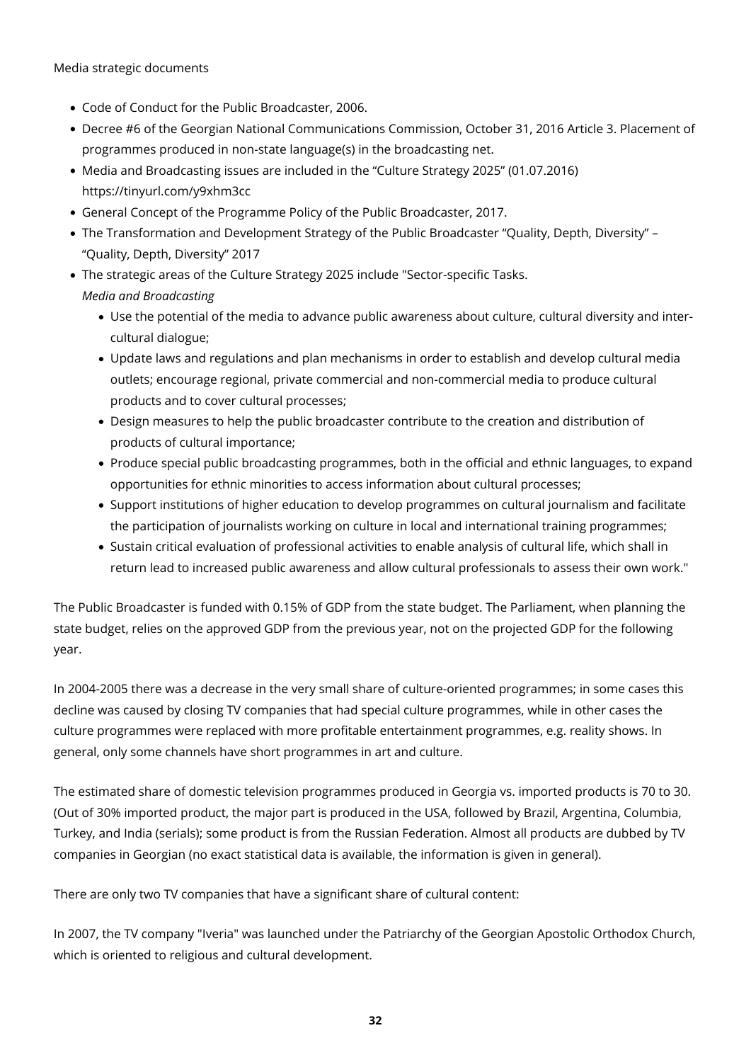Media strategic documents

- Code of Conduct for the Public Broadcaster, 2006.
- Decree #6 of the Georgian National Communications Commission, October 31, 2016 Article 3. Placement of programmes produced in non-state language(s) in the broadcasting net.
- Media and Broadcasting issues are included in the "Culture Strategy 2025" (01.07.2016) https://tinyurl.com/y9xhm3cc
- General Concept of the Programme Policy of the Public Broadcaster, 2017.
- The Transformation and Development Strategy of the Public Broadcaster "Quality, Depth, Diversity" – "Quality, Depth, Diversity" 2017
- The strategic areas of the Culture Strategy 2025 include "Sector-specific Tasks.
  *Media and Broadcasting*
  - Use the potential of the media to advance public awareness about culture, cultural diversity and inter-cultural dialogue;
  - Update laws and regulations and plan mechanisms in order to establish and develop cultural media outlets; encourage regional, private commercial and non-commercial media to produce cultural products and to cover cultural processes;
  - Design measures to help the public broadcaster contribute to the creation and distribution of products of cultural importance;
  - Produce special public broadcasting programmes, both in the official and ethnic languages, to expand opportunities for ethnic minorities to access information about cultural processes;
  - Support institutions of higher education to develop programmes on cultural journalism and facilitate the participation of journalists working on culture in local and international training programmes;
  - Sustain critical evaluation of professional activities to enable analysis of cultural life, which shall in return lead to increased public awareness and allow cultural professionals to assess their own work."

The Public Broadcaster is funded with 0.15% of GDP from the state budget. The Parliament, when planning the state budget, relies on the approved GDP from the previous year, not on the projected GDP for the following year.

In 2004-2005 there was a decrease in the very small share of culture-oriented programmes; in some cases this decline was caused by closing TV companies that had special culture programmes, while in other cases the culture programmes were replaced with more profitable entertainment programmes, e.g. reality shows. In general, only some channels have short programmes in art and culture.

The estimated share of domestic television programmes produced in Georgia vs. imported products is 70 to 30. (Out of 30% imported product, the major part is produced in the USA, followed by Brazil, Argentina, Columbia, Turkey, and India (serials); some product is from the Russian Federation. Almost all products are dubbed by TV companies in Georgian (no exact statistical data is available, the information is given in general).

There are only two TV companies that have a significant share of cultural content:

In 2007, the TV company "Iveria" was launched under the Patriarchy of the Georgian Apostolic Orthodox Church, which is oriented to religious and cultural development.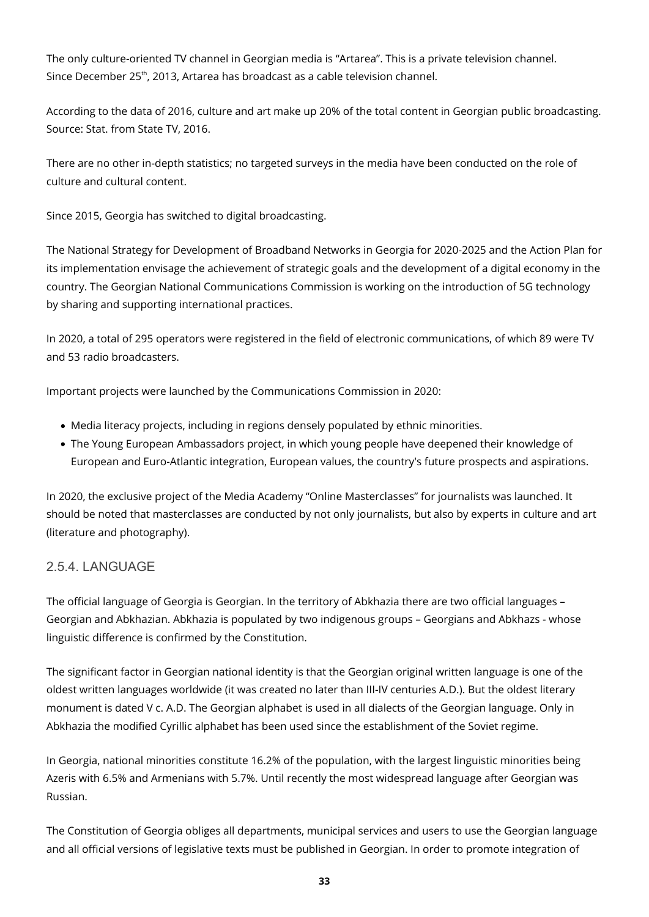The only culture-oriented TV channel in Georgian media is “Artarea”. This is a private television channel. Since December 25$^{th}$, 2013, Artarea has broadcast as a cable television channel.

According to the data of 2016, culture and art make up 20% of the total content in Georgian public broadcasting. Source: Stat. from State TV, 2016.

There are no other in-depth statistics; no targeted surveys in the media have been conducted on the role of culture and cultural content.

Since 2015, Georgia has switched to digital broadcasting.

The National Strategy for Development of Broadband Networks in Georgia for 2020-2025 and the Action Plan for its implementation envisage the achievement of strategic goals and the development of a digital economy in the country. The Georgian National Communications Commission is working on the introduction of 5G technology by sharing and supporting international practices.

In 2020, a total of 295 operators were registered in the field of electronic communications, of which 89 were TV and 53 radio broadcasters.

Important projects were launched by the Communications Commission in 2020:

- Media literacy projects, including in regions densely populated by ethnic minorities.
- The Young European Ambassadors project, in which young people have deepened their knowledge of European and Euro-Atlantic integration, European values, the country's future prospects and aspirations.

In 2020, the exclusive project of the Media Academy “Online Masterclasses” for journalists was launched. It should be noted that masterclasses are conducted by not only journalists, but also by experts in culture and art (literature and photography).

## 2.5.4. LANGUAGE

The official language of Georgia is Georgian. In the territory of Abkhazia there are two official languages – Georgian and Abkhazian. Abkhazia is populated by two indigenous groups – Georgians and Abkhazs - whose linguistic difference is confirmed by the Constitution.

The significant factor in Georgian national identity is that the Georgian original written language is one of the oldest written languages worldwide (it was created no later than III-IV centuries A.D.). But the oldest literary monument is dated V c. A.D. The Georgian alphabet is used in all dialects of the Georgian language. Only in Abkhazia the modified Cyrillic alphabet has been used since the establishment of the Soviet regime.

In Georgia, national minorities constitute 16.2% of the population, with the largest linguistic minorities being Azeris with 6.5% and Armenians with 5.7%. Until recently the most widespread language after Georgian was Russian.

The Constitution of Georgia obliges all departments, municipal services and users to use the Georgian language and all official versions of legislative texts must be published in Georgian. In order to promote integration of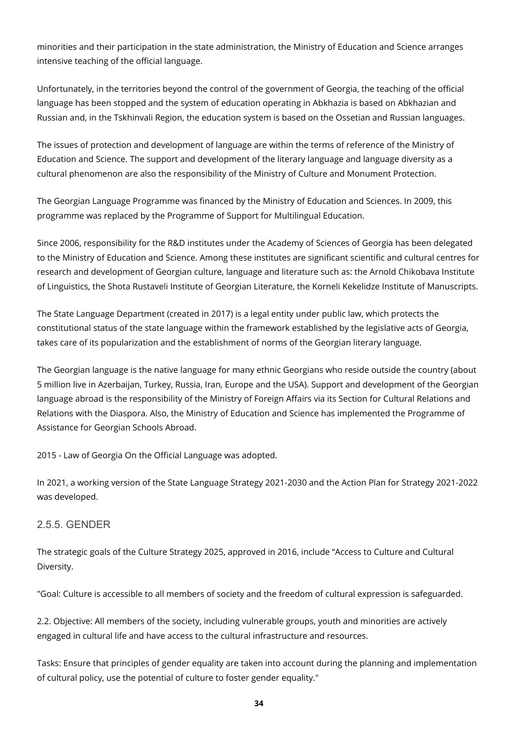minorities and their participation in the state administration, the Ministry of Education and Science arranges intensive teaching of the official language.

Unfortunately, in the territories beyond the control of the government of Georgia, the teaching of the official language has been stopped and the system of education operating in Abkhazia is based on Abkhazian and Russian and, in the Tskhinvali Region, the education system is based on the Ossetian and Russian languages.

The issues of protection and development of language are within the terms of reference of the Ministry of Education and Science. The support and development of the literary language and language diversity as a cultural phenomenon are also the responsibility of the Ministry of Culture and Monument Protection.

The Georgian Language Programme was financed by the Ministry of Education and Sciences. In 2009, this programme was replaced by the Programme of Support for Multilingual Education.

Since 2006, responsibility for the R&D institutes under the Academy of Sciences of Georgia has been delegated to the Ministry of Education and Science. Among these institutes are significant scientific and cultural centres for research and development of Georgian culture, language and literature such as: the Arnold Chikobava Institute of Linguistics, the Shota Rustaveli Institute of Georgian Literature, the Korneli Kekelidze Institute of Manuscripts.

The State Language Department (created in 2017) is a legal entity under public law, which protects the constitutional status of the state language within the framework established by the legislative acts of Georgia, takes care of its popularization and the establishment of norms of the Georgian literary language.

The Georgian language is the native language for many ethnic Georgians who reside outside the country (about 5 million live in Azerbaijan, Turkey, Russia, Iran, Europe and the USA). Support and development of the Georgian language abroad is the responsibility of the Ministry of Foreign Affairs via its Section for Cultural Relations and Relations with the Diaspora. Also, the Ministry of Education and Science has implemented the Programme of Assistance for Georgian Schools Abroad.

2015 - Law of Georgia On the Official Language was adopted.

In 2021, a working version of the State Language Strategy 2021-2030 and the Action Plan for Strategy 2021-2022 was developed.

### 2.5.5. GENDER

The strategic goals of the Culture Strategy 2025, approved in 2016, include “Access to Culture and Cultural Diversity.

"Goal: Culture is accessible to all members of society and the freedom of cultural expression is safeguarded.

2.2. Objective: All members of the society, including vulnerable groups, youth and minorities are actively engaged in cultural life and have access to the cultural infrastructure and resources.

Tasks: Ensure that principles of gender equality are taken into account during the planning and implementation of cultural policy, use the potential of culture to foster gender equality."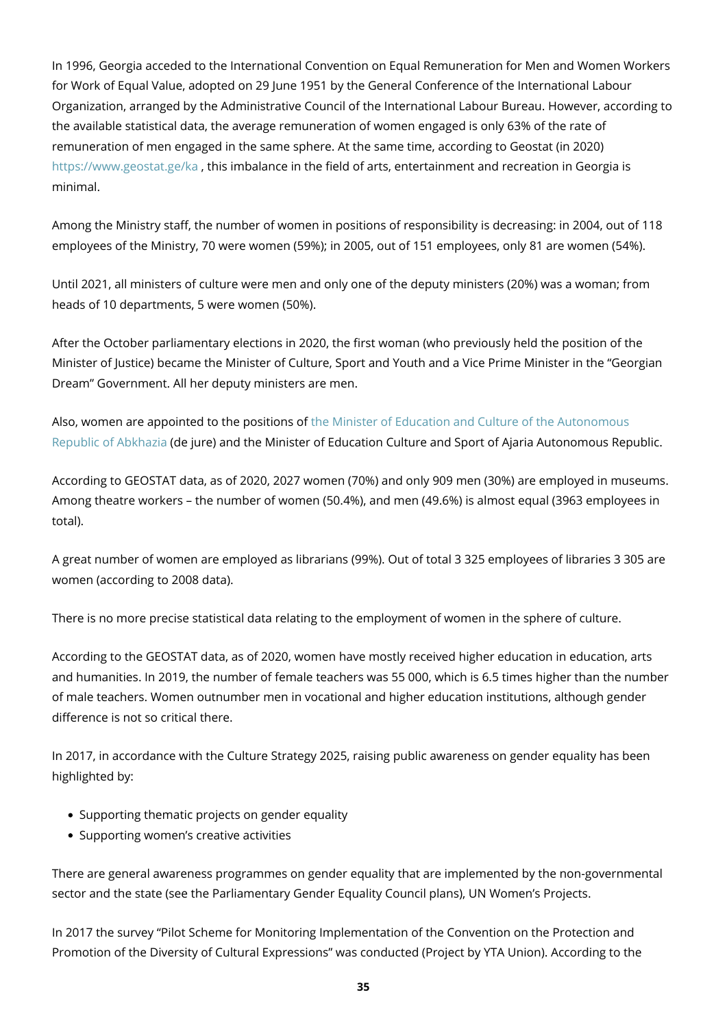In 1996, Georgia acceded to the International Convention on Equal Remuneration for Men and Women Workers for Work of Equal Value, adopted on 29 June 1951 by the General Conference of the International Labour Organization, arranged by the Administrative Council of the International Labour Bureau. However, according to the available statistical data, the average remuneration of women engaged is only 63% of the rate of remuneration of men engaged in the same sphere. At the same time, according to Geostat (in 2020) https://www.geostat.ge/ka , this imbalance in the field of arts, entertainment and recreation in Georgia is minimal.

Among the Ministry staff, the number of women in positions of responsibility is decreasing: in 2004, out of 118 employees of the Ministry, 70 were women (59%); in 2005, out of 151 employees, only 81 are women (54%).

Until 2021, all ministers of culture were men and only one of the deputy ministers (20%) was a woman; from heads of 10 departments, 5 were women (50%).

After the October parliamentary elections in 2020, the first woman (who previously held the position of the Minister of Justice) became the Minister of Culture, Sport and Youth and a Vice Prime Minister in the "Georgian Dream" Government. All her deputy ministers are men.

Also, women are appointed to the positions of the Minister of Education and Culture of the Autonomous Republic of Abkhazia (de jure) and the Minister of Education Culture and Sport of Ajaria Autonomous Republic.

According to GEOSTAT data, as of 2020, 2027 women (70%) and only 909 men (30%) are employed in museums. Among theatre workers – the number of women (50.4%), and men (49.6%) is almost equal (3963 employees in total).

A great number of women are employed as librarians (99%). Out of total 3 325 employees of libraries 3 305 are women (according to 2008 data).

There is no more precise statistical data relating to the employment of women in the sphere of culture.

According to the GEOSTAT data, as of 2020, women have mostly received higher education in education, arts and humanities. In 2019, the number of female teachers was 55 000, which is 6.5 times higher than the number of male teachers. Women outnumber men in vocational and higher education institutions, although gender difference is not so critical there.

In 2017, in accordance with the Culture Strategy 2025, raising public awareness on gender equality has been highlighted by:

- Supporting thematic projects on gender equality
- Supporting women's creative activities

There are general awareness programmes on gender equality that are implemented by the non-governmental sector and the state (see the Parliamentary Gender Equality Council plans), UN Women's Projects.

In 2017 the survey "Pilot Scheme for Monitoring Implementation of the Convention on the Protection and Promotion of the Diversity of Cultural Expressions" was conducted (Project by YTA Union). According to the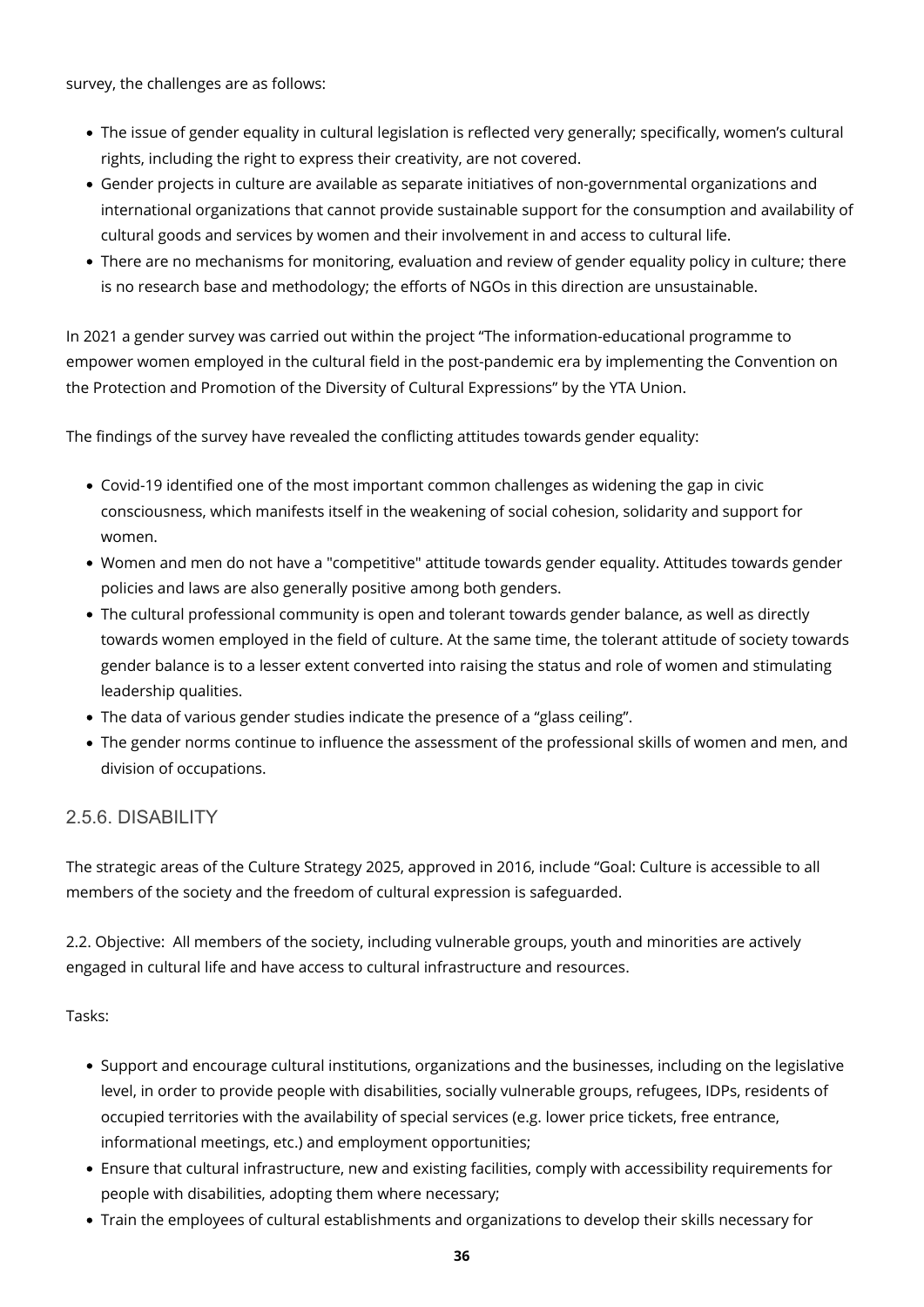survey, the challenges are as follows:

- The issue of gender equality in cultural legislation is reflected very generally; specifically, women's cultural rights, including the right to express their creativity, are not covered.
- Gender projects in culture are available as separate initiatives of non-governmental organizations and international organizations that cannot provide sustainable support for the consumption and availability of cultural goods and services by women and their involvement in and access to cultural life.
- There are no mechanisms for monitoring, evaluation and review of gender equality policy in culture; there is no research base and methodology; the efforts of NGOs in this direction are unsustainable.

In 2021 a gender survey was carried out within the project "The information-educational programme to empower women employed in the cultural field in the post-pandemic era by implementing the Convention on the Protection and Promotion of the Diversity of Cultural Expressions" by the YTA Union.

The findings of the survey have revealed the conflicting attitudes towards gender equality:

- Covid-19 identified one of the most important common challenges as widening the gap in civic consciousness, which manifests itself in the weakening of social cohesion, solidarity and support for women.
- Women and men do not have a "competitive" attitude towards gender equality. Attitudes towards gender policies and laws are also generally positive among both genders.
- The cultural professional community is open and tolerant towards gender balance, as well as directly towards women employed in the field of culture. At the same time, the tolerant attitude of society towards gender balance is to a lesser extent converted into raising the status and role of women and stimulating leadership qualities.
- The data of various gender studies indicate the presence of a "glass ceiling".
- The gender norms continue to influence the assessment of the professional skills of women and men, and division of occupations.

### 2.5.6. DISABILITY

The strategic areas of the Culture Strategy 2025, approved in 2016, include "Goal: Culture is accessible to all members of the society and the freedom of cultural expression is safeguarded.

2.2. Objective: All members of the society, including vulnerable groups, youth and minorities are actively engaged in cultural life and have access to cultural infrastructure and resources.

Tasks:

- Support and encourage cultural institutions, organizations and the businesses, including on the legislative level, in order to provide people with disabilities, socially vulnerable groups, refugees, IDPs, residents of occupied territories with the availability of special services (e.g. lower price tickets, free entrance, informational meetings, etc.) and employment opportunities;
- Ensure that cultural infrastructure, new and existing facilities, comply with accessibility requirements for people with disabilities, adopting them where necessary;
- Train the employees of cultural establishments and organizations to develop their skills necessary for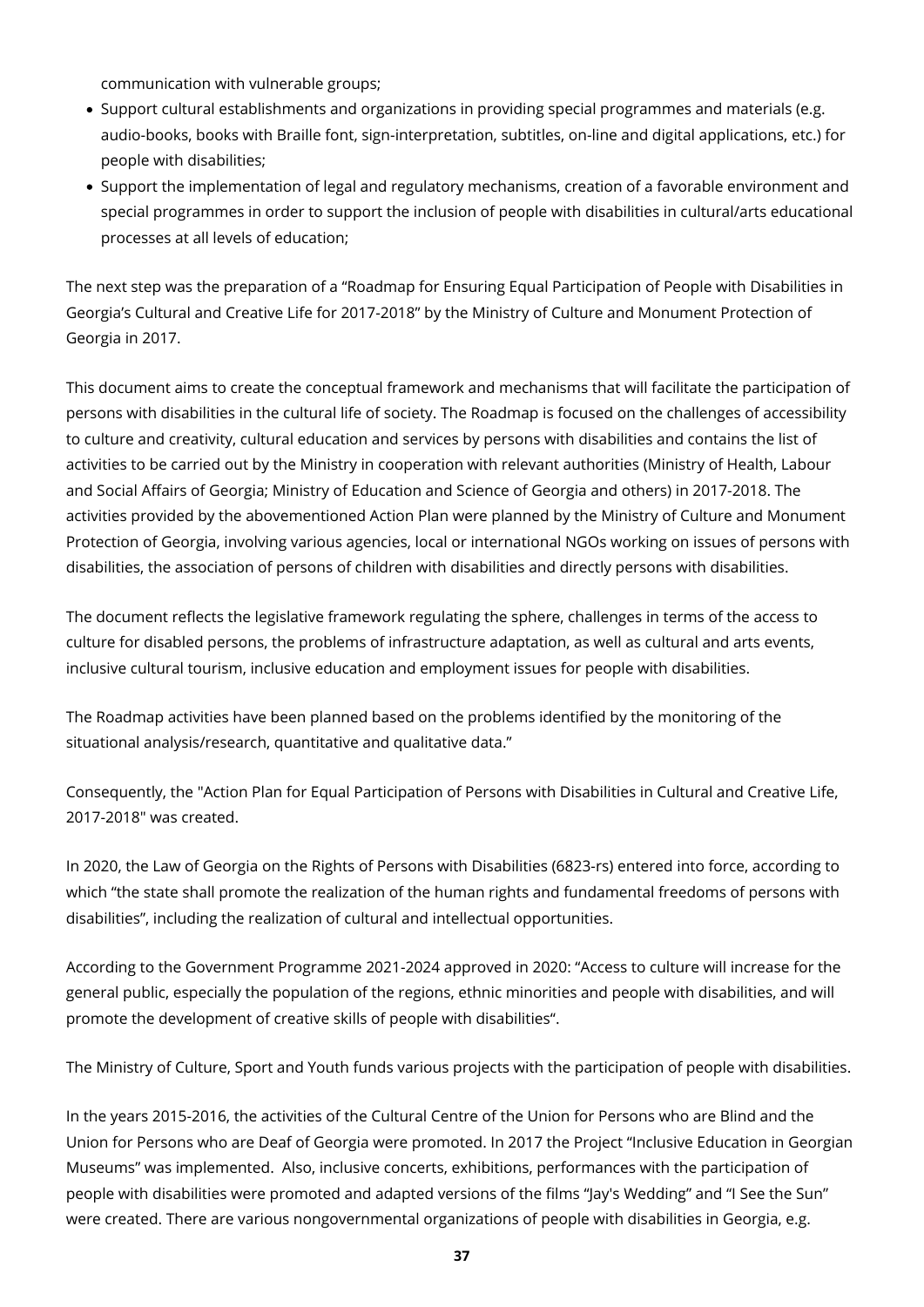communication with vulnerable groups;

- Support cultural establishments and organizations in providing special programmes and materials (e.g. audio-books, books with Braille font, sign-interpretation, subtitles, on-line and digital applications, etc.) for people with disabilities;
- Support the implementation of legal and regulatory mechanisms, creation of a favorable environment and special programmes in order to support the inclusion of people with disabilities in cultural/arts educational processes at all levels of education;

The next step was the preparation of a "Roadmap for Ensuring Equal Participation of People with Disabilities in Georgia's Cultural and Creative Life for 2017-2018" by the Ministry of Culture and Monument Protection of Georgia in 2017.

This document aims to create the conceptual framework and mechanisms that will facilitate the participation of persons with disabilities in the cultural life of society. The Roadmap is focused on the challenges of accessibility to culture and creativity, cultural education and services by persons with disabilities and contains the list of activities to be carried out by the Ministry in cooperation with relevant authorities (Ministry of Health, Labour and Social Affairs of Georgia; Ministry of Education and Science of Georgia and others) in 2017-2018. The activities provided by the abovementioned Action Plan were planned by the Ministry of Culture and Monument Protection of Georgia, involving various agencies, local or international NGOs working on issues of persons with disabilities, the association of persons of children with disabilities and directly persons with disabilities.

The document reflects the legislative framework regulating the sphere, challenges in terms of the access to culture for disabled persons, the problems of infrastructure adaptation, as well as cultural and arts events, inclusive cultural tourism, inclusive education and employment issues for people with disabilities.

The Roadmap activities have been planned based on the problems identified by the monitoring of the situational analysis/research, quantitative and qualitative data."

Consequently, the "Action Plan for Equal Participation of Persons with Disabilities in Cultural and Creative Life, 2017-2018" was created.

In 2020, the Law of Georgia on the Rights of Persons with Disabilities (6823-rs) entered into force, according to which "the state shall promote the realization of the human rights and fundamental freedoms of persons with disabilities", including the realization of cultural and intellectual opportunities.

According to the Government Programme 2021-2024 approved in 2020: "Access to culture will increase for the general public, especially the population of the regions, ethnic minorities and people with disabilities, and will promote the development of creative skills of people with disabilities".

The Ministry of Culture, Sport and Youth funds various projects with the participation of people with disabilities.

In the years 2015-2016, the activities of the Cultural Centre of the Union for Persons who are Blind and the Union for Persons who are Deaf of Georgia were promoted. In 2017 the Project "Inclusive Education in Georgian Museums" was implemented. Also, inclusive concerts, exhibitions, performances with the participation of people with disabilities were promoted and adapted versions of the films "Jay's Wedding" and "I See the Sun" were created. There are various nongovernmental organizations of people with disabilities in Georgia, e.g.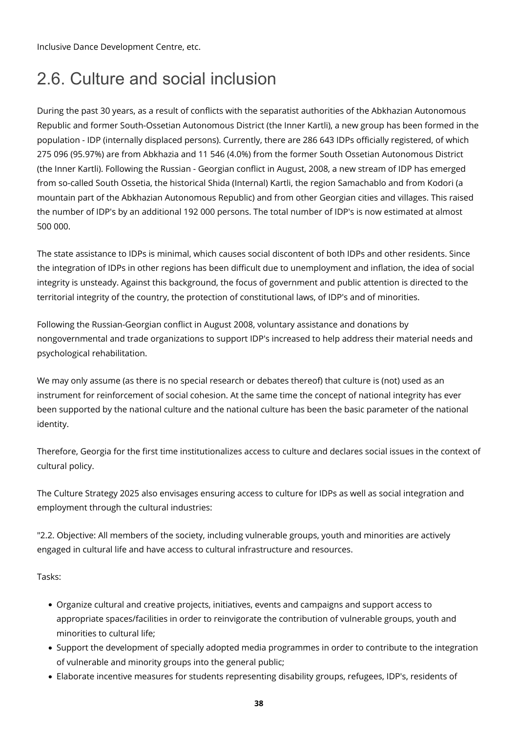Inclusive Dance Development Centre, etc.

## 2.6. Culture and social inclusion

During the past 30 years, as a result of conflicts with the separatist authorities of the Abkhazian Autonomous Republic and former South-Ossetian Autonomous District (the Inner Kartli), a new group has been formed in the population - IDP (internally displaced persons). Currently, there are 286 643 IDPs officially registered, of which 275 096 (95.97%) are from Abkhazia and 11 546 (4.0%) from the former South Ossetian Autonomous District (the Inner Kartli). Following the Russian - Georgian conflict in August, 2008, a new stream of IDP has emerged from so-called South Ossetia, the historical Shida (Internal) Kartli, the region Samachablo and from Kodori (a mountain part of the Abkhazian Autonomous Republic) and from other Georgian cities and villages. This raised the number of IDP's by an additional 192 000 persons. The total number of IDP's is now estimated at almost 500 000.

The state assistance to IDPs is minimal, which causes social discontent of both IDPs and other residents. Since the integration of IDPs in other regions has been difficult due to unemployment and inflation, the idea of social integrity is unsteady. Against this background, the focus of government and public attention is directed to the territorial integrity of the country, the protection of constitutional laws, of IDP's and of minorities.

Following the Russian-Georgian conflict in August 2008, voluntary assistance and donations by nongovernmental and trade organizations to support IDP's increased to help address their material needs and psychological rehabilitation.

We may only assume (as there is no special research or debates thereof) that culture is (not) used as an instrument for reinforcement of social cohesion. At the same time the concept of national integrity has ever been supported by the national culture and the national culture has been the basic parameter of the national identity.

Therefore, Georgia for the first time institutionalizes access to culture and declares social issues in the context of cultural policy.

The Culture Strategy 2025 also envisages ensuring access to culture for IDPs as well as social integration and employment through the cultural industries:

"2.2. Objective: All members of the society, including vulnerable groups, youth and minorities are actively engaged in cultural life and have access to cultural infrastructure and resources.

Tasks:

- Organize cultural and creative projects, initiatives, events and campaigns and support access to appropriate spaces/facilities in order to reinvigorate the contribution of vulnerable groups, youth and minorities to cultural life;
- Support the development of specially adopted media programmes in order to contribute to the integration of vulnerable and minority groups into the general public;
- Elaborate incentive measures for students representing disability groups, refugees, IDP's, residents of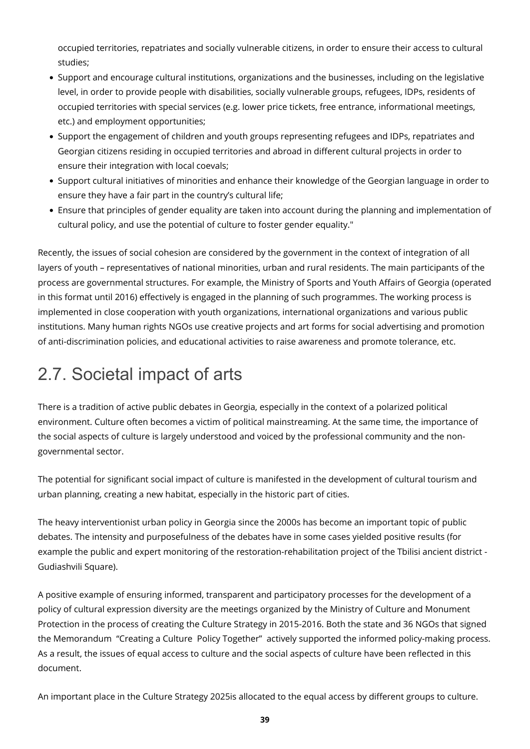occupied territories, repatriates and socially vulnerable citizens, in order to ensure their access to cultural studies;

- Support and encourage cultural institutions, organizations and the businesses, including on the legislative level, in order to provide people with disabilities, socially vulnerable groups, refugees, IDPs, residents of occupied territories with special services (e.g. lower price tickets, free entrance, informational meetings, etc.) and employment opportunities;
- Support the engagement of children and youth groups representing refugees and IDPs, repatriates and Georgian citizens residing in occupied territories and abroad in different cultural projects in order to ensure their integration with local coevals;
- Support cultural initiatives of minorities and enhance their knowledge of the Georgian language in order to ensure they have a fair part in the country's cultural life;
- Ensure that principles of gender equality are taken into account during the planning and implementation of cultural policy, and use the potential of culture to foster gender equality."

Recently, the issues of social cohesion are considered by the government in the context of integration of all layers of youth – representatives of national minorities, urban and rural residents. The main participants of the process are governmental structures. For example, the Ministry of Sports and Youth Affairs of Georgia (operated in this format until 2016) effectively is engaged in the planning of such programmes. The working process is implemented in close cooperation with youth organizations, international organizations and various public institutions. Many human rights NGOs use creative projects and art forms for social advertising and promotion of anti-discrimination policies, and educational activities to raise awareness and promote tolerance, etc.

## 2.7. Societal impact of arts

There is a tradition of active public debates in Georgia, especially in the context of a polarized political environment. Culture often becomes a victim of political mainstreaming. At the same time, the importance of the social aspects of culture is largely understood and voiced by the professional community and the non-governmental sector.

The potential for significant social impact of culture is manifested in the development of cultural tourism and urban planning, creating a new habitat, especially in the historic part of cities.

The heavy interventionist urban policy in Georgia since the 2000s has become an important topic of public debates. The intensity and purposefulness of the debates have in some cases yielded positive results (for example the public and expert monitoring of the restoration-rehabilitation project of the Tbilisi ancient district - Gudiashvili Square).

A positive example of ensuring informed, transparent and participatory processes for the development of a policy of cultural expression diversity are the meetings organized by the Ministry of Culture and Monument Protection in the process of creating the Culture Strategy in 2015-2016. Both the state and 36 NGOs that signed the Memorandum "Creating a Culture Policy Together" actively supported the informed policy-making process. As a result, the issues of equal access to culture and the social aspects of culture have been reflected in this document.

An important place in the Culture Strategy 2025is allocated to the equal access by different groups to culture.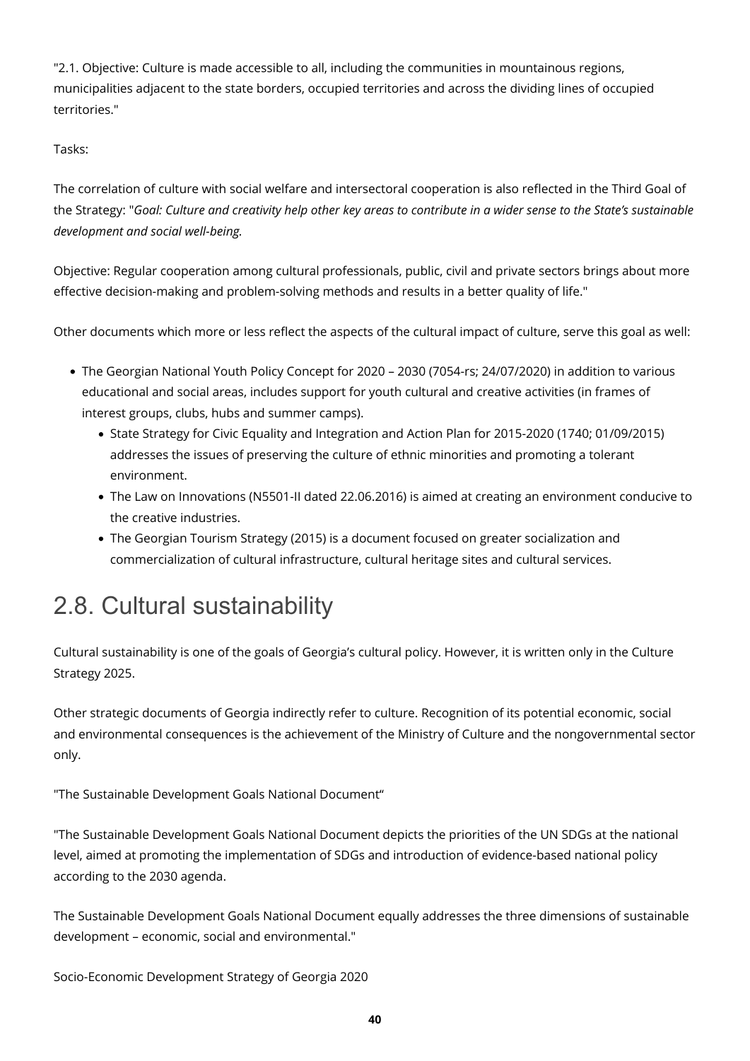"2.1. Objective: Culture is made accessible to all, including the communities in mountainous regions, municipalities adjacent to the state borders, occupied territories and across the dividing lines of occupied territories."

Tasks:

The correlation of culture with social welfare and intersectoral cooperation is also reflected in the Third Goal of the Strategy: "*Goal: Culture and creativity help other key areas to contribute in a wider sense to the State's sustainable development and social well-being.*

Objective: Regular cooperation among cultural professionals, public, civil and private sectors brings about more effective decision-making and problem-solving methods and results in a better quality of life."

Other documents which more or less reflect the aspects of the cultural impact of culture, serve this goal as well:

- The Georgian National Youth Policy Concept for 2020 – 2030 (7054-rs; 24/07/2020) in addition to various educational and social areas, includes support for youth cultural and creative activities (in frames of interest groups, clubs, hubs and summer camps).
  - State Strategy for Civic Equality and Integration and Action Plan for 2015-2020 (1740; 01/09/2015) addresses the issues of preserving the culture of ethnic minorities and promoting a tolerant environment.
  - The Law on Innovations (N5501-II dated 22.06.2016) is aimed at creating an environment conducive to the creative industries.
  - The Georgian Tourism Strategy (2015) is a document focused on greater socialization and commercialization of cultural infrastructure, cultural heritage sites and cultural services.

## 2.8. Cultural sustainability

Cultural sustainability is one of the goals of Georgia's cultural policy. However, it is written only in the Culture Strategy 2025.

Other strategic documents of Georgia indirectly refer to culture. Recognition of its potential economic, social and environmental consequences is the achievement of the Ministry of Culture and the nongovernmental sector only.

"The Sustainable Development Goals National Document"

"The Sustainable Development Goals National Document depicts the priorities of the UN SDGs at the national level, aimed at promoting the implementation of SDGs and introduction of evidence-based national policy according to the 2030 agenda.

The Sustainable Development Goals National Document equally addresses the three dimensions of sustainable development – economic, social and environmental."

Socio-Economic Development Strategy of Georgia 2020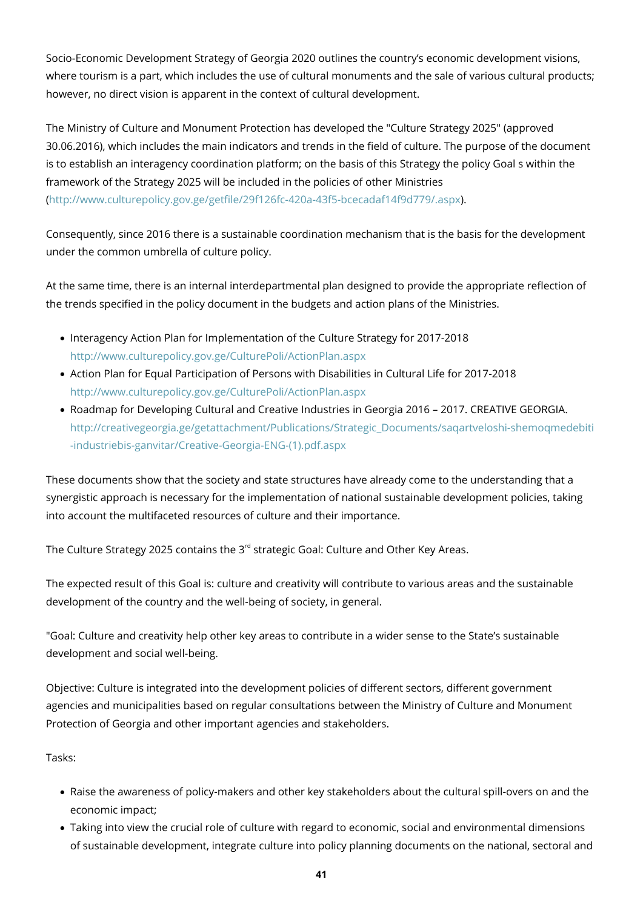Socio-Economic Development Strategy of Georgia 2020 outlines the country's economic development visions, where tourism is a part, which includes the use of cultural monuments and the sale of various cultural products; however, no direct vision is apparent in the context of cultural development.

The Ministry of Culture and Monument Protection has developed the "Culture Strategy 2025" (approved 30.06.2016), which includes the main indicators and trends in the field of culture. The purpose of the document is to establish an interagency coordination platform; on the basis of this Strategy the policy Goal s within the framework of the Strategy 2025 will be included in the policies of other Ministries (http://www.culturepolicy.gov.ge/getfile/29f126fc-420a-43f5-bcecadaf14f9d779/.aspx).

Consequently, since 2016 there is a sustainable coordination mechanism that is the basis for the development under the common umbrella of culture policy.

At the same time, there is an internal interdepartmental plan designed to provide the appropriate reflection of the trends specified in the policy document in the budgets and action plans of the Ministries.

- Interagency Action Plan for Implementation of the Culture Strategy for 2017-2018 http://www.culturepolicy.gov.ge/CulturePoli/ActionPlan.aspx
- Action Plan for Equal Participation of Persons with Disabilities in Cultural Life for 2017-2018 http://www.culturepolicy.gov.ge/CulturePoli/ActionPlan.aspx
- Roadmap for Developing Cultural and Creative Industries in Georgia 2016 – 2017. CREATIVE GEORGIA. http://creativegeorgia.ge/getattachment/Publications/Strategic_Documents/saqartveloshi-shemoqmedebiti-industriebis-ganvitar/Creative-Georgia-ENG-(1).pdf.aspx

These documents show that the society and state structures have already come to the understanding that a synergistic approach is necessary for the implementation of national sustainable development policies, taking into account the multifaceted resources of culture and their importance.

The Culture Strategy 2025 contains the 3rd strategic Goal: Culture and Other Key Areas.

The expected result of this Goal is: culture and creativity will contribute to various areas and the sustainable development of the country and the well-being of society, in general.

"Goal: Culture and creativity help other key areas to contribute in a wider sense to the State's sustainable development and social well-being.

Objective: Culture is integrated into the development policies of different sectors, different government agencies and municipalities based on regular consultations between the Ministry of Culture and Monument Protection of Georgia and other important agencies and stakeholders.

Tasks:

- Raise the awareness of policy-makers and other key stakeholders about the cultural spill-overs on and the economic impact;
- Taking into view the crucial role of culture with regard to economic, social and environmental dimensions of sustainable development, integrate culture into policy planning documents on the national, sectoral and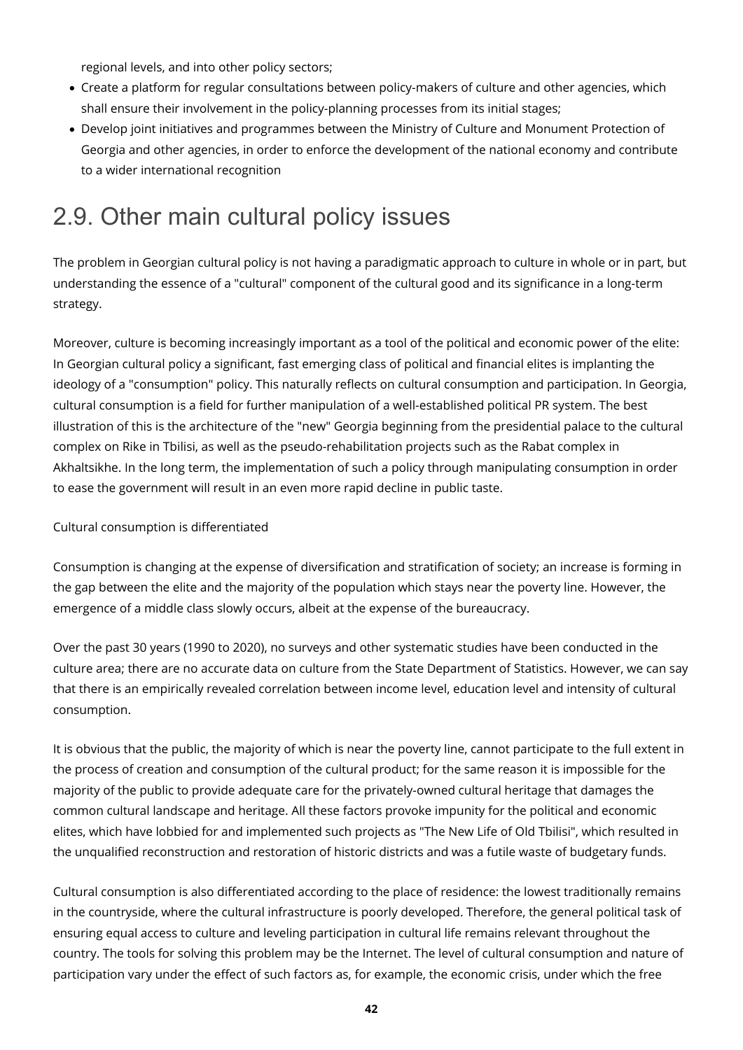regional levels, and into other policy sectors;

- Create a platform for regular consultations between policy-makers of culture and other agencies, which shall ensure their involvement in the policy-planning processes from its initial stages;
- Develop joint initiatives and programmes between the Ministry of Culture and Monument Protection of Georgia and other agencies, in order to enforce the development of the national economy and contribute to a wider international recognition

## 2.9. Other main cultural policy issues

The problem in Georgian cultural policy is not having a paradigmatic approach to culture in whole or in part, but understanding the essence of a "cultural" component of the cultural good and its significance in a long-term strategy.

Moreover, culture is becoming increasingly important as a tool of the political and economic power of the elite: In Georgian cultural policy a significant, fast emerging class of political and financial elites is implanting the ideology of a "consumption" policy. This naturally reflects on cultural consumption and participation. In Georgia, cultural consumption is a field for further manipulation of a well-established political PR system. The best illustration of this is the architecture of the "new" Georgia beginning from the presidential palace to the cultural complex on Rike in Tbilisi, as well as the pseudo-rehabilitation projects such as the Rabat complex in Akhaltsikhe. In the long term, the implementation of such a policy through manipulating consumption in order to ease the government will result in an even more rapid decline in public taste.

Cultural consumption is differentiated

Consumption is changing at the expense of diversification and stratification of society; an increase is forming in the gap between the elite and the majority of the population which stays near the poverty line. However, the emergence of a middle class slowly occurs, albeit at the expense of the bureaucracy.

Over the past 30 years (1990 to 2020), no surveys and other systematic studies have been conducted in the culture area; there are no accurate data on culture from the State Department of Statistics. However, we can say that there is an empirically revealed correlation between income level, education level and intensity of cultural consumption.

It is obvious that the public, the majority of which is near the poverty line, cannot participate to the full extent in the process of creation and consumption of the cultural product; for the same reason it is impossible for the majority of the public to provide adequate care for the privately-owned cultural heritage that damages the common cultural landscape and heritage. All these factors provoke impunity for the political and economic elites, which have lobbied for and implemented such projects as "The New Life of Old Tbilisi", which resulted in the unqualified reconstruction and restoration of historic districts and was a futile waste of budgetary funds.

Cultural consumption is also differentiated according to the place of residence: the lowest traditionally remains in the countryside, where the cultural infrastructure is poorly developed. Therefore, the general political task of ensuring equal access to culture and leveling participation in cultural life remains relevant throughout the country. The tools for solving this problem may be the Internet. The level of cultural consumption and nature of participation vary under the effect of such factors as, for example, the economic crisis, under which the free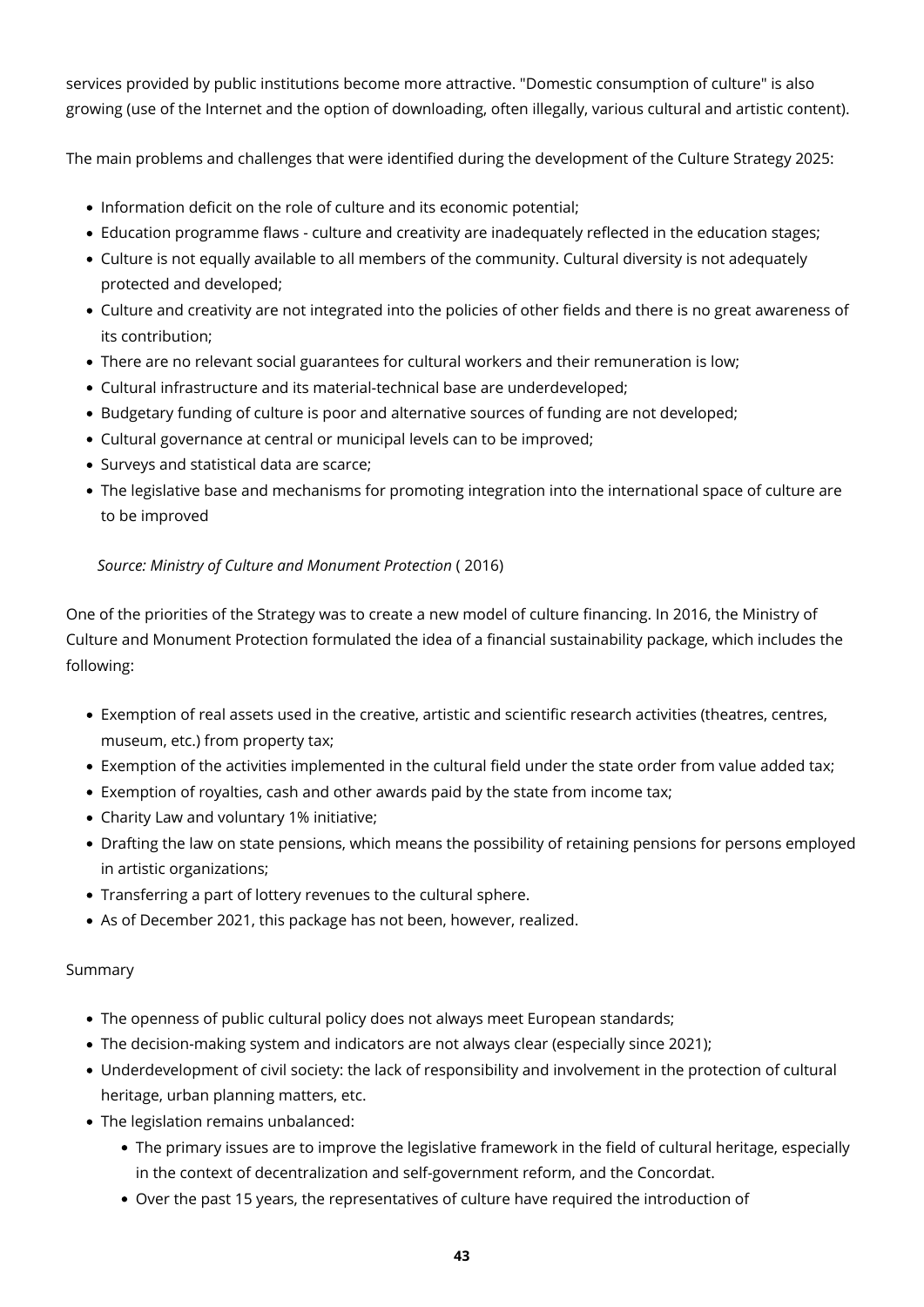services provided by public institutions become more attractive. "Domestic consumption of culture" is also growing (use of the Internet and the option of downloading, often illegally, various cultural and artistic content).

The main problems and challenges that were identified during the development of the Culture Strategy 2025:

- Information deficit on the role of culture and its economic potential;
- Education programme flaws - culture and creativity are inadequately reflected in the education stages;
- Culture is not equally available to all members of the community. Cultural diversity is not adequately protected and developed;
- Culture and creativity are not integrated into the policies of other fields and there is no great awareness of its contribution;
- There are no relevant social guarantees for cultural workers and their remuneration is low;
- Cultural infrastructure and its material-technical base are underdeveloped;
- Budgetary funding of culture is poor and alternative sources of funding are not developed;
- Cultural governance at central or municipal levels can to be improved;
- Surveys and statistical data are scarce;
- The legislative base and mechanisms for promoting integration into the international space of culture are to be improved

*Source: Ministry of Culture and Monument Protection* ( 2016)

One of the priorities of the Strategy was to create a new model of culture financing. In 2016, the Ministry of Culture and Monument Protection formulated the idea of a financial sustainability package, which includes the following:

- Exemption of real assets used in the creative, artistic and scientific research activities (theatres, centres, museum, etc.) from property tax;
- Exemption of the activities implemented in the cultural field under the state order from value added tax;
- Exemption of royalties, cash and other awards paid by the state from income tax;
- Charity Law and voluntary 1% initiative;
- Drafting the law on state pensions, which means the possibility of retaining pensions for persons employed in artistic organizations;
- Transferring a part of lottery revenues to the cultural sphere.
- As of December 2021, this package has not been, however, realized.

Summary

- The openness of public cultural policy does not always meet European standards;
- The decision-making system and indicators are not always clear (especially since 2021);
- Underdevelopment of civil society: the lack of responsibility and involvement in the protection of cultural heritage, urban planning matters, etc.
- The legislation remains unbalanced:
  - The primary issues are to improve the legislative framework in the field of cultural heritage, especially in the context of decentralization and self-government reform, and the Concordat.
  - Over the past 15 years, the representatives of culture have required the introduction of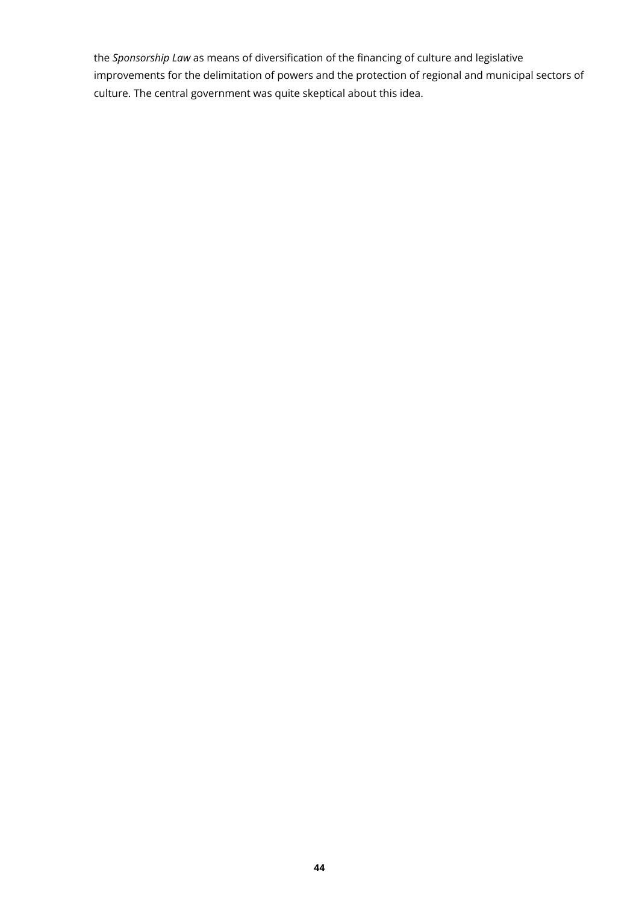the *Sponsorship Law* as means of diversification of the financing of culture and legislative improvements for the delimitation of powers and the protection of regional and municipal sectors of culture. The central government was quite skeptical about this idea.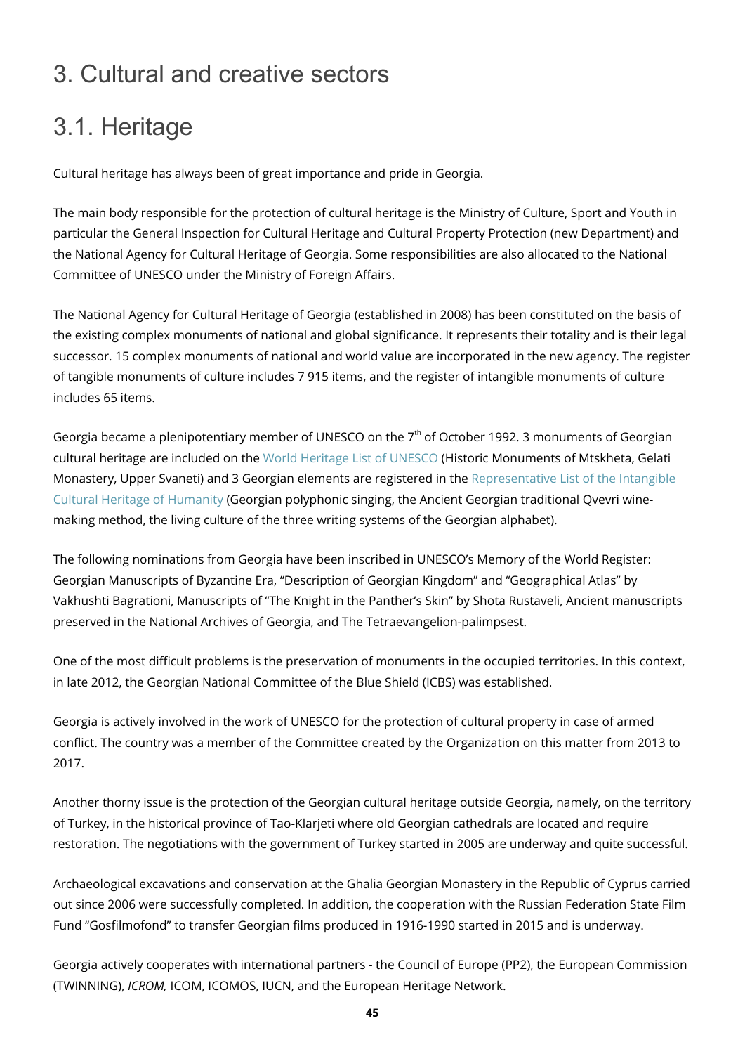# 3. Cultural and creative sectors

## 3.1. Heritage

Cultural heritage has always been of great importance and pride in Georgia.

The main body responsible for the protection of cultural heritage is the Ministry of Culture, Sport and Youth in particular the General Inspection for Cultural Heritage and Cultural Property Protection (new Department) and the National Agency for Cultural Heritage of Georgia. Some responsibilities are also allocated to the National Committee of UNESCO under the Ministry of Foreign Affairs.

The National Agency for Cultural Heritage of Georgia (established in 2008) has been constituted on the basis of the existing complex monuments of national and global significance. It represents their totality and is their legal successor. 15 complex monuments of national and world value are incorporated in the new agency. The register of tangible monuments of culture includes 7 915 items, and the register of intangible monuments of culture includes 65 items.

Georgia became a plenipotentiary member of UNESCO on the 7th of October 1992. 3 monuments of Georgian cultural heritage are included on the World Heritage List of UNESCO (Historic Monuments of Mtskheta, Gelati Monastery, Upper Svaneti) and 3 Georgian elements are registered in the Representative List of the Intangible Cultural Heritage of Humanity (Georgian polyphonic singing, the Ancient Georgian traditional Qvevri wine-making method, the living culture of the three writing systems of the Georgian alphabet).

The following nominations from Georgia have been inscribed in UNESCO's Memory of the World Register: Georgian Manuscripts of Byzantine Era, "Description of Georgian Kingdom" and "Geographical Atlas" by Vakhushti Bagrationi, Manuscripts of "The Knight in the Panther's Skin" by Shota Rustaveli, Ancient manuscripts preserved in the National Archives of Georgia, and The Tetraevangelion-palimpsest.

One of the most difficult problems is the preservation of monuments in the occupied territories. In this context, in late 2012, the Georgian National Committee of the Blue Shield (ICBS) was established.

Georgia is actively involved in the work of UNESCO for the protection of cultural property in case of armed conflict. The country was a member of the Committee created by the Organization on this matter from 2013 to 2017.

Another thorny issue is the protection of the Georgian cultural heritage outside Georgia, namely, on the territory of Turkey, in the historical province of Tao-Klarjeti where old Georgian cathedrals are located and require restoration. The negotiations with the government of Turkey started in 2005 are underway and quite successful.

Archaeological excavations and conservation at the Ghalia Georgian Monastery in the Republic of Cyprus carried out since 2006 were successfully completed. In addition, the cooperation with the Russian Federation State Film Fund "Gosfilmofond" to transfer Georgian films produced in 1916-1990 started in 2015 and is underway.

Georgia actively cooperates with international partners - the Council of Europe (PP2), the European Commission (TWINNING), *ICROM,* ICOM, ICOMOS, IUCN, and the European Heritage Network.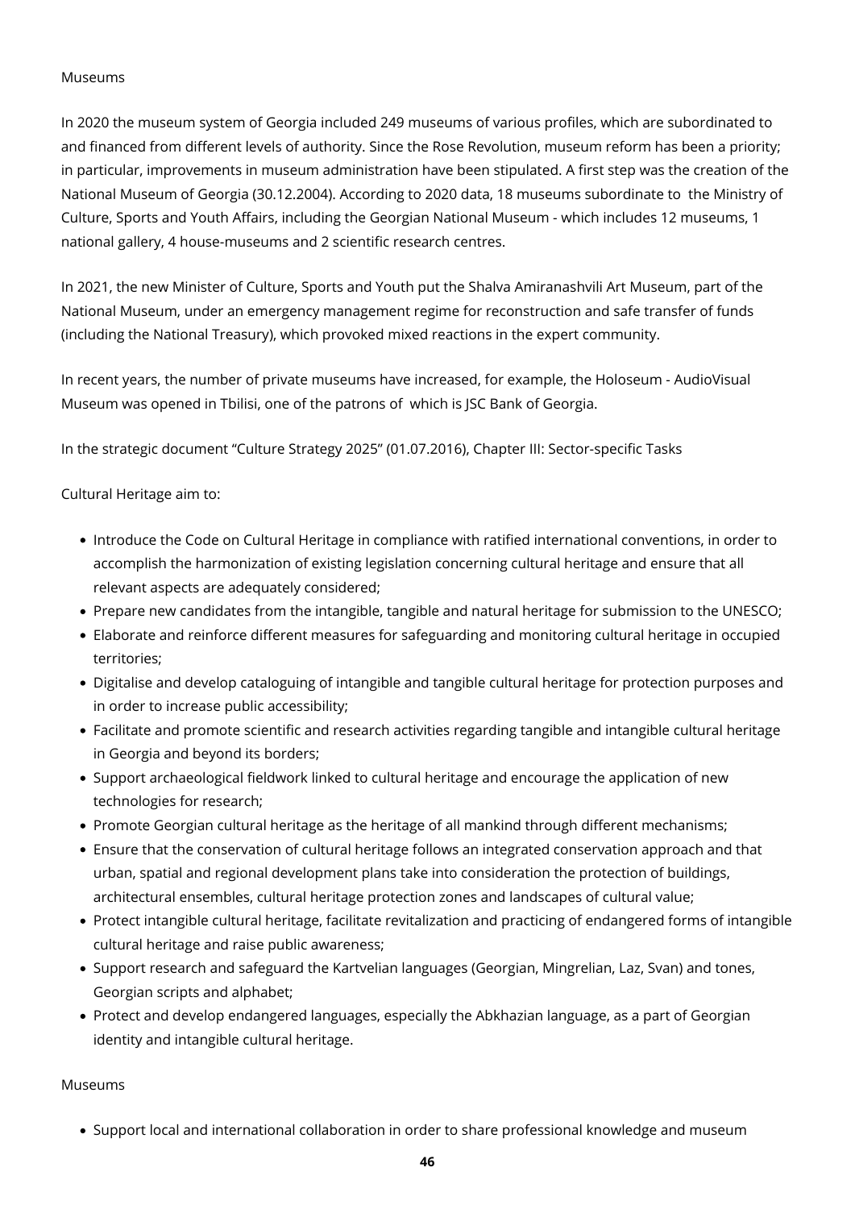Museums

In 2020 the museum system of Georgia included 249 museums of various profiles, which are subordinated to and financed from different levels of authority. Since the Rose Revolution, museum reform has been a priority; in particular, improvements in museum administration have been stipulated. A first step was the creation of the National Museum of Georgia (30.12.2004). According to 2020 data, 18 museums subordinate to the Ministry of Culture, Sports and Youth Affairs, including the Georgian National Museum - which includes 12 museums, 1 national gallery, 4 house-museums and 2 scientific research centres.

In 2021, the new Minister of Culture, Sports and Youth put the Shalva Amiranashvili Art Museum, part of the National Museum, under an emergency management regime for reconstruction and safe transfer of funds (including the National Treasury), which provoked mixed reactions in the expert community.

In recent years, the number of private museums have increased, for example, the Holoseum - AudioVisual Museum was opened in Tbilisi, one of the patrons of which is JSC Bank of Georgia.

In the strategic document "Culture Strategy 2025" (01.07.2016), Chapter III: Sector-specific Tasks

Cultural Heritage aim to:

- Introduce the Code on Cultural Heritage in compliance with ratified international conventions, in order to accomplish the harmonization of existing legislation concerning cultural heritage and ensure that all relevant aspects are adequately considered;
- Prepare new candidates from the intangible, tangible and natural heritage for submission to the UNESCO;
- Elaborate and reinforce different measures for safeguarding and monitoring cultural heritage in occupied territories;
- Digitalise and develop cataloguing of intangible and tangible cultural heritage for protection purposes and in order to increase public accessibility;
- Facilitate and promote scientific and research activities regarding tangible and intangible cultural heritage in Georgia and beyond its borders;
- Support archaeological fieldwork linked to cultural heritage and encourage the application of new technologies for research;
- Promote Georgian cultural heritage as the heritage of all mankind through different mechanisms;
- Ensure that the conservation of cultural heritage follows an integrated conservation approach and that urban, spatial and regional development plans take into consideration the protection of buildings, architectural ensembles, cultural heritage protection zones and landscapes of cultural value;
- Protect intangible cultural heritage, facilitate revitalization and practicing of endangered forms of intangible cultural heritage and raise public awareness;
- Support research and safeguard the Kartvelian languages (Georgian, Mingrelian, Laz, Svan) and tones, Georgian scripts and alphabet;
- Protect and develop endangered languages, especially the Abkhazian language, as a part of Georgian identity and intangible cultural heritage.

Museums

- Support local and international collaboration in order to share professional knowledge and museum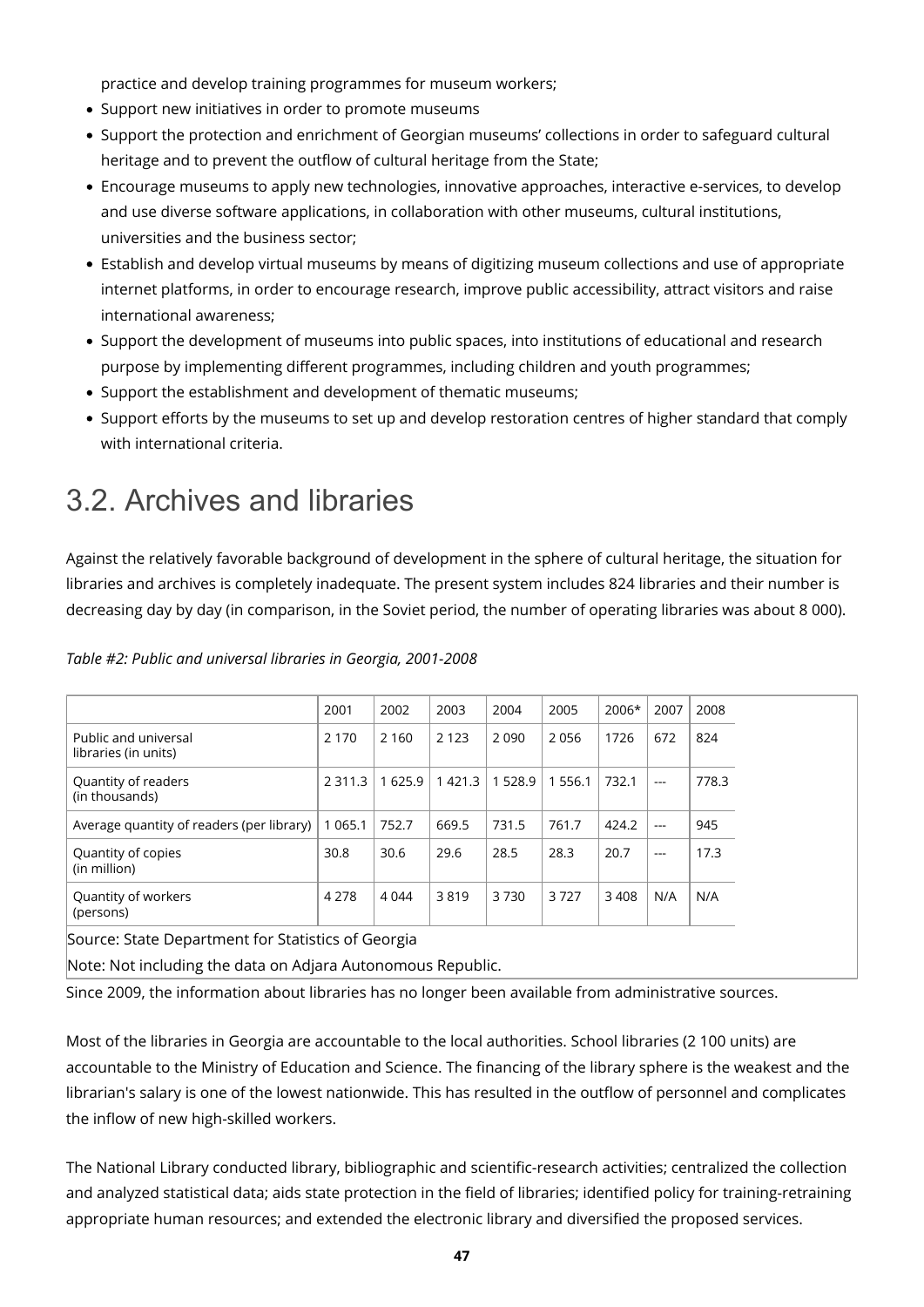practice and develop training programmes for museum workers;

- Support new initiatives in order to promote museums
- Support the protection and enrichment of Georgian museums' collections in order to safeguard cultural heritage and to prevent the outflow of cultural heritage from the State;
- Encourage museums to apply new technologies, innovative approaches, interactive e-services, to develop and use diverse software applications, in collaboration with other museums, cultural institutions, universities and the business sector;
- Establish and develop virtual museums by means of digitizing museum collections and use of appropriate internet platforms, in order to encourage research, improve public accessibility, attract visitors and raise international awareness;
- Support the development of museums into public spaces, into institutions of educational and research purpose by implementing different programmes, including children and youth programmes;
- Support the establishment and development of thematic museums;
- Support efforts by the museums to set up and develop restoration centres of higher standard that comply with international criteria.

# 3.2. Archives and libraries

Against the relatively favorable background of development in the sphere of cultural heritage, the situation for libraries and archives is completely inadequate. The present system includes 824 libraries and their number is decreasing day by day (in comparison, in the Soviet period, the number of operating libraries was about 8 000).

*Table #2: Public and universal libraries in Georgia, 2001-2008*

| | 2001 | 2002 | 2003 | 2004 | 2005 | 2006* | 2007 | 2008 |
|---|---|---|---|---|---|---|---|---|
| Public and universal libraries (in units) | 2 170 | 2 160 | 2 123 | 2 090 | 2 056 | 1726 | 672 | 824 |
| Quantity of readers (in thousands) | 2 311.3 | 1 625.9 | 1 421.3 | 1 528.9 | 1 556.1 | 732.1 | --- | 778.3 |
| Average quantity of readers (per library) | 1 065.1 | 752.7 | 669.5 | 731.5 | 761.7 | 424.2 | --- | 945 |
| Quantity of copies (in million) | 30.8 | 30.6 | 29.6 | 28.5 | 28.3 | 20.7 | --- | 17.3 |
| Quantity of workers (persons) | 4 278 | 4 044 | 3 819 | 3 730 | 3 727 | 3 408 | N/A | N/A |

Source: State Department for Statistics of Georgia

Note: Not including the data on Adjara Autonomous Republic.

Since 2009, the information about libraries has no longer been available from administrative sources.

Most of the libraries in Georgia are accountable to the local authorities. School libraries (2 100 units) are accountable to the Ministry of Education and Science. The financing of the library sphere is the weakest and the librarian's salary is one of the lowest nationwide. This has resulted in the outflow of personnel and complicates the inflow of new high-skilled workers.

The National Library conducted library, bibliographic and scientific-research activities; centralized the collection and analyzed statistical data; aids state protection in the field of libraries; identified policy for training-retraining appropriate human resources; and extended the electronic library and diversified the proposed services.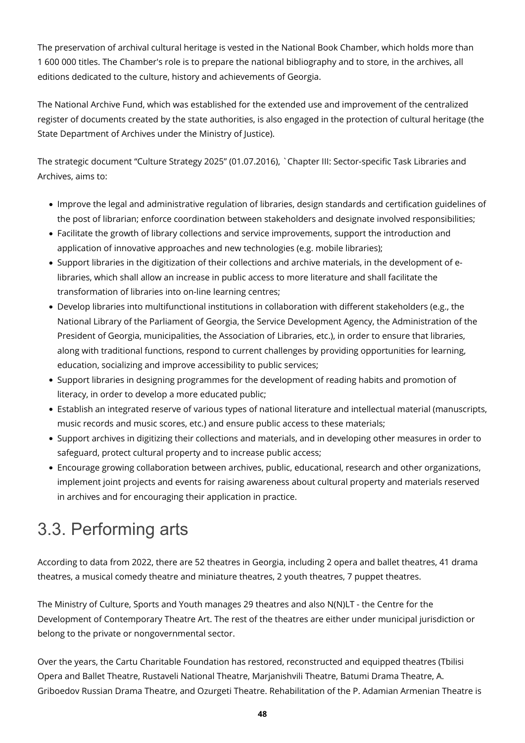The preservation of archival cultural heritage is vested in the National Book Chamber, which holds more than 1 600 000 titles. The Chamber's role is to prepare the national bibliography and to store, in the archives, all editions dedicated to the culture, history and achievements of Georgia.

The National Archive Fund, which was established for the extended use and improvement of the centralized register of documents created by the state authorities, is also engaged in the protection of cultural heritage (the State Department of Archives under the Ministry of Justice).

The strategic document "Culture Strategy 2025" (01.07.2016), `Chapter III: Sector-specific Task Libraries and Archives, aims to:

- Improve the legal and administrative regulation of libraries, design standards and certification guidelines of the post of librarian; enforce coordination between stakeholders and designate involved responsibilities;
- Facilitate the growth of library collections and service improvements, support the introduction and application of innovative approaches and new technologies (e.g. mobile libraries);
- Support libraries in the digitization of their collections and archive materials, in the development of e-libraries, which shall allow an increase in public access to more literature and shall facilitate the transformation of libraries into on-line learning centres;
- Develop libraries into multifunctional institutions in collaboration with different stakeholders (e.g., the National Library of the Parliament of Georgia, the Service Development Agency, the Administration of the President of Georgia, municipalities, the Association of Libraries, etc.), in order to ensure that libraries, along with traditional functions, respond to current challenges by providing opportunities for learning, education, socializing and improve accessibility to public services;
- Support libraries in designing programmes for the development of reading habits and promotion of literacy, in order to develop a more educated public;
- Establish an integrated reserve of various types of national literature and intellectual material (manuscripts, music records and music scores, etc.) and ensure public access to these materials;
- Support archives in digitizing their collections and materials, and in developing other measures in order to safeguard, protect cultural property and to increase public access;
- Encourage growing collaboration between archives, public, educational, research and other organizations, implement joint projects and events for raising awareness about cultural property and materials reserved in archives and for encouraging their application in practice.

## 3.3. Performing arts

According to data from 2022, there are 52 theatres in Georgia, including 2 opera and ballet theatres, 41 drama theatres, a musical comedy theatre and miniature theatres, 2 youth theatres, 7 puppet theatres.

The Ministry of Culture, Sports and Youth manages 29 theatres and also N(N)LT - the Centre for the Development of Contemporary Theatre Art. The rest of the theatres are either under municipal jurisdiction or belong to the private or nongovernmental sector.

Over the years, the Cartu Charitable Foundation has restored, reconstructed and equipped theatres (Tbilisi Opera and Ballet Theatre, Rustaveli National Theatre, Marjanishvili Theatre, Batumi Drama Theatre, A. Griboedov Russian Drama Theatre, and Ozurgeti Theatre. Rehabilitation of the P. Adamian Armenian Theatre is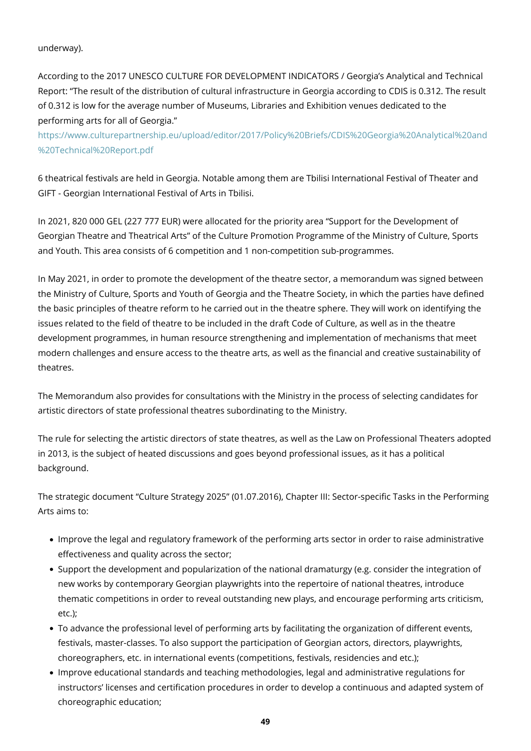underway).

According to the 2017 UNESCO CULTURE FOR DEVELOPMENT INDICATORS / Georgia's Analytical and Technical Report: "The result of the distribution of cultural infrastructure in Georgia according to CDIS is 0.312. The result of 0.312 is low for the average number of Museums, Libraries and Exhibition venues dedicated to the performing arts for all of Georgia."
https://www.culturepartnership.eu/upload/editor/2017/Policy%20Briefs/CDIS%20Georgia%20Analytical%20and%20Technical%20Report.pdf

6 theatrical festivals are held in Georgia. Notable among them are Tbilisi International Festival of Theater and GIFT - Georgian International Festival of Arts in Tbilisi.

In 2021, 820 000 GEL (227 777 EUR) were allocated for the priority area "Support for the Development of Georgian Theatre and Theatrical Arts" of the Culture Promotion Programme of the Ministry of Culture, Sports and Youth. This area consists of 6 competition and 1 non-competition sub-programmes.

In May 2021, in order to promote the development of the theatre sector, a memorandum was signed between the Ministry of Culture, Sports and Youth of Georgia and the Theatre Society, in which the parties have defined the basic principles of theatre reform to he carried out in the theatre sphere. They will work on identifying the issues related to the field of theatre to be included in the draft Code of Culture, as well as in the theatre development programmes, in human resource strengthening and implementation of mechanisms that meet modern challenges and ensure access to the theatre arts, as well as the financial and creative sustainability of theatres.

The Memorandum also provides for consultations with the Ministry in the process of selecting candidates for artistic directors of state professional theatres subordinating to the Ministry.

The rule for selecting the artistic directors of state theatres, as well as the Law on Professional Theaters adopted in 2013, is the subject of heated discussions and goes beyond professional issues, as it has a political background.

The strategic document "Culture Strategy 2025" (01.07.2016), Chapter III: Sector-specific Tasks in the Performing Arts aims to:

- Improve the legal and regulatory framework of the performing arts sector in order to raise administrative effectiveness and quality across the sector;
- Support the development and popularization of the national dramaturgy (e.g. consider the integration of new works by contemporary Georgian playwrights into the repertoire of national theatres, introduce thematic competitions in order to reveal outstanding new plays, and encourage performing arts criticism, etc.);
- To advance the professional level of performing arts by facilitating the organization of different events, festivals, master-classes. To also support the participation of Georgian actors, directors, playwrights, choreographers, etc. in international events (competitions, festivals, residencies and etc.);
- Improve educational standards and teaching methodologies, legal and administrative regulations for instructors' licenses and certification procedures in order to develop a continuous and adapted system of choreographic education;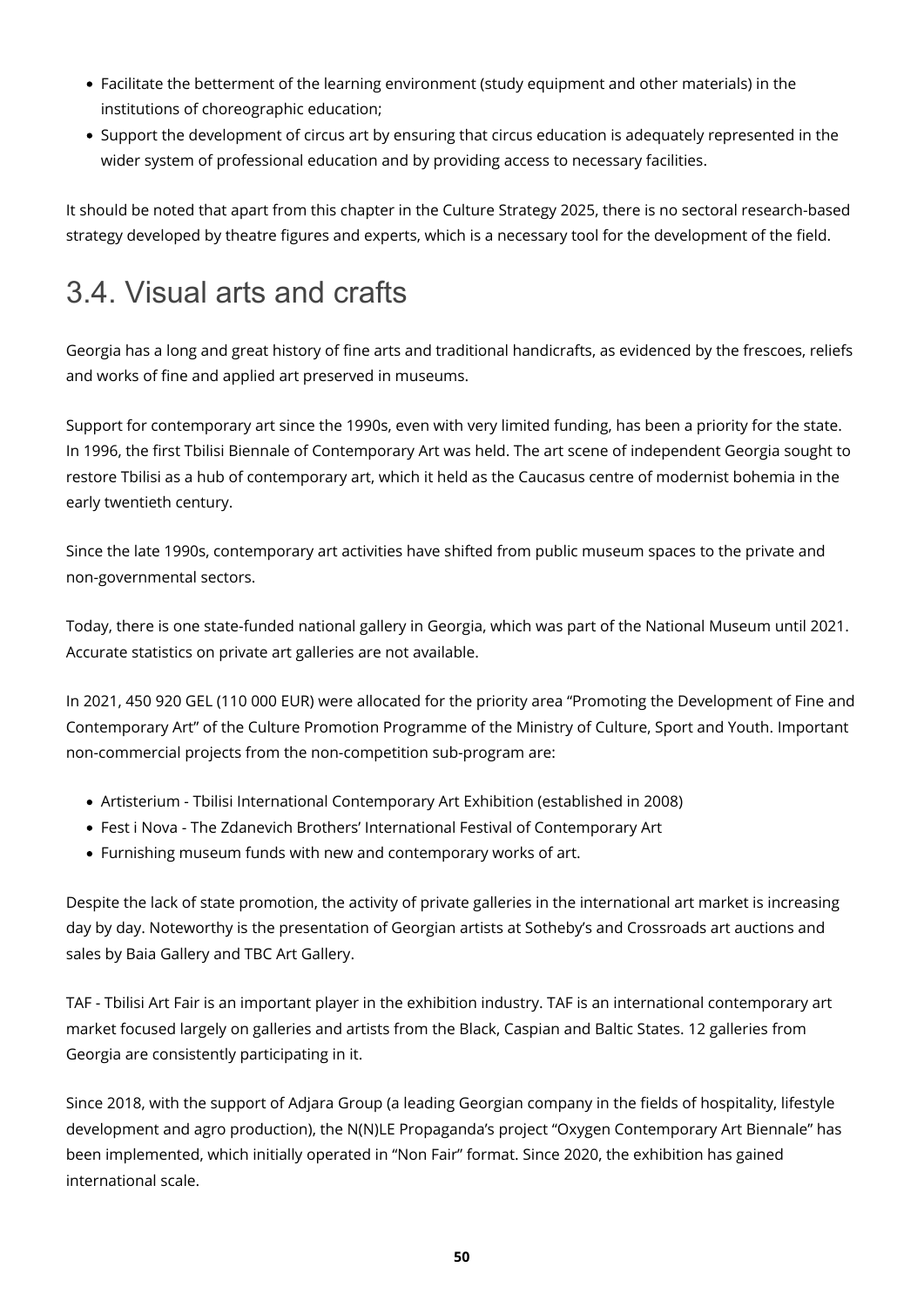- Facilitate the betterment of the learning environment (study equipment and other materials) in the institutions of choreographic education;
- Support the development of circus art by ensuring that circus education is adequately represented in the wider system of professional education and by providing access to necessary facilities.

It should be noted that apart from this chapter in the Culture Strategy 2025, there is no sectoral research-based strategy developed by theatre figures and experts, which is a necessary tool for the development of the field.

## 3.4. Visual arts and crafts

Georgia has a long and great history of fine arts and traditional handicrafts, as evidenced by the frescoes, reliefs and works of fine and applied art preserved in museums.

Support for contemporary art since the 1990s, even with very limited funding, has been a priority for the state. In 1996, the first Tbilisi Biennale of Contemporary Art was held. The art scene of independent Georgia sought to restore Tbilisi as a hub of contemporary art, which it held as the Caucasus centre of modernist bohemia in the early twentieth century.

Since the late 1990s, contemporary art activities have shifted from public museum spaces to the private and non-governmental sectors.

Today, there is one state-funded national gallery in Georgia, which was part of the National Museum until 2021. Accurate statistics on private art galleries are not available.

In 2021, 450 920 GEL (110 000 EUR) were allocated for the priority area "Promoting the Development of Fine and Contemporary Art" of the Culture Promotion Programme of the Ministry of Culture, Sport and Youth. Important non-commercial projects from the non-competition sub-program are:

- Artisterium - Tbilisi International Contemporary Art Exhibition (established in 2008)
- Fest i Nova - The Zdanevich Brothers' International Festival of Contemporary Art
- Furnishing museum funds with new and contemporary works of art.

Despite the lack of state promotion, the activity of private galleries in the international art market is increasing day by day. Noteworthy is the presentation of Georgian artists at Sotheby's and Crossroads art auctions and sales by Baia Gallery and TBC Art Gallery.

TAF - Tbilisi Art Fair is an important player in the exhibition industry. TAF is an international contemporary art market focused largely on galleries and artists from the Black, Caspian and Baltic States. 12 galleries from Georgia are consistently participating in it.

Since 2018, with the support of Adjara Group (a leading Georgian company in the fields of hospitality, lifestyle development and agro production), the N(N)LE Propaganda's project "Oxygen Contemporary Art Biennale" has been implemented, which initially operated in "Non Fair" format. Since 2020, the exhibition has gained international scale.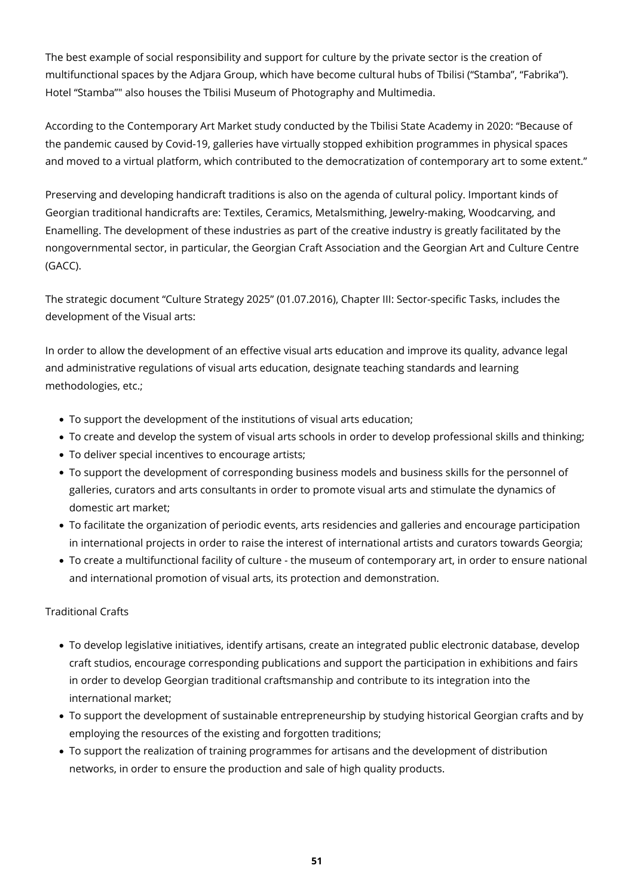The best example of social responsibility and support for culture by the private sector is the creation of multifunctional spaces by the Adjara Group, which have become cultural hubs of Tbilisi ("Stamba", "Fabrika"). Hotel "Stamba"" also houses the Tbilisi Museum of Photography and Multimedia.

According to the Contemporary Art Market study conducted by the Tbilisi State Academy in 2020: "Because of the pandemic caused by Covid-19, galleries have virtually stopped exhibition programmes in physical spaces and moved to a virtual platform, which contributed to the democratization of contemporary art to some extent."

Preserving and developing handicraft traditions is also on the agenda of cultural policy. Important kinds of Georgian traditional handicrafts are: Textiles, Ceramics, Metalsmithing, Jewelry-making, Woodcarving, and Enamelling. The development of these industries as part of the creative industry is greatly facilitated by the nongovernmental sector, in particular, the Georgian Craft Association and the Georgian Art and Culture Centre (GACC).

The strategic document "Culture Strategy 2025" (01.07.2016), Chapter III: Sector-specific Tasks, includes the development of the Visual arts:

In order to allow the development of an effective visual arts education and improve its quality, advance legal and administrative regulations of visual arts education, designate teaching standards and learning methodologies, etc.;

- To support the development of the institutions of visual arts education;
- To create and develop the system of visual arts schools in order to develop professional skills and thinking;
- To deliver special incentives to encourage artists;
- To support the development of corresponding business models and business skills for the personnel of galleries, curators and arts consultants in order to promote visual arts and stimulate the dynamics of domestic art market;
- To facilitate the organization of periodic events, arts residencies and galleries and encourage participation in international projects in order to raise the interest of international artists and curators towards Georgia;
- To create a multifunctional facility of culture - the museum of contemporary art, in order to ensure national and international promotion of visual arts, its protection and demonstration.

Traditional Crafts

- To develop legislative initiatives, identify artisans, create an integrated public electronic database, develop craft studios, encourage corresponding publications and support the participation in exhibitions and fairs in order to develop Georgian traditional craftsmanship and contribute to its integration into the international market;
- To support the development of sustainable entrepreneurship by studying historical Georgian crafts and by employing the resources of the existing and forgotten traditions;
- To support the realization of training programmes for artisans and the development of distribution networks, in order to ensure the production and sale of high quality products.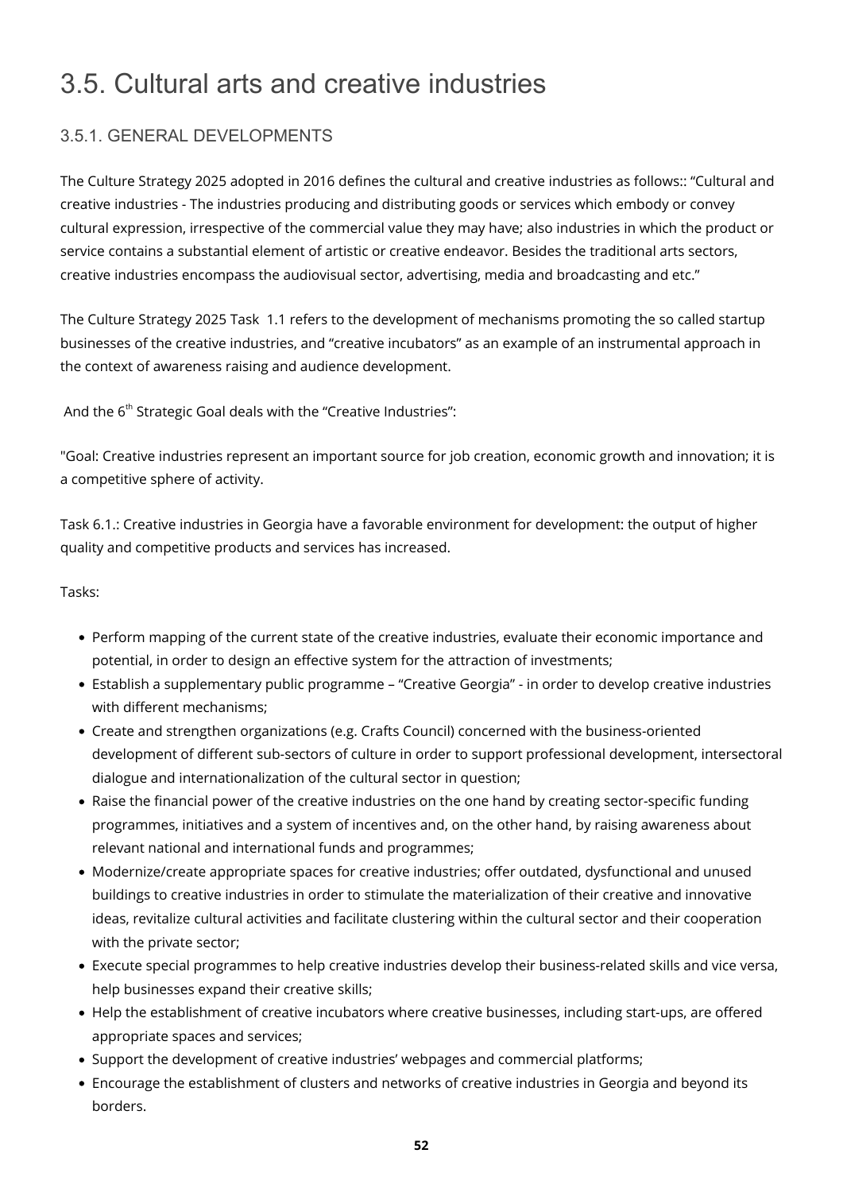# 3.5. Cultural arts and creative industries

## 3.5.1. GENERAL DEVELOPMENTS

The Culture Strategy 2025 adopted in 2016 defines the cultural and creative industries as follows:: "Cultural and creative industries - The industries producing and distributing goods or services which embody or convey cultural expression, irrespective of the commercial value they may have; also industries in which the product or service contains a substantial element of artistic or creative endeavor. Besides the traditional arts sectors, creative industries encompass the audiovisual sector, advertising, media and broadcasting and etc."

The Culture Strategy 2025 Task 1.1 refers to the development of mechanisms promoting the so called startup businesses of the creative industries, and "creative incubators" as an example of an instrumental approach in the context of awareness raising and audience development.

And the 6th Strategic Goal deals with the "Creative Industries":

"Goal: Creative industries represent an important source for job creation, economic growth and innovation; it is a competitive sphere of activity.

Task 6.1.: Creative industries in Georgia have a favorable environment for development: the output of higher quality and competitive products and services has increased.

Tasks:

- Perform mapping of the current state of the creative industries, evaluate their economic importance and potential, in order to design an effective system for the attraction of investments;
- Establish a supplementary public programme – "Creative Georgia" - in order to develop creative industries with different mechanisms;
- Create and strengthen organizations (e.g. Crafts Council) concerned with the business-oriented development of different sub-sectors of culture in order to support professional development, intersectoral dialogue and internationalization of the cultural sector in question;
- Raise the financial power of the creative industries on the one hand by creating sector-specific funding programmes, initiatives and a system of incentives and, on the other hand, by raising awareness about relevant national and international funds and programmes;
- Modernize/create appropriate spaces for creative industries; offer outdated, dysfunctional and unused buildings to creative industries in order to stimulate the materialization of their creative and innovative ideas, revitalize cultural activities and facilitate clustering within the cultural sector and their cooperation with the private sector;
- Execute special programmes to help creative industries develop their business-related skills and vice versa, help businesses expand their creative skills;
- Help the establishment of creative incubators where creative businesses, including start-ups, are offered appropriate spaces and services;
- Support the development of creative industries' webpages and commercial platforms;
- Encourage the establishment of clusters and networks of creative industries in Georgia and beyond its borders.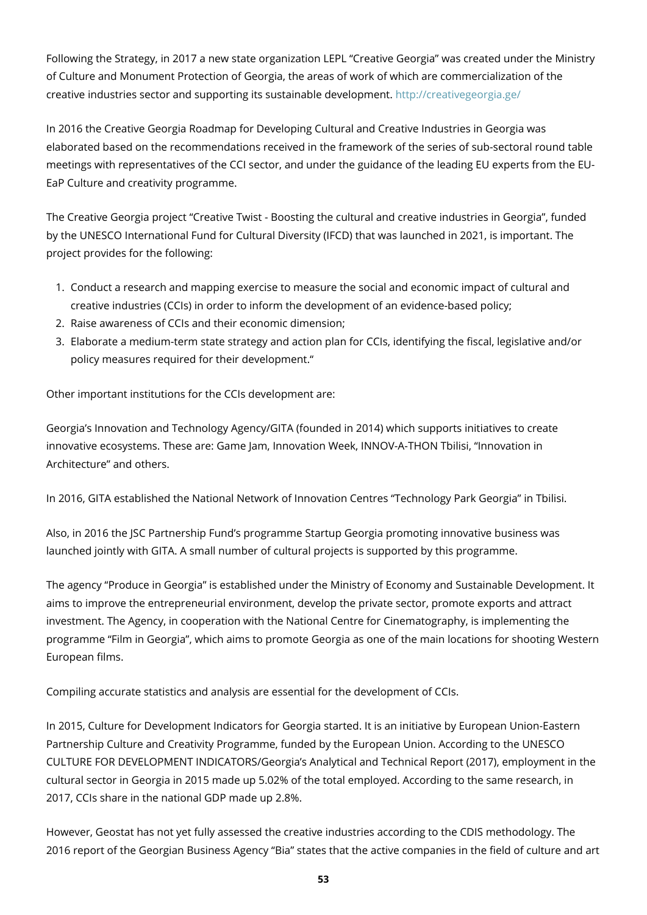Following the Strategy, in 2017 a new state organization LEPL "Creative Georgia" was created under the Ministry of Culture and Monument Protection of Georgia, the areas of work of which are commercialization of the creative industries sector and supporting its sustainable development. http://creativegeorgia.ge/

In 2016 the Creative Georgia Roadmap for Developing Cultural and Creative Industries in Georgia was elaborated based on the recommendations received in the framework of the series of sub-sectoral round table meetings with representatives of the CCI sector, and under the guidance of the leading EU experts from the EU-EaP Culture and creativity programme.

The Creative Georgia project "Creative Twist - Boosting the cultural and creative industries in Georgia", funded by the UNESCO International Fund for Cultural Diversity (IFCD) that was launched in 2021, is important. The project provides for the following:

1. Conduct a research and mapping exercise to measure the social and economic impact of cultural and creative industries (CCIs) in order to inform the development of an evidence-based policy;
2. Raise awareness of CCIs and their economic dimension;
3. Elaborate a medium-term state strategy and action plan for CCIs, identifying the fiscal, legislative and/or policy measures required for their development."

Other important institutions for the CCIs development are:

Georgia's Innovation and Technology Agency/GITA (founded in 2014) which supports initiatives to create innovative ecosystems. These are: Game Jam, Innovation Week, INNOV-A-THON Tbilisi, "Innovation in Architecture" and others.

In 2016, GITA established the National Network of Innovation Centres "Technology Park Georgia" in Tbilisi.

Also, in 2016 the JSC Partnership Fund's programme Startup Georgia promoting innovative business was launched jointly with GITA. A small number of cultural projects is supported by this programme.

The agency "Produce in Georgia" is established under the Ministry of Economy and Sustainable Development. It aims to improve the entrepreneurial environment, develop the private sector, promote exports and attract investment. The Agency, in cooperation with the National Centre for Cinematography, is implementing the programme "Film in Georgia", which aims to promote Georgia as one of the main locations for shooting Western European films.

Compiling accurate statistics and analysis are essential for the development of CCIs.

In 2015, Culture for Development Indicators for Georgia started. It is an initiative by European Union-Eastern Partnership Culture and Creativity Programme, funded by the European Union. According to the UNESCO CULTURE FOR DEVELOPMENT INDICATORS/Georgia's Analytical and Technical Report (2017), employment in the cultural sector in Georgia in 2015 made up 5.02% of the total employed. According to the same research, in 2017, CCIs share in the national GDP made up 2.8%.

However, Geostat has not yet fully assessed the creative industries according to the CDIS methodology. The 2016 report of the Georgian Business Agency "Bia" states that the active companies in the field of culture and art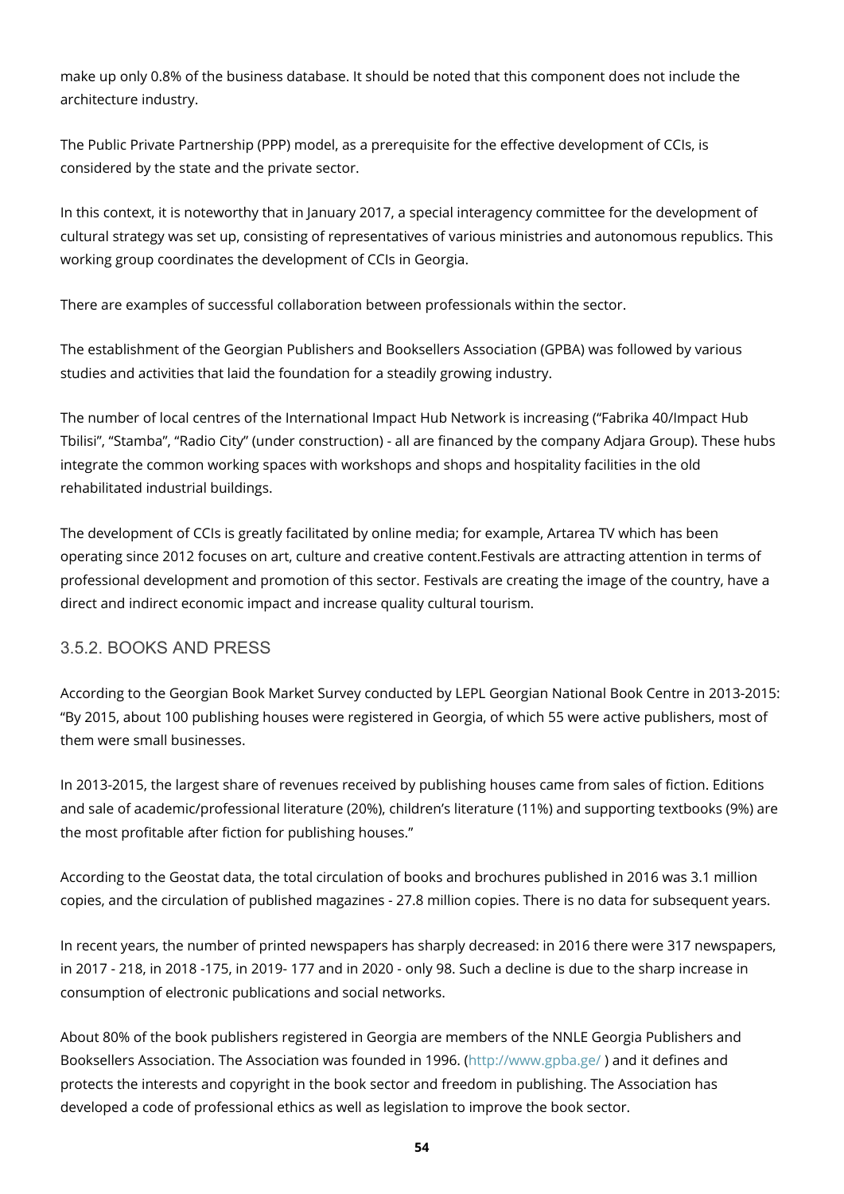make up only 0.8% of the business database. It should be noted that this component does not include the architecture industry.

The Public Private Partnership (PPP) model, as a prerequisite for the effective development of CCIs, is considered by the state and the private sector.

In this context, it is noteworthy that in January 2017, a special interagency committee for the development of cultural strategy was set up, consisting of representatives of various ministries and autonomous republics. This working group coordinates the development of CCIs in Georgia.

There are examples of successful collaboration between professionals within the sector.

The establishment of the Georgian Publishers and Booksellers Association (GPBA) was followed by various studies and activities that laid the foundation for a steadily growing industry.

The number of local centres of the International Impact Hub Network is increasing ("Fabrika 40/Impact Hub Tbilisi", "Stamba", "Radio City" (under construction) - all are financed by the company Adjara Group). These hubs integrate the common working spaces with workshops and shops and hospitality facilities in the old rehabilitated industrial buildings.

The development of CCIs is greatly facilitated by online media; for example, Artarea TV which has been operating since 2012 focuses on art, culture and creative content.Festivals are attracting attention in terms of professional development and promotion of this sector. Festivals are creating the image of the country, have a direct and indirect economic impact and increase quality cultural tourism.

### 3.5.2. BOOKS AND PRESS

According to the Georgian Book Market Survey conducted by LEPL Georgian National Book Centre in 2013-2015: "By 2015, about 100 publishing houses were registered in Georgia, of which 55 were active publishers, most of them were small businesses.

In 2013-2015, the largest share of revenues received by publishing houses came from sales of fiction. Editions and sale of academic/professional literature (20%), children's literature (11%) and supporting textbooks (9%) are the most profitable after fiction for publishing houses."

According to the Geostat data, the total circulation of books and brochures published in 2016 was 3.1 million copies, and the circulation of published magazines - 27.8 million copies. There is no data for subsequent years.

In recent years, the number of printed newspapers has sharply decreased: in 2016 there were 317 newspapers, in 2017 - 218, in 2018 -175, in 2019- 177 and in 2020 - only 98. Such a decline is due to the sharp increase in consumption of electronic publications and social networks.

About 80% of the book publishers registered in Georgia are members of the NNLE Georgia Publishers and Booksellers Association. The Association was founded in 1996. (http://www.gpba.ge/ ) and it defines and protects the interests and copyright in the book sector and freedom in publishing. The Association has developed a code of professional ethics as well as legislation to improve the book sector.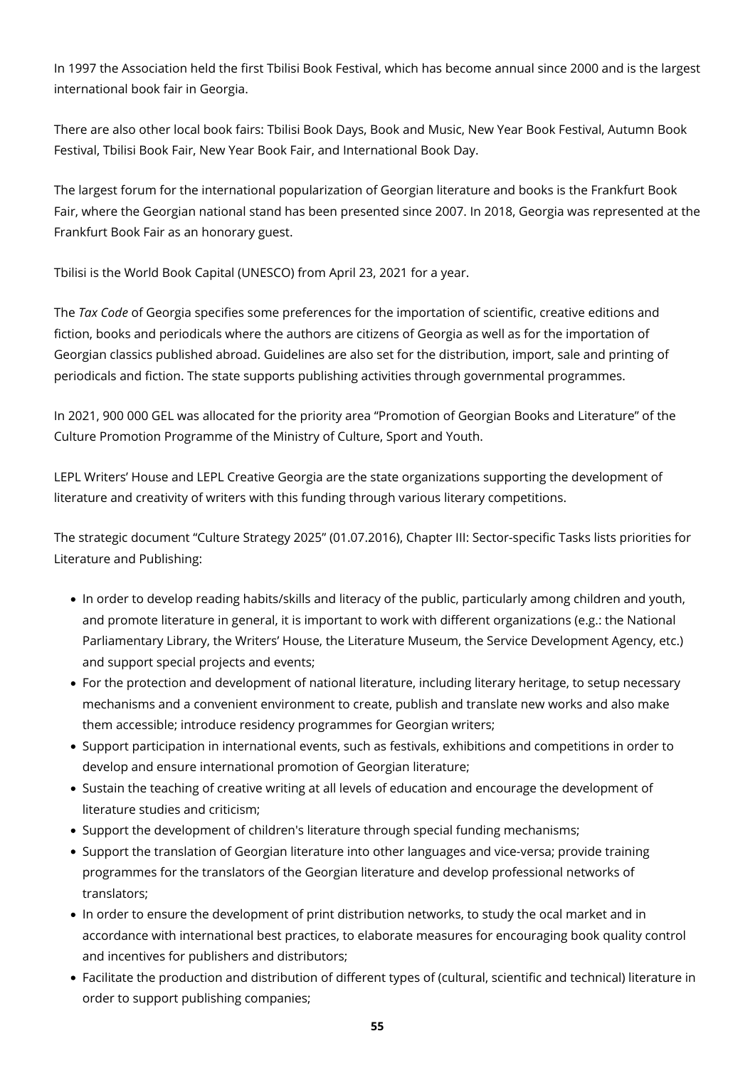In 1997 the Association held the first Tbilisi Book Festival, which has become annual since 2000 and is the largest international book fair in Georgia.

There are also other local book fairs: Tbilisi Book Days, Book and Music, New Year Book Festival, Autumn Book Festival, Tbilisi Book Fair, New Year Book Fair, and International Book Day.

The largest forum for the international popularization of Georgian literature and books is the Frankfurt Book Fair, where the Georgian national stand has been presented since 2007. In 2018, Georgia was represented at the Frankfurt Book Fair as an honorary guest.

Tbilisi is the World Book Capital (UNESCO) from April 23, 2021 for a year.

The *Tax Code* of Georgia specifies some preferences for the importation of scientific, creative editions and fiction, books and periodicals where the authors are citizens of Georgia as well as for the importation of Georgian classics published abroad. Guidelines are also set for the distribution, import, sale and printing of periodicals and fiction. The state supports publishing activities through governmental programmes.

In 2021, 900 000 GEL was allocated for the priority area "Promotion of Georgian Books and Literature" of the Culture Promotion Programme of the Ministry of Culture, Sport and Youth.

LEPL Writers' House and LEPL Creative Georgia are the state organizations supporting the development of literature and creativity of writers with this funding through various literary competitions.

The strategic document "Culture Strategy 2025" (01.07.2016), Chapter III: Sector-specific Tasks lists priorities for Literature and Publishing:

- In order to develop reading habits/skills and literacy of the public, particularly among children and youth, and promote literature in general, it is important to work with different organizations (e.g.: the National Parliamentary Library, the Writers' House, the Literature Museum, the Service Development Agency, etc.) and support special projects and events;
- For the protection and development of national literature, including literary heritage, to setup necessary mechanisms and a convenient environment to create, publish and translate new works and also make them accessible; introduce residency programmes for Georgian writers;
- Support participation in international events, such as festivals, exhibitions and competitions in order to develop and ensure international promotion of Georgian literature;
- Sustain the teaching of creative writing at all levels of education and encourage the development of literature studies and criticism;
- Support the development of children's literature through special funding mechanisms;
- Support the translation of Georgian literature into other languages and vice-versa; provide training programmes for the translators of the Georgian literature and develop professional networks of translators;
- In order to ensure the development of print distribution networks, to study the ocal market and in accordance with international best practices, to elaborate measures for encouraging book quality control and incentives for publishers and distributors;
- Facilitate the production and distribution of different types of (cultural, scientific and technical) literature in order to support publishing companies;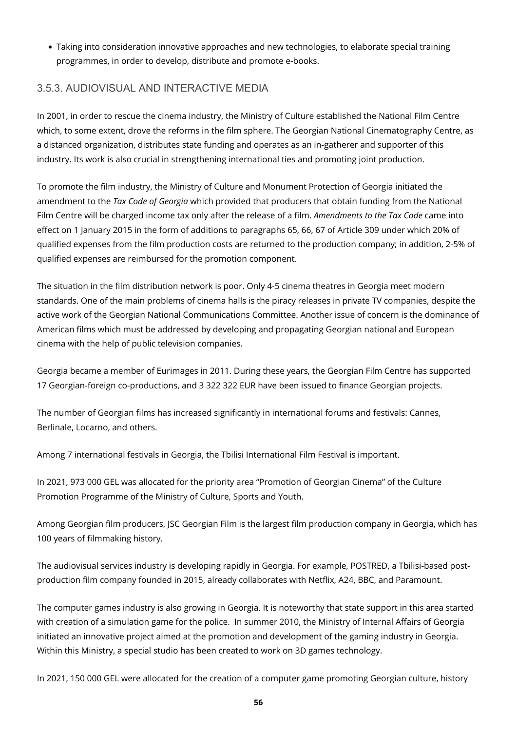- Taking into consideration innovative approaches and new technologies, to elaborate special training programmes, in order to develop, distribute and promote e-books.

### 3.5.3. AUDIOVISUAL AND INTERACTIVE MEDIA

In 2001, in order to rescue the cinema industry, the Ministry of Culture established the National Film Centre which, to some extent, drove the reforms in the film sphere. The Georgian National Cinematography Centre, as a distanced organization, distributes state funding and operates as an in-gatherer and supporter of this industry. Its work is also crucial in strengthening international ties and promoting joint production.

To promote the film industry, the Ministry of Culture and Monument Protection of Georgia initiated the amendment to the *Tax Code of Georgia* which provided that producers that obtain funding from the National Film Centre will be charged income tax only after the release of a film. *Amendments to the Tax Code* came into effect on 1 January 2015 in the form of additions to paragraphs 65, 66, 67 of Article 309 under which 20% of qualified expenses from the film production costs are returned to the production company; in addition, 2-5% of qualified expenses are reimbursed for the promotion component.

The situation in the film distribution network is poor. Only 4-5 cinema theatres in Georgia meet modern standards. One of the main problems of cinema halls is the piracy releases in private TV companies, despite the active work of the Georgian National Communications Committee. Another issue of concern is the dominance of American films which must be addressed by developing and propagating Georgian national and European cinema with the help of public television companies.

Georgia became a member of Eurimages in 2011. During these years, the Georgian Film Centre has supported 17 Georgian-foreign co-productions, and 3 322 322 EUR have been issued to finance Georgian projects.

The number of Georgian films has increased significantly in international forums and festivals: Cannes, Berlinale, Locarno, and others.

Among 7 international festivals in Georgia, the Tbilisi International Film Festival is important.

In 2021, 973 000 GEL was allocated for the priority area "Promotion of Georgian Cinema" of the Culture Promotion Programme of the Ministry of Culture, Sports and Youth.

Among Georgian film producers, JSC Georgian Film is the largest film production company in Georgia, which has 100 years of filmmaking history.

The audiovisual services industry is developing rapidly in Georgia. For example, POSTRED, a Tbilisi-based post-production film company founded in 2015, already collaborates with Netflix, A24, BBC, and Paramount.

The computer games industry is also growing in Georgia. It is noteworthy that state support in this area started with creation of a simulation game for the police. In summer 2010, the Ministry of Internal Affairs of Georgia initiated an innovative project aimed at the promotion and development of the gaming industry in Georgia. Within this Ministry, a special studio has been created to work on 3D games technology.

In 2021, 150 000 GEL were allocated for the creation of a computer game promoting Georgian culture, history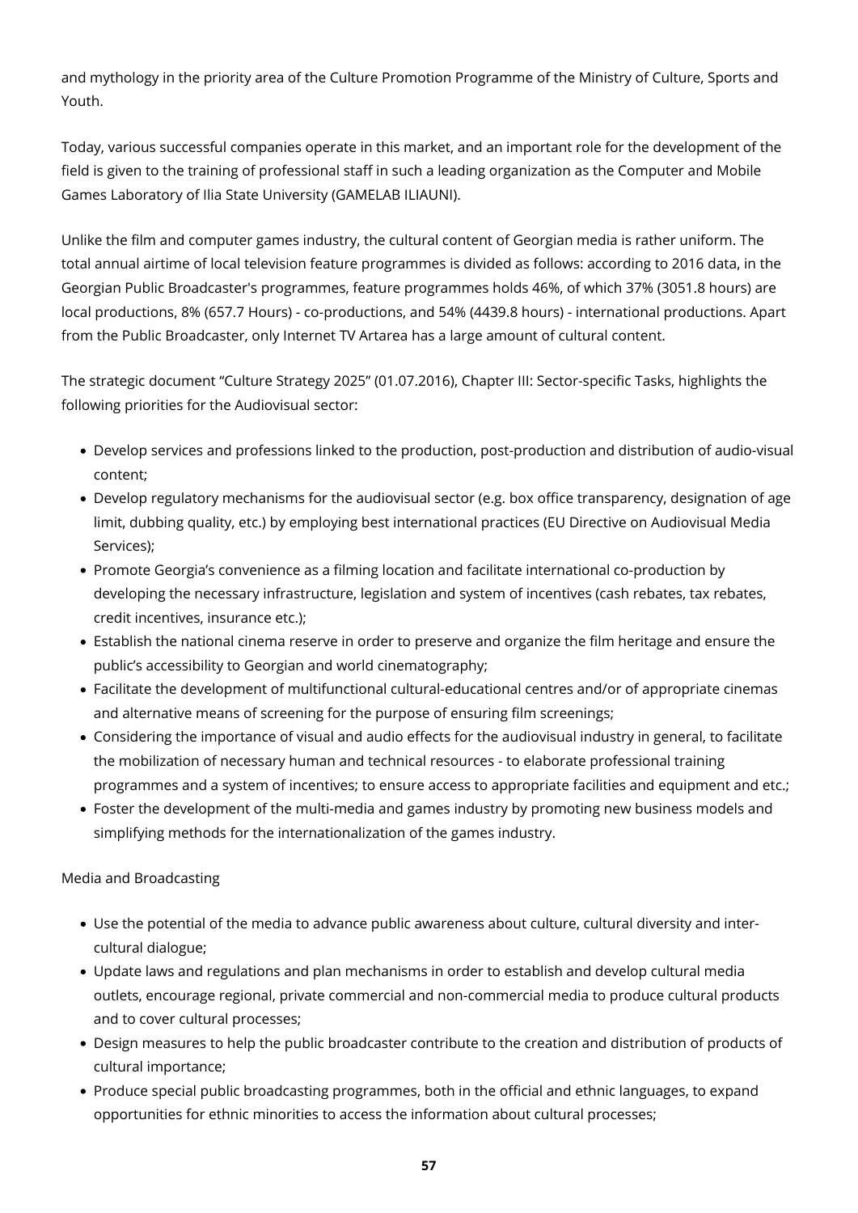and mythology in the priority area of the Culture Promotion Programme of the Ministry of Culture, Sports and Youth.

Today, various successful companies operate in this market, and an important role for the development of the field is given to the training of professional staff in such a leading organization as the Computer and Mobile Games Laboratory of Ilia State University (GAMELAB ILIAUNI).

Unlike the film and computer games industry, the cultural content of Georgian media is rather uniform. The total annual airtime of local television feature programmes is divided as follows: according to 2016 data, in the Georgian Public Broadcaster's programmes, feature programmes holds 46%, of which 37% (3051.8 hours) are local productions, 8% (657.7 Hours) - co-productions, and 54% (4439.8 hours) - international productions. Apart from the Public Broadcaster, only Internet TV Artarea has a large amount of cultural content.

The strategic document "Culture Strategy 2025" (01.07.2016), Chapter III: Sector-specific Tasks, highlights the following priorities for the Audiovisual sector:

- Develop services and professions linked to the production, post-production and distribution of audio-visual content;
- Develop regulatory mechanisms for the audiovisual sector (e.g. box office transparency, designation of age limit, dubbing quality, etc.) by employing best international practices (EU Directive on Audiovisual Media Services);
- Promote Georgia's convenience as a filming location and facilitate international co-production by developing the necessary infrastructure, legislation and system of incentives (cash rebates, tax rebates, credit incentives, insurance etc.);
- Establish the national cinema reserve in order to preserve and organize the film heritage and ensure the public's accessibility to Georgian and world cinematography;
- Facilitate the development of multifunctional cultural-educational centres and/or of appropriate cinemas and alternative means of screening for the purpose of ensuring film screenings;
- Considering the importance of visual and audio effects for the audiovisual industry in general, to facilitate the mobilization of necessary human and technical resources - to elaborate professional training programmes and a system of incentives; to ensure access to appropriate facilities and equipment and etc.;
- Foster the development of the multi-media and games industry by promoting new business models and simplifying methods for the internationalization of the games industry.

Media and Broadcasting

- Use the potential of the media to advance public awareness about culture, cultural diversity and inter-cultural dialogue;
- Update laws and regulations and plan mechanisms in order to establish and develop cultural media outlets, encourage regional, private commercial and non-commercial media to produce cultural products and to cover cultural processes;
- Design measures to help the public broadcaster contribute to the creation and distribution of products of cultural importance;
- Produce special public broadcasting programmes, both in the official and ethnic languages, to expand opportunities for ethnic minorities to access the information about cultural processes;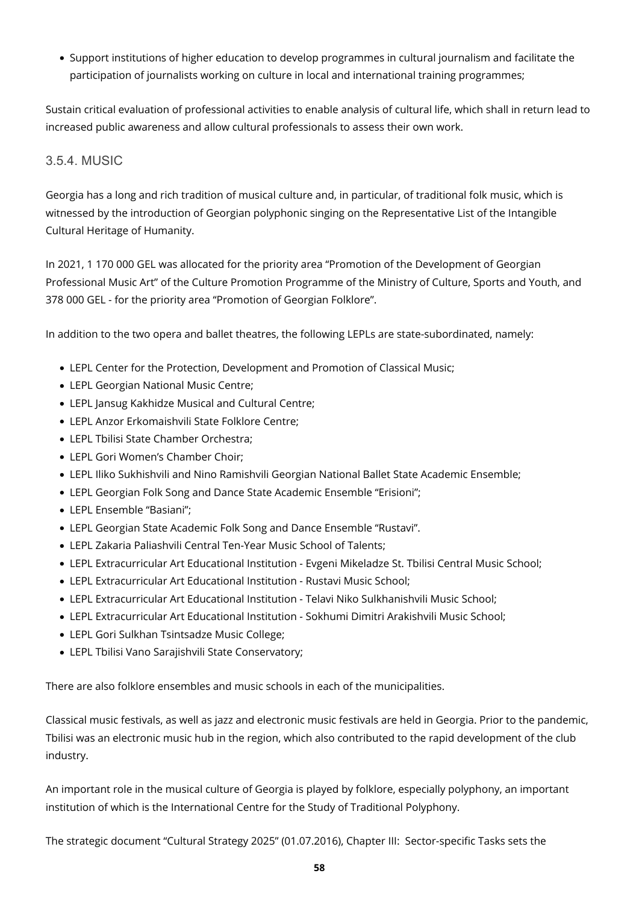- Support institutions of higher education to develop programmes in cultural journalism and facilitate the participation of journalists working on culture in local and international training programmes;

Sustain critical evaluation of professional activities to enable analysis of cultural life, which shall in return lead to increased public awareness and allow cultural professionals to assess their own work.

### 3.5.4. MUSIC

Georgia has a long and rich tradition of musical culture and, in particular, of traditional folk music, which is witnessed by the introduction of Georgian polyphonic singing on the Representative List of the Intangible Cultural Heritage of Humanity.

In 2021, 1 170 000 GEL was allocated for the priority area "Promotion of the Development of Georgian Professional Music Art" of the Culture Promotion Programme of the Ministry of Culture, Sports and Youth, and 378 000 GEL - for the priority area "Promotion of Georgian Folklore".

In addition to the two opera and ballet theatres, the following LEPLs are state-subordinated, namely:

- LEPL Center for the Protection, Development and Promotion of Classical Music;
- LEPL Georgian National Music Centre;
- LEPL Jansug Kakhidze Musical and Cultural Centre;
- LEPL Anzor Erkomaishvili State Folklore Centre;
- LEPL Tbilisi State Chamber Orchestra;
- LEPL Gori Women's Chamber Choir;
- LEPL Iliko Sukhishvili and Nino Ramishvili Georgian National Ballet State Academic Ensemble;
- LEPL Georgian Folk Song and Dance State Academic Ensemble "Erisioni";
- LEPL Ensemble "Basiani";
- LEPL Georgian State Academic Folk Song and Dance Ensemble "Rustavi".
- LEPL Zakaria Paliashvili Central Ten-Year Music School of Talents;
- LEPL Extracurricular Art Educational Institution - Evgeni Mikeladze St. Tbilisi Central Music School;
- LEPL Extracurricular Art Educational Institution - Rustavi Music School;
- LEPL Extracurricular Art Educational Institution - Telavi Niko Sulkhanishvili Music School;
- LEPL Extracurricular Art Educational Institution - Sokhumi Dimitri Arakishvili Music School;
- LEPL Gori Sulkhan Tsintsadze Music College;
- LEPL Tbilisi Vano Sarajishvili State Conservatory;

There are also folklore ensembles and music schools in each of the municipalities.

Classical music festivals, as well as jazz and electronic music festivals are held in Georgia. Prior to the pandemic, Tbilisi was an electronic music hub in the region, which also contributed to the rapid development of the club industry.

An important role in the musical culture of Georgia is played by folklore, especially polyphony, an important institution of which is the International Centre for the Study of Traditional Polyphony.

The strategic document "Cultural Strategy 2025" (01.07.2016), Chapter III: Sector-specific Tasks sets the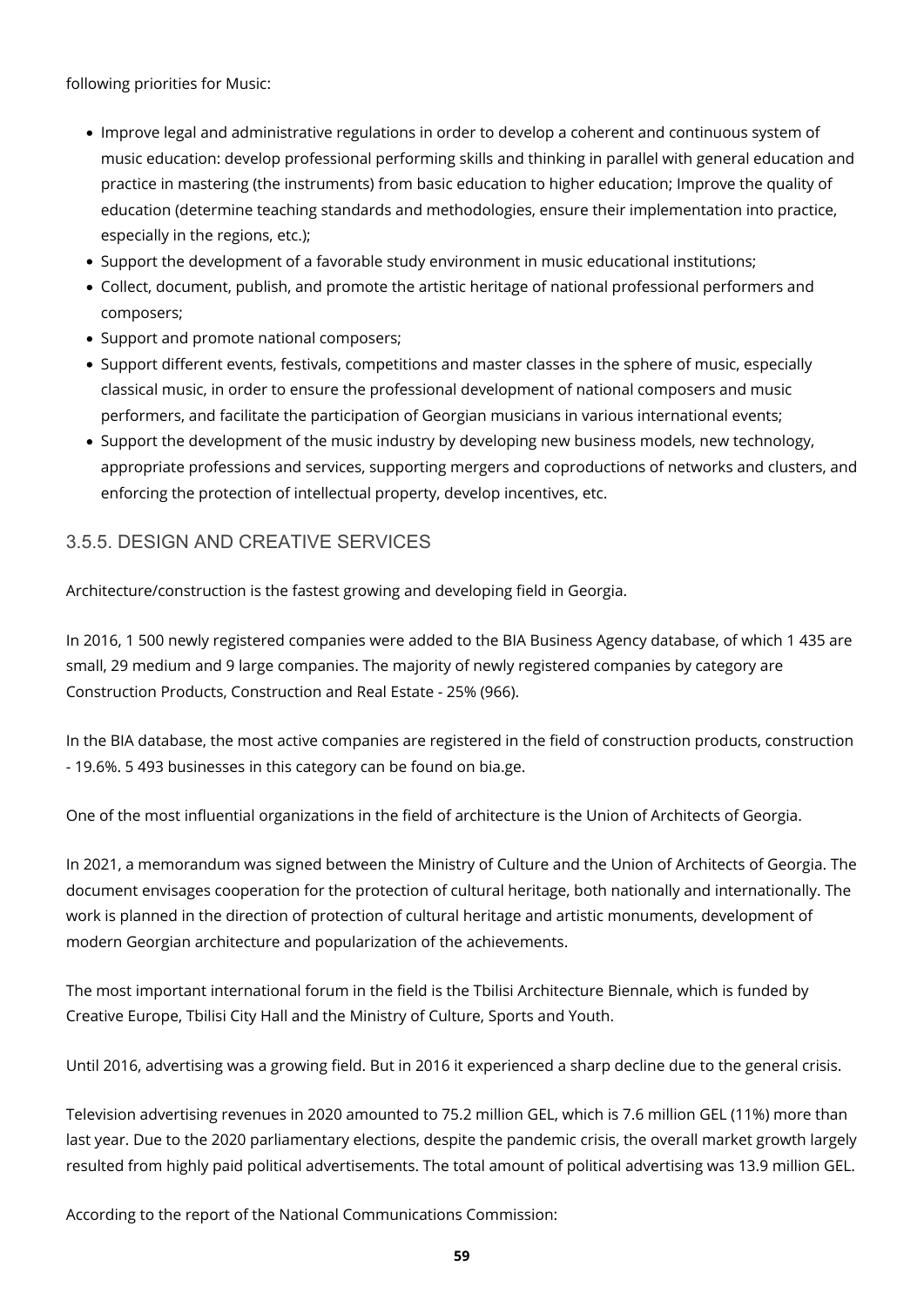following priorities for Music:

- Improve legal and administrative regulations in order to develop a coherent and continuous system of music education: develop professional performing skills and thinking in parallel with general education and practice in mastering (the instruments) from basic education to higher education; Improve the quality of education (determine teaching standards and methodologies, ensure their implementation into practice, especially in the regions, etc.);
- Support the development of a favorable study environment in music educational institutions;
- Collect, document, publish, and promote the artistic heritage of national professional performers and composers;
- Support and promote national composers;
- Support different events, festivals, competitions and master classes in the sphere of music, especially classical music, in order to ensure the professional development of national composers and music performers, and facilitate the participation of Georgian musicians in various international events;
- Support the development of the music industry by developing new business models, new technology, appropriate professions and services, supporting mergers and coproductions of networks and clusters, and enforcing the protection of intellectual property, develop incentives, etc.

### 3.5.5. DESIGN AND CREATIVE SERVICES

Architecture/construction is the fastest growing and developing field in Georgia.

In 2016, 1 500 newly registered companies were added to the BIA Business Agency database, of which 1 435 are small, 29 medium and 9 large companies. The majority of newly registered companies by category are Construction Products, Construction and Real Estate - 25% (966).

In the BIA database, the most active companies are registered in the field of construction products, construction - 19.6%. 5 493 businesses in this category can be found on bia.ge.

One of the most influential organizations in the field of architecture is the Union of Architects of Georgia.

In 2021, a memorandum was signed between the Ministry of Culture and the Union of Architects of Georgia. The document envisages cooperation for the protection of cultural heritage, both nationally and internationally. The work is planned in the direction of protection of cultural heritage and artistic monuments, development of modern Georgian architecture and popularization of the achievements.

The most important international forum in the field is the Tbilisi Architecture Biennale, which is funded by Creative Europe, Tbilisi City Hall and the Ministry of Culture, Sports and Youth.

Until 2016, advertising was a growing field. But in 2016 it experienced a sharp decline due to the general crisis.

Television advertising revenues in 2020 amounted to 75.2 million GEL, which is 7.6 million GEL (11%) more than last year. Due to the 2020 parliamentary elections, despite the pandemic crisis, the overall market growth largely resulted from highly paid political advertisements. The total amount of political advertising was 13.9 million GEL.

According to the report of the National Communications Commission: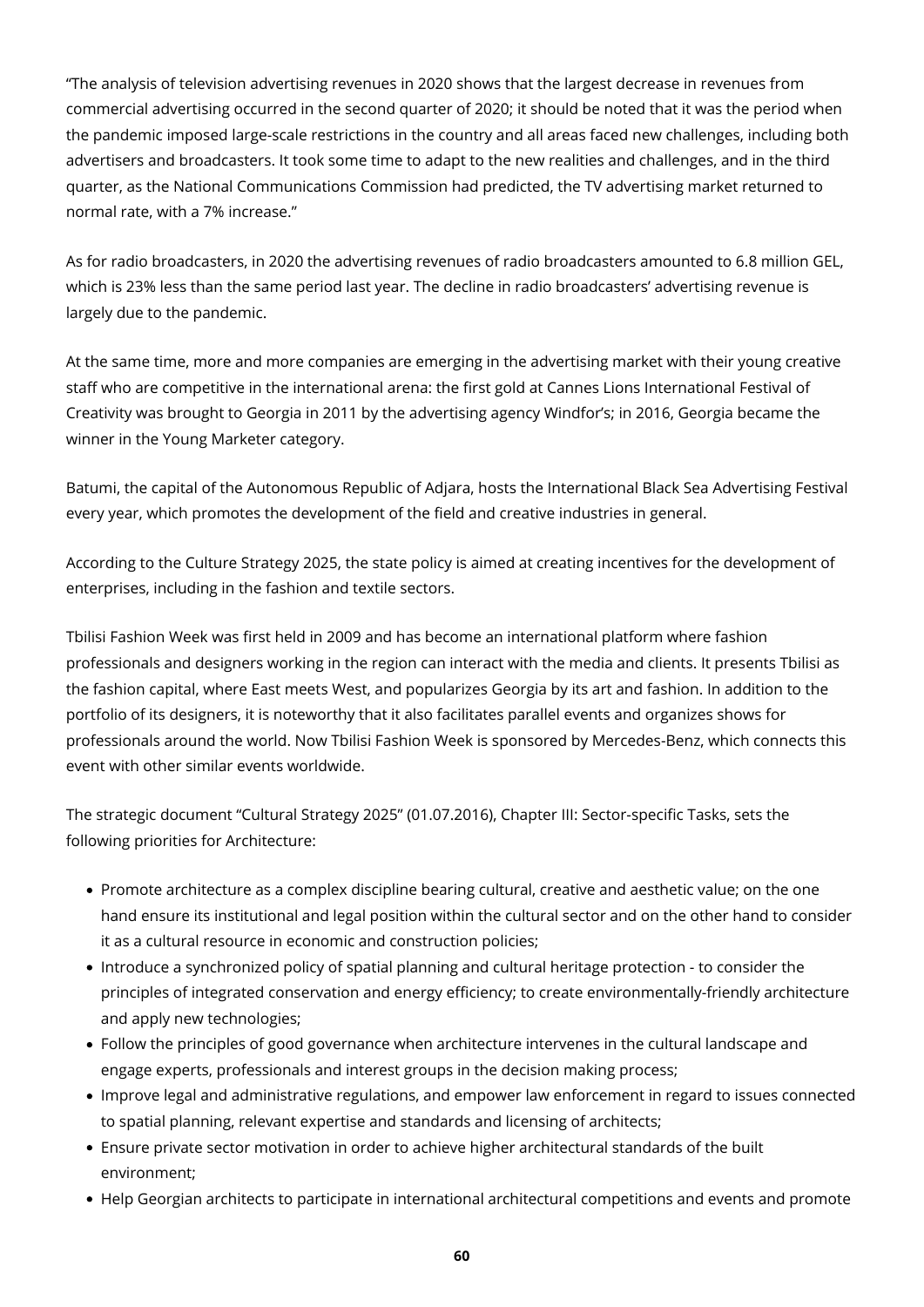"The analysis of television advertising revenues in 2020 shows that the largest decrease in revenues from commercial advertising occurred in the second quarter of 2020; it should be noted that it was the period when the pandemic imposed large-scale restrictions in the country and all areas faced new challenges, including both advertisers and broadcasters. It took some time to adapt to the new realities and challenges, and in the third quarter, as the National Communications Commission had predicted, the TV advertising market returned to normal rate, with a 7% increase."

As for radio broadcasters, in 2020 the advertising revenues of radio broadcasters amounted to 6.8 million GEL, which is 23% less than the same period last year. The decline in radio broadcasters' advertising revenue is largely due to the pandemic.

At the same time, more and more companies are emerging in the advertising market with their young creative staff who are competitive in the international arena: the first gold at Cannes Lions International Festival of Creativity was brought to Georgia in 2011 by the advertising agency Windfor's; in 2016, Georgia became the winner in the Young Marketer category.

Batumi, the capital of the Autonomous Republic of Adjara, hosts the International Black Sea Advertising Festival every year, which promotes the development of the field and creative industries in general.

According to the Culture Strategy 2025, the state policy is aimed at creating incentives for the development of enterprises, including in the fashion and textile sectors.

Tbilisi Fashion Week was first held in 2009 and has become an international platform where fashion professionals and designers working in the region can interact with the media and clients. It presents Tbilisi as the fashion capital, where East meets West, and popularizes Georgia by its art and fashion. In addition to the portfolio of its designers, it is noteworthy that it also facilitates parallel events and organizes shows for professionals around the world. Now Tbilisi Fashion Week is sponsored by Mercedes-Benz, which connects this event with other similar events worldwide.

The strategic document "Cultural Strategy 2025" (01.07.2016), Chapter III: Sector-specific Tasks, sets the following priorities for Architecture:

- Promote architecture as a complex discipline bearing cultural, creative and aesthetic value; on the one hand ensure its institutional and legal position within the cultural sector and on the other hand to consider it as a cultural resource in economic and construction policies;
- Introduce a synchronized policy of spatial planning and cultural heritage protection - to consider the principles of integrated conservation and energy efficiency; to create environmentally-friendly architecture and apply new technologies;
- Follow the principles of good governance when architecture intervenes in the cultural landscape and engage experts, professionals and interest groups in the decision making process;
- Improve legal and administrative regulations, and empower law enforcement in regard to issues connected to spatial planning, relevant expertise and standards and licensing of architects;
- Ensure private sector motivation in order to achieve higher architectural standards of the built environment;
- Help Georgian architects to participate in international architectural competitions and events and promote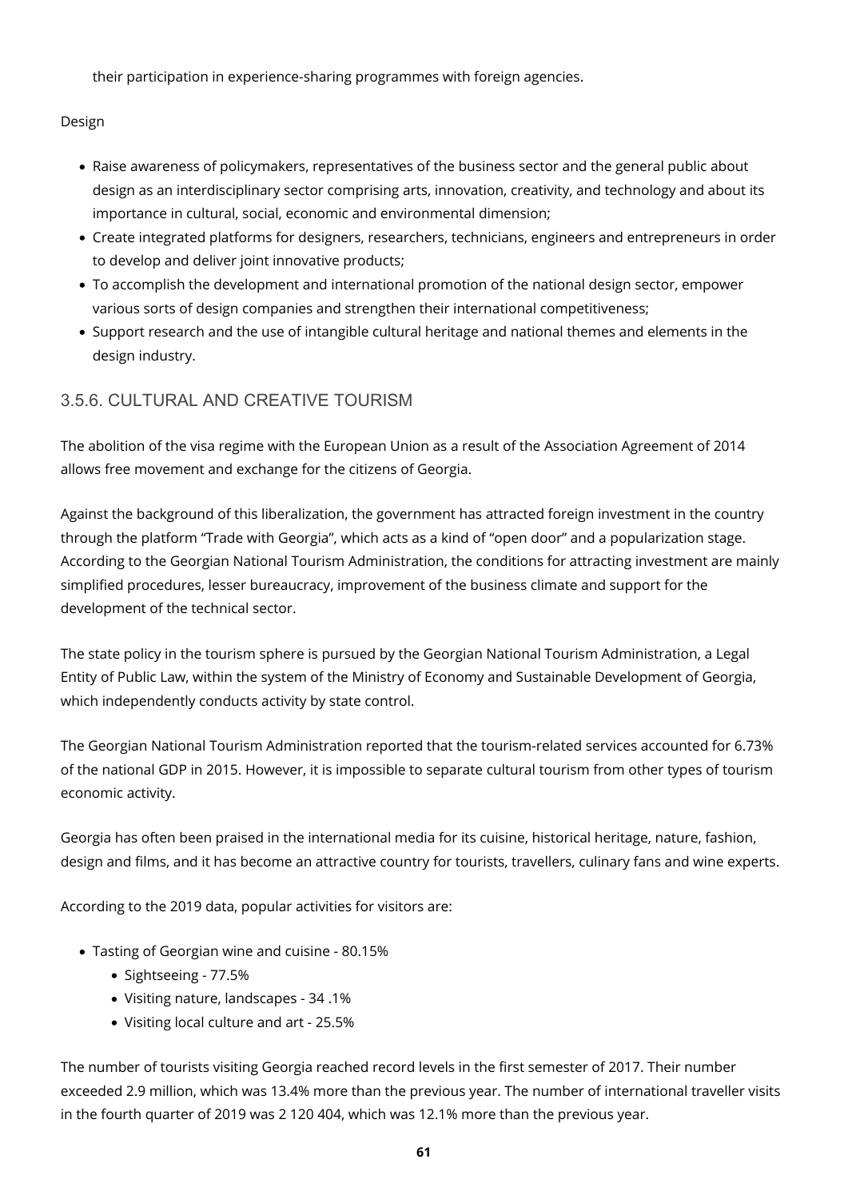their participation in experience-sharing programmes with foreign agencies.

Design

- Raise awareness of policymakers, representatives of the business sector and the general public about design as an interdisciplinary sector comprising arts, innovation, creativity, and technology and about its importance in cultural, social, economic and environmental dimension;
- Create integrated platforms for designers, researchers, technicians, engineers and entrepreneurs in order to develop and deliver joint innovative products;
- To accomplish the development and international promotion of the national design sector, empower various sorts of design companies and strengthen their international competitiveness;
- Support research and the use of intangible cultural heritage and national themes and elements in the design industry.

### 3.5.6. CULTURAL AND CREATIVE TOURISM

The abolition of the visa regime with the European Union as a result of the Association Agreement of 2014 allows free movement and exchange for the citizens of Georgia.

Against the background of this liberalization, the government has attracted foreign investment in the country through the platform "Trade with Georgia", which acts as a kind of "open door" and a popularization stage. According to the Georgian National Tourism Administration, the conditions for attracting investment are mainly simplified procedures, lesser bureaucracy, improvement of the business climate and support for the development of the technical sector.

The state policy in the tourism sphere is pursued by the Georgian National Tourism Administration, a Legal Entity of Public Law, within the system of the Ministry of Economy and Sustainable Development of Georgia, which independently conducts activity by state control.

The Georgian National Tourism Administration reported that the tourism-related services accounted for 6.73% of the national GDP in 2015. However, it is impossible to separate cultural tourism from other types of tourism economic activity.

Georgia has often been praised in the international media for its cuisine, historical heritage, nature, fashion, design and films, and it has become an attractive country for tourists, travellers, culinary fans and wine experts.

According to the 2019 data, popular activities for visitors are:

- Tasting of Georgian wine and cuisine - 80.15%
  - Sightseeing - 77.5%
  - Visiting nature, landscapes - 34 .1%
  - Visiting local culture and art - 25.5%

The number of tourists visiting Georgia reached record levels in the first semester of 2017. Their number exceeded 2.9 million, which was 13.4% more than the previous year. The number of international traveller visits in the fourth quarter of 2019 was 2 120 404, which was 12.1% more than the previous year.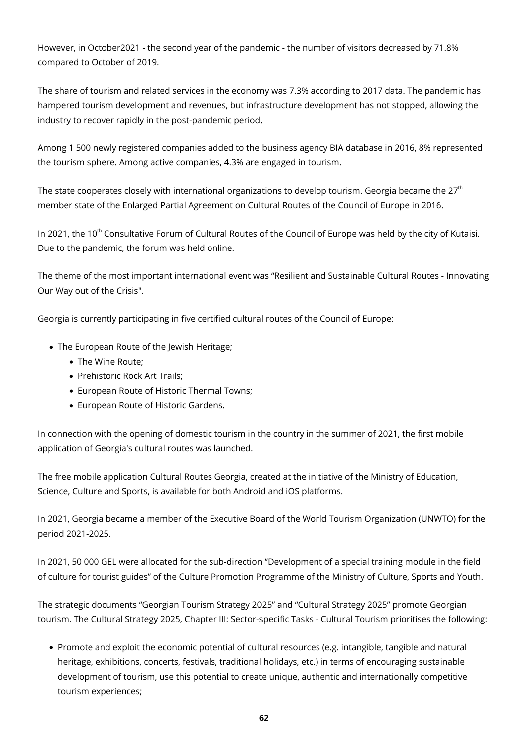However, in October2021 - the second year of the pandemic - the number of visitors decreased by 71.8% compared to October of 2019.

The share of tourism and related services in the economy was 7.3% according to 2017 data. The pandemic has hampered tourism development and revenues, but infrastructure development has not stopped, allowing the industry to recover rapidly in the post-pandemic period.

Among 1 500 newly registered companies added to the business agency BIA database in 2016, 8% represented the tourism sphere. Among active companies, 4.3% are engaged in tourism.

The state cooperates closely with international organizations to develop tourism. Georgia became the 27th member state of the Enlarged Partial Agreement on Cultural Routes of the Council of Europe in 2016.

In 2021, the 10th Consultative Forum of Cultural Routes of the Council of Europe was held by the city of Kutaisi. Due to the pandemic, the forum was held online.

The theme of the most important international event was "Resilient and Sustainable Cultural Routes - Innovating Our Way out of the Crisis".

Georgia is currently participating in five certified cultural routes of the Council of Europe:

- The European Route of the Jewish Heritage;
  - The Wine Route;
  - Prehistoric Rock Art Trails;
  - European Route of Historic Thermal Towns;
  - European Route of Historic Gardens.

In connection with the opening of domestic tourism in the country in the summer of 2021, the first mobile application of Georgia's cultural routes was launched.

The free mobile application Cultural Routes Georgia, created at the initiative of the Ministry of Education, Science, Culture and Sports, is available for both Android and iOS platforms.

In 2021, Georgia became a member of the Executive Board of the World Tourism Organization (UNWTO) for the period 2021-2025.

In 2021, 50 000 GEL were allocated for the sub-direction "Development of a special training module in the field of culture for tourist guides" of the Culture Promotion Programme of the Ministry of Culture, Sports and Youth.

The strategic documents "Georgian Tourism Strategy 2025" and "Cultural Strategy 2025" promote Georgian tourism. The Cultural Strategy 2025, Chapter III: Sector-specific Tasks - Cultural Tourism prioritises the following:

- Promote and exploit the economic potential of cultural resources (e.g. intangible, tangible and natural heritage, exhibitions, concerts, festivals, traditional holidays, etc.) in terms of encouraging sustainable development of tourism, use this potential to create unique, authentic and internationally competitive tourism experiences;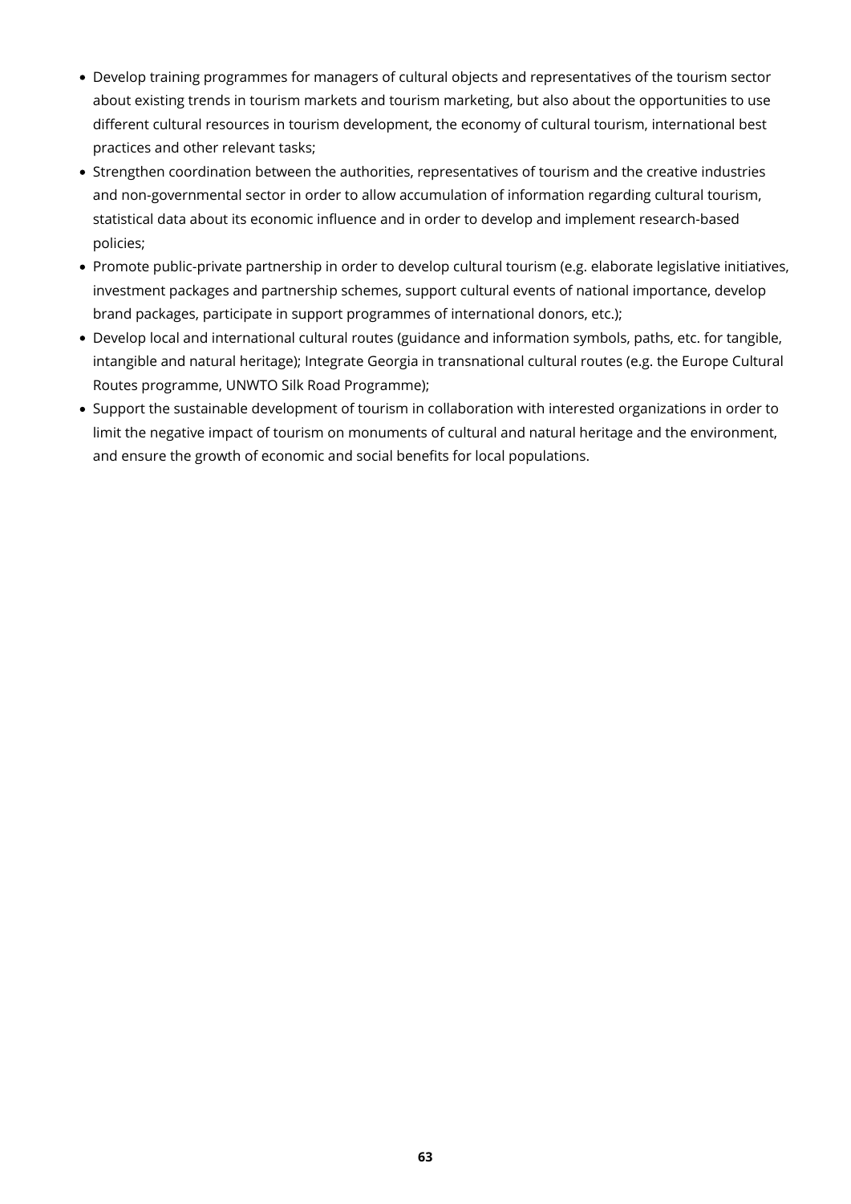- Develop training programmes for managers of cultural objects and representatives of the tourism sector about existing trends in tourism markets and tourism marketing, but also about the opportunities to use different cultural resources in tourism development, the economy of cultural tourism, international best practices and other relevant tasks;
- Strengthen coordination between the authorities, representatives of tourism and the creative industries and non-governmental sector in order to allow accumulation of information regarding cultural tourism, statistical data about its economic influence and in order to develop and implement research-based policies;
- Promote public-private partnership in order to develop cultural tourism (e.g. elaborate legislative initiatives, investment packages and partnership schemes, support cultural events of national importance, develop brand packages, participate in support programmes of international donors, etc.);
- Develop local and international cultural routes (guidance and information symbols, paths, etc. for tangible, intangible and natural heritage); Integrate Georgia in transnational cultural routes (e.g. the Europe Cultural Routes programme, UNWTO Silk Road Programme);
- Support the sustainable development of tourism in collaboration with interested organizations in order to limit the negative impact of tourism on monuments of cultural and natural heritage and the environment, and ensure the growth of economic and social benefits for local populations.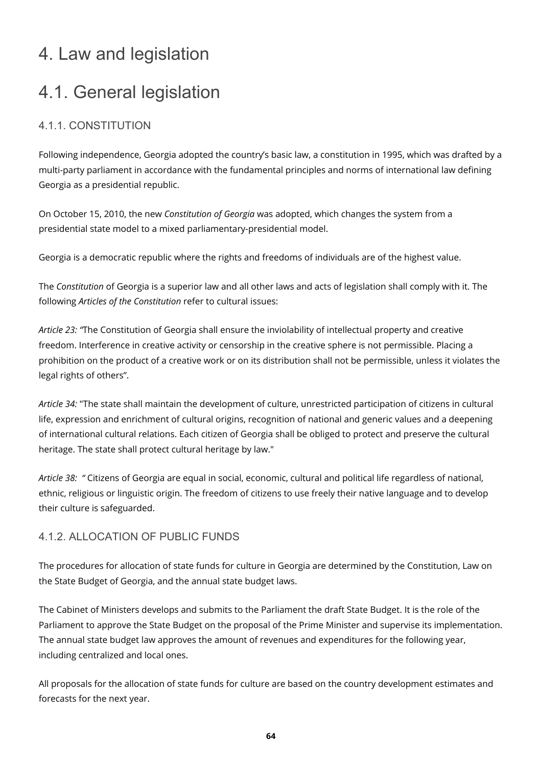# 4. Law and legislation

# 4.1. General legislation

## 4.1.1. CONSTITUTION

Following independence, Georgia adopted the country's basic law, a constitution in 1995, which was drafted by a multi-party parliament in accordance with the fundamental principles and norms of international law defining Georgia as a presidential republic.

On October 15, 2010, the new *Constitution of Georgia* was adopted, which changes the system from a presidential state model to a mixed parliamentary-presidential model.

Georgia is a democratic republic where the rights and freedoms of individuals are of the highest value.

The *Constitution* of Georgia is a superior law and all other laws and acts of legislation shall comply with it. The following *Articles of the Constitution* refer to cultural issues:

*Article 23: "*The Constitution of Georgia shall ensure the inviolability of intellectual property and creative freedom. Interference in creative activity or censorship in the creative sphere is not permissible. Placing a prohibition on the product of a creative work or on its distribution shall not be permissible, unless it violates the legal rights of others".

*Article 34:* "The state shall maintain the development of culture, unrestricted participation of citizens in cultural life, expression and enrichment of cultural origins, recognition of national and generic values and a deepening of international cultural relations. Each citizen of Georgia shall be obliged to protect and preserve the cultural heritage. The state shall protect cultural heritage by law."

*Article 38:* " Citizens of Georgia are equal in social, economic, cultural and political life regardless of national, ethnic, religious or linguistic origin. The freedom of citizens to use freely their native language and to develop their culture is safeguarded.

## 4.1.2. ALLOCATION OF PUBLIC FUNDS

The procedures for allocation of state funds for culture in Georgia are determined by the Constitution, Law on the State Budget of Georgia, and the annual state budget laws.

The Cabinet of Ministers develops and submits to the Parliament the draft State Budget. It is the role of the Parliament to approve the State Budget on the proposal of the Prime Minister and supervise its implementation. The annual state budget law approves the amount of revenues and expenditures for the following year, including centralized and local ones.

All proposals for the allocation of state funds for culture are based on the country development estimates and forecasts for the next year.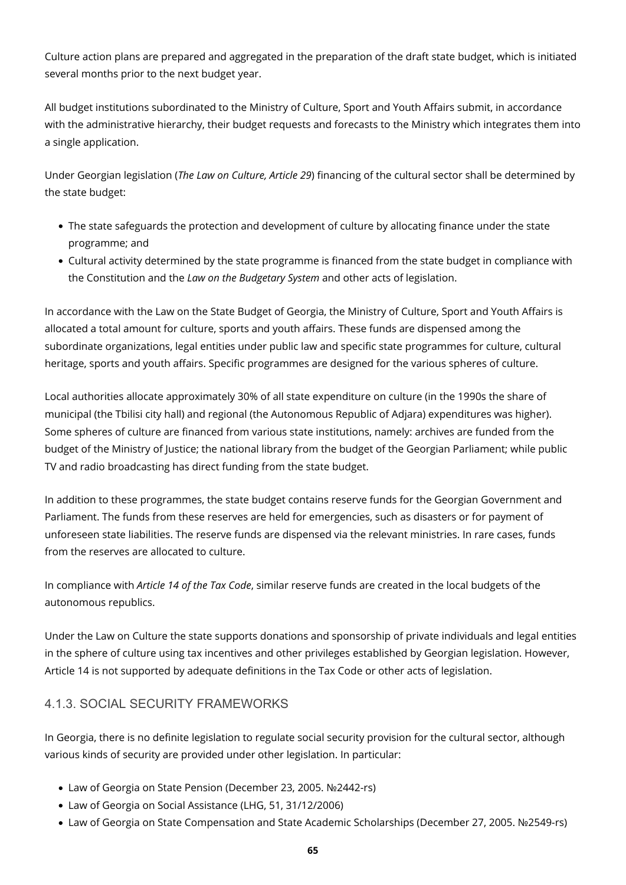Culture action plans are prepared and aggregated in the preparation of the draft state budget, which is initiated several months prior to the next budget year.

All budget institutions subordinated to the Ministry of Culture, Sport and Youth Affairs submit, in accordance with the administrative hierarchy, their budget requests and forecasts to the Ministry which integrates them into a single application.

Under Georgian legislation (*The Law on Culture, Article 29*) financing of the cultural sector shall be determined by the state budget:

- The state safeguards the protection and development of culture by allocating finance under the state programme; and
- Cultural activity determined by the state programme is financed from the state budget in compliance with the Constitution and the *Law on the Budgetary System* and other acts of legislation.

In accordance with the Law on the State Budget of Georgia, the Ministry of Culture, Sport and Youth Affairs is allocated a total amount for culture, sports and youth affairs. These funds are dispensed among the subordinate organizations, legal entities under public law and specific state programmes for culture, cultural heritage, sports and youth affairs. Specific programmes are designed for the various spheres of culture.

Local authorities allocate approximately 30% of all state expenditure on culture (in the 1990s the share of municipal (the Tbilisi city hall) and regional (the Autonomous Republic of Adjara) expenditures was higher). Some spheres of culture are financed from various state institutions, namely: archives are funded from the budget of the Ministry of Justice; the national library from the budget of the Georgian Parliament; while public TV and radio broadcasting has direct funding from the state budget.

In addition to these programmes, the state budget contains reserve funds for the Georgian Government and Parliament. The funds from these reserves are held for emergencies, such as disasters or for payment of unforeseen state liabilities. The reserve funds are dispensed via the relevant ministries. In rare cases, funds from the reserves are allocated to culture.

In compliance with *Article 14 of the Tax Code*, similar reserve funds are created in the local budgets of the autonomous republics.

Under the Law on Culture the state supports donations and sponsorship of private individuals and legal entities in the sphere of culture using tax incentives and other privileges established by Georgian legislation. However, Article 14 is not supported by adequate definitions in the Tax Code or other acts of legislation.

### 4.1.3. SOCIAL SECURITY FRAMEWORKS

In Georgia, there is no definite legislation to regulate social security provision for the cultural sector, although various kinds of security are provided under other legislation. In particular:

- Law of Georgia on State Pension (December 23, 2005. №2442-rs)
- Law of Georgia on Social Assistance (LHG, 51, 31/12/2006)
- Law of Georgia on State Compensation and State Academic Scholarships (December 27, 2005. №2549-rs)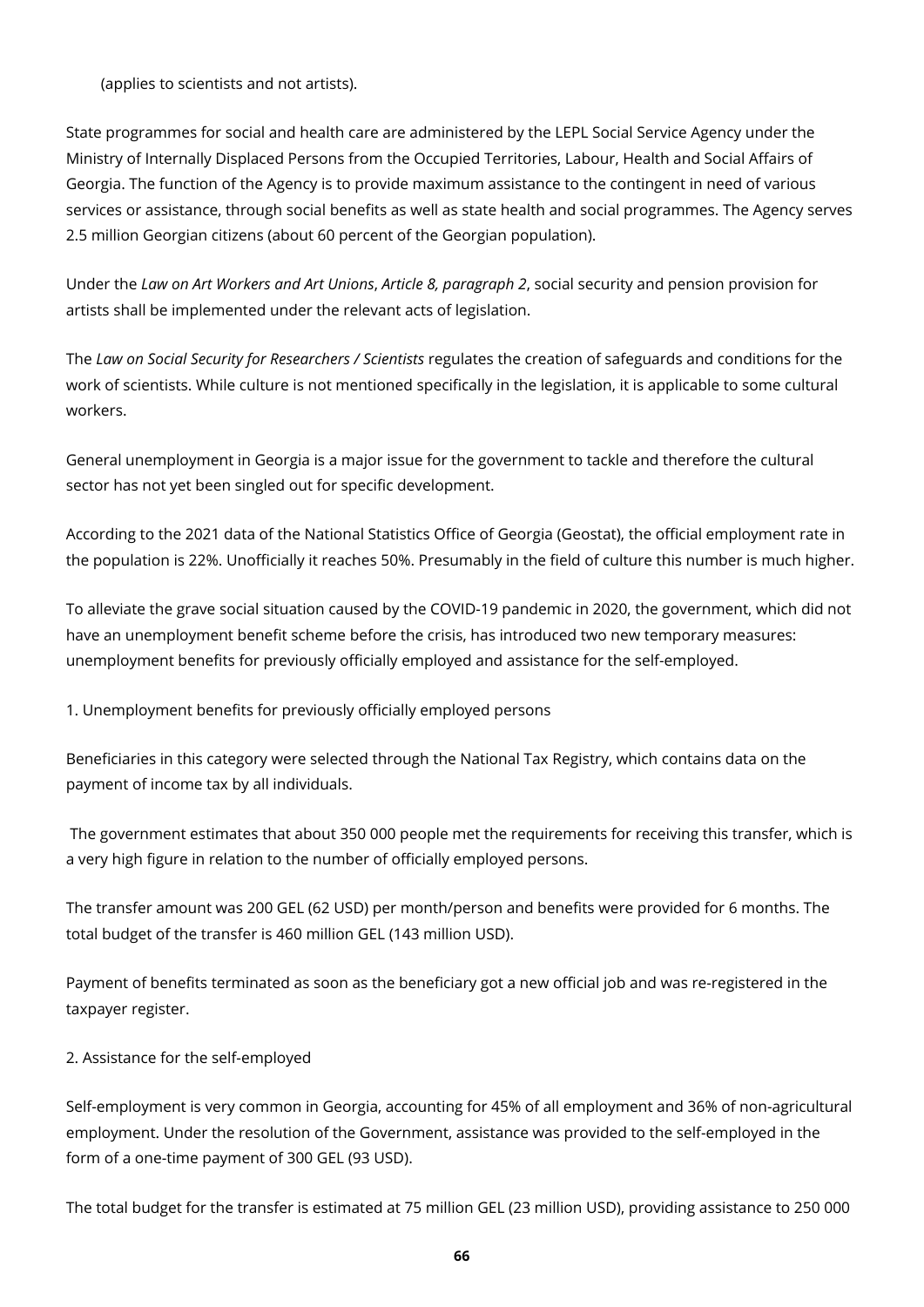(applies to scientists and not artists).

State programmes for social and health care are administered by the LEPL Social Service Agency under the Ministry of Internally Displaced Persons from the Occupied Territories, Labour, Health and Social Affairs of Georgia. The function of the Agency is to provide maximum assistance to the contingent in need of various services or assistance, through social benefits as well as state health and social programmes. The Agency serves 2.5 million Georgian citizens (about 60 percent of the Georgian population).

Under the *Law on Art Workers and Art Unions*, *Article 8, paragraph 2*, social security and pension provision for artists shall be implemented under the relevant acts of legislation.

The *Law on Social Security for Researchers / Scientists* regulates the creation of safeguards and conditions for the work of scientists. While culture is not mentioned specifically in the legislation, it is applicable to some cultural workers.

General unemployment in Georgia is a major issue for the government to tackle and therefore the cultural sector has not yet been singled out for specific development.

According to the 2021 data of the National Statistics Office of Georgia (Geostat), the official employment rate in the population is 22%. Unofficially it reaches 50%. Presumably in the field of culture this number is much higher.

To alleviate the grave social situation caused by the COVID-19 pandemic in 2020, the government, which did not have an unemployment benefit scheme before the crisis, has introduced two new temporary measures: unemployment benefits for previously officially employed and assistance for the self-employed.

1. Unemployment benefits for previously officially employed persons

Beneficiaries in this category were selected through the National Tax Registry, which contains data on the payment of income tax by all individuals.

The government estimates that about 350 000 people met the requirements for receiving this transfer, which is a very high figure in relation to the number of officially employed persons.

The transfer amount was 200 GEL (62 USD) per month/person and benefits were provided for 6 months. The total budget of the transfer is 460 million GEL (143 million USD).

Payment of benefits terminated as soon as the beneficiary got a new official job and was re-registered in the taxpayer register.

2. Assistance for the self-employed

Self-employment is very common in Georgia, accounting for 45% of all employment and 36% of non-agricultural employment. Under the resolution of the Government, assistance was provided to the self-employed in the form of a one-time payment of 300 GEL (93 USD).

The total budget for the transfer is estimated at 75 million GEL (23 million USD), providing assistance to 250 000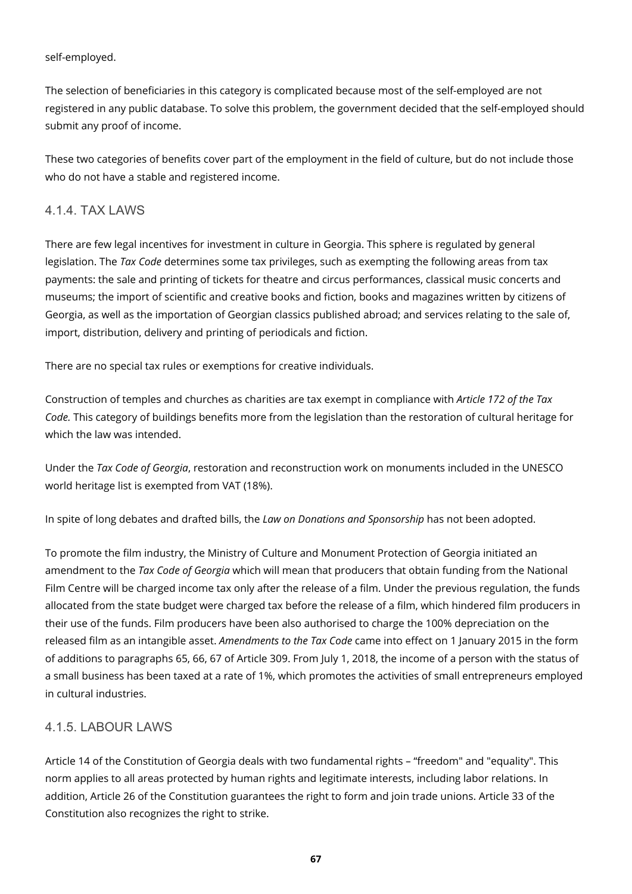self-employed.

The selection of beneficiaries in this category is complicated because most of the self-employed are not registered in any public database. To solve this problem, the government decided that the self-employed should submit any proof of income.

These two categories of benefits cover part of the employment in the field of culture, but do not include those who do not have a stable and registered income.

### 4.1.4. TAX LAWS

There are few legal incentives for investment in culture in Georgia. This sphere is regulated by general legislation. The *Tax Code* determines some tax privileges, such as exempting the following areas from tax payments: the sale and printing of tickets for theatre and circus performances, classical music concerts and museums; the import of scientific and creative books and fiction, books and magazines written by citizens of Georgia, as well as the importation of Georgian classics published abroad; and services relating to the sale of, import, distribution, delivery and printing of periodicals and fiction.

There are no special tax rules or exemptions for creative individuals.

Construction of temples and churches as charities are tax exempt in compliance with *Article 172 of the Tax Code.* This category of buildings benefits more from the legislation than the restoration of cultural heritage for which the law was intended.

Under the *Tax Code of Georgia*, restoration and reconstruction work on monuments included in the UNESCO world heritage list is exempted from VAT (18%).

In spite of long debates and drafted bills, the *Law on Donations and Sponsorship* has not been adopted.

To promote the film industry, the Ministry of Culture and Monument Protection of Georgia initiated an amendment to the *Tax Code of Georgia* which will mean that producers that obtain funding from the National Film Centre will be charged income tax only after the release of a film. Under the previous regulation, the funds allocated from the state budget were charged tax before the release of a film, which hindered film producers in their use of the funds. Film producers have been also authorised to charge the 100% depreciation on the released film as an intangible asset. *Amendments to the Tax Code* came into effect on 1 January 2015 in the form of additions to paragraphs 65, 66, 67 of Article 309. From July 1, 2018, the income of a person with the status of a small business has been taxed at a rate of 1%, which promotes the activities of small entrepreneurs employed in cultural industries.

### 4.1.5. LABOUR LAWS

Article 14 of the Constitution of Georgia deals with two fundamental rights – "freedom" and "equality". This norm applies to all areas protected by human rights and legitimate interests, including labor relations. In addition, Article 26 of the Constitution guarantees the right to form and join trade unions. Article 33 of the Constitution also recognizes the right to strike.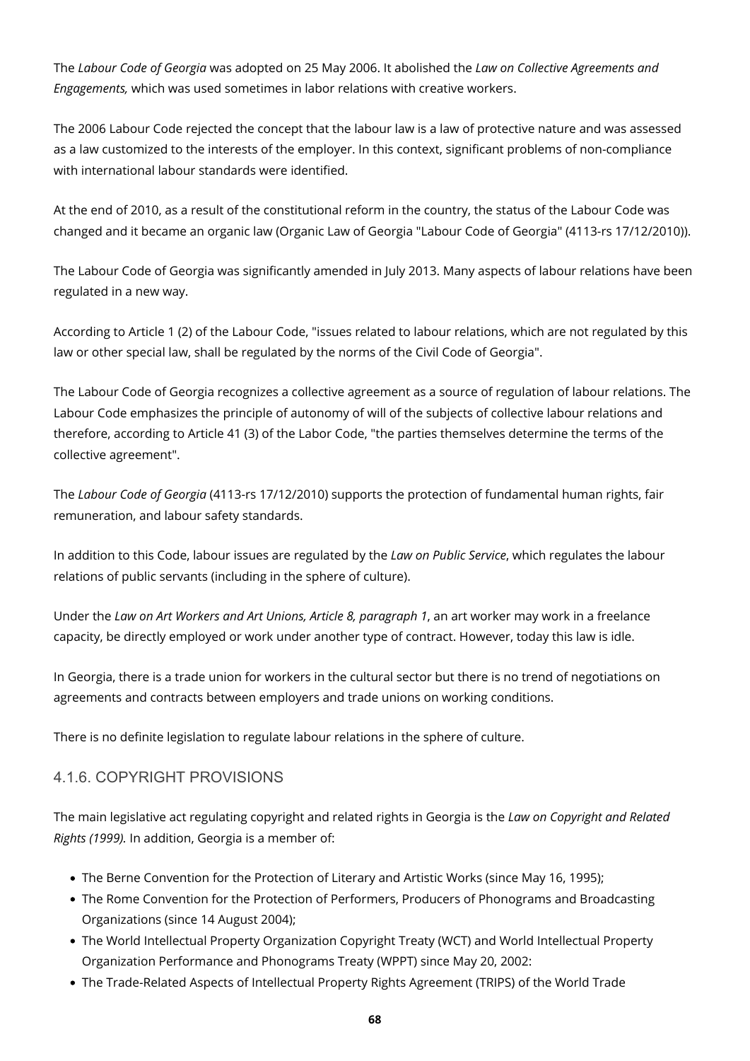The *Labour Code of Georgia* was adopted on 25 May 2006. It abolished the *Law on Collective Agreements and Engagements,* which was used sometimes in labor relations with creative workers.

The 2006 Labour Code rejected the concept that the labour law is a law of protective nature and was assessed as a law customized to the interests of the employer. In this context, significant problems of non-compliance with international labour standards were identified.

At the end of 2010, as a result of the constitutional reform in the country, the status of the Labour Code was changed and it became an organic law (Organic Law of Georgia "Labour Code of Georgia" (4113-rs 17/12/2010)).

The Labour Code of Georgia was significantly amended in July 2013. Many aspects of labour relations have been regulated in a new way.

According to Article 1 (2) of the Labour Code, "issues related to labour relations, which are not regulated by this law or other special law, shall be regulated by the norms of the Civil Code of Georgia".

The Labour Code of Georgia recognizes a collective agreement as a source of regulation of labour relations. The Labour Code emphasizes the principle of autonomy of will of the subjects of collective labour relations and therefore, according to Article 41 (3) of the Labor Code, "the parties themselves determine the terms of the collective agreement".

The *Labour Code of Georgia* (4113-rs 17/12/2010) supports the protection of fundamental human rights, fair remuneration, and labour safety standards.

In addition to this Code, labour issues are regulated by the *Law on Public Service*, which regulates the labour relations of public servants (including in the sphere of culture).

Under the *Law on Art Workers and Art Unions, Article 8, paragraph 1*, an art worker may work in a freelance capacity, be directly employed or work under another type of contract. However, today this law is idle.

In Georgia, there is a trade union for workers in the cultural sector but there is no trend of negotiations on agreements and contracts between employers and trade unions on working conditions.

There is no definite legislation to regulate labour relations in the sphere of culture.

### 4.1.6. COPYRIGHT PROVISIONS

The main legislative act regulating copyright and related rights in Georgia is the *Law on Copyright and Related Rights (1999).* In addition, Georgia is a member of:

- The Berne Convention for the Protection of Literary and Artistic Works (since May 16, 1995);
- The Rome Convention for the Protection of Performers, Producers of Phonograms and Broadcasting Organizations (since 14 August 2004);
- The World Intellectual Property Organization Copyright Treaty (WCT) and World Intellectual Property Organization Performance and Phonograms Treaty (WPPT) since May 20, 2002:
- The Trade-Related Aspects of Intellectual Property Rights Agreement (TRIPS) of the World Trade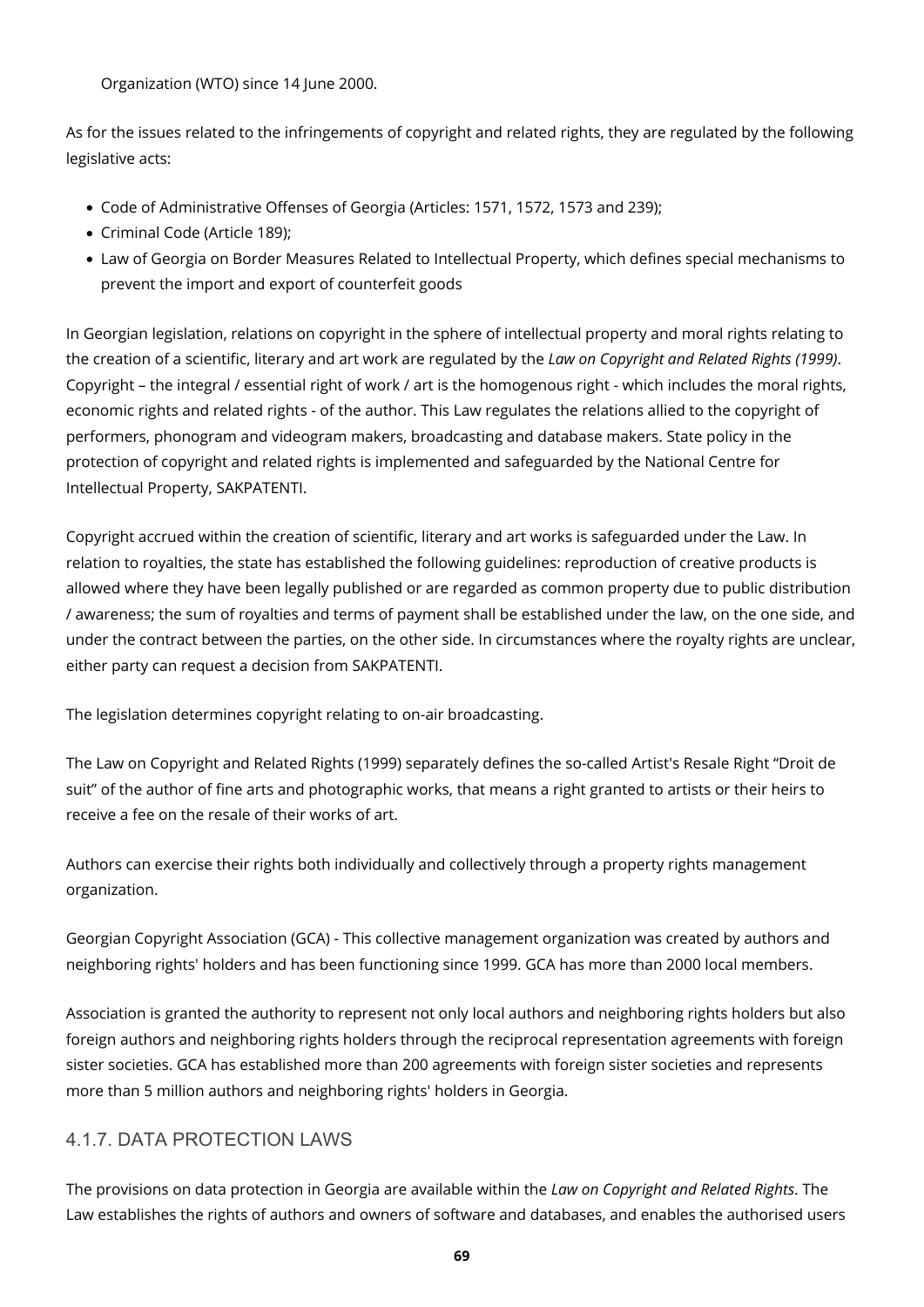Organization (WTO) since 14 June 2000.

As for the issues related to the infringements of copyright and related rights, they are regulated by the following legislative acts:

- Code of Administrative Offenses of Georgia (Articles: 1571, 1572, 1573 and 239);
- Criminal Code (Article 189);
- Law of Georgia on Border Measures Related to Intellectual Property, which defines special mechanisms to prevent the import and export of counterfeit goods

In Georgian legislation, relations on copyright in the sphere of intellectual property and moral rights relating to the creation of a scientific, literary and art work are regulated by the *Law on Copyright and Related Rights (1999)*. Copyright – the integral / essential right of work / art is the homogenous right - which includes the moral rights, economic rights and related rights - of the author. This Law regulates the relations allied to the copyright of performers, phonogram and videogram makers, broadcasting and database makers. State policy in the protection of copyright and related rights is implemented and safeguarded by the National Centre for Intellectual Property, SAKPATENTI.

Copyright accrued within the creation of scientific, literary and art works is safeguarded under the Law. In relation to royalties, the state has established the following guidelines: reproduction of creative products is allowed where they have been legally published or are regarded as common property due to public distribution / awareness; the sum of royalties and terms of payment shall be established under the law, on the one side, and under the contract between the parties, on the other side. In circumstances where the royalty rights are unclear, either party can request a decision from SAKPATENTI.

The legislation determines copyright relating to on-air broadcasting.

The Law on Copyright and Related Rights (1999) separately defines the so-called Artist's Resale Right "Droit de suit" of the author of fine arts and photographic works, that means a right granted to artists or their heirs to receive a fee on the resale of their works of art.

Authors can exercise their rights both individually and collectively through a property rights management organization.

Georgian Copyright Association (GCA) - This collective management organization was created by authors and neighboring rights' holders and has been functioning since 1999. GCA has more than 2000 local members.

Association is granted the authority to represent not only local authors and neighboring rights holders but also foreign authors and neighboring rights holders through the reciprocal representation agreements with foreign sister societies. GCA has established more than 200 agreements with foreign sister societies and represents more than 5 million authors and neighboring rights' holders in Georgia.

### 4.1.7. DATA PROTECTION LAWS

The provisions on data protection in Georgia are available within the *Law on Copyright and Related Rights*. The Law establishes the rights of authors and owners of software and databases, and enables the authorised users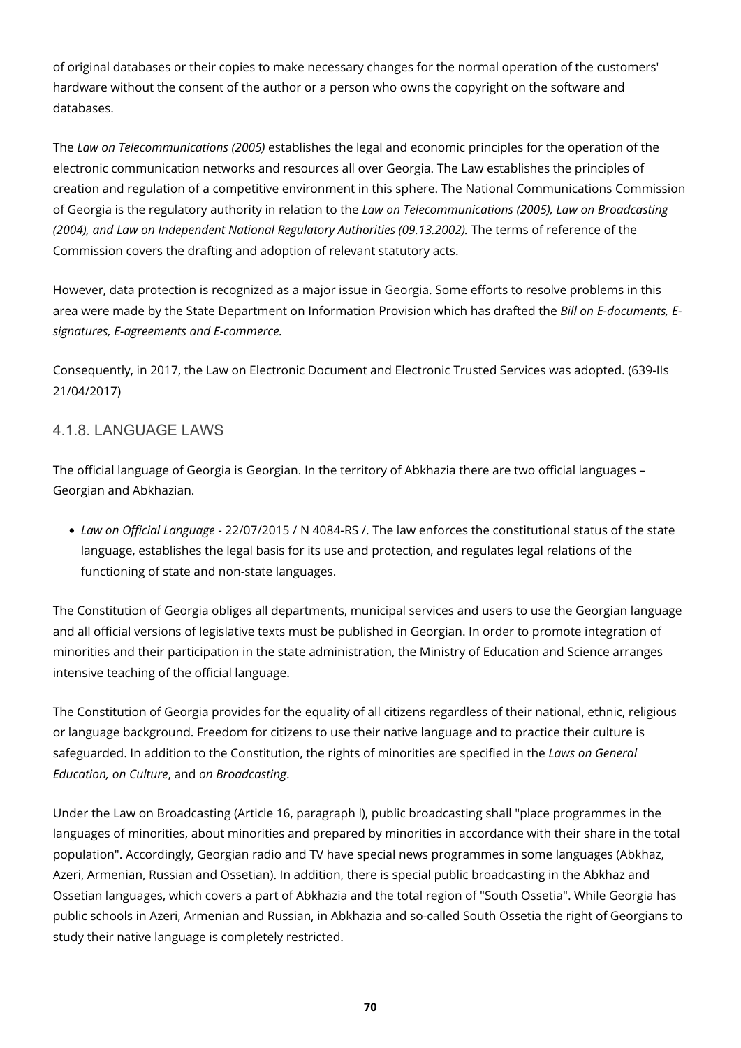of original databases or their copies to make necessary changes for the normal operation of the customers' hardware without the consent of the author or a person who owns the copyright on the software and databases.

The *Law on Telecommunications (2005)* establishes the legal and economic principles for the operation of the electronic communication networks and resources all over Georgia. The Law establishes the principles of creation and regulation of a competitive environment in this sphere. The National Communications Commission of Georgia is the regulatory authority in relation to the *Law on Telecommunications (2005), Law on Broadcasting (2004), and Law on Independent National Regulatory Authorities (09.13.2002).* The terms of reference of the Commission covers the drafting and adoption of relevant statutory acts.

However, data protection is recognized as a major issue in Georgia. Some efforts to resolve problems in this area were made by the State Department on Information Provision which has drafted the *Bill on E-documents, E-signatures, E-agreements and E-commerce.*

Consequently, in 2017, the Law on Electronic Document and Electronic Trusted Services was adopted. (639-IIs 21/04/2017)

### 4.1.8. LANGUAGE LAWS

The official language of Georgia is Georgian. In the territory of Abkhazia there are two official languages – Georgian and Abkhazian.

- *Law on Official Language* - 22/07/2015 / N 4084-RS /. The law enforces the constitutional status of the state language, establishes the legal basis for its use and protection, and regulates legal relations of the functioning of state and non-state languages.

The Constitution of Georgia obliges all departments, municipal services and users to use the Georgian language and all official versions of legislative texts must be published in Georgian. In order to promote integration of minorities and their participation in the state administration, the Ministry of Education and Science arranges intensive teaching of the official language.

The Constitution of Georgia provides for the equality of all citizens regardless of their national, ethnic, religious or language background. Freedom for citizens to use their native language and to practice their culture is safeguarded. In addition to the Constitution, the rights of minorities are specified in the *Laws on General Education, on Culture*, and *on Broadcasting*.

Under the Law on Broadcasting (Article 16, paragraph l), public broadcasting shall "place programmes in the languages of minorities, about minorities and prepared by minorities in accordance with their share in the total population". Accordingly, Georgian radio and TV have special news programmes in some languages (Abkhaz, Azeri, Armenian, Russian and Ossetian). In addition, there is special public broadcasting in the Abkhaz and Ossetian languages, which covers a part of Abkhazia and the total region of "South Ossetia". While Georgia has public schools in Azeri, Armenian and Russian, in Abkhazia and so-called South Ossetia the right of Georgians to study their native language is completely restricted.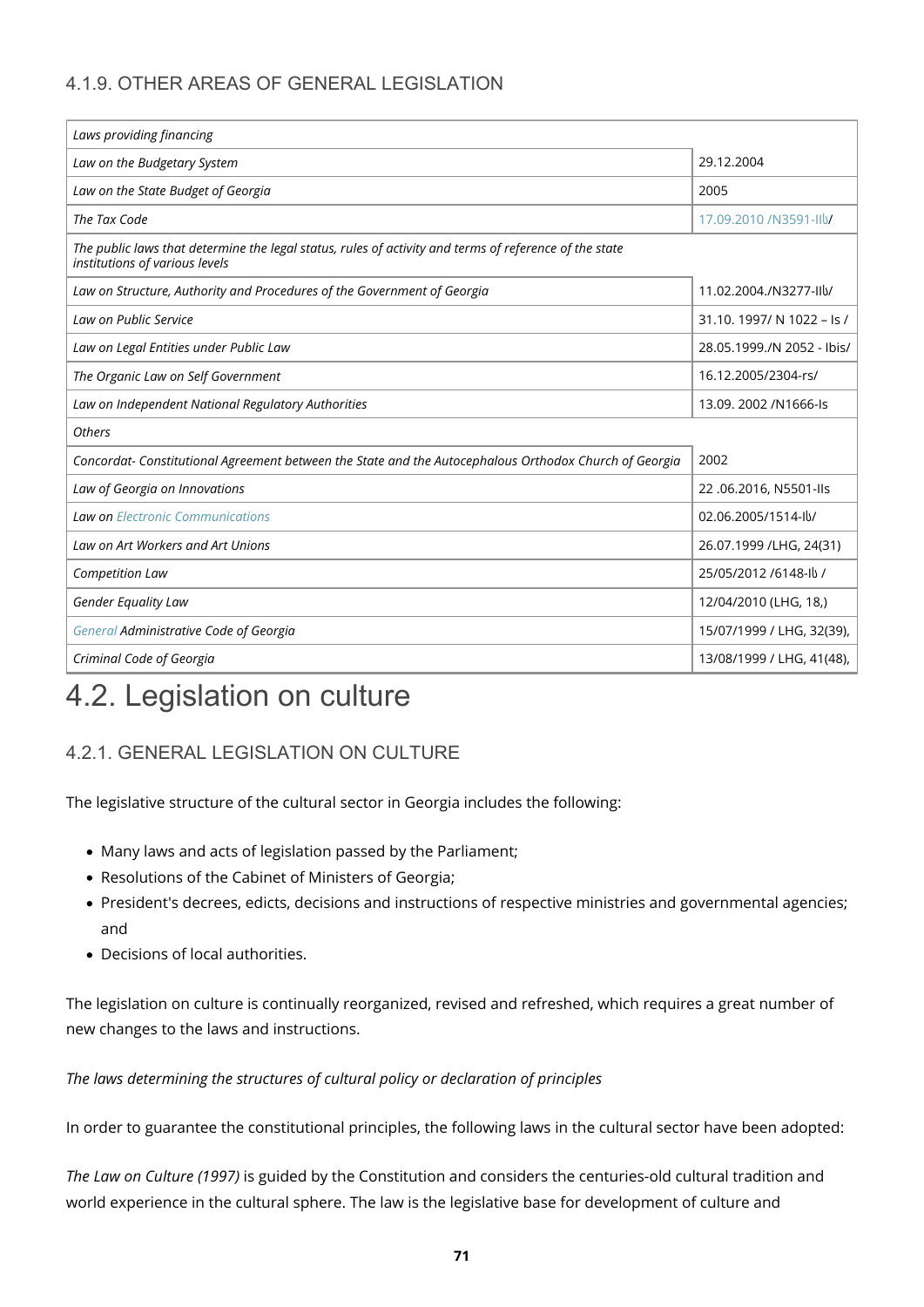### 4.1.9. OTHER AREAS OF GENERAL LEGISLATION

| *Laws providing financing* | |
|---|---|
| *Law on the Budgetary System* | 29.12.2004 |
| *Law on the State Budget of Georgia* | 2005 |
| *The Tax Code* | 17.09.2010 /N3591-IIს/ |
| *The public laws that determine the legal status, rules of activity and terms of reference of the state institutions of various levels* | |
| *Law on Structure, Authority and Procedures of the Government of Georgia* | 11.02.2004./N3277-IIს/ |
| *Law on Public Service* | 31.10. 1997/ N 1022 – Is / |
| *Law on Legal Entities under Public Law* | 28.05.1999./N 2052 - Ibis/ |
| *The Organic Law on Self Government* | 16.12.2005/2304-rs/ |
| *Law on Independent National Regulatory Authorities* | 13.09. 2002 /N1666-Is |
| *Others* | |
| *Concordat- Constitutional Agreement between the State and the Autocephalous Orthodox Church of Georgia* | 2002 |
| *Law of Georgia on Innovations* | 22 .06.2016, N5501-IIs |
| *Law on Electronic Communications* | 02.06.2005/1514-Iს/ |
| *Law on Art Workers and Art Unions* | 26.07.1999 /LHG, 24(31) |
| *Competition Law* | 25/05/2012 /6148-Iს / |
| *Gender Equality Law* | 12/04/2010 (LHG, 18,) |
| *General Administrative Code of Georgia* | 15/07/1999 / LHG, 32(39), |
| *Criminal Code of Georgia* | 13/08/1999 / LHG, 41(48), |

# 4.2. Legislation on culture

### 4.2.1. GENERAL LEGISLATION ON CULTURE

The legislative structure of the cultural sector in Georgia includes the following:

- Many laws and acts of legislation passed by the Parliament;
- Resolutions of the Cabinet of Ministers of Georgia;
- President's decrees, edicts, decisions and instructions of respective ministries and governmental agencies; and
- Decisions of local authorities.

The legislation on culture is continually reorganized, revised and refreshed, which requires a great number of new changes to the laws and instructions.

*The laws determining the structures of cultural policy or declaration of principles*

In order to guarantee the constitutional principles, the following laws in the cultural sector have been adopted:

*The Law on Culture (1997)* is guided by the Constitution and considers the centuries-old cultural tradition and world experience in the cultural sphere. The law is the legislative base for development of culture and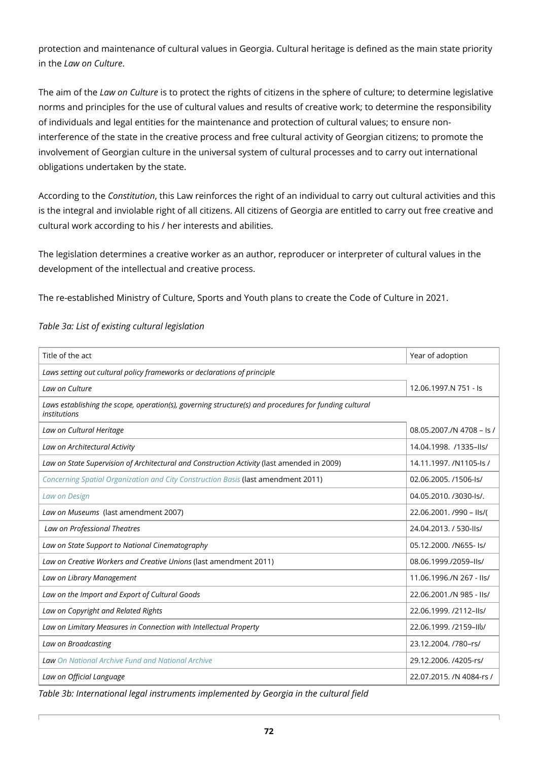protection and maintenance of cultural values in Georgia. Cultural heritage is defined as the main state priority in the *Law on Culture*.

The aim of the *Law on Culture* is to protect the rights of citizens in the sphere of culture; to determine legislative norms and principles for the use of cultural values and results of creative work; to determine the responsibility of individuals and legal entities for the maintenance and protection of cultural values; to ensure non-interference of the state in the creative process and free cultural activity of Georgian citizens; to promote the involvement of Georgian culture in the universal system of cultural processes and to carry out international obligations undertaken by the state.

According to the *Constitution*, this Law reinforces the right of an individual to carry out cultural activities and this is the integral and inviolable right of all citizens. All citizens of Georgia are entitled to carry out free creative and cultural work according to his / her interests and abilities.

The legislation determines a creative worker as an author, reproducer or interpreter of cultural values in the development of the intellectual and creative process.

The re-established Ministry of Culture, Sports and Youth plans to create the Code of Culture in 2021.

*Table 3a: List of existing cultural legislation*

| Title of the act | Year of adoption |
|---|---|
| *Laws setting out cultural policy frameworks or declarations of principle* | |
| *Law on Culture* | 12.06.1997.N 751 - Is |
| *Laws establishing the scope, operation(s), governing structure(s) and procedures for funding cultural institutions* | |
| *Law on Cultural Heritage* | 08.05.2007./N 4708 – Is / |
| *Law on Architectural Activity* | 14.04.1998. /1335–IIs/ |
| *Law on State Supervision of Architectural and Construction Activity* (last amended in 2009) | 14.11.1997. /N1105-Is / |
| *Concerning Spatial Organization and City Construction Basis* (last amendment 2011) | 02.06.2005. /1506-Is/ |
| *Law on Design* | 04.05.2010. /3030-Is/. |
| *Law on Museums* (last amendment 2007) | 22.06.2001. /990 – IIs/( |
| *Law on Professional Theatres* | 24.04.2013. / 530-IIs/ |
| *Law on State Support to National Cinematography* | 05.12.2000. /N655- Is/ |
| *Law on Creative Workers and Creative Unions* (last amendment 2011) | 08.06.1999./2059–IIs/ |
| *Law on Library Management* | 11.06.1996./N 267 - IIs/ |
| *Law on the Import and Export of Cultural Goods* | 22.06.2001./N 985 - IIs/ |
| *Law on Copyright and Related Rights* | 22.06.1999. /2112–IIs/ |
| *Law on Limitary Measures in Connection with Intellectual Property* | 22.06.1999. /2159–IIს/ |
| *Law on Broadcasting* | 23.12.2004. /780–rs/ |
| *Law On National Archive Fund and National Archive* | 29.12.2006. /4205-rs/ |
| *Law on Official Language* | 22.07.2015. /N 4084-rs / |

*Table 3b: International legal instruments implemented by Georgia in the cultural field*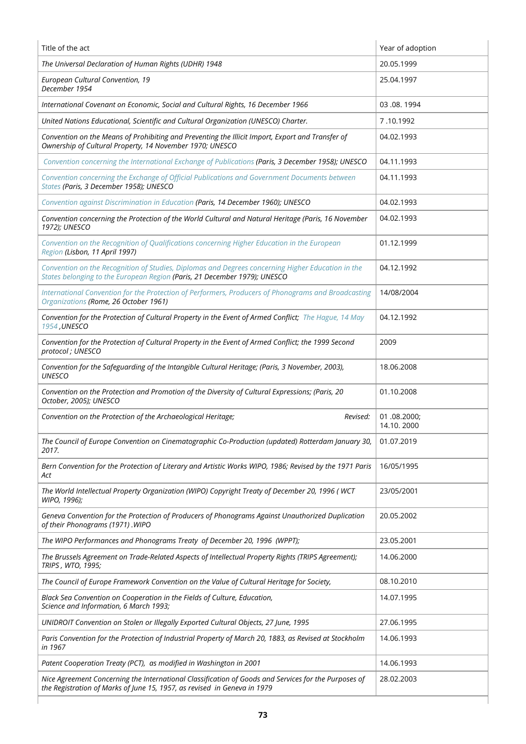| Title of the act | Year of adoption |
|---|---|
| *The Universal Declaration of Human Rights (UDHR) 1948* | 20.05.1999 |
| *European Cultural Convention, 19 December 1954* | 25.04.1997 |
| *International Covenant on Economic, Social and Cultural Rights, 16 December 1966* | 03 .08. 1994 |
| *United Nations Educational, Scientific and Cultural Organization (UNESCO) Charter.* | 7 .10.1992 |
| *Convention on the Means of Prohibiting and Preventing the Illicit Import, Export and Transfer of Ownership of Cultural Property, 14 November 1970; UNESCO* | 04.02.1993 |
| *Convention concerning the International Exchange of Publications (Paris, 3 December 1958); UNESCO* | 04.11.1993 |
| *Convention concerning the Exchange of Official Publications and Government Documents between States (Paris, 3 December 1958); UNESCO* | 04.11.1993 |
| *Convention against Discrimination in Education (Paris, 14 December 1960); UNESCO* | 04.02.1993 |
| *Convention concerning the Protection of the World Cultural and Natural Heritage (Paris, 16 November 1972); UNESCO* | 04.02.1993 |
| *Convention on the Recognition of Qualifications concerning Higher Education in the European Region (Lisbon, 11 April 1997)* | 01.12.1999 |
| *Convention on the Recognition of Studies, Diplomas and Degrees concerning Higher Education in the States belonging to the European Region (Paris, 21 December 1979); UNESCO* | 04.12.1992 |
| *International Convention for the Protection of Performers, Producers of Phonograms and Broadcasting Organizations (Rome, 26 October 1961)* | 14/08/2004 |
| *Convention for the Protection of Cultural Property in the Event of Armed Conflict; The Hague, 14 May 1954 ,UNESCO* | 04.12.1992 |
| *Convention for the Protection of Cultural Property in the Event of Armed Conflict; the 1999 Second protocol ; UNESCO* | 2009 |
| *Convention for the Safeguarding of the Intangible Cultural Heritage; (Paris, 3 November, 2003), UNESCO* | 18.06.2008 |
| *Convention on the Protection and Promotion of the Diversity of Cultural Expressions; (Paris, 20 October, 2005); UNESCO* | 01.10.2008 |
| *Convention on the Protection of the Archaeological Heritage; Revised:* | 01 .08.2000; 14.10. 2000 |
| *The Council of Europe Convention on Cinematographic Co-Production (updated) Rotterdam January 30, 2017.* | 01.07.2019 |
| *Bern Convention for the Protection of Literary and Artistic Works WIPO, 1986; Revised by the 1971 Paris Act* | 16/05/1995 |
| *The World Intellectual Property Organization (WIPO) Copyright Treaty of December 20, 1996 ( WCT WIPO, 1996);* | 23/05/2001 |
| *Geneva Convention for the Protection of Producers of Phonograms Against Unauthorized Duplication of their Phonograms (1971) .WIPO* | 20.05.2002 |
| *The WIPO Performances and Phonograms Treaty of December 20, 1996 (WPPT);* | 23.05.2001 |
| *The Brussels Agreement on Trade-Related Aspects of Intellectual Property Rights (TRIPS Agreement); TRIPS , WTO, 1995;* | 14.06.2000 |
| *The Council of Europe Framework Convention on the Value of Cultural Heritage for Society,* | 08.10.2010 |
| *Black Sea Convention on Cooperation in the Fields of Culture, Education, Science and Information, 6 March 1993;* | 14.07.1995 |
| *UNIDROIT Convention on Stolen or Illegally Exported Cultural Objects, 27 June, 1995* | 27.06.1995 |
| *Paris Convention for the Protection of Industrial Property of March 20, 1883, as Revised at Stockholm in 1967* | 14.06.1993 |
| *Patent Cooperation Treaty (PCT), as modified in Washington in 2001* | 14.06.1993 |
| *Nice Agreement Concerning the International Classification of Goods and Services for the Purposes of the Registration of Marks of June 15, 1957, as revised in Geneva in 1979* | 28.02.2003 |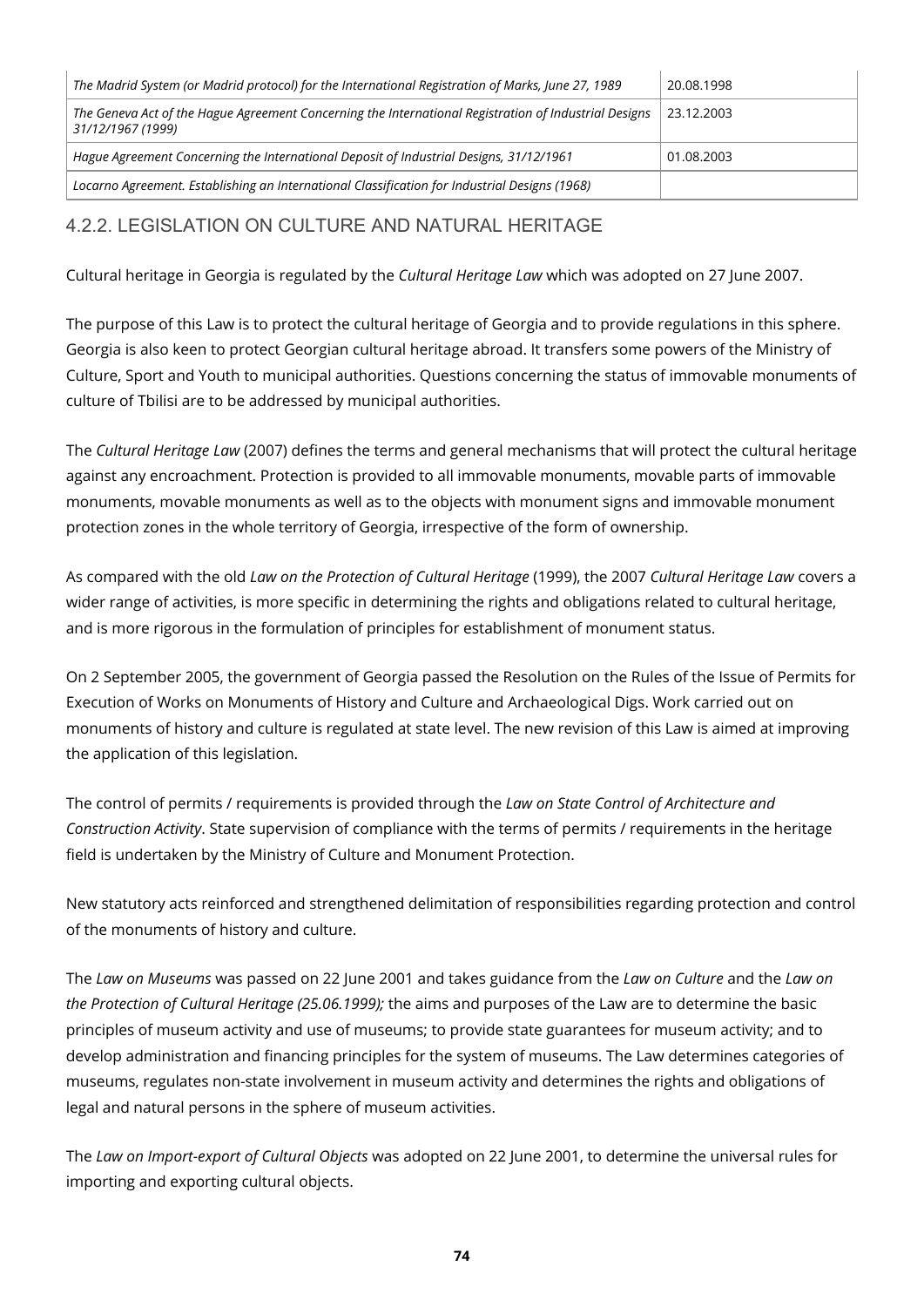| | |
|---|---|
| *The Madrid System (or Madrid protocol) for the International Registration of Marks, June 27, 1989* | 20.08.1998 |
| *The Geneva Act of the Hague Agreement Concerning the International Registration of Industrial Designs 31/12/1967 (1999)* | 23.12.2003 |
| *Hague Agreement Concerning the International Deposit of Industrial Designs, 31/12/1961* | 01.08.2003 |
| *Locarno Agreement. Establishing an International Classification for Industrial Designs (1968)* | |

### 4.2.2. LEGISLATION ON CULTURE AND NATURAL HERITAGE

Cultural heritage in Georgia is regulated by the *Cultural Heritage Law* which was adopted on 27 June 2007.

The purpose of this Law is to protect the cultural heritage of Georgia and to provide regulations in this sphere. Georgia is also keen to protect Georgian cultural heritage abroad. It transfers some powers of the Ministry of Culture, Sport and Youth to municipal authorities. Questions concerning the status of immovable monuments of culture of Tbilisi are to be addressed by municipal authorities.

The *Cultural Heritage Law* (2007) defines the terms and general mechanisms that will protect the cultural heritage against any encroachment. Protection is provided to all immovable monuments, movable parts of immovable monuments, movable monuments as well as to the objects with monument signs and immovable monument protection zones in the whole territory of Georgia, irrespective of the form of ownership.

As compared with the old *Law on the Protection of Cultural Heritage* (1999), the 2007 *Cultural Heritage Law* covers a wider range of activities, is more specific in determining the rights and obligations related to cultural heritage, and is more rigorous in the formulation of principles for establishment of monument status.

On 2 September 2005, the government of Georgia passed the Resolution on the Rules of the Issue of Permits for Execution of Works on Monuments of History and Culture and Archaeological Digs. Work carried out on monuments of history and culture is regulated at state level. The new revision of this Law is aimed at improving the application of this legislation.

The control of permits / requirements is provided through the *Law on State Control of Architecture and Construction Activity*. State supervision of compliance with the terms of permits / requirements in the heritage field is undertaken by the Ministry of Culture and Monument Protection.

New statutory acts reinforced and strengthened delimitation of responsibilities regarding protection and control of the monuments of history and culture.

The *Law on Museums* was passed on 22 June 2001 and takes guidance from the *Law on Culture* and the *Law on the Protection of Cultural Heritage (25.06.1999);* the aims and purposes of the Law are to determine the basic principles of museum activity and use of museums; to provide state guarantees for museum activity; and to develop administration and financing principles for the system of museums. The Law determines categories of museums, regulates non-state involvement in museum activity and determines the rights and obligations of legal and natural persons in the sphere of museum activities.

The *Law on Import-export of Cultural Objects* was adopted on 22 June 2001, to determine the universal rules for importing and exporting cultural objects.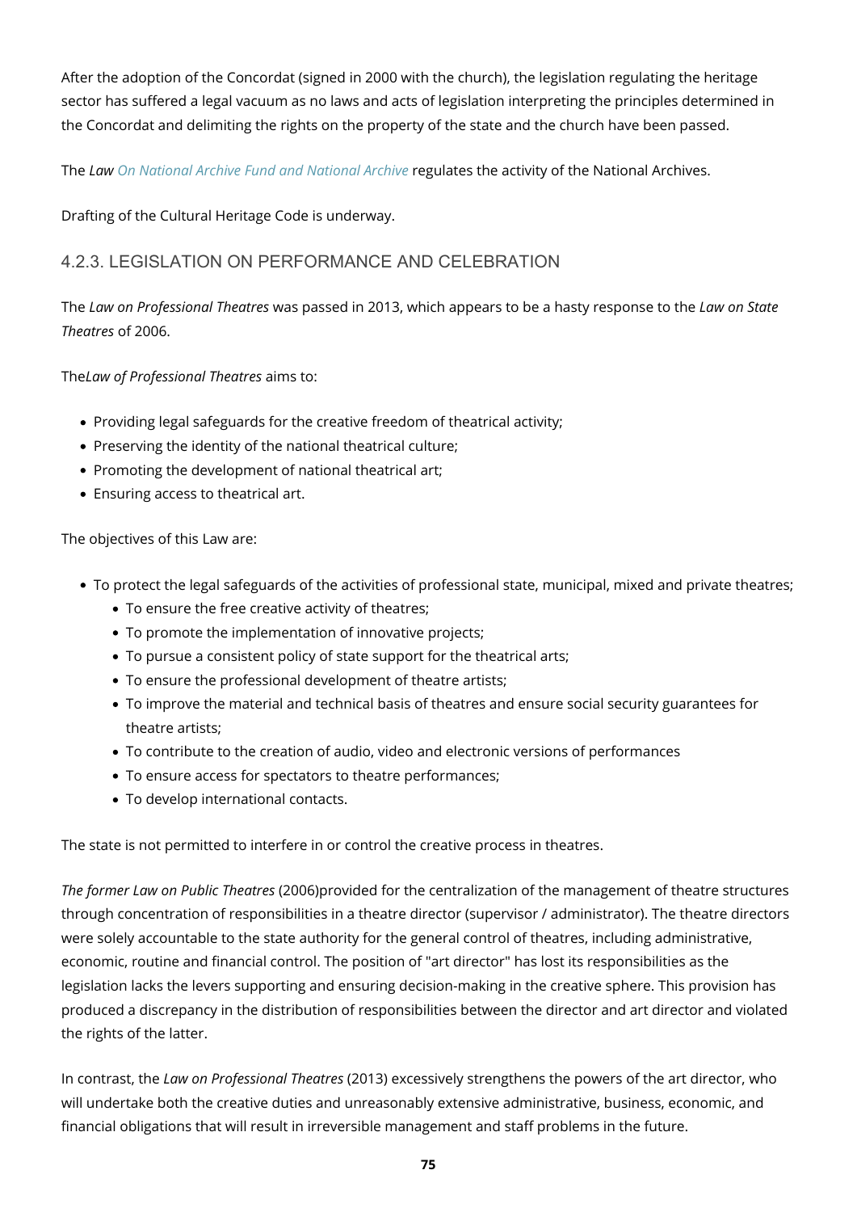After the adoption of the Concordat (signed in 2000 with the church), the legislation regulating the heritage sector has suffered a legal vacuum as no laws and acts of legislation interpreting the principles determined in the Concordat and delimiting the rights on the property of the state and the church have been passed.

The *Law On National Archive Fund and National Archive* regulates the activity of the National Archives.

Drafting of the Cultural Heritage Code is underway.

### 4.2.3. LEGISLATION ON PERFORMANCE AND CELEBRATION

The *Law on Professional Theatres* was passed in 2013, which appears to be a hasty response to the *Law on State Theatres* of 2006.

The*Law of Professional Theatres* aims to:

- Providing legal safeguards for the creative freedom of theatrical activity;
- Preserving the identity of the national theatrical culture;
- Promoting the development of national theatrical art;
- Ensuring access to theatrical art.

The objectives of this Law are:

- To protect the legal safeguards of the activities of professional state, municipal, mixed and private theatres;
  - To ensure the free creative activity of theatres;
  - To promote the implementation of innovative projects;
  - To pursue a consistent policy of state support for the theatrical arts;
  - To ensure the professional development of theatre artists;
  - To improve the material and technical basis of theatres and ensure social security guarantees for theatre artists;
  - To contribute to the creation of audio, video and electronic versions of performances
  - To ensure access for spectators to theatre performances;
  - To develop international contacts.

The state is not permitted to interfere in or control the creative process in theatres.

*The former Law on Public Theatres* (2006)provided for the centralization of the management of theatre structures through concentration of responsibilities in a theatre director (supervisor / administrator). The theatre directors were solely accountable to the state authority for the general control of theatres, including administrative, economic, routine and financial control. The position of "art director" has lost its responsibilities as the legislation lacks the levers supporting and ensuring decision-making in the creative sphere. This provision has produced a discrepancy in the distribution of responsibilities between the director and art director and violated the rights of the latter.

In contrast, the *Law on Professional Theatres* (2013) excessively strengthens the powers of the art director, who will undertake both the creative duties and unreasonably extensive administrative, business, economic, and financial obligations that will result in irreversible management and staff problems in the future.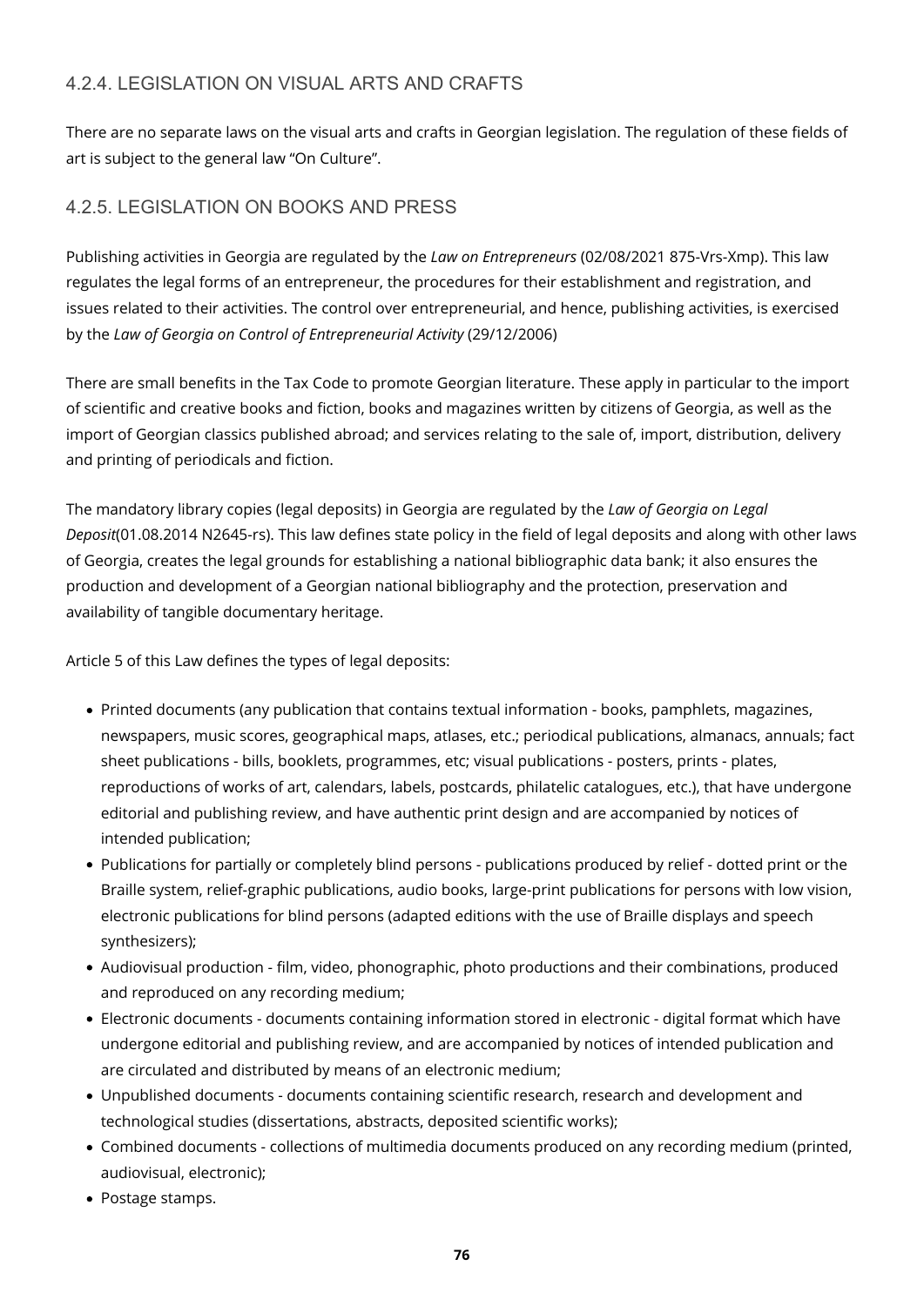### 4.2.4. LEGISLATION ON VISUAL ARTS AND CRAFTS

There are no separate laws on the visual arts and crafts in Georgian legislation. The regulation of these fields of art is subject to the general law "On Culture".

### 4.2.5. LEGISLATION ON BOOKS AND PRESS

Publishing activities in Georgia are regulated by the *Law on Entrepreneurs* (02/08/2021 875-Vrs-Xmp). This law regulates the legal forms of an entrepreneur, the procedures for their establishment and registration, and issues related to their activities. The control over entrepreneurial, and hence, publishing activities, is exercised by the *Law of Georgia on Control of Entrepreneurial Activity* (29/12/2006)

There are small benefits in the Tax Code to promote Georgian literature. These apply in particular to the import of scientific and creative books and fiction, books and magazines written by citizens of Georgia, as well as the import of Georgian classics published abroad; and services relating to the sale of, import, distribution, delivery and printing of periodicals and fiction.

The mandatory library copies (legal deposits) in Georgia are regulated by the *Law of Georgia on Legal Deposit*(01.08.2014 N2645-rs). This law defines state policy in the field of legal deposits and along with other laws of Georgia, creates the legal grounds for establishing a national bibliographic data bank; it also ensures the production and development of a Georgian national bibliography and the protection, preservation and availability of tangible documentary heritage.

Article 5 of this Law defines the types of legal deposits:

- Printed documents (any publication that contains textual information - books, pamphlets, magazines, newspapers, music scores, geographical maps, atlases, etc.; periodical publications, almanacs, annuals; fact sheet publications - bills, booklets, programmes, etc; visual publications - posters, prints - plates, reproductions of works of art, calendars, labels, postcards, philatelic catalogues, etc.), that have undergone editorial and publishing review, and have authentic print design and are accompanied by notices of intended publication;
- Publications for partially or completely blind persons - publications produced by relief - dotted print or the Braille system, relief-graphic publications, audio books, large-print publications for persons with low vision, electronic publications for blind persons (adapted editions with the use of Braille displays and speech synthesizers);
- Audiovisual production - film, video, phonographic, photo productions and their combinations, produced and reproduced on any recording medium;
- Electronic documents - documents containing information stored in electronic - digital format which have undergone editorial and publishing review, and are accompanied by notices of intended publication and are circulated and distributed by means of an electronic medium;
- Unpublished documents - documents containing scientific research, research and development and technological studies (dissertations, abstracts, deposited scientific works);
- Combined documents - collections of multimedia documents produced on any recording medium (printed, audiovisual, electronic);
- Postage stamps.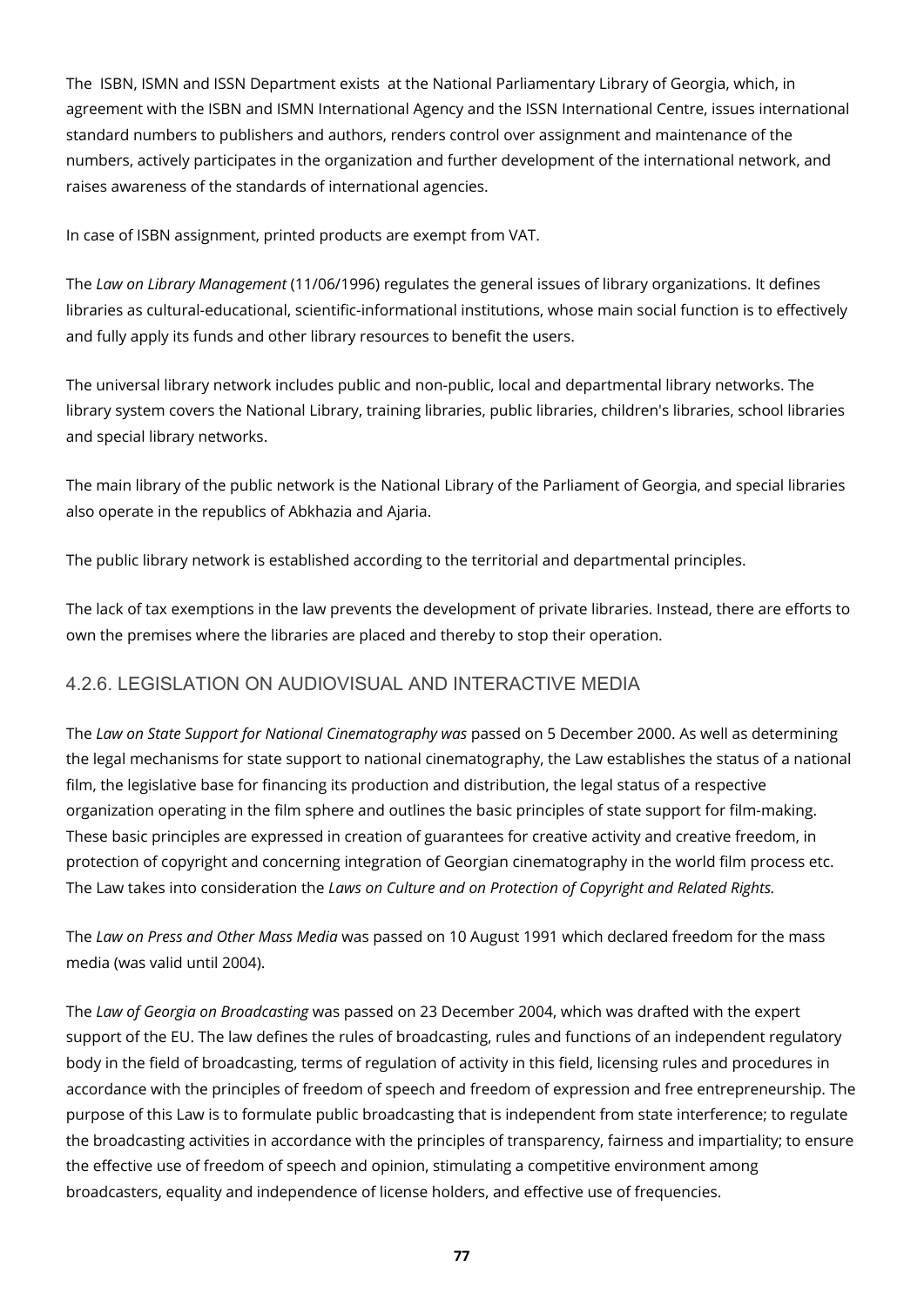The ISBN, ISMN and ISSN Department exists at the National Parliamentary Library of Georgia, which, in agreement with the ISBN and ISMN International Agency and the ISSN International Centre, issues international standard numbers to publishers and authors, renders control over assignment and maintenance of the numbers, actively participates in the organization and further development of the international network, and raises awareness of the standards of international agencies.

In case of ISBN assignment, printed products are exempt from VAT.

The *Law on Library Management* (11/06/1996) regulates the general issues of library organizations. It defines libraries as cultural-educational, scientific-informational institutions, whose main social function is to effectively and fully apply its funds and other library resources to benefit the users.

The universal library network includes public and non-public, local and departmental library networks. The library system covers the National Library, training libraries, public libraries, children's libraries, school libraries and special library networks.

The main library of the public network is the National Library of the Parliament of Georgia, and special libraries also operate in the republics of Abkhazia and Ajaria.

The public library network is established according to the territorial and departmental principles.

The lack of tax exemptions in the law prevents the development of private libraries. Instead, there are efforts to own the premises where the libraries are placed and thereby to stop their operation.

### 4.2.6. LEGISLATION ON AUDIOVISUAL AND INTERACTIVE MEDIA

The *Law on State Support for National Cinematography was* passed on 5 December 2000. As well as determining the legal mechanisms for state support to national cinematography, the Law establishes the status of a national film, the legislative base for financing its production and distribution, the legal status of a respective organization operating in the film sphere and outlines the basic principles of state support for film-making. These basic principles are expressed in creation of guarantees for creative activity and creative freedom, in protection of copyright and concerning integration of Georgian cinematography in the world film process etc. The Law takes into consideration the *Laws on Culture and on Protection of Copyright and Related Rights.*

The *Law on Press and Other Mass Media* was passed on 10 August 1991 which declared freedom for the mass media (was valid until 2004).

The *Law of Georgia on Broadcasting* was passed on 23 December 2004, which was drafted with the expert support of the EU. The law defines the rules of broadcasting, rules and functions of an independent regulatory body in the field of broadcasting, terms of regulation of activity in this field, licensing rules and procedures in accordance with the principles of freedom of speech and freedom of expression and free entrepreneurship. The purpose of this Law is to formulate public broadcasting that is independent from state interference; to regulate the broadcasting activities in accordance with the principles of transparency, fairness and impartiality; to ensure the effective use of freedom of speech and opinion, stimulating a competitive environment among broadcasters, equality and independence of license holders, and effective use of frequencies.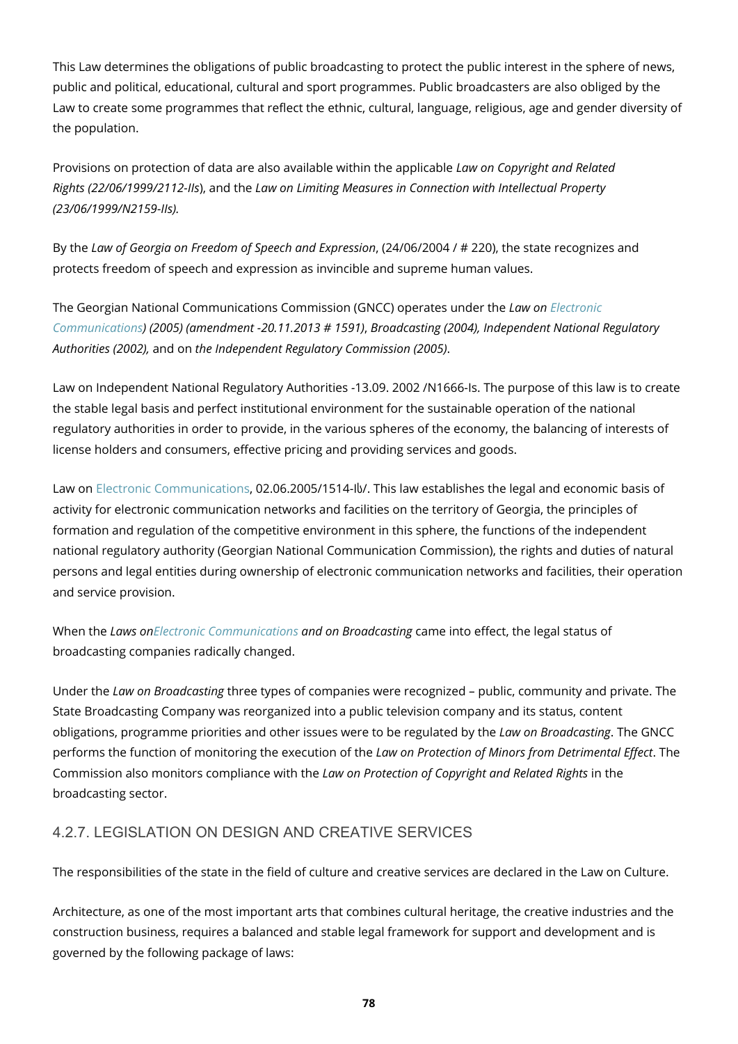This Law determines the obligations of public broadcasting to protect the public interest in the sphere of news, public and political, educational, cultural and sport programmes. Public broadcasters are also obliged by the Law to create some programmes that reflect the ethnic, cultural, language, religious, age and gender diversity of the population.

Provisions on protection of data are also available within the applicable *Law on Copyright and Related Rights (22/06/1999/2112-IIs*), and the *Law on Limiting Measures in Connection with Intellectual Property (23/06/1999/N2159-IIs).*

By the *Law of Georgia on Freedom of Speech and Expression*, (24/06/2004 / # 220), the state recognizes and protects freedom of speech and expression as invincible and supreme human values.

The Georgian National Communications Commission (GNCC) operates under the *Law on Electronic Communications) (2005) (amendment -20.11.2013 # 1591)*, *Broadcasting (2004), Independent National Regulatory Authorities (2002),* and on *the Independent Regulatory Commission (2005).*

Law on Independent National Regulatory Authorities -13.09. 2002 /N1666-Is. The purpose of this law is to create the stable legal basis and perfect institutional environment for the sustainable operation of the national regulatory authorities in order to provide, in the various spheres of the economy, the balancing of interests of license holders and consumers, effective pricing and providing services and goods.

Law on Electronic Communications, 02.06.2005/1514-Iს/. This law establishes the legal and economic basis of activity for electronic communication networks and facilities on the territory of Georgia, the principles of formation and regulation of the competitive environment in this sphere, the functions of the independent national regulatory authority (Georgian National Communication Commission), the rights and duties of natural persons and legal entities during ownership of electronic communication networks and facilities, their operation and service provision.

When the *Laws onElectronic Communications and on Broadcasting* came into effect, the legal status of broadcasting companies radically changed.

Under the *Law on Broadcasting* three types of companies were recognized – public, community and private. The State Broadcasting Company was reorganized into a public television company and its status, content obligations, programme priorities and other issues were to be regulated by the *Law on Broadcasting*. The GNCC performs the function of monitoring the execution of the *Law on Protection of Minors from Detrimental Effect*. The Commission also monitors compliance with the *Law on Protection of Copyright and Related Rights* in the broadcasting sector.

### 4.2.7. LEGISLATION ON DESIGN AND CREATIVE SERVICES

The responsibilities of the state in the field of culture and creative services are declared in the Law on Culture.

Architecture, as one of the most important arts that combines cultural heritage, the creative industries and the construction business, requires a balanced and stable legal framework for support and development and is governed by the following package of laws: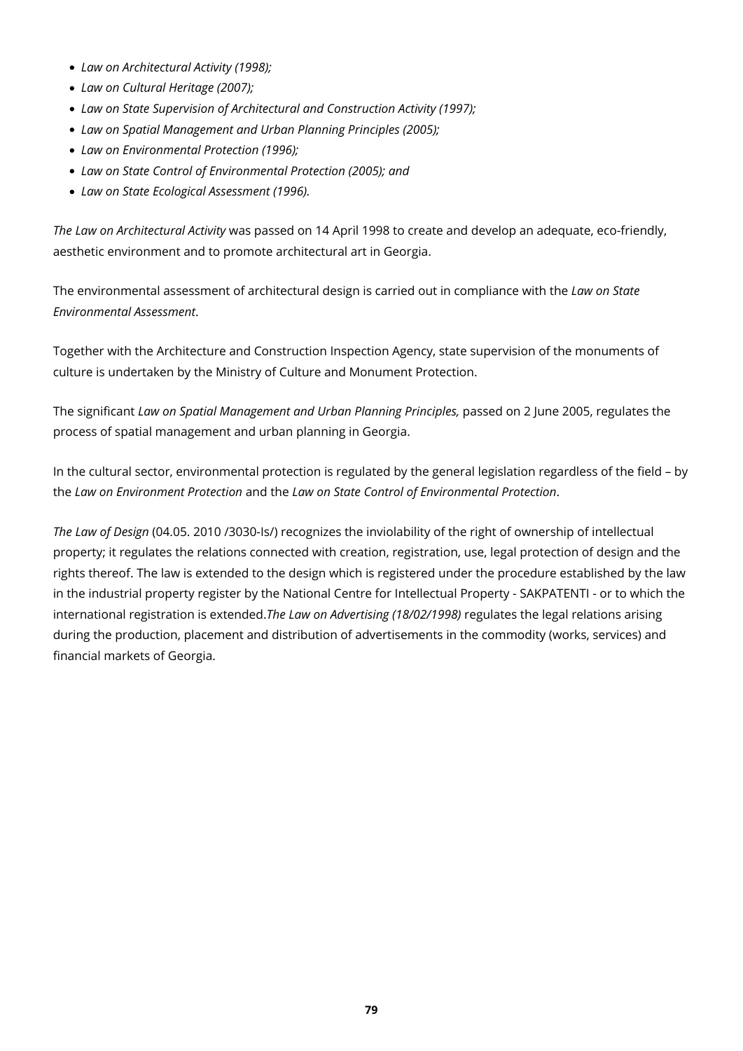- *Law on Architectural Activity (1998);*
- *Law on Cultural Heritage (2007);*
- *Law on State Supervision of Architectural and Construction Activity (1997);*
- *Law on Spatial Management and Urban Planning Principles (2005);*
- *Law on Environmental Protection (1996);*
- *Law on State Control of Environmental Protection (2005); and*
- *Law on State Ecological Assessment (1996).*

*The Law on Architectural Activity* was passed on 14 April 1998 to create and develop an adequate, eco-friendly, aesthetic environment and to promote architectural art in Georgia.

The environmental assessment of architectural design is carried out in compliance with the *Law on State Environmental Assessment*.

Together with the Architecture and Construction Inspection Agency, state supervision of the monuments of culture is undertaken by the Ministry of Culture and Monument Protection.

The significant *Law on Spatial Management and Urban Planning Principles,* passed on 2 June 2005, regulates the process of spatial management and urban planning in Georgia.

In the cultural sector, environmental protection is regulated by the general legislation regardless of the field – by the *Law on Environment Protection* and the *Law on State Control of Environmental Protection*.

*The Law of Design* (04.05. 2010 /3030-Is/) recognizes the inviolability of the right of ownership of intellectual property; it regulates the relations connected with creation, registration, use, legal protection of design and the rights thereof. The law is extended to the design which is registered under the procedure established by the law in the industrial property register by the National Centre for Intellectual Property - SAKPATENTI - or to which the international registration is extended.*The Law on Advertising (18/02/1998)* regulates the legal relations arising during the production, placement and distribution of advertisements in the commodity (works, services) and financial markets of Georgia.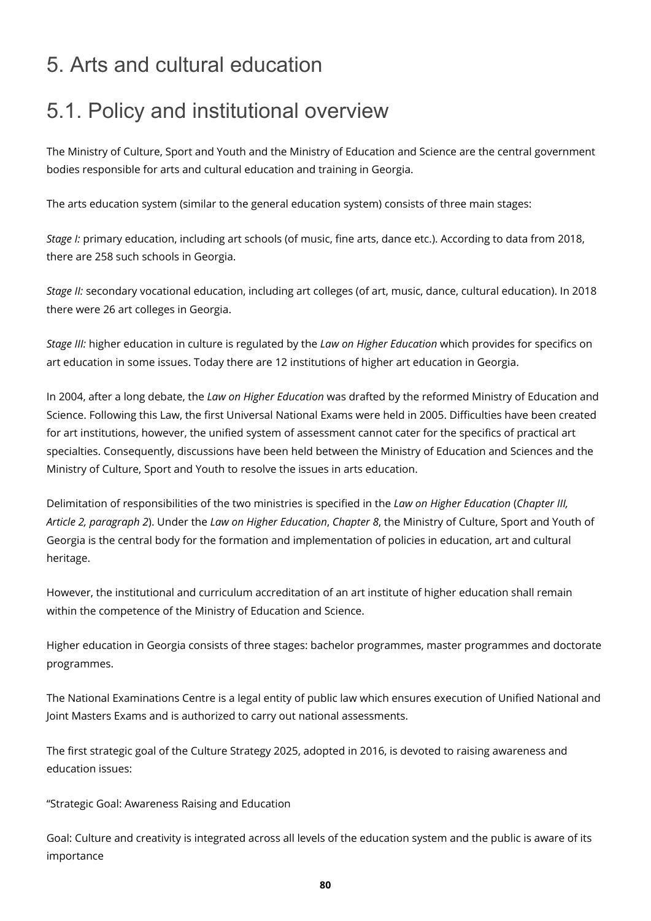# 5. Arts and cultural education

## 5.1. Policy and institutional overview

The Ministry of Culture, Sport and Youth and the Ministry of Education and Science are the central government bodies responsible for arts and cultural education and training in Georgia.

The arts education system (similar to the general education system) consists of three main stages:

*Stage I:* primary education, including art schools (of music, fine arts, dance etc.). According to data from 2018, there are 258 such schools in Georgia.

*Stage II:* secondary vocational education, including art colleges (of art, music, dance, cultural education). In 2018 there were 26 art colleges in Georgia.

*Stage III:* higher education in culture is regulated by the *Law on Higher Education* which provides for specifics on art education in some issues. Today there are 12 institutions of higher art education in Georgia.

In 2004, after a long debate, the *Law on Higher Education* was drafted by the reformed Ministry of Education and Science. Following this Law, the first Universal National Exams were held in 2005. Difficulties have been created for art institutions, however, the unified system of assessment cannot cater for the specifics of practical art specialties. Consequently, discussions have been held between the Ministry of Education and Sciences and the Ministry of Culture, Sport and Youth to resolve the issues in arts education.

Delimitation of responsibilities of the two ministries is specified in the *Law on Higher Education* (*Chapter III, Article 2, paragraph 2*). Under the *Law on Higher Education*, *Chapter 8*, the Ministry of Culture, Sport and Youth of Georgia is the central body for the formation and implementation of policies in education, art and cultural heritage.

However, the institutional and curriculum accreditation of an art institute of higher education shall remain within the competence of the Ministry of Education and Science.

Higher education in Georgia consists of three stages: bachelor programmes, master programmes and doctorate programmes.

The National Examinations Centre is a legal entity of public law which ensures execution of Unified National and Joint Masters Exams and is authorized to carry out national assessments.

The first strategic goal of the Culture Strategy 2025, adopted in 2016, is devoted to raising awareness and education issues:

"Strategic Goal: Awareness Raising and Education

Goal: Culture and creativity is integrated across all levels of the education system and the public is aware of its importance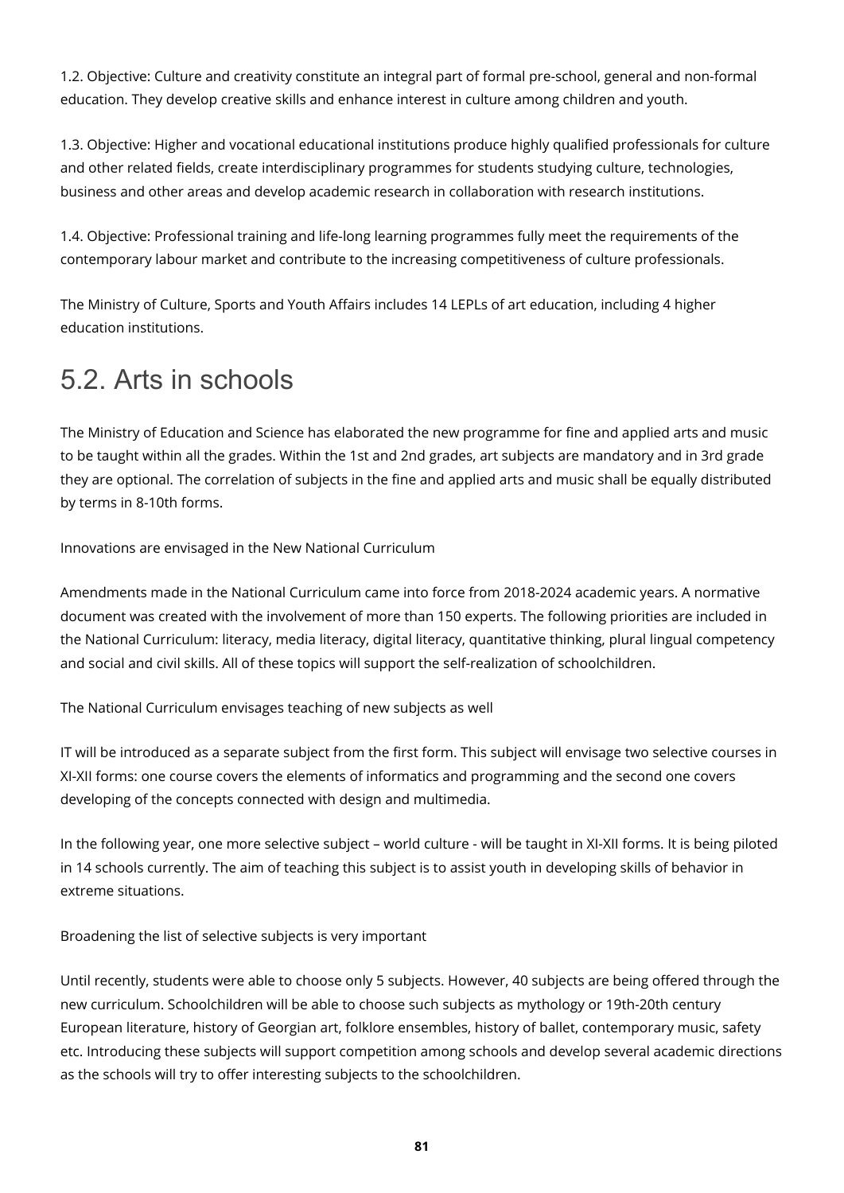1.2. Objective: Culture and creativity constitute an integral part of formal pre-school, general and non-formal education. They develop creative skills and enhance interest in culture among children and youth.

1.3. Objective: Higher and vocational educational institutions produce highly qualified professionals for culture and other related fields, create interdisciplinary programmes for students studying culture, technologies, business and other areas and develop academic research in collaboration with research institutions.

1.4. Objective: Professional training and life-long learning programmes fully meet the requirements of the contemporary labour market and contribute to the increasing competitiveness of culture professionals.

The Ministry of Culture, Sports and Youth Affairs includes 14 LEPLs of art education, including 4 higher education institutions.

## 5.2. Arts in schools

The Ministry of Education and Science has elaborated the new programme for fine and applied arts and music to be taught within all the grades. Within the 1st and 2nd grades, art subjects are mandatory and in 3rd grade they are optional. The correlation of subjects in the fine and applied arts and music shall be equally distributed by terms in 8-10th forms.

Innovations are envisaged in the New National Curriculum

Amendments made in the National Curriculum came into force from 2018-2024 academic years. A normative document was created with the involvement of more than 150 experts. The following priorities are included in the National Curriculum: literacy, media literacy, digital literacy, quantitative thinking, plural lingual competency and social and civil skills. All of these topics will support the self-realization of schoolchildren.

The National Curriculum envisages teaching of new subjects as well

IT will be introduced as a separate subject from the first form. This subject will envisage two selective courses in XI-XII forms: one course covers the elements of informatics and programming and the second one covers developing of the concepts connected with design and multimedia.

In the following year, one more selective subject – world culture - will be taught in XI-XII forms. It is being piloted in 14 schools currently. The aim of teaching this subject is to assist youth in developing skills of behavior in extreme situations.

Broadening the list of selective subjects is very important

Until recently, students were able to choose only 5 subjects. However, 40 subjects are being offered through the new curriculum. Schoolchildren will be able to choose such subjects as mythology or 19th-20th century European literature, history of Georgian art, folklore ensembles, history of ballet, contemporary music, safety etc. Introducing these subjects will support competition among schools and develop several academic directions as the schools will try to offer interesting subjects to the schoolchildren.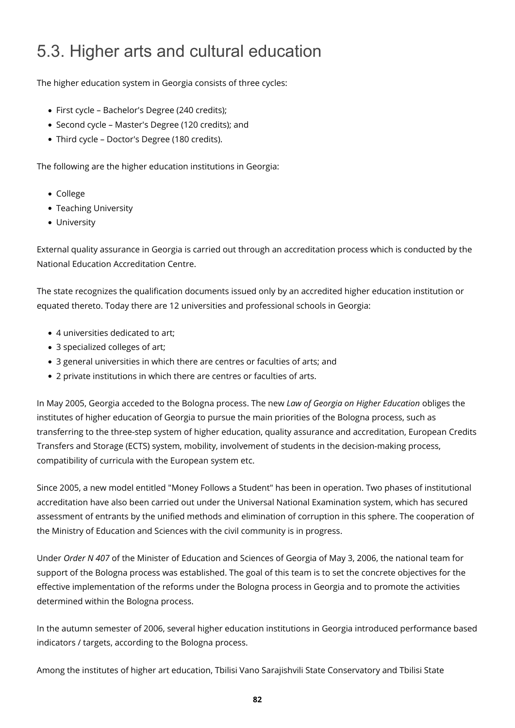# 5.3. Higher arts and cultural education

The higher education system in Georgia consists of three cycles:

- First cycle – Bachelor's Degree (240 credits);
- Second cycle – Master's Degree (120 credits); and
- Third cycle – Doctor's Degree (180 credits).

The following are the higher education institutions in Georgia:

- College
- Teaching University
- University

External quality assurance in Georgia is carried out through an accreditation process which is conducted by the National Education Accreditation Centre.

The state recognizes the qualification documents issued only by an accredited higher education institution or equated thereto. Today there are 12 universities and professional schools in Georgia:

- 4 universities dedicated to art;
- 3 specialized colleges of art;
- 3 general universities in which there are centres or faculties of arts; and
- 2 private institutions in which there are centres or faculties of arts.

In May 2005, Georgia acceded to the Bologna process. The new *Law of Georgia on Higher Education* obliges the institutes of higher education of Georgia to pursue the main priorities of the Bologna process, such as transferring to the three-step system of higher education, quality assurance and accreditation, European Credits Transfers and Storage (ECTS) system, mobility, involvement of students in the decision-making process, compatibility of curricula with the European system etc.

Since 2005, a new model entitled "Money Follows a Student" has been in operation. Two phases of institutional accreditation have also been carried out under the Universal National Examination system, which has secured assessment of entrants by the unified methods and elimination of corruption in this sphere. The cooperation of the Ministry of Education and Sciences with the civil community is in progress.

Under *Order N 407* of the Minister of Education and Sciences of Georgia of May 3, 2006, the national team for support of the Bologna process was established. The goal of this team is to set the concrete objectives for the effective implementation of the reforms under the Bologna process in Georgia and to promote the activities determined within the Bologna process.

In the autumn semester of 2006, several higher education institutions in Georgia introduced performance based indicators / targets, according to the Bologna process.

Among the institutes of higher art education, Tbilisi Vano Sarajishvili State Conservatory and Tbilisi State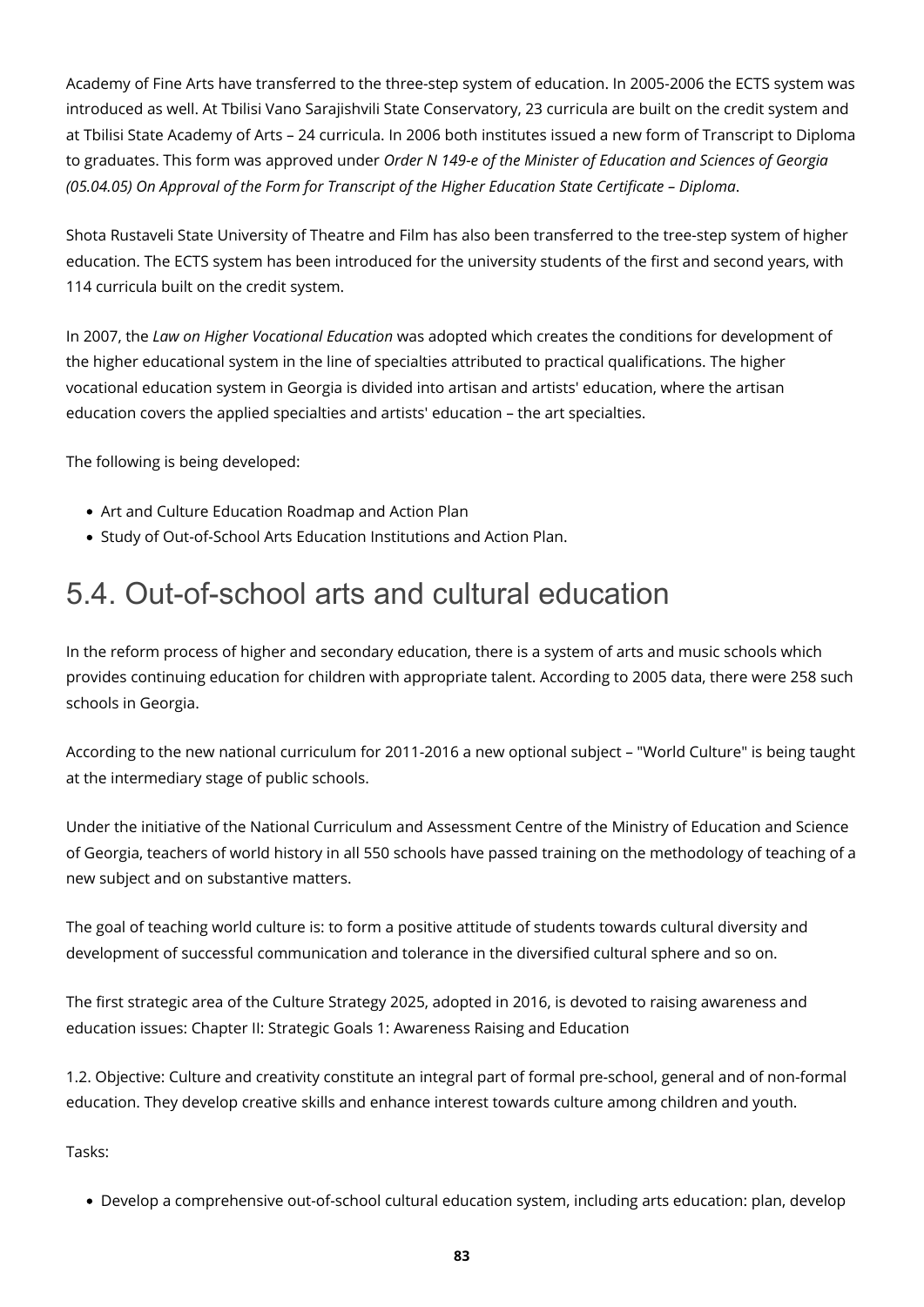Academy of Fine Arts have transferred to the three-step system of education. In 2005-2006 the ECTS system was introduced as well. At Tbilisi Vano Sarajishvili State Conservatory, 23 curricula are built on the credit system and at Tbilisi State Academy of Arts – 24 curricula. In 2006 both institutes issued a new form of Transcript to Diploma to graduates. This form was approved under *Order N 149-e of the Minister of Education and Sciences of Georgia (05.04.05) On Approval of the Form for Transcript of the Higher Education State Certificate – Diploma*.

Shota Rustaveli State University of Theatre and Film has also been transferred to the tree-step system of higher education. The ECTS system has been introduced for the university students of the first and second years, with 114 curricula built on the credit system.

In 2007, the *Law on Higher Vocational Education* was adopted which creates the conditions for development of the higher educational system in the line of specialties attributed to practical qualifications. The higher vocational education system in Georgia is divided into artisan and artists' education, where the artisan education covers the applied specialties and artists' education – the art specialties.

The following is being developed:

- Art and Culture Education Roadmap and Action Plan
- Study of Out-of-School Arts Education Institutions and Action Plan.

## 5.4. Out-of-school arts and cultural education

In the reform process of higher and secondary education, there is a system of arts and music schools which provides continuing education for children with appropriate talent. According to 2005 data, there were 258 such schools in Georgia.

According to the new national curriculum for 2011-2016 a new optional subject – "World Culture" is being taught at the intermediary stage of public schools.

Under the initiative of the National Curriculum and Assessment Centre of the Ministry of Education and Science of Georgia, teachers of world history in all 550 schools have passed training on the methodology of teaching of a new subject and on substantive matters.

The goal of teaching world culture is: to form a positive attitude of students towards cultural diversity and development of successful communication and tolerance in the diversified cultural sphere and so on.

The first strategic area of the Culture Strategy 2025, adopted in 2016, is devoted to raising awareness and education issues: Chapter II: Strategic Goals 1: Awareness Raising and Education

1.2. Objective: Culture and creativity constitute an integral part of formal pre-school, general and of non-formal education. They develop creative skills and enhance interest towards culture among children and youth.

Tasks:

- Develop a comprehensive out-of-school cultural education system, including arts education: plan, develop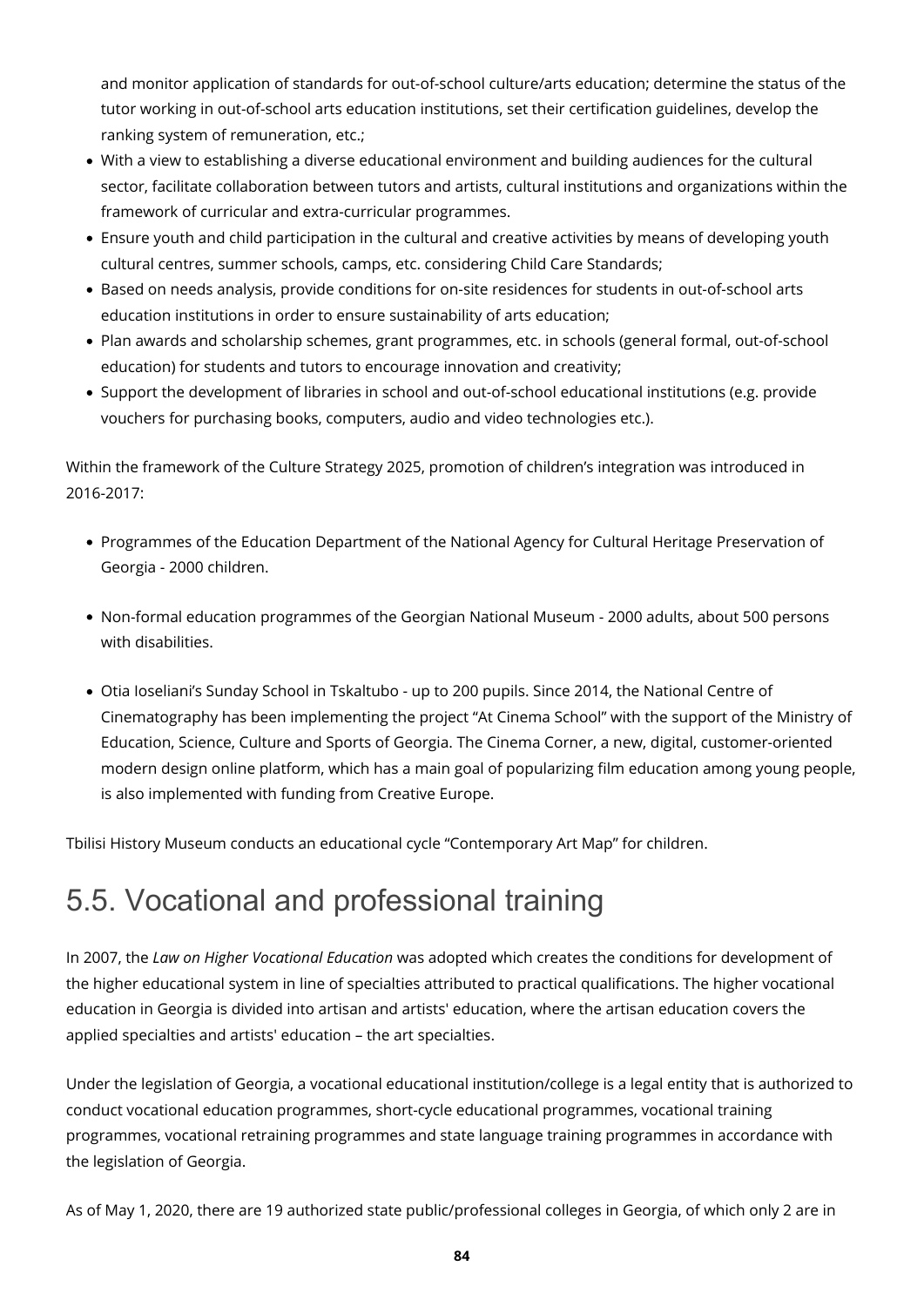and monitor application of standards for out-of-school culture/arts education; determine the status of the tutor working in out-of-school arts education institutions, set their certification guidelines, develop the ranking system of remuneration, etc.;

- With a view to establishing a diverse educational environment and building audiences for the cultural sector, facilitate collaboration between tutors and artists, cultural institutions and organizations within the framework of curricular and extra-curricular programmes.
- Ensure youth and child participation in the cultural and creative activities by means of developing youth cultural centres, summer schools, camps, etc. considering Child Care Standards;
- Based on needs analysis, provide conditions for on-site residences for students in out-of-school arts education institutions in order to ensure sustainability of arts education;
- Plan awards and scholarship schemes, grant programmes, etc. in schools (general formal, out-of-school education) for students and tutors to encourage innovation and creativity;
- Support the development of libraries in school and out-of-school educational institutions (e.g. provide vouchers for purchasing books, computers, audio and video technologies etc.).

Within the framework of the Culture Strategy 2025, promotion of children's integration was introduced in 2016-2017:

- Programmes of the Education Department of the National Agency for Cultural Heritage Preservation of Georgia - 2000 children.
- Non-formal education programmes of the Georgian National Museum - 2000 adults, about 500 persons with disabilities.
- Otia Ioseliani's Sunday School in Tskaltubo - up to 200 pupils. Since 2014, the National Centre of Cinematography has been implementing the project "At Cinema School" with the support of the Ministry of Education, Science, Culture and Sports of Georgia. The Cinema Corner, a new, digital, customer-oriented modern design online platform, which has a main goal of popularizing film education among young people, is also implemented with funding from Creative Europe.

Tbilisi History Museum conducts an educational cycle "Contemporary Art Map" for children.

## 5.5. Vocational and professional training

In 2007, the *Law on Higher Vocational Education* was adopted which creates the conditions for development of the higher educational system in line of specialties attributed to practical qualifications. The higher vocational education in Georgia is divided into artisan and artists' education, where the artisan education covers the applied specialties and artists' education – the art specialties.

Under the legislation of Georgia, a vocational educational institution/college is a legal entity that is authorized to conduct vocational education programmes, short-cycle educational programmes, vocational training programmes, vocational retraining programmes and state language training programmes in accordance with the legislation of Georgia.

As of May 1, 2020, there are 19 authorized state public/professional colleges in Georgia, of which only 2 are in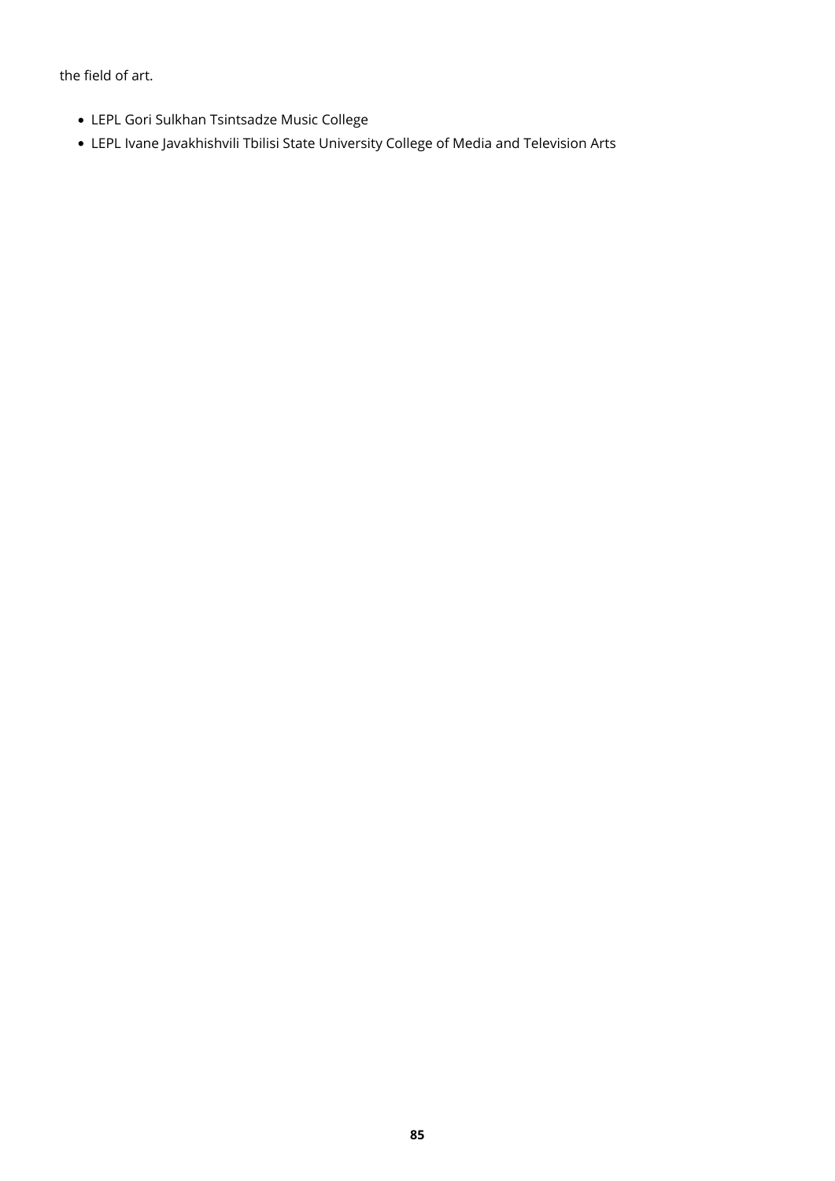the field of art.

- LEPL Gori Sulkhan Tsintsadze Music College
- LEPL Ivane Javakhishvili Tbilisi State University College of Media and Television Arts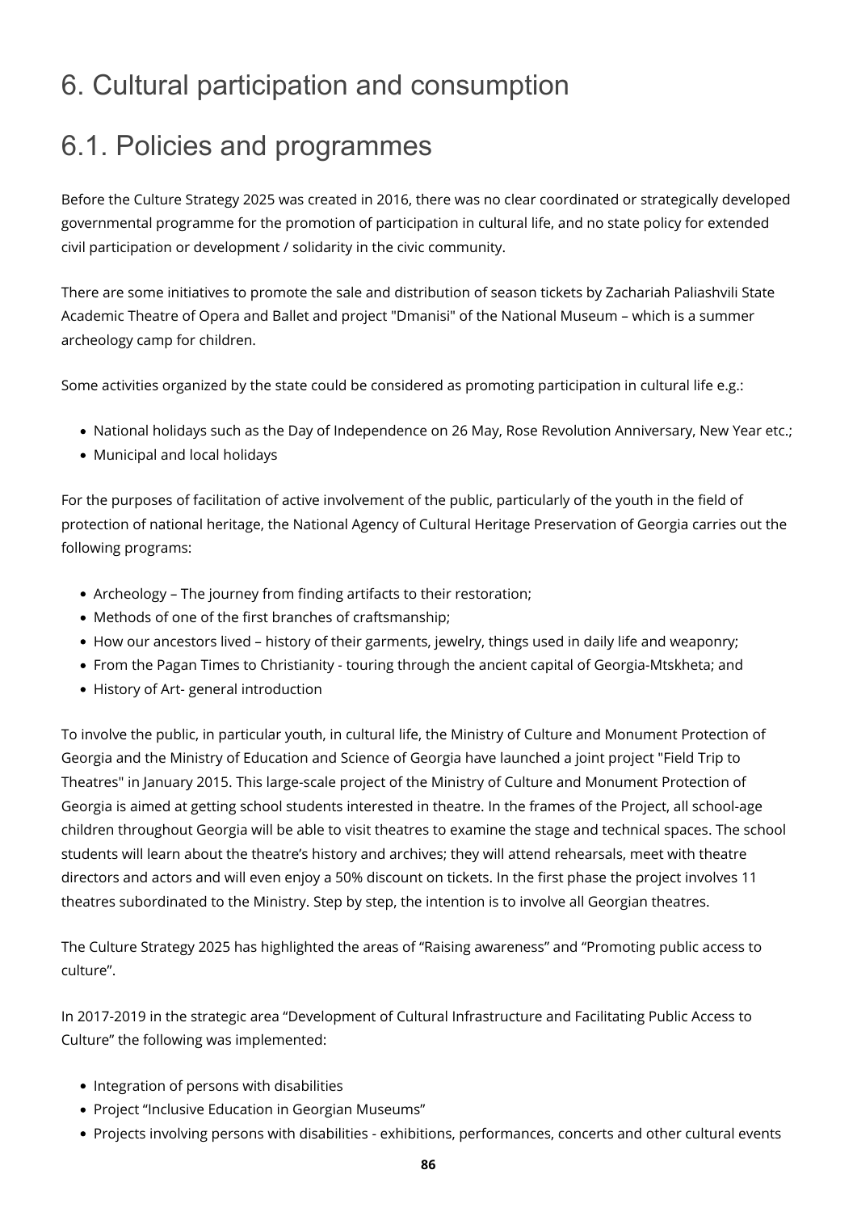# 6. Cultural participation and consumption

## 6.1. Policies and programmes

Before the Culture Strategy 2025 was created in 2016, there was no clear coordinated or strategically developed governmental programme for the promotion of participation in cultural life, and no state policy for extended civil participation or development / solidarity in the civic community.

There are some initiatives to promote the sale and distribution of season tickets by Zachariah Paliashvili State Academic Theatre of Opera and Ballet and project "Dmanisi" of the National Museum – which is a summer archeology camp for children.

Some activities organized by the state could be considered as promoting participation in cultural life e.g.:

- National holidays such as the Day of Independence on 26 May, Rose Revolution Anniversary, New Year etc.;
- Municipal and local holidays

For the purposes of facilitation of active involvement of the public, particularly of the youth in the field of protection of national heritage, the National Agency of Cultural Heritage Preservation of Georgia carries out the following programs:

- Archeology – The journey from finding artifacts to their restoration;
- Methods of one of the first branches of craftsmanship;
- How our ancestors lived – history of their garments, jewelry, things used in daily life and weaponry;
- From the Pagan Times to Christianity - touring through the ancient capital of Georgia-Mtskheta; and
- History of Art- general introduction

To involve the public, in particular youth, in cultural life, the Ministry of Culture and Monument Protection of Georgia and the Ministry of Education and Science of Georgia have launched a joint project "Field Trip to Theatres" in January 2015. This large-scale project of the Ministry of Culture and Monument Protection of Georgia is aimed at getting school students interested in theatre. In the frames of the Project, all school-age children throughout Georgia will be able to visit theatres to examine the stage and technical spaces. The school students will learn about the theatre's history and archives; they will attend rehearsals, meet with theatre directors and actors and will even enjoy a 50% discount on tickets. In the first phase the project involves 11 theatres subordinated to the Ministry. Step by step, the intention is to involve all Georgian theatres.

The Culture Strategy 2025 has highlighted the areas of "Raising awareness" and "Promoting public access to culture".

In 2017-2019 in the strategic area "Development of Cultural Infrastructure and Facilitating Public Access to Culture" the following was implemented:

- Integration of persons with disabilities
- Project "Inclusive Education in Georgian Museums"
- Projects involving persons with disabilities - exhibitions, performances, concerts and other cultural events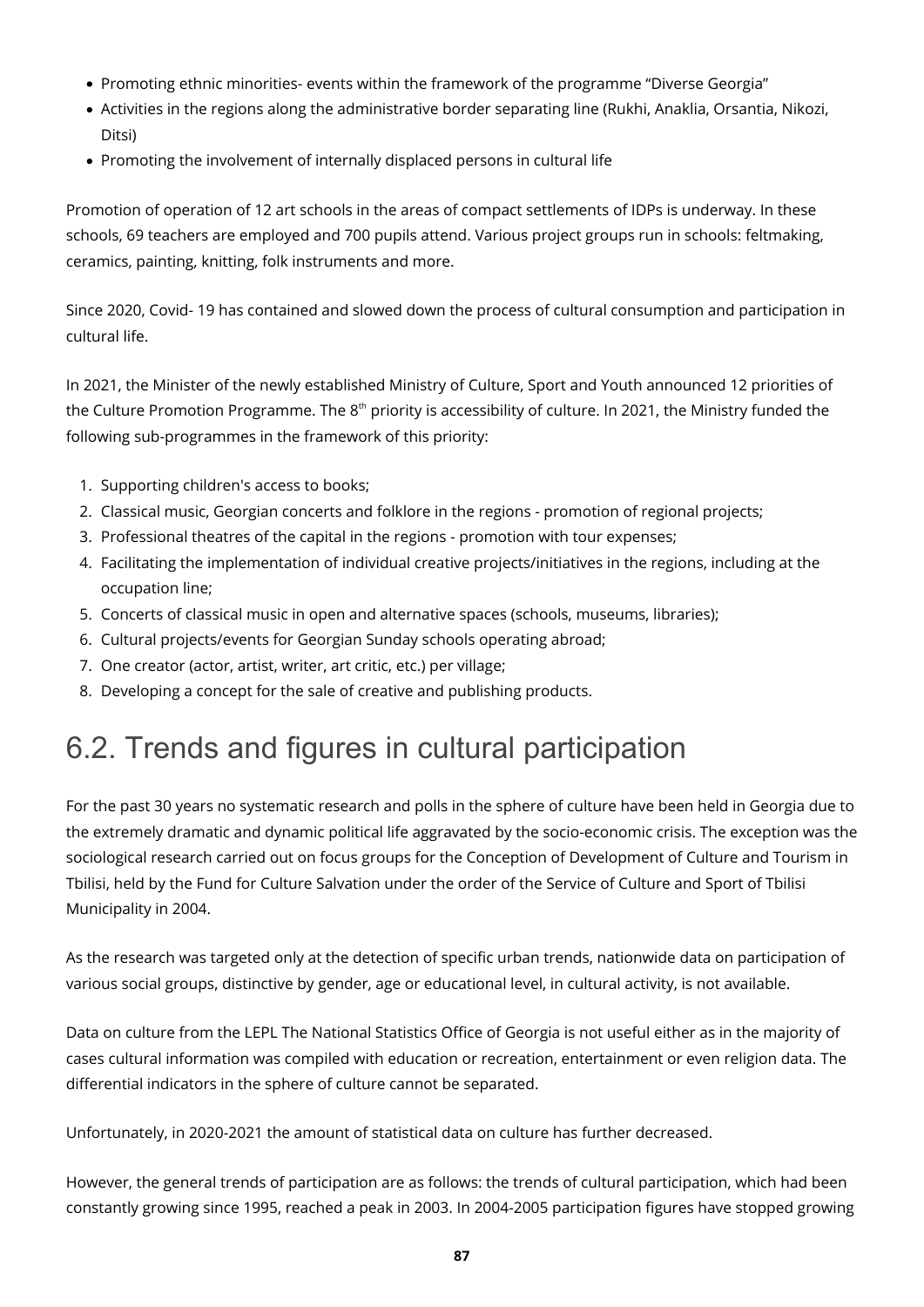- Promoting ethnic minorities- events within the framework of the programme "Diverse Georgia"
- Activities in the regions along the administrative border separating line (Rukhi, Anaklia, Orsantia, Nikozi, Ditsi)
- Promoting the involvement of internally displaced persons in cultural life

Promotion of operation of 12 art schools in the areas of compact settlements of IDPs is underway. In these schools, 69 teachers are employed and 700 pupils attend. Various project groups run in schools: feltmaking, ceramics, painting, knitting, folk instruments and more.

Since 2020, Covid- 19 has contained and slowed down the process of cultural consumption and participation in cultural life.

In 2021, the Minister of the newly established Ministry of Culture, Sport and Youth announced 12 priorities of the Culture Promotion Programme. The 8th priority is accessibility of culture. In 2021, the Ministry funded the following sub-programmes in the framework of this priority:

1. Supporting children's access to books;
2. Classical music, Georgian concerts and folklore in the regions - promotion of regional projects;
3. Professional theatres of the capital in the regions - promotion with tour expenses;
4. Facilitating the implementation of individual creative projects/initiatives in the regions, including at the occupation line;
5. Concerts of classical music in open and alternative spaces (schools, museums, libraries);
6. Cultural projects/events for Georgian Sunday schools operating abroad;
7. One creator (actor, artist, writer, art critic, etc.) per village;
8. Developing a concept for the sale of creative and publishing products.

## 6.2. Trends and figures in cultural participation

For the past 30 years no systematic research and polls in the sphere of culture have been held in Georgia due to the extremely dramatic and dynamic political life aggravated by the socio-economic crisis. The exception was the sociological research carried out on focus groups for the Conception of Development of Culture and Tourism in Tbilisi, held by the Fund for Culture Salvation under the order of the Service of Culture and Sport of Tbilisi Municipality in 2004.

As the research was targeted only at the detection of specific urban trends, nationwide data on participation of various social groups, distinctive by gender, age or educational level, in cultural activity, is not available.

Data on culture from the LEPL The National Statistics Office of Georgia is not useful either as in the majority of cases cultural information was compiled with education or recreation, entertainment or even religion data. The differential indicators in the sphere of culture cannot be separated.

Unfortunately, in 2020-2021 the amount of statistical data on culture has further decreased.

However, the general trends of participation are as follows: the trends of cultural participation, which had been constantly growing since 1995, reached a peak in 2003. In 2004-2005 participation figures have stopped growing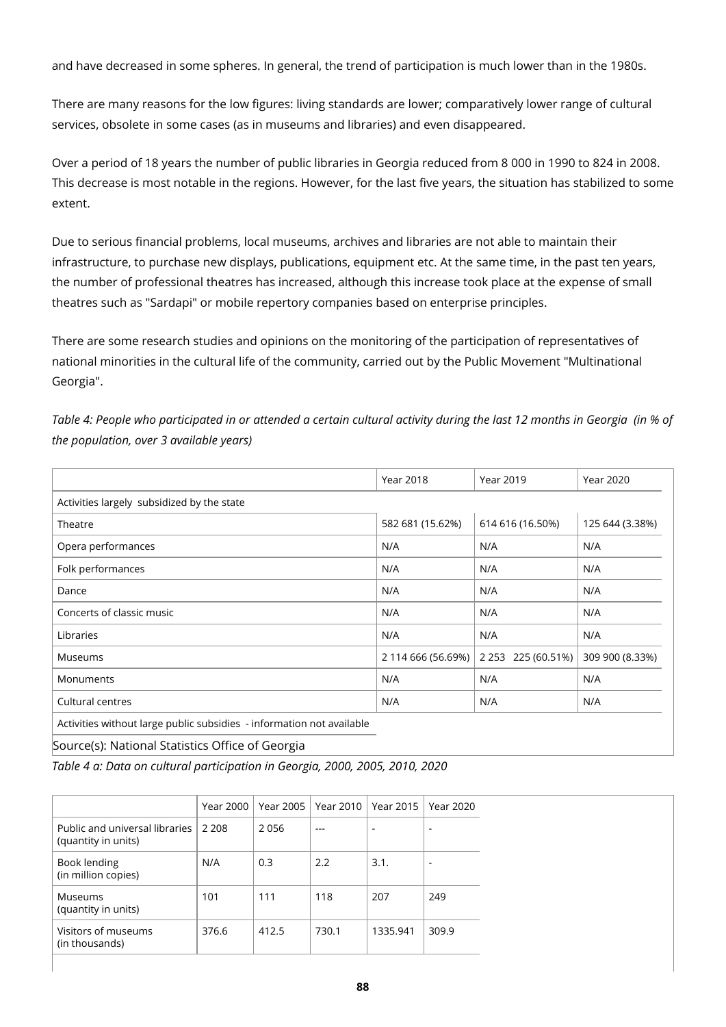and have decreased in some spheres. In general, the trend of participation is much lower than in the 1980s.

There are many reasons for the low figures: living standards are lower; comparatively lower range of cultural services, obsolete in some cases (as in museums and libraries) and even disappeared.

Over a period of 18 years the number of public libraries in Georgia reduced from 8 000 in 1990 to 824 in 2008. This decrease is most notable in the regions. However, for the last five years, the situation has stabilized to some extent.

Due to serious financial problems, local museums, archives and libraries are not able to maintain their infrastructure, to purchase new displays, publications, equipment etc. At the same time, in the past ten years, the number of professional theatres has increased, although this increase took place at the expense of small theatres such as "Sardapi" or mobile repertory companies based on enterprise principles.

There are some research studies and opinions on the monitoring of the participation of representatives of national minorities in the cultural life of the community, carried out by the Public Movement "Multinational Georgia".

*Table 4: People who participated in or attended a certain cultural activity during the last 12 months in Georgia (in % of the population, over 3 available years)*

| | Year 2018 | Year 2019 | Year 2020 |
|---|---|---|---|
| Activities largely subsidized by the state | | | |
| Theatre | 582 681 (15.62%) | 614 616 (16.50%) | 125 644 (3.38%) |
| Opera performances | N/A | N/A | N/A |
| Folk performances | N/A | N/A | N/A |
| Dance | N/A | N/A | N/A |
| Concerts of classic music | N/A | N/A | N/A |
| Libraries | N/A | N/A | N/A |
| Museums | 2 114 666 (56.69%) | 2 253 225 (60.51%) | 309 900 (8.33%) |
| Monuments | N/A | N/A | N/A |
| Cultural centres | N/A | N/A | N/A |
| Activities without large public subsidies - information not available | | | |

Source(s): National Statistics Office of Georgia

*Table 4 a: Data on cultural participation in Georgia, 2000, 2005, 2010, 2020*

| | Year 2000 | Year 2005 | Year 2010 | Year 2015 | Year 2020 |
|---|---|---|---|---|---|
| Public and universal libraries (quantity in units) | 2 208 | 2 056 | --- | - | - |
| Book lending (in million copies) | N/A | 0.3 | 2.2 | 3.1. | - |
| Museums (quantity in units) | 101 | 111 | 118 | 207 | 249 |
| Visitors of museums (in thousands) | 376.6 | 412.5 | 730.1 | 1335.941 | 309.9 |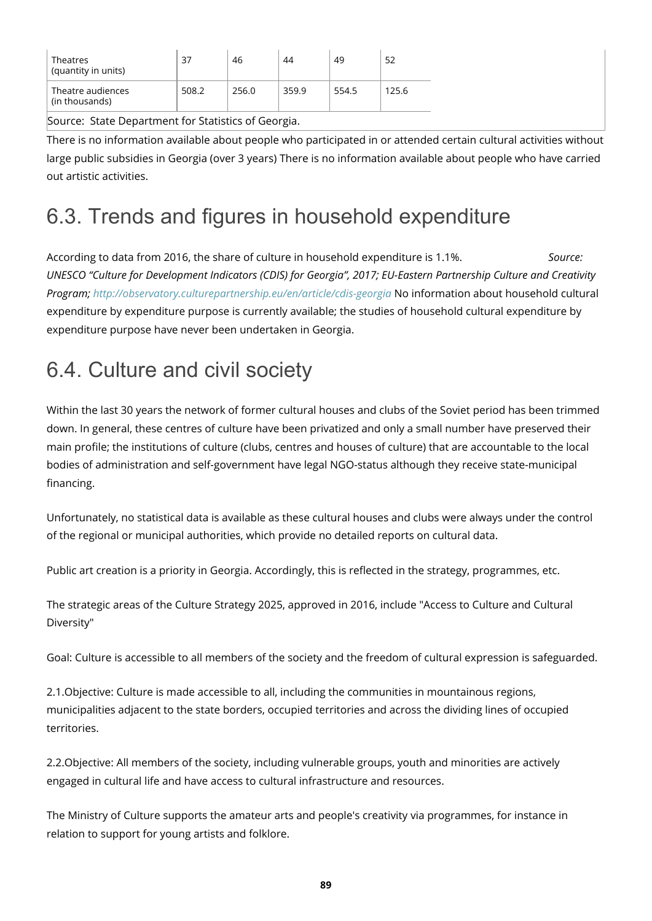| Theatres (quantity in units) | 37 | 46 | 44 | 49 | 52 |
| --- | --- | --- | --- | --- | --- |
| Theatre audiences (in thousands) | 508.2 | 256.0 | 359.9 | 554.5 | 125.6 |

Source: State Department for Statistics of Georgia.

There is no information available about people who participated in or attended certain cultural activities without large public subsidies in Georgia (over 3 years) There is no information available about people who have carried out artistic activities.

## 6.3. Trends and figures in household expenditure

According to data from 2016, the share of culture in household expenditure is 1.1%. *Source: UNESCO "Culture for Development Indicators (CDIS) for Georgia", 2017; EU-Eastern Partnership Culture and Creativity Program; http://observatory.culturepartnership.eu/en/article/cdis-georgia* No information about household cultural expenditure by expenditure purpose is currently available; the studies of household cultural expenditure by expenditure purpose have never been undertaken in Georgia.

## 6.4. Culture and civil society

Within the last 30 years the network of former cultural houses and clubs of the Soviet period has been trimmed down. In general, these centres of culture have been privatized and only a small number have preserved their main profile; the institutions of culture (clubs, centres and houses of culture) that are accountable to the local bodies of administration and self-government have legal NGO-status although they receive state-municipal financing.

Unfortunately, no statistical data is available as these cultural houses and clubs were always under the control of the regional or municipal authorities, which provide no detailed reports on cultural data.

Public art creation is a priority in Georgia. Accordingly, this is reflected in the strategy, programmes, etc.

The strategic areas of the Culture Strategy 2025, approved in 2016, include "Access to Culture and Cultural Diversity"

Goal: Culture is accessible to all members of the society and the freedom of cultural expression is safeguarded.

2.1.Objective: Culture is made accessible to all, including the communities in mountainous regions, municipalities adjacent to the state borders, occupied territories and across the dividing lines of occupied territories.

2.2.Objective: All members of the society, including vulnerable groups, youth and minorities are actively engaged in cultural life and have access to cultural infrastructure and resources.

The Ministry of Culture supports the amateur arts and people's creativity via programmes, for instance in relation to support for young artists and folklore.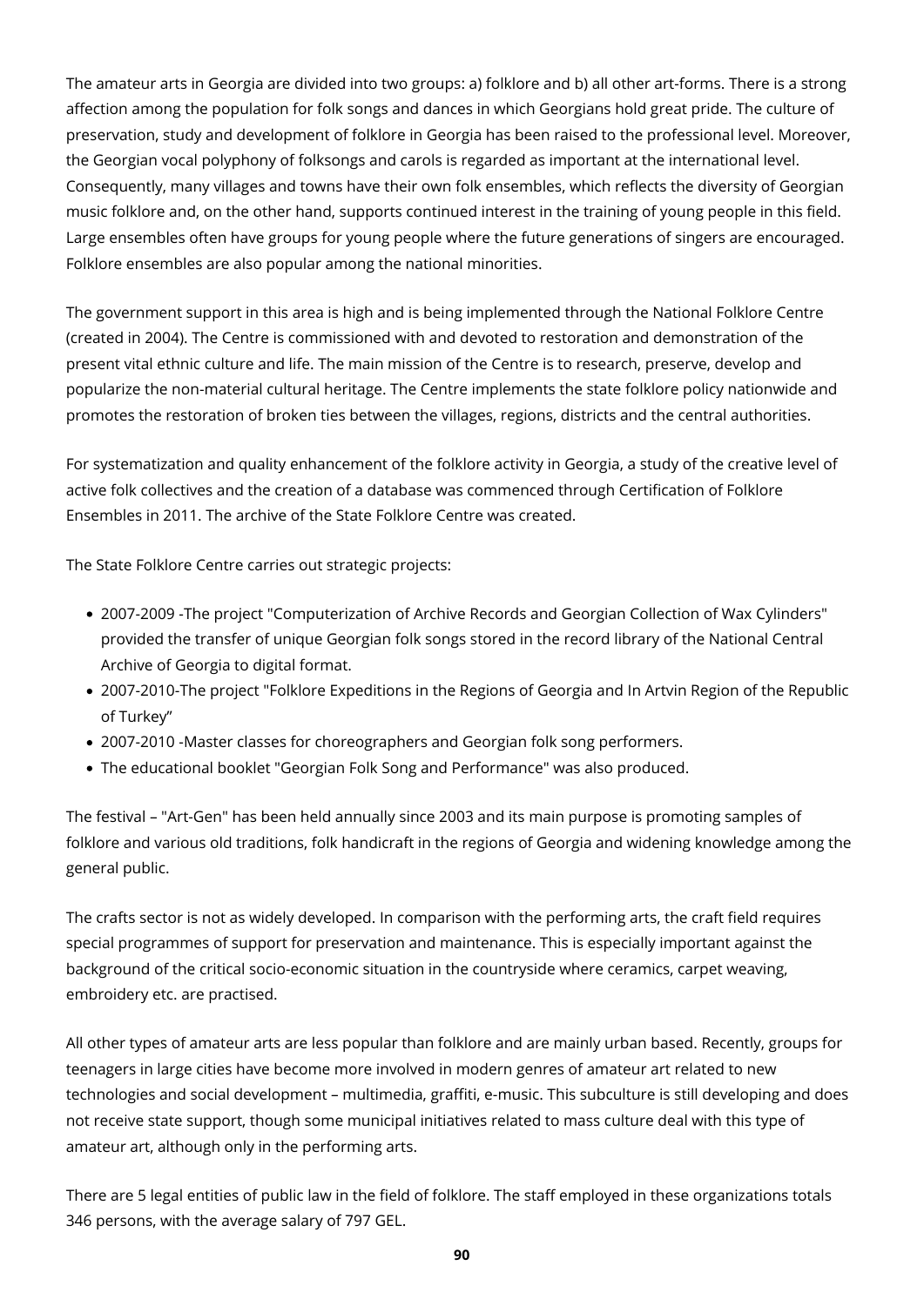The amateur arts in Georgia are divided into two groups: a) folklore and b) all other art-forms. There is a strong affection among the population for folk songs and dances in which Georgians hold great pride. The culture of preservation, study and development of folklore in Georgia has been raised to the professional level. Moreover, the Georgian vocal polyphony of folksongs and carols is regarded as important at the international level. Consequently, many villages and towns have their own folk ensembles, which reflects the diversity of Georgian music folklore and, on the other hand, supports continued interest in the training of young people in this field. Large ensembles often have groups for young people where the future generations of singers are encouraged. Folklore ensembles are also popular among the national minorities.

The government support in this area is high and is being implemented through the National Folklore Centre (created in 2004). The Centre is commissioned with and devoted to restoration and demonstration of the present vital ethnic culture and life. The main mission of the Centre is to research, preserve, develop and popularize the non-material cultural heritage. The Centre implements the state folklore policy nationwide and promotes the restoration of broken ties between the villages, regions, districts and the central authorities.

For systematization and quality enhancement of the folklore activity in Georgia, a study of the creative level of active folk collectives and the creation of a database was commenced through Certification of Folklore Ensembles in 2011. The archive of the State Folklore Centre was created.

The State Folklore Centre carries out strategic projects:

- 2007-2009 -The project "Computerization of Archive Records and Georgian Collection of Wax Cylinders" provided the transfer of unique Georgian folk songs stored in the record library of the National Central Archive of Georgia to digital format.
- 2007-2010-The project "Folklore Expeditions in the Regions of Georgia and In Artvin Region of the Republic of Turkey"
- 2007-2010 -Master classes for choreographers and Georgian folk song performers.
- The educational booklet "Georgian Folk Song and Performance" was also produced.

The festival – "Art-Gen" has been held annually since 2003 and its main purpose is promoting samples of folklore and various old traditions, folk handicraft in the regions of Georgia and widening knowledge among the general public.

The crafts sector is not as widely developed. In comparison with the performing arts, the craft field requires special programmes of support for preservation and maintenance. This is especially important against the background of the critical socio-economic situation in the countryside where ceramics, carpet weaving, embroidery etc. are practised.

All other types of amateur arts are less popular than folklore and are mainly urban based. Recently, groups for teenagers in large cities have become more involved in modern genres of amateur art related to new technologies and social development – multimedia, graffiti, e-music. This subculture is still developing and does not receive state support, though some municipal initiatives related to mass culture deal with this type of amateur art, although only in the performing arts.

There are 5 legal entities of public law in the field of folklore. The staff employed in these organizations totals 346 persons, with the average salary of 797 GEL.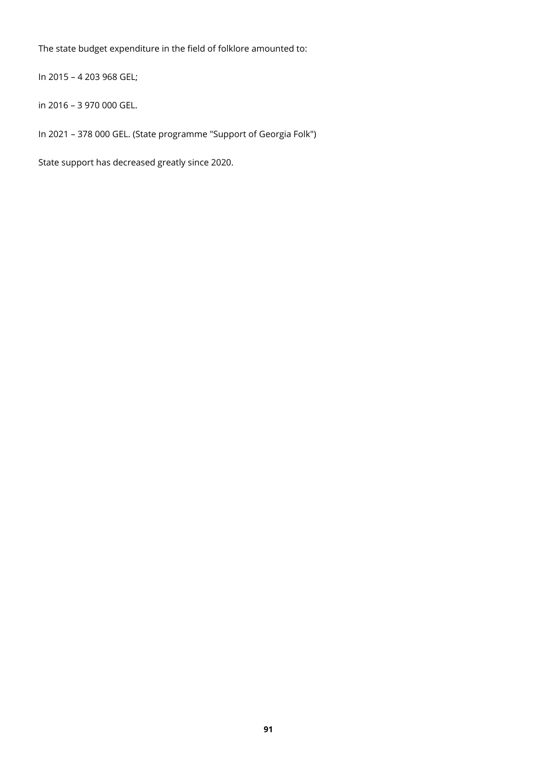The state budget expenditure in the field of folklore amounted to:

In 2015 – 4 203 968 GEL;

in 2016 – 3 970 000 GEL.

In 2021 – 378 000 GEL. (State programme "Support of Georgia Folk")

State support has decreased greatly since 2020.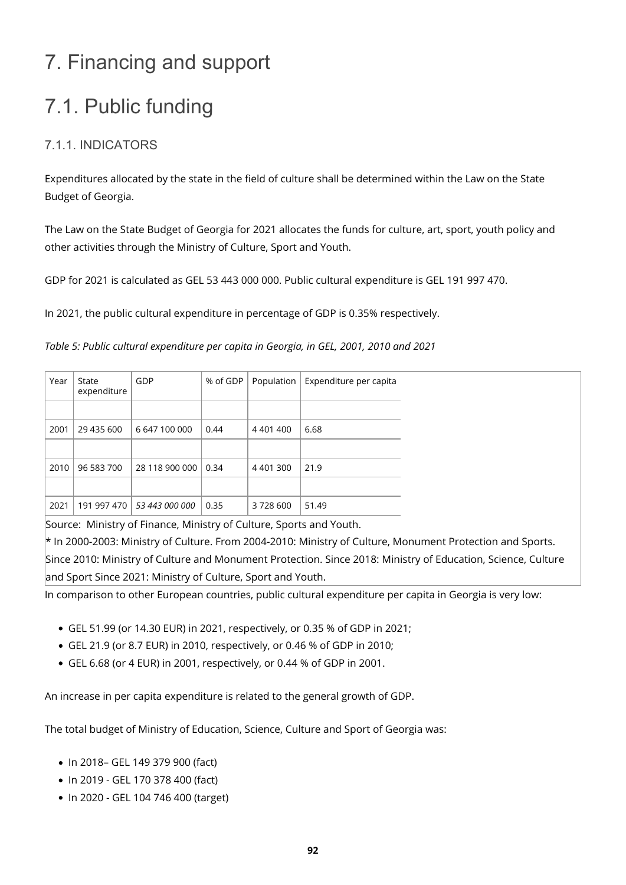# 7. Financing and support

# 7.1. Public funding

### 7.1.1. INDICATORS

Expenditures allocated by the state in the field of culture shall be determined within the Law on the State Budget of Georgia.

The Law on the State Budget of Georgia for 2021 allocates the funds for culture, art, sport, youth policy and other activities through the Ministry of Culture, Sport and Youth.

GDP for 2021 is calculated as GEL 53 443 000 000. Public cultural expenditure is GEL 191 997 470.

In 2021, the public cultural expenditure in percentage of GDP is 0.35% respectively.

*Table 5: Public cultural expenditure per capita in Georgia, in GEL, 2001, 2010 and 2021*

| Year | State expenditure | GDP | % of GDP | Population | Expenditure per capita |
|---|---|---|---|---|---|
| | | | | | |
| 2001 | 29 435 600 | 6 647 100 000 | 0.44 | 4 401 400 | 6.68 |
| | | | | | |
| 2010 | 96 583 700 | 28 118 900 000 | 0.34 | 4 401 300 | 21.9 |
| | | | | | |
| 2021 | 191 997 470 | *53 443 000 000* | 0.35 | 3 728 600 | 51.49 |

Source: Ministry of Finance, Ministry of Culture, Sports and Youth.
* In 2000-2003: Ministry of Culture. From 2004-2010: Ministry of Culture, Monument Protection and Sports. Since 2010: Ministry of Culture and Monument Protection. Since 2018: Ministry of Education, Science, Culture and Sport Since 2021: Ministry of Culture, Sport and Youth.

In comparison to other European countries, public cultural expenditure per capita in Georgia is very low:

- GEL 51.99 (or 14.30 EUR) in 2021, respectively, or 0.35 % of GDP in 2021;
- GEL 21.9 (or 8.7 EUR) in 2010, respectively, or 0.46 % of GDP in 2010;
- GEL 6.68 (or 4 EUR) in 2001, respectively, or 0.44 % of GDP in 2001.

An increase in per capita expenditure is related to the general growth of GDP.

The total budget of Ministry of Education, Science, Culture and Sport of Georgia was:

- In 2018– GEL 149 379 900 (fact)
- In 2019 - GEL 170 378 400 (fact)
- In 2020 - GEL 104 746 400 (target)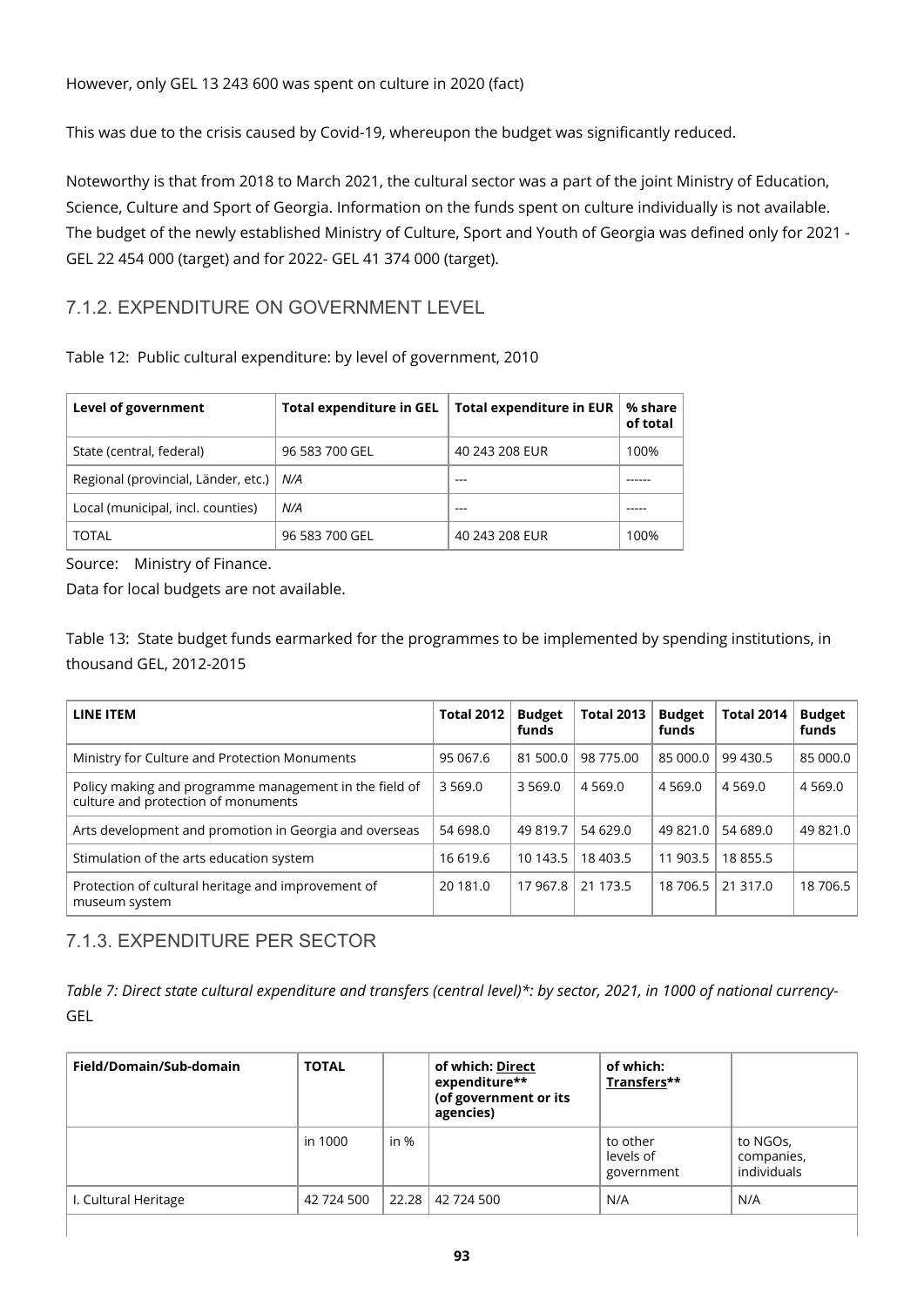However, only GEL 13 243 600 was spent on culture in 2020 (fact)

This was due to the crisis caused by Covid-19, whereupon the budget was significantly reduced.

Noteworthy is that from 2018 to March 2021, the cultural sector was a part of the joint Ministry of Education, Science, Culture and Sport of Georgia. Information on the funds spent on culture individually is not available. The budget of the newly established Ministry of Culture, Sport and Youth of Georgia was defined only for 2021 - GEL 22 454 000 (target) and for 2022- GEL 41 374 000 (target).

### 7.1.2. EXPENDITURE ON GOVERNMENT LEVEL

Table 12: Public cultural expenditure: by level of government, 2010

| Level of government | Total expenditure in GEL | Total expenditure in EUR | % share of total |
|---|---|---|---|
| State (central, federal) | 96 583 700 GEL | 40 243 208 EUR | 100% |
| Regional (provincial, Länder, etc.) | *N/A* | --- | ------ |
| Local (municipal, incl. counties) | *N/A* | --- | ----- |
| TOTAL | 96 583 700 GEL | 40 243 208 EUR | 100% |

Source: Ministry of Finance.

Data for local budgets are not available.

Table 13: State budget funds earmarked for the programmes to be implemented by spending institutions, in thousand GEL, 2012-2015

| LINE ITEM | Total 2012 | Budget funds | Total 2013 | Budget funds | Total 2014 | Budget funds |
|---|---|---|---|---|---|---|
| Ministry for Culture and Protection Monuments | 95 067.6 | 81 500.0 | 98 775.00 | 85 000.0 | 99 430.5 | 85 000.0 |
| Policy making and programme management in the field of culture and protection of monuments | 3 569.0 | 3 569.0 | 4 569.0 | 4 569.0 | 4 569.0 | 4 569.0 |
| Arts development and promotion in Georgia and overseas | 54 698.0 | 49 819.7 | 54 629.0 | 49 821.0 | 54 689.0 | 49 821.0 |
| Stimulation of the arts education system | 16 619.6 | 10 143.5 | 18 403.5 | 11 903.5 | 18 855.5 | |
| Protection of cultural heritage and improvement of museum system | 20 181.0 | 17 967.8 | 21 173.5 | 18 706.5 | 21 317.0 | 18 706.5 |

### 7.1.3. EXPENDITURE PER SECTOR

*Table 7: Direct state cultural expenditure and transfers (central level)\*: by sector, 2021, in 1000 of national currency-* GEL

| Field/Domain/Sub-domain | TOTAL | | of which: Direct expenditure** (of government or its agencies) | of which: Transfers** | |
|---|---|---|---|---|---|
| | in 1000 | in % | | to other levels of government | to NGOs, companies, individuals |
| I. Cultural Heritage | 42 724 500 | 22.28 | 42 724 500 | N/A | N/A |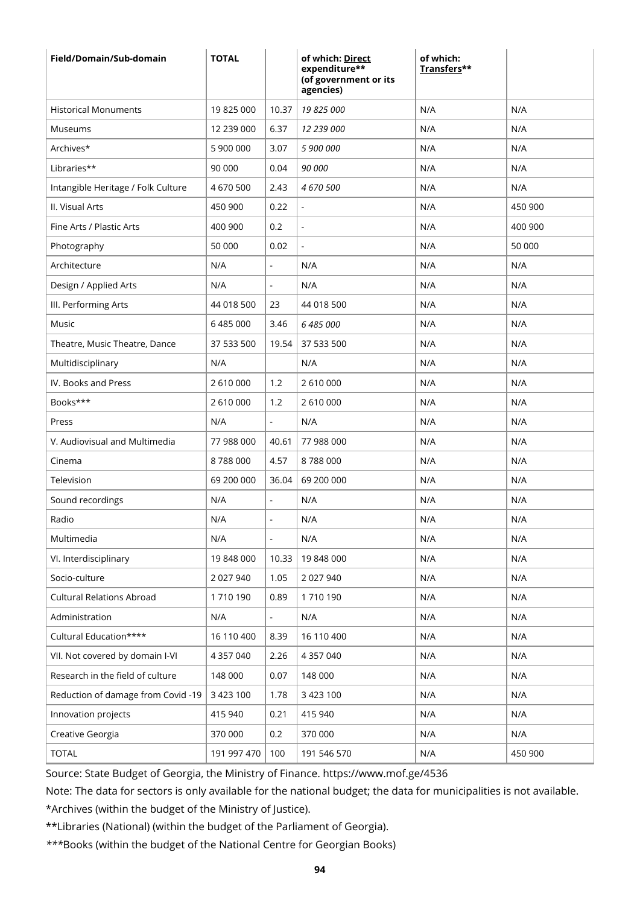| Field/Domain/Sub-domain | TOTAL | | of which: **Direct** expenditure** (of government or its agencies) | of which: **Transfers**** | |
|---|---|---|---|---|---|
| Historical Monuments | 19 825 000 | 10.37 | *19 825 000* | N/A | N/A |
| Museums | 12 239 000 | 6.37 | *12 239 000* | N/A | N/A |
| Archives* | 5 900 000 | 3.07 | *5 900 000* | N/A | N/A |
| Libraries** | 90 000 | 0.04 | *90 000* | N/A | N/A |
| Intangible Heritage / Folk Culture | 4 670 500 | 2.43 | *4 670 500* | N/A | N/A |
| II. Visual Arts | 450 900 | 0.22 | - | N/A | 450 900 |
| Fine Arts / Plastic Arts | 400 900 | 0.2 | - | N/A | 400 900 |
| Photography | 50 000 | 0.02 | - | N/A | 50 000 |
| Architecture | N/A | - | N/A | N/A | N/A |
| Design / Applied Arts | N/A | - | N/A | N/A | N/A |
| III. Performing Arts | 44 018 500 | 23 | 44 018 500 | N/A | N/A |
| Music | 6 485 000 | 3.46 | *6 485 000* | N/A | N/A |
| Theatre, Music Theatre, Dance | 37 533 500 | 19.54 | 37 533 500 | N/A | N/A |
| Multidisciplinary | N/A | | N/A | N/A | N/A |
| IV. Books and Press | 2 610 000 | 1.2 | 2 610 000 | N/A | N/A |
| Books*** | 2 610 000 | 1.2 | 2 610 000 | N/A | N/A |
| Press | N/A | - | N/A | N/A | N/A |
| V. Audiovisual and Multimedia | 77 988 000 | 40.61 | 77 988 000 | N/A | N/A |
| Cinema | 8 788 000 | 4.57 | 8 788 000 | N/A | N/A |
| Television | 69 200 000 | 36.04 | 69 200 000 | N/A | N/A |
| Sound recordings | N/A | - | N/A | N/A | N/A |
| Radio | N/A | - | N/A | N/A | N/A |
| Multimedia | N/A | - | N/A | N/A | N/A |
| VI. Interdisciplinary | 19 848 000 | 10.33 | 19 848 000 | N/A | N/A |
| Socio-culture | 2 027 940 | 1.05 | 2 027 940 | N/A | N/A |
| Cultural Relations Abroad | 1 710 190 | 0.89 | 1 710 190 | N/A | N/A |
| Administration | N/A | - | N/A | N/A | N/A |
| Cultural Education**** | 16 110 400 | 8.39 | 16 110 400 | N/A | N/A |
| VII. Not covered by domain I-VI | 4 357 040 | 2.26 | 4 357 040 | N/A | N/A |
| Research in the field of culture | 148 000 | 0.07 | 148 000 | N/A | N/A |
| Reduction of damage from Covid -19 | 3 423 100 | 1.78 | 3 423 100 | N/A | N/A |
| Innovation projects | 415 940 | 0.21 | 415 940 | N/A | N/A |
| Creative Georgia | 370 000 | 0.2 | 370 000 | N/A | N/A |
| TOTAL | 191 997 470 | 100 | 191 546 570 | N/A | 450 900 |

Source: State Budget of Georgia, the Ministry of Finance. https://www.mof.ge/4536

Note: The data for sectors is only available for the national budget; the data for municipalities is not available.

*Archives (within the budget of the Ministry of Justice).

**Libraries (National) (within the budget of the Parliament of Georgia).

***Books (within the budget of the National Centre for Georgian Books)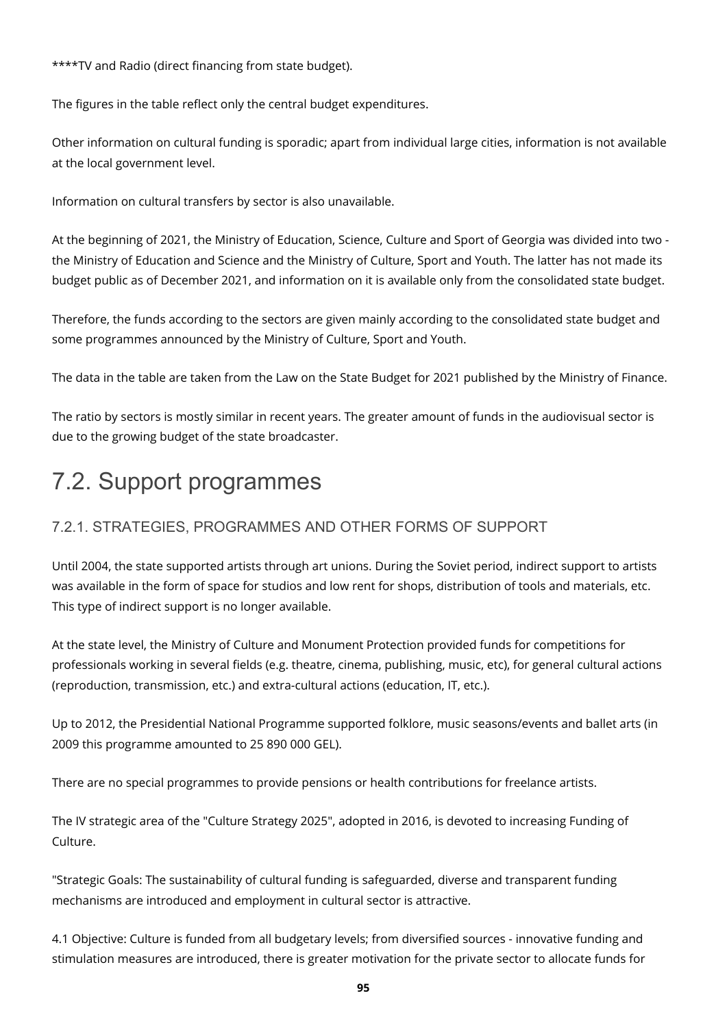****TV and Radio (direct financing from state budget).

The figures in the table reflect only the central budget expenditures.

Other information on cultural funding is sporadic; apart from individual large cities, information is not available at the local government level.

Information on cultural transfers by sector is also unavailable.

At the beginning of 2021, the Ministry of Education, Science, Culture and Sport of Georgia was divided into two - the Ministry of Education and Science and the Ministry of Culture, Sport and Youth. The latter has not made its budget public as of December 2021, and information on it is available only from the consolidated state budget.

Therefore, the funds according to the sectors are given mainly according to the consolidated state budget and some programmes announced by the Ministry of Culture, Sport and Youth.

The data in the table are taken from the Law on the State Budget for 2021 published by the Ministry of Finance.

The ratio by sectors is mostly similar in recent years. The greater amount of funds in the audiovisual sector is due to the growing budget of the state broadcaster.

# 7.2. Support programmes

## 7.2.1. STRATEGIES, PROGRAMMES AND OTHER FORMS OF SUPPORT

Until 2004, the state supported artists through art unions. During the Soviet period, indirect support to artists was available in the form of space for studios and low rent for shops, distribution of tools and materials, etc. This type of indirect support is no longer available.

At the state level, the Ministry of Culture and Monument Protection provided funds for competitions for professionals working in several fields (e.g. theatre, cinema, publishing, music, etc), for general cultural actions (reproduction, transmission, etc.) and extra-cultural actions (education, IT, etc.).

Up to 2012, the Presidential National Programme supported folklore, music seasons/events and ballet arts (in 2009 this programme amounted to 25 890 000 GEL).

There are no special programmes to provide pensions or health contributions for freelance artists.

The IV strategic area of the "Culture Strategy 2025", adopted in 2016, is devoted to increasing Funding of Culture.

"Strategic Goals: The sustainability of cultural funding is safeguarded, diverse and transparent funding mechanisms are introduced and employment in cultural sector is attractive.

4.1 Objective: Culture is funded from all budgetary levels; from diversified sources - innovative funding and stimulation measures are introduced, there is greater motivation for the private sector to allocate funds for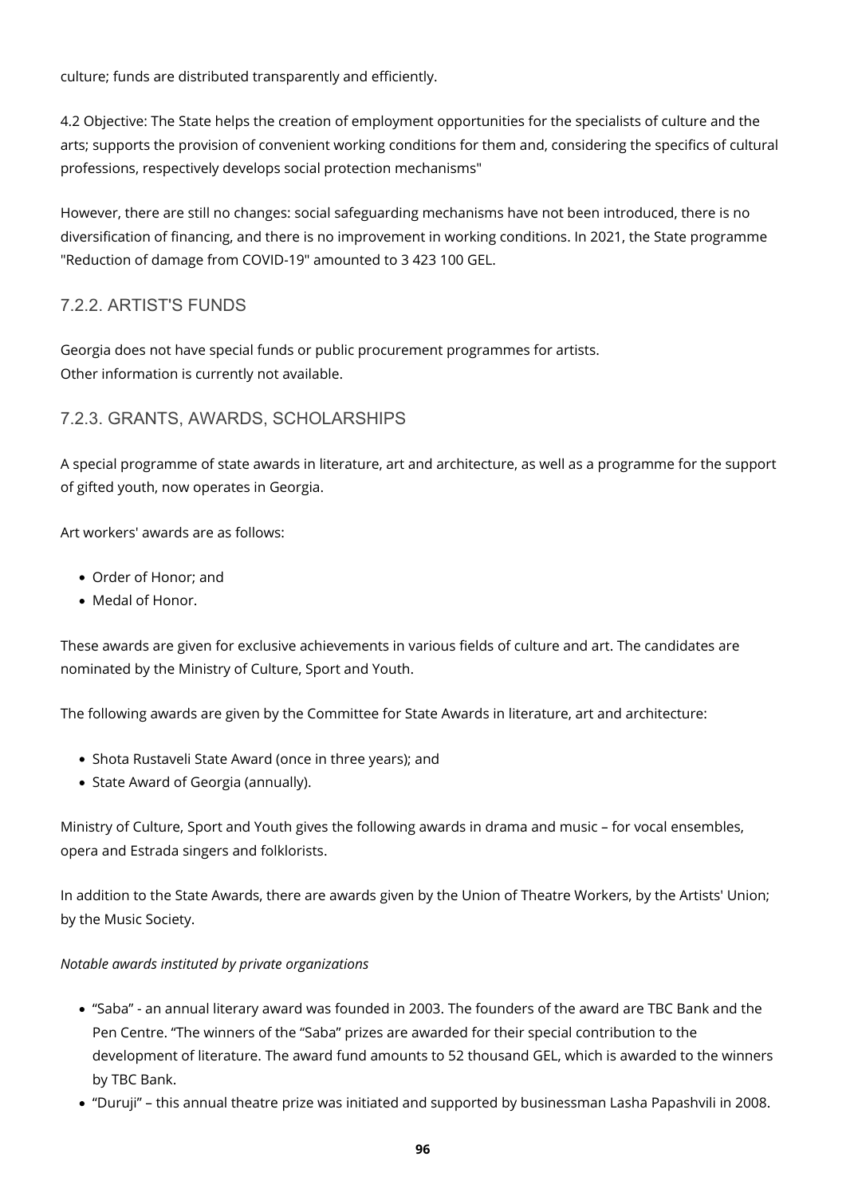culture; funds are distributed transparently and efficiently.

4.2 Objective: The State helps the creation of employment opportunities for the specialists of culture and the arts; supports the provision of convenient working conditions for them and, considering the specifics of cultural professions, respectively develops social protection mechanisms"

However, there are still no changes: social safeguarding mechanisms have not been introduced, there is no diversification of financing, and there is no improvement in working conditions. In 2021, the State programme "Reduction of damage from COVID-19" amounted to 3 423 100 GEL.

### 7.2.2. ARTIST'S FUNDS

Georgia does not have special funds or public procurement programmes for artists.
Other information is currently not available.

### 7.2.3. GRANTS, AWARDS, SCHOLARSHIPS

A special programme of state awards in literature, art and architecture, as well as a programme for the support of gifted youth, now operates in Georgia.

Art workers' awards are as follows:

- Order of Honor; and
- Medal of Honor.

These awards are given for exclusive achievements in various fields of culture and art. The candidates are nominated by the Ministry of Culture, Sport and Youth.

The following awards are given by the Committee for State Awards in literature, art and architecture:

- Shota Rustaveli State Award (once in three years); and
- State Award of Georgia (annually).

Ministry of Culture, Sport and Youth gives the following awards in drama and music – for vocal ensembles, opera and Estrada singers and folklorists.

In addition to the State Awards, there are awards given by the Union of Theatre Workers, by the Artists' Union; by the Music Society.

*Notable awards instituted by private organizations*

- "Saba" - an annual literary award was founded in 2003. The founders of the award are TBC Bank and the Pen Centre. "The winners of the "Saba" prizes are awarded for their special contribution to the development of literature. The award fund amounts to 52 thousand GEL, which is awarded to the winners by TBC Bank.
- "Duruji" – this annual theatre prize was initiated and supported by businessman Lasha Papashvili in 2008.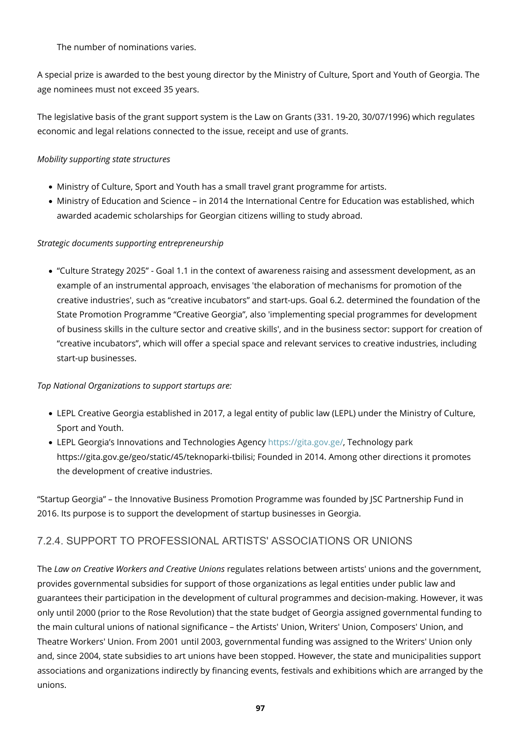The number of nominations varies.

A special prize is awarded to the best young director by the Ministry of Culture, Sport and Youth of Georgia. The age nominees must not exceed 35 years.

The legislative basis of the grant support system is the Law on Grants (331. 19-20, 30/07/1996) which regulates economic and legal relations connected to the issue, receipt and use of grants.

*Mobility supporting state structures*

- Ministry of Culture, Sport and Youth has a small travel grant programme for artists.
- Ministry of Education and Science – in 2014 the International Centre for Education was established, which awarded academic scholarships for Georgian citizens willing to study abroad.

*Strategic documents supporting entrepreneurship*

- "Culture Strategy 2025" - Goal 1.1 in the context of awareness raising and assessment development, as an example of an instrumental approach, envisages 'the elaboration of mechanisms for promotion of the creative industries', such as "creative incubators" and start-ups. Goal 6.2. determined the foundation of the State Promotion Programme "Creative Georgia", also 'implementing special programmes for development of business skills in the culture sector and creative skills', and in the business sector: support for creation of "creative incubators", which will offer a special space and relevant services to creative industries, including start-up businesses.

*Top National Organizations to support startups are:*

- LEPL Creative Georgia established in 2017, a legal entity of public law (LEPL) under the Ministry of Culture, Sport and Youth.
- LEPL Georgia's Innovations and Technologies Agency https://gita.gov.ge/, Technology park https://gita.gov.ge/geo/static/45/teknoparki-tbilisi; Founded in 2014. Among other directions it promotes the development of creative industries.

"Startup Georgia" – the Innovative Business Promotion Programme was founded by JSC Partnership Fund in 2016. Its purpose is to support the development of startup businesses in Georgia.

## 7.2.4. SUPPORT TO PROFESSIONAL ARTISTS' ASSOCIATIONS OR UNIONS

The *Law on Creative Workers and Creative Unions* regulates relations between artists' unions and the government, provides governmental subsidies for support of those organizations as legal entities under public law and guarantees their participation in the development of cultural programmes and decision-making. However, it was only until 2000 (prior to the Rose Revolution) that the state budget of Georgia assigned governmental funding to the main cultural unions of national significance – the Artists' Union, Writers' Union, Composers' Union, and Theatre Workers' Union. From 2001 until 2003, governmental funding was assigned to the Writers' Union only and, since 2004, state subsidies to art unions have been stopped. However, the state and municipalities support associations and organizations indirectly by financing events, festivals and exhibitions which are arranged by the unions.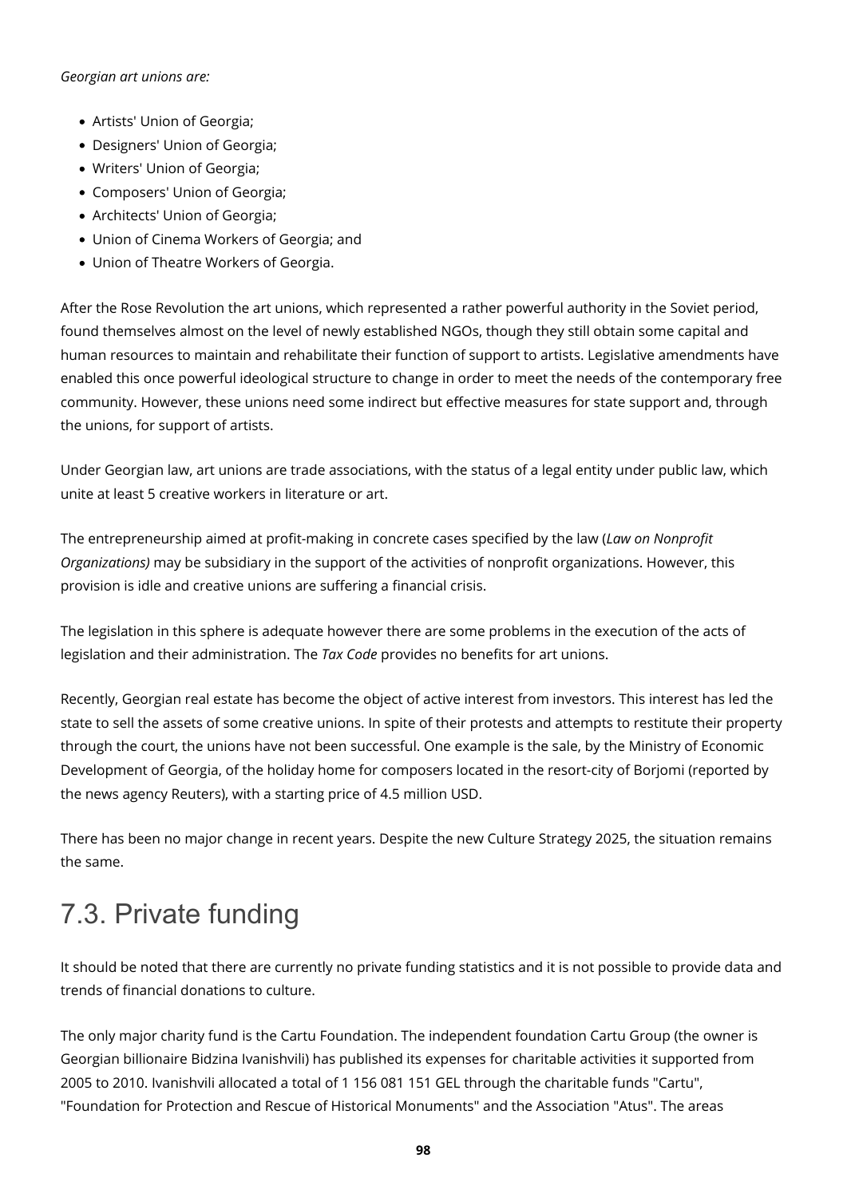*Georgian art unions are:*

- Artists' Union of Georgia;
- Designers' Union of Georgia;
- Writers' Union of Georgia;
- Composers' Union of Georgia;
- Architects' Union of Georgia;
- Union of Cinema Workers of Georgia; and
- Union of Theatre Workers of Georgia.

After the Rose Revolution the art unions, which represented a rather powerful authority in the Soviet period, found themselves almost on the level of newly established NGOs, though they still obtain some capital and human resources to maintain and rehabilitate their function of support to artists. Legislative amendments have enabled this once powerful ideological structure to change in order to meet the needs of the contemporary free community. However, these unions need some indirect but effective measures for state support and, through the unions, for support of artists.

Under Georgian law, art unions are trade associations, with the status of a legal entity under public law, which unite at least 5 creative workers in literature or art.

The entrepreneurship aimed at profit-making in concrete cases specified by the law (*Law on Nonprofit Organizations)* may be subsidiary in the support of the activities of nonprofit organizations. However, this provision is idle and creative unions are suffering a financial crisis.

The legislation in this sphere is adequate however there are some problems in the execution of the acts of legislation and their administration. The *Tax Code* provides no benefits for art unions.

Recently, Georgian real estate has become the object of active interest from investors. This interest has led the state to sell the assets of some creative unions. In spite of their protests and attempts to restitute their property through the court, the unions have not been successful. One example is the sale, by the Ministry of Economic Development of Georgia, of the holiday home for composers located in the resort-city of Borjomi (reported by the news agency Reuters), with a starting price of 4.5 million USD.

There has been no major change in recent years. Despite the new Culture Strategy 2025, the situation remains the same.

## 7.3. Private funding

It should be noted that there are currently no private funding statistics and it is not possible to provide data and trends of financial donations to culture.

The only major charity fund is the Cartu Foundation. The independent foundation Cartu Group (the owner is Georgian billionaire Bidzina Ivanishvili) has published its expenses for charitable activities it supported from 2005 to 2010. Ivanishvili allocated a total of 1 156 081 151 GEL through the charitable funds "Cartu", "Foundation for Protection and Rescue of Historical Monuments" and the Association "Atus". The areas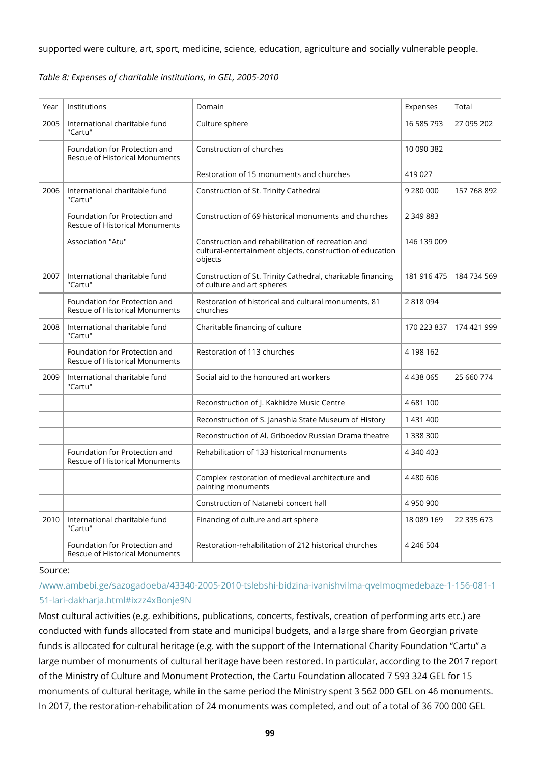supported were culture, art, sport, medicine, science, education, agriculture and socially vulnerable people.

*Table 8: Expenses of charitable institutions, in GEL, 2005-2010*

| Year | Institutions | Domain | Expenses | Total |
|---|---|---|---|---|
| 2005 | International charitable fund "Cartu" | Culture sphere | 16 585 793 | 27 095 202 |
| | Foundation for Protection and Rescue of Historical Monuments | Construction of churches | 10 090 382 | |
| | | Restoration of 15 monuments and churches | 419 027 | |
| 2006 | International charitable fund "Cartu" | Construction of St. Trinity Cathedral | 9 280 000 | 157 768 892 |
| | Foundation for Protection and Rescue of Historical Monuments | Construction of 69 historical monuments and churches | 2 349 883 | |
| | Association "Atu" | Construction and rehabilitation of recreation and cultural-entertainment objects, construction of education objects | 146 139 009 | |
| 2007 | International charitable fund "Cartu" | Construction of St. Trinity Cathedral, charitable financing of culture and art spheres | 181 916 475 | 184 734 569 |
| | Foundation for Protection and Rescue of Historical Monuments | Restoration of historical and cultural monuments, 81 churches | 2 818 094 | |
| 2008 | International charitable fund "Cartu" | Charitable financing of culture | 170 223 837 | 174 421 999 |
| | Foundation for Protection and Rescue of Historical Monuments | Restoration of 113 churches | 4 198 162 | |
| 2009 | International charitable fund "Cartu" | Social aid to the honoured art workers | 4 438 065 | 25 660 774 |
| | | Reconstruction of J. Kakhidze Music Centre | 4 681 100 | |
| | | Reconstruction of S. Janashia State Museum of History | 1 431 400 | |
| | | Reconstruction of Al. Griboedov Russian Drama theatre | 1 338 300 | |
| | Foundation for Protection and Rescue of Historical Monuments | Rehabilitation of 133 historical monuments | 4 340 403 | |
| | | Complex restoration of medieval architecture and painting monuments | 4 480 606 | |
| | | Construction of Natanebi concert hall | 4 950 900 | |
| 2010 | International charitable fund "Cartu" | Financing of culture and art sphere | 18 089 169 | 22 335 673 |
| | Foundation for Protection and Rescue of Historical Monuments | Restoration-rehabilitation of 212 historical churches | 4 246 504 | |

Source: /www.ambebi.ge/sazogadoeba/43340-2005-2010-tslebshi-bidzina-ivanishvilma-qvelmoqmedebaze-1-156-081-151-lari-dakharja.html#ixzz4xBonje9N

Most cultural activities (e.g. exhibitions, publications, concerts, festivals, creation of performing arts etc.) are conducted with funds allocated from state and municipal budgets, and a large share from Georgian private funds is allocated for cultural heritage (e.g. with the support of the International Charity Foundation "Cartu" a large number of monuments of cultural heritage have been restored. In particular, according to the 2017 report of the Ministry of Culture and Monument Protection, the Cartu Foundation allocated 7 593 324 GEL for 15 monuments of cultural heritage, while in the same period the Ministry spent 3 562 000 GEL on 46 monuments. In 2017, the restoration-rehabilitation of 24 monuments was completed, and out of a total of 36 700 000 GEL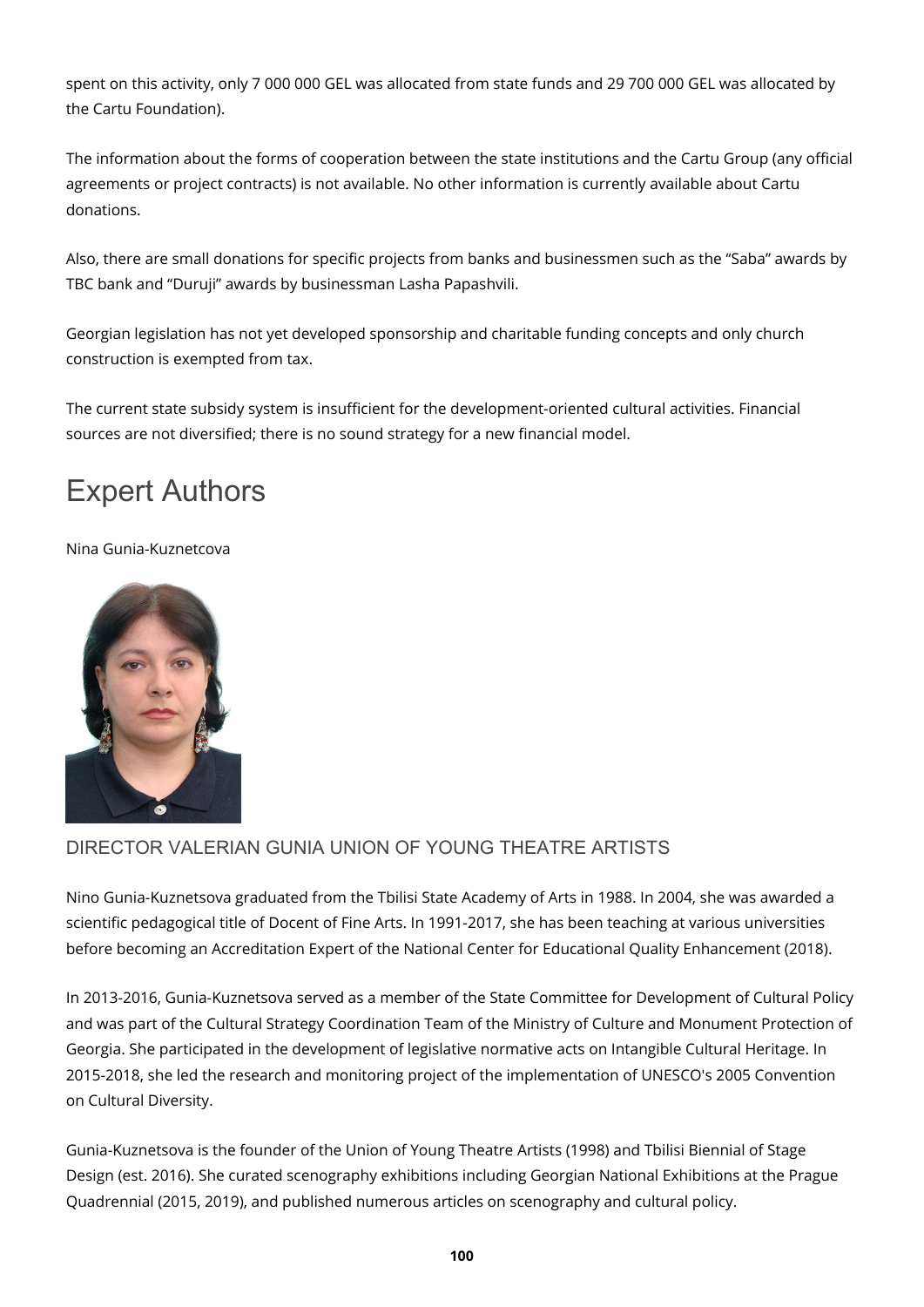spent on this activity, only 7 000 000 GEL was allocated from state funds and 29 700 000 GEL was allocated by the Cartu Foundation).

The information about the forms of cooperation between the state institutions and the Cartu Group (any official agreements or project contracts) is not available. No other information is currently available about Cartu donations.

Also, there are small donations for specific projects from banks and businessmen such as the "Saba" awards by TBC bank and "Duruji" awards by businessman Lasha Papashvili.

Georgian legislation has not yet developed sponsorship and charitable funding concepts and only church construction is exempted from tax.

The current state subsidy system is insufficient for the development-oriented cultural activities. Financial sources are not diversified; there is no sound strategy for a new financial model.

# Expert Authors

Nina Gunia-Kuznetcova

### DIRECTOR VALERIAN GUNIA UNION OF YOUNG THEATRE ARTISTS

Nino Gunia-Kuznetsova graduated from the Tbilisi State Academy of Arts in 1988. In 2004, she was awarded a scientific pedagogical title of Docent of Fine Arts. In 1991-2017, she has been teaching at various universities before becoming an Accreditation Expert of the National Center for Educational Quality Enhancement (2018).

In 2013-2016, Gunia-Kuznetsova served as a member of the State Committee for Development of Cultural Policy and was part of the Cultural Strategy Coordination Team of the Ministry of Culture and Monument Protection of Georgia. She participated in the development of legislative normative acts on Intangible Cultural Heritage. In 2015-2018, she led the research and monitoring project of the implementation of UNESCO's 2005 Convention on Cultural Diversity.

Gunia-Kuznetsova is the founder of the Union of Young Theatre Artists (1998) and Tbilisi Biennial of Stage Design (est. 2016). She curated scenography exhibitions including Georgian National Exhibitions at the Prague Quadrennial (2015, 2019), and published numerous articles on scenography and cultural policy.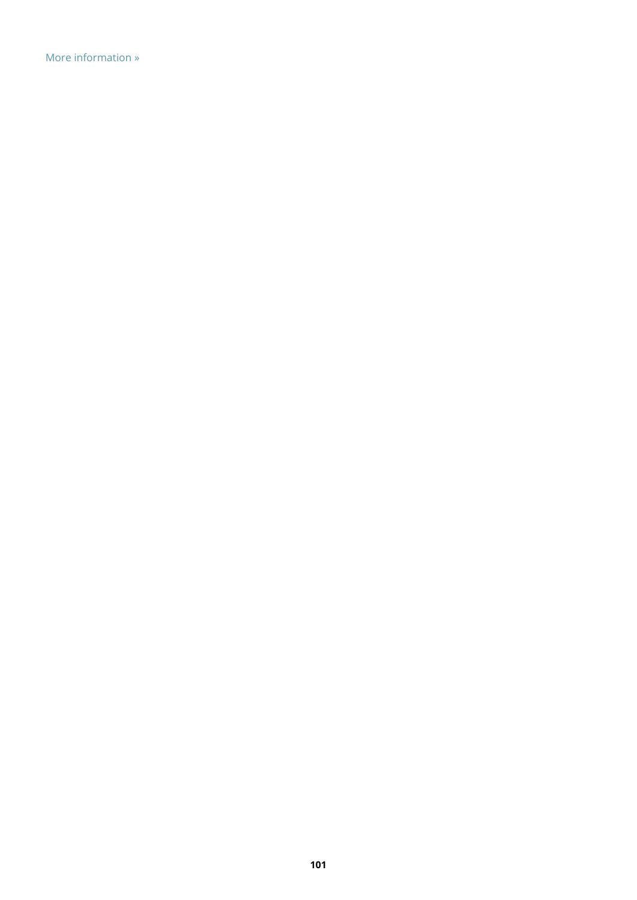More information »